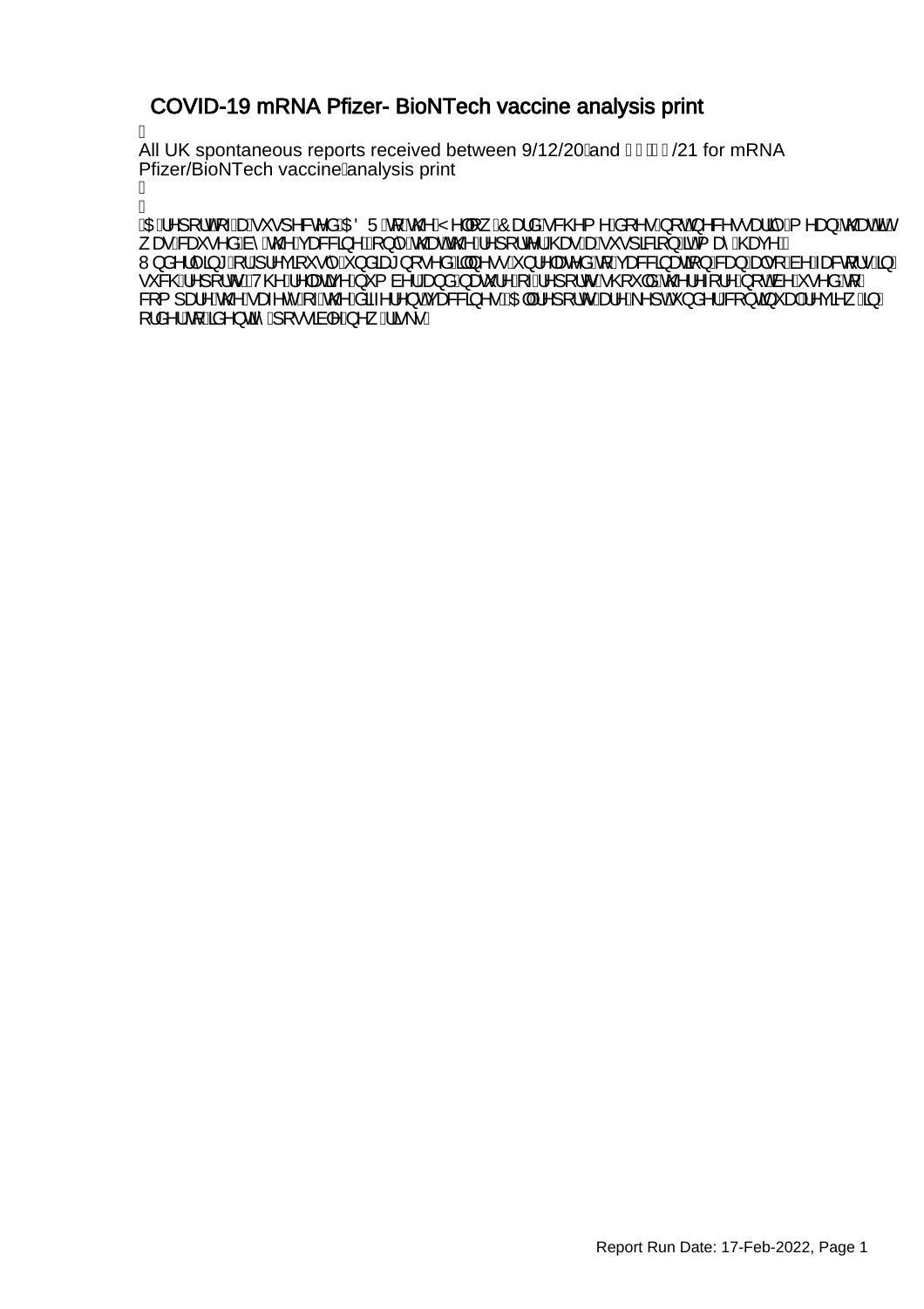# COVID-19 mRNA Pfizer- BioNTech vaccine analysis print

All UK spontaneous reports received between 9/12/20 and □□□□/21 for mRNA Pfizer/BioNTech vaccine analysis print

A report of a suspected ADR to the Yellow Card scheme does not necessarily mean that it was caused by the vaccine, only that the reporter has a suspicion it may have. Underlying or previously undiagnosed illness unrelated to vaccination can also be factors in such reports. The relative number and nature of reports should therefore not be used to compare the safety of the different vaccines. All reports are kept under continual review in order to identify possible new risks.

Report Run Date: 17-Feb-2022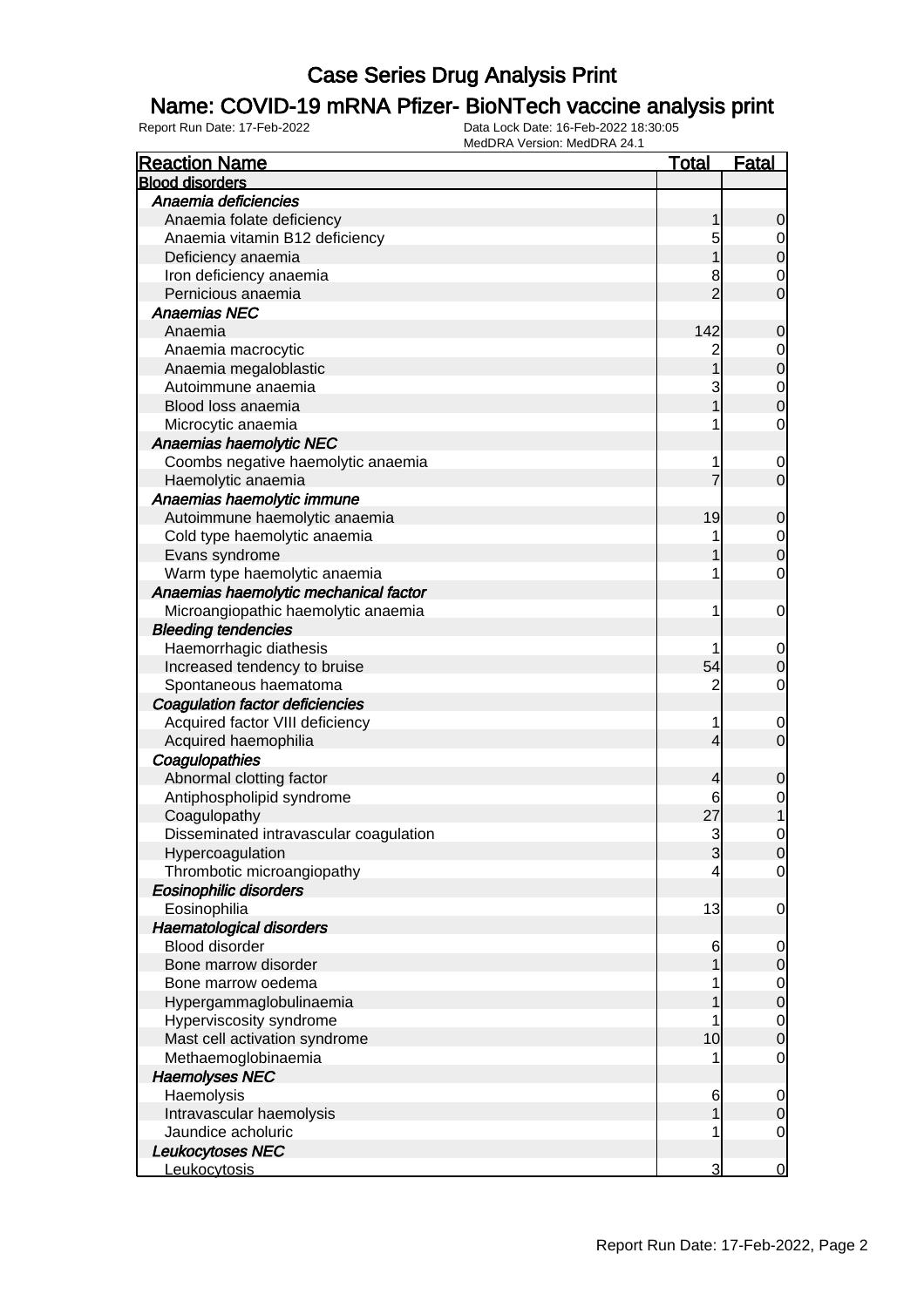# Case Series Drug Analysis Print

## Name: COVID-19 mRNA Pfizer- BioNTech vaccine analysis print

Report Run Date: 17-Feb-2022    Data Lock Date: 16-Feb-2022 18:30:05
MedDRA Version: MedDRA 24.1

| Reaction Name | Total | Fatal |
|---|---|---|
| **Blood disorders** | | |
| *Anaemia deficiencies* | | |
| Anaemia folate deficiency | 1 | 0 |
| Anaemia vitamin B12 deficiency | 5 | 0 |
| Deficiency anaemia | 1 | 0 |
| Iron deficiency anaemia | 8 | 0 |
| Pernicious anaemia | 2 | 0 |
| *Anaemias NEC* | | |
| Anaemia | 142 | 0 |
| Anaemia macrocytic | 2 | 0 |
| Anaemia megaloblastic | 1 | 0 |
| Autoimmune anaemia | 3 | 0 |
| Blood loss anaemia | 1 | 0 |
| Microcytic anaemia | 1 | 0 |
| *Anaemias haemolytic NEC* | | |
| Coombs negative haemolytic anaemia | 1 | 0 |
| Haemolytic anaemia | 7 | 0 |
| *Anaemias haemolytic immune* | | |
| Autoimmune haemolytic anaemia | 19 | 0 |
| Cold type haemolytic anaemia | 1 | 0 |
| Evans syndrome | 1 | 0 |
| Warm type haemolytic anaemia | 1 | 0 |
| *Anaemias haemolytic mechanical factor* | | |
| Microangiopathic haemolytic anaemia | 1 | 0 |
| *Bleeding tendencies* | | |
| Haemorrhagic diathesis | 1 | 0 |
| Increased tendency to bruise | 54 | 0 |
| Spontaneous haematoma | 2 | 0 |
| *Coagulation factor deficiencies* | | |
| Acquired factor VIII deficiency | 1 | 0 |
| Acquired haemophilia | 4 | 0 |
| *Coagulopathies* | | |
| Abnormal clotting factor | 4 | 0 |
| Antiphospholipid syndrome | 6 | 0 |
| Coagulopathy | 27 | 1 |
| Disseminated intravascular coagulation | 3 | 0 |
| Hypercoagulation | 3 | 0 |
| Thrombotic microangiopathy | 4 | 0 |
| *Eosinophilic disorders* | | |
| Eosinophilia | 13 | 0 |
| *Haematological disorders* | | |
| Blood disorder | 6 | 0 |
| Bone marrow disorder | 1 | 0 |
| Bone marrow oedema | 1 | 0 |
| Hypergammaglobulinaemia | 1 | 0 |
| Hyperviscosity syndrome | 1 | 0 |
| Mast cell activation syndrome | 10 | 0 |
| Methaemoglobinaemia | 1 | 0 |
| *Haemolyses NEC* | | |
| Haemolysis | 6 | 0 |
| Intravascular haemolysis | 1 | 0 |
| Jaundice acholuric | 1 | 0 |
| *Leukocytoses NEC* | | |
| Leukocytosis | 3 | 0 |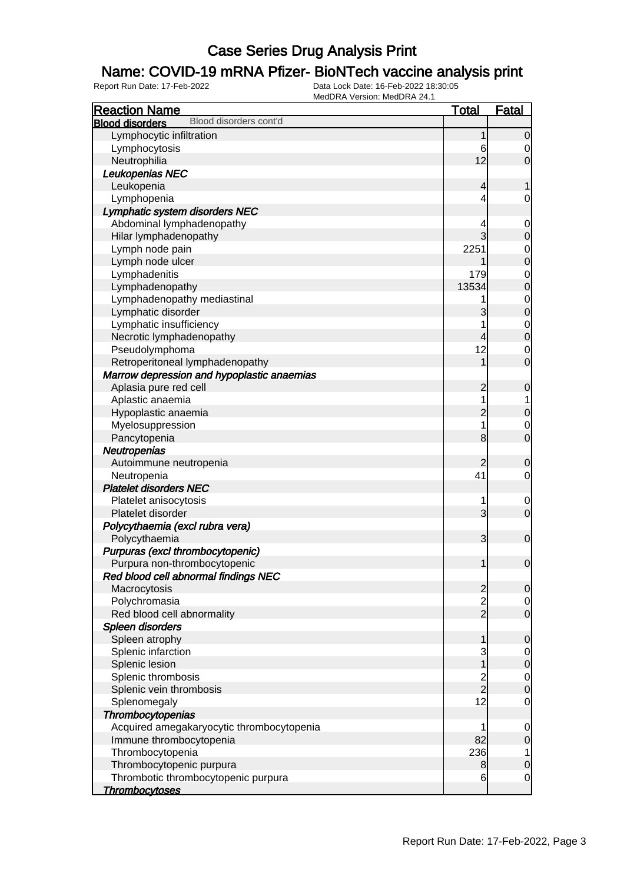# Case Series Drug Analysis Print

## Name: COVID-19 mRNA Pfizer- BioNTech vaccine analysis print

Report Run Date: 17-Feb-2022　　Data Lock Date: 16-Feb-2022 18:30:05
MedDRA Version: MedDRA 24.1

| Reaction Name | Total | Fatal |
|---|---|---|
| **Blood disorders** Blood disorders cont'd | | |
| Lymphocytic infiltration | 1 | 0 |
| Lymphocytosis | 6 | 0 |
| Neutrophilia | 12 | 0 |
| ***Leukopenias NEC*** | | |
| Leukopenia | 4 | 1 |
| Lymphopenia | 4 | 0 |
| ***Lymphatic system disorders NEC*** | | |
| Abdominal lymphadenopathy | 4 | 0 |
| Hilar lymphadenopathy | 3 | 0 |
| Lymph node pain | 2251 | 0 |
| Lymph node ulcer | 1 | 0 |
| Lymphadenitis | 179 | 0 |
| Lymphadenopathy | 13534 | 0 |
| Lymphadenopathy mediastinal | 1 | 0 |
| Lymphatic disorder | 3 | 0 |
| Lymphatic insufficiency | 1 | 0 |
| Necrotic lymphadenopathy | 4 | 0 |
| Pseudolymphoma | 12 | 0 |
| Retroperitoneal lymphadenopathy | 1 | 0 |
| ***Marrow depression and hypoplastic anaemias*** | | |
| Aplasia pure red cell | 2 | 0 |
| Aplastic anaemia | 1 | 1 |
| Hypoplastic anaemia | 2 | 0 |
| Myelosuppression | 1 | 0 |
| Pancytopenia | 8 | 0 |
| ***Neutropenias*** | | |
| Autoimmune neutropenia | 2 | 0 |
| Neutropenia | 41 | 0 |
| ***Platelet disorders NEC*** | | |
| Platelet anisocytosis | 1 | 0 |
| Platelet disorder | 3 | 0 |
| ***Polycythaemia (excl rubra vera)*** | | |
| Polycythaemia | 3 | 0 |
| ***Purpuras (excl thrombocytopenic)*** | | |
| Purpura non-thrombocytopenic | 1 | 0 |
| ***Red blood cell abnormal findings NEC*** | | |
| Macrocytosis | 2 | 0 |
| Polychromasia | 2 | 0 |
| Red blood cell abnormality | 2 | 0 |
| ***Spleen disorders*** | | |
| Spleen atrophy | 1 | 0 |
| Splenic infarction | 3 | 0 |
| Splenic lesion | 1 | 0 |
| Splenic thrombosis | 2 | 0 |
| Splenic vein thrombosis | 2 | 0 |
| Splenomegaly | 12 | 0 |
| ***Thrombocytopenias*** | | |
| Acquired amegakaryocytic thrombocytopenia | 1 | 0 |
| Immune thrombocytopenia | 82 | 0 |
| Thrombocytopenia | 236 | 1 |
| Thrombocytopenic purpura | 8 | 0 |
| Thrombotic thrombocytopenic purpura | 6 | 0 |
| ***Thrombocytoses*** | | |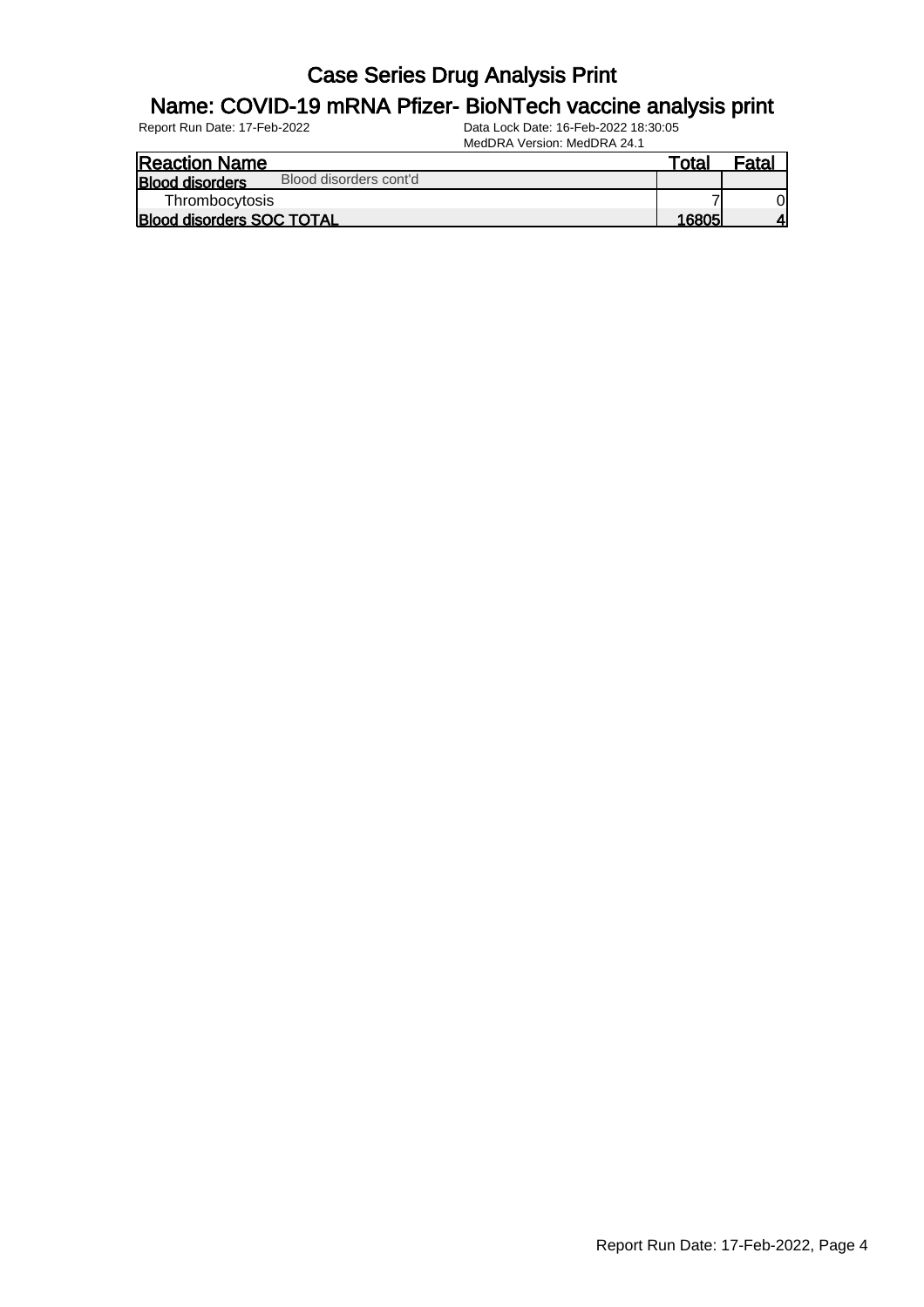# Case Series Drug Analysis Print

## Name: COVID-19 mRNA Pfizer- BioNTech vaccine analysis print

Report Run Date: 17-Feb-2022

Data Lock Date: 16-Feb-2022 18:30:05

MedDRA Version: MedDRA 24.1

| Reaction Name | Total | Fatal |
|---|---|---|
| **Blood disorders** Blood disorders cont'd | | |
| Thrombocytosis | 7 | 0 |
| **Blood disorders SOC TOTAL** | **16805** | **4** |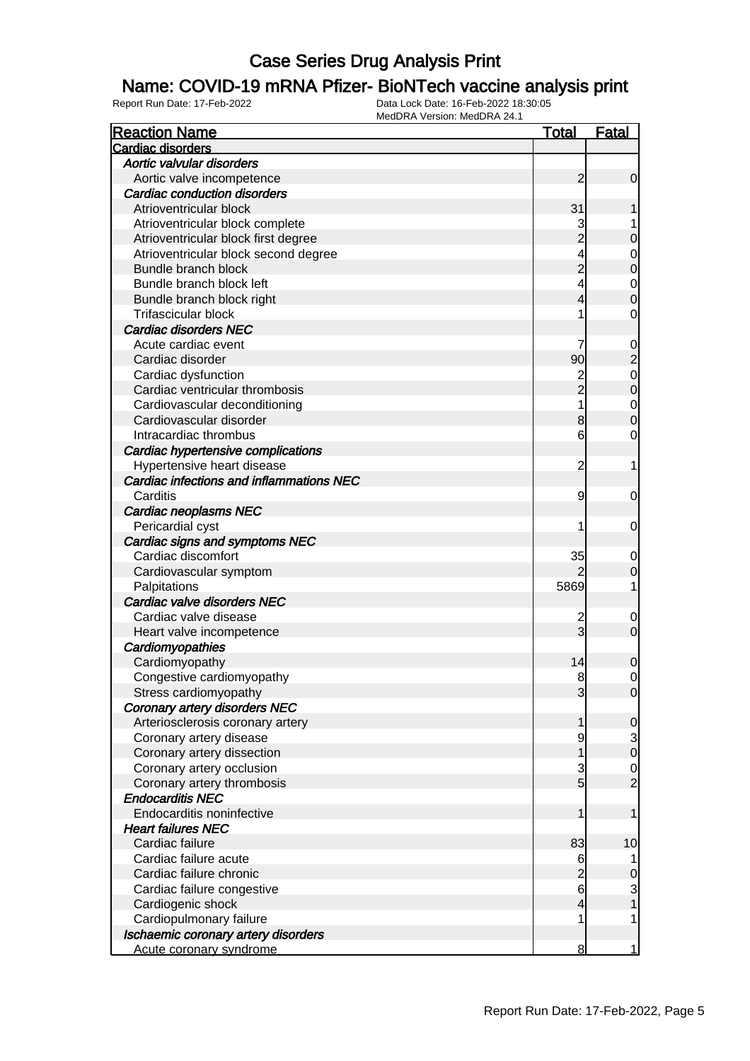# Case Series Drug Analysis Print

## Name: COVID-19 mRNA Pfizer- BioNTech vaccine analysis print

Report Run Date: 17-Feb-2022 | Data Lock Date: 16-Feb-2022 18:30:05 | MedDRA Version: MedDRA 24.1

| Reaction Name | Total | Fatal |
|---|---|---|
| **Cardiac disorders** | | |
| ***Aortic valvular disorders*** | | |
| Aortic valve incompetence | 2 | 0 |
| ***Cardiac conduction disorders*** | | |
| Atrioventricular block | 31 | 1 |
| Atrioventricular block complete | 3 | 1 |
| Atrioventricular block first degree | 2 | 0 |
| Atrioventricular block second degree | 4 | 0 |
| Bundle branch block | 2 | 0 |
| Bundle branch block left | 4 | 0 |
| Bundle branch block right | 4 | 0 |
| Trifascicular block | 1 | 0 |
| ***Cardiac disorders NEC*** | | |
| Acute cardiac event | 7 | 0 |
| Cardiac disorder | 90 | 2 |
| Cardiac dysfunction | 2 | 0 |
| Cardiac ventricular thrombosis | 2 | 0 |
| Cardiovascular deconditioning | 1 | 0 |
| Cardiovascular disorder | 8 | 0 |
| Intracardiac thrombus | 6 | 0 |
| ***Cardiac hypertensive complications*** | | |
| Hypertensive heart disease | 2 | 1 |
| ***Cardiac infections and inflammations NEC*** | | |
| Carditis | 9 | 0 |
| ***Cardiac neoplasms NEC*** | | |
| Pericardial cyst | 1 | 0 |
| ***Cardiac signs and symptoms NEC*** | | |
| Cardiac discomfort | 35 | 0 |
| Cardiovascular symptom | 2 | 0 |
| Palpitations | 5869 | 1 |
| ***Cardiac valve disorders NEC*** | | |
| Cardiac valve disease | 2 | 0 |
| Heart valve incompetence | 3 | 0 |
| ***Cardiomyopathies*** | | |
| Cardiomyopathy | 14 | 0 |
| Congestive cardiomyopathy | 8 | 0 |
| Stress cardiomyopathy | 3 | 0 |
| ***Coronary artery disorders NEC*** | | |
| Arteriosclerosis coronary artery | 1 | 0 |
| Coronary artery disease | 9 | 3 |
| Coronary artery dissection | 1 | 0 |
| Coronary artery occlusion | 3 | 0 |
| Coronary artery thrombosis | 5 | 2 |
| ***Endocarditis NEC*** | | |
| Endocarditis noninfective | 1 | 1 |
| ***Heart failures NEC*** | | |
| Cardiac failure | 83 | 10 |
| Cardiac failure acute | 6 | 1 |
| Cardiac failure chronic | 2 | 0 |
| Cardiac failure congestive | 6 | 3 |
| Cardiogenic shock | 4 | 1 |
| Cardiopulmonary failure | 1 | 1 |
| ***Ischaemic coronary artery disorders*** | | |
| Acute coronary syndrome | 8 | 1 |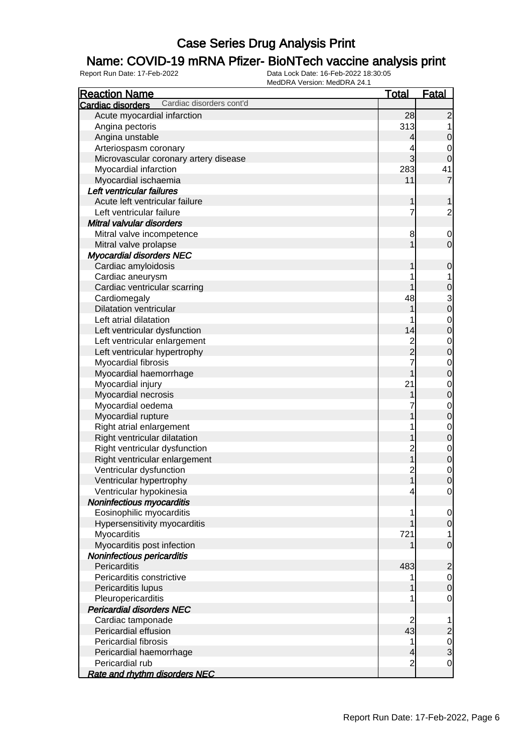# Case Series Drug Analysis Print

## Name: COVID-19 mRNA Pfizer- BioNTech vaccine analysis print

Report Run Date: 17-Feb-2022

Data Lock Date: 16-Feb-2022 18:30:05
MedDRA Version: MedDRA 24.1

| Reaction Name | Total | Fatal |
|---|---|---|
| **Cardiac disorders** Cardiac disorders cont'd | | |
| Acute myocardial infarction | 28 | 2 |
| Angina pectoris | 313 | 1 |
| Angina unstable | 4 | 0 |
| Arteriospasm coronary | 4 | 0 |
| Microvascular coronary artery disease | 3 | 0 |
| Myocardial infarction | 283 | 41 |
| Myocardial ischaemia | 11 | 7 |
| ***Left ventricular failures*** | | |
| Acute left ventricular failure | 1 | 1 |
| Left ventricular failure | 7 | 2 |
| ***Mitral valvular disorders*** | | |
| Mitral valve incompetence | 8 | 0 |
| Mitral valve prolapse | 1 | 0 |
| ***Myocardial disorders NEC*** | | |
| Cardiac amyloidosis | 1 | 0 |
| Cardiac aneurysm | 1 | 1 |
| Cardiac ventricular scarring | 1 | 0 |
| Cardiomegaly | 48 | 3 |
| Dilatation ventricular | 1 | 0 |
| Left atrial dilatation | 1 | 0 |
| Left ventricular dysfunction | 14 | 0 |
| Left ventricular enlargement | 2 | 0 |
| Left ventricular hypertrophy | 2 | 0 |
| Myocardial fibrosis | 7 | 0 |
| Myocardial haemorrhage | 1 | 0 |
| Myocardial injury | 21 | 0 |
| Myocardial necrosis | 1 | 0 |
| Myocardial oedema | 7 | 0 |
| Myocardial rupture | 1 | 0 |
| Right atrial enlargement | 1 | 0 |
| Right ventricular dilatation | 1 | 0 |
| Right ventricular dysfunction | 2 | 0 |
| Right ventricular enlargement | 1 | 0 |
| Ventricular dysfunction | 2 | 0 |
| Ventricular hypertrophy | 1 | 0 |
| Ventricular hypokinesia | 4 | 0 |
| ***Noninfectious myocarditis*** | | |
| Eosinophilic myocarditis | 1 | 0 |
| Hypersensitivity myocarditis | 1 | 0 |
| Myocarditis | 721 | 1 |
| Myocarditis post infection | 1 | 0 |
| ***Noninfectious pericarditis*** | | |
| Pericarditis | 483 | 2 |
| Pericarditis constrictive | 1 | 0 |
| Pericarditis lupus | 1 | 0 |
| Pleuropericarditis | 1 | 0 |
| ***Pericardial disorders NEC*** | | |
| Cardiac tamponade | 2 | 1 |
| Pericardial effusion | 43 | 2 |
| Pericardial fibrosis | 1 | 0 |
| Pericardial haemorrhage | 4 | 3 |
| Pericardial rub | 2 | 0 |
| ***Rate and rhythm disorders NEC*** | | |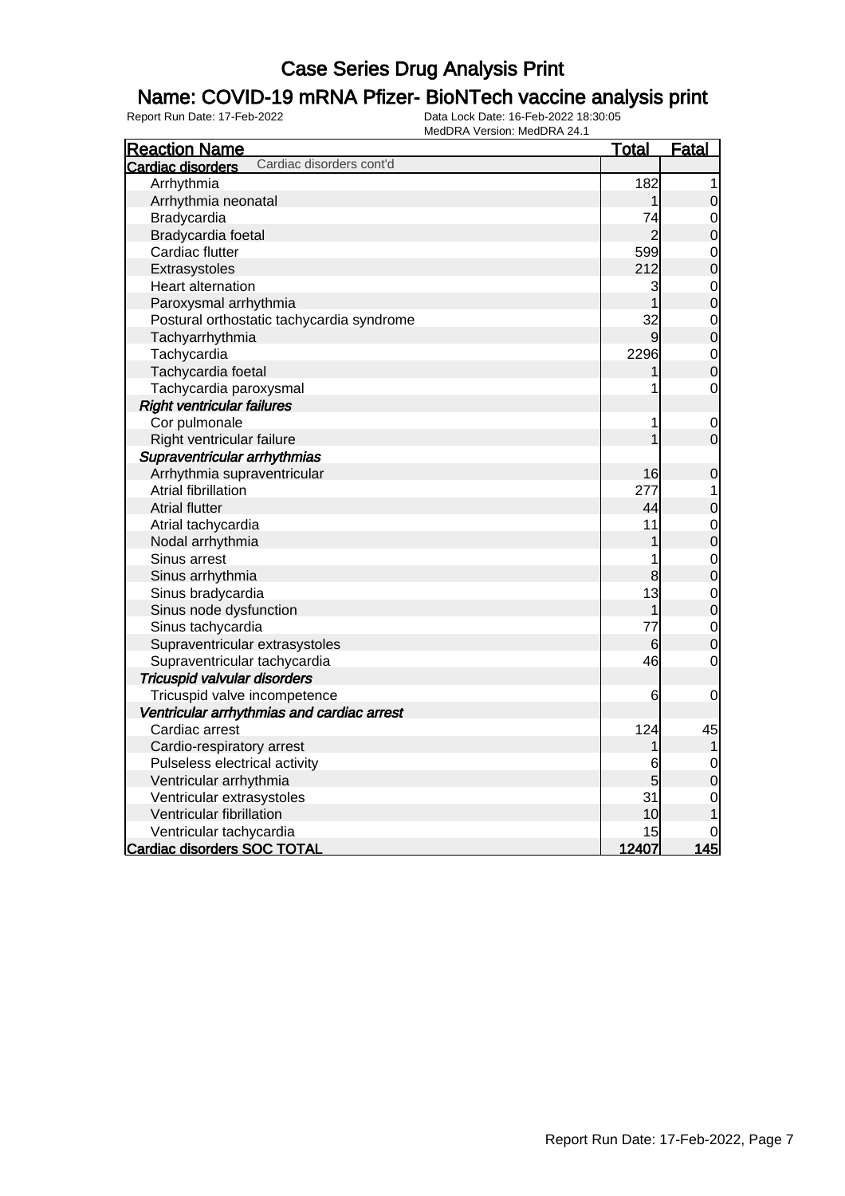# Case Series Drug Analysis Print

## Name: COVID-19 mRNA Pfizer- BioNTech vaccine analysis print

Report Run Date: 17-Feb-2022    Data Lock Date: 16-Feb-2022 18:30:05
MedDRA Version: MedDRA 24.1

| Reaction Name | Total | Fatal |
|---|---|---|
| **Cardiac disorders** Cardiac disorders cont'd | | |
| Arrhythmia | 182 | 1 |
| Arrhythmia neonatal | 1 | 0 |
| Bradycardia | 74 | 0 |
| Bradycardia foetal | 2 | 0 |
| Cardiac flutter | 599 | 0 |
| Extrasystoles | 212 | 0 |
| Heart alternation | 3 | 0 |
| Paroxysmal arrhythmia | 1 | 0 |
| Postural orthostatic tachycardia syndrome | 32 | 0 |
| Tachyarrhythmia | 9 | 0 |
| Tachycardia | 2296 | 0 |
| Tachycardia foetal | 1 | 0 |
| Tachycardia paroxysmal | 1 | 0 |
| ***Right ventricular failures*** | | |
| Cor pulmonale | 1 | 0 |
| Right ventricular failure | 1 | 0 |
| ***Supraventricular arrhythmias*** | | |
| Arrhythmia supraventricular | 16 | 0 |
| Atrial fibrillation | 277 | 1 |
| Atrial flutter | 44 | 0 |
| Atrial tachycardia | 11 | 0 |
| Nodal arrhythmia | 1 | 0 |
| Sinus arrest | 1 | 0 |
| Sinus arrhythmia | 8 | 0 |
| Sinus bradycardia | 13 | 0 |
| Sinus node dysfunction | 1 | 0 |
| Sinus tachycardia | 77 | 0 |
| Supraventricular extrasystoles | 6 | 0 |
| Supraventricular tachycardia | 46 | 0 |
| ***Tricuspid valvular disorders*** | | |
| Tricuspid valve incompetence | 6 | 0 |
| ***Ventricular arrhythmias and cardiac arrest*** | | |
| Cardiac arrest | 124 | 45 |
| Cardio-respiratory arrest | 1 | 1 |
| Pulseless electrical activity | 6 | 0 |
| Ventricular arrhythmia | 5 | 0 |
| Ventricular extrasystoles | 31 | 0 |
| Ventricular fibrillation | 10 | 1 |
| Ventricular tachycardia | 15 | 0 |
| **Cardiac disorders SOC TOTAL** | **12407** | **145** |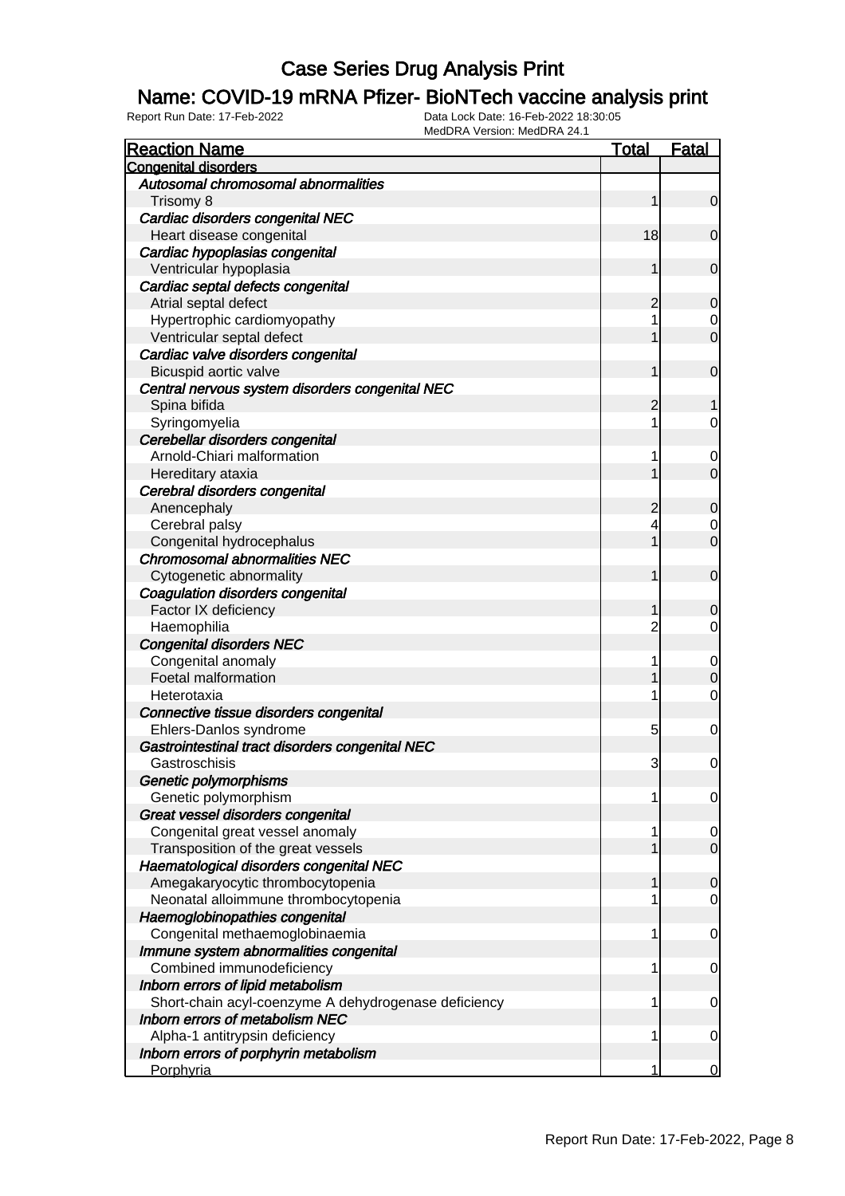# Case Series Drug Analysis Print

## Name: COVID-19 mRNA Pfizer- BioNTech vaccine analysis print

Report Run Date: 17-Feb-2022 | Data Lock Date: 16-Feb-2022 18:30:05 | MedDRA Version: MedDRA 24.1

| Reaction Name | Total | Fatal |
|---|---|---|
| **Congenital disorders** | | |
| ***Autosomal chromosomal abnormalities*** | | |
| Trisomy 8 | 1 | 0 |
| ***Cardiac disorders congenital NEC*** | | |
| Heart disease congenital | 18 | 0 |
| ***Cardiac hypoplasias congenital*** | | |
| Ventricular hypoplasia | 1 | 0 |
| ***Cardiac septal defects congenital*** | | |
| Atrial septal defect | 2 | 0 |
| Hypertrophic cardiomyopathy | 1 | 0 |
| Ventricular septal defect | 1 | 0 |
| ***Cardiac valve disorders congenital*** | | |
| Bicuspid aortic valve | 1 | 0 |
| ***Central nervous system disorders congenital NEC*** | | |
| Spina bifida | 2 | 1 |
| Syringomyelia | 1 | 0 |
| ***Cerebellar disorders congenital*** | | |
| Arnold-Chiari malformation | 1 | 0 |
| Hereditary ataxia | 1 | 0 |
| ***Cerebral disorders congenital*** | | |
| Anencephaly | 2 | 0 |
| Cerebral palsy | 4 | 0 |
| Congenital hydrocephalus | 1 | 0 |
| ***Chromosomal abnormalities NEC*** | | |
| Cytogenetic abnormality | 1 | 0 |
| ***Coagulation disorders congenital*** | | |
| Factor IX deficiency | 1 | 0 |
| Haemophilia | 2 | 0 |
| ***Congenital disorders NEC*** | | |
| Congenital anomaly | 1 | 0 |
| Foetal malformation | 1 | 0 |
| Heterotaxia | 1 | 0 |
| ***Connective tissue disorders congenital*** | | |
| Ehlers-Danlos syndrome | 5 | 0 |
| ***Gastrointestinal tract disorders congenital NEC*** | | |
| Gastroschisis | 3 | 0 |
| ***Genetic polymorphisms*** | | |
| Genetic polymorphism | 1 | 0 |
| ***Great vessel disorders congenital*** | | |
| Congenital great vessel anomaly | 1 | 0 |
| Transposition of the great vessels | 1 | 0 |
| ***Haematological disorders congenital NEC*** | | |
| Amegakaryocytic thrombocytopenia | 1 | 0 |
| Neonatal alloimmune thrombocytopenia | 1 | 0 |
| ***Haemoglobinopathies congenital*** | | |
| Congenital methaemoglobinaemia | 1 | 0 |
| ***Immune system abnormalities congenital*** | | |
| Combined immunodeficiency | 1 | 0 |
| ***Inborn errors of lipid metabolism*** | | |
| Short-chain acyl-coenzyme A dehydrogenase deficiency | 1 | 0 |
| ***Inborn errors of metabolism NEC*** | | |
| Alpha-1 antitrypsin deficiency | 1 | 0 |
| ***Inborn errors of porphyrin metabolism*** | | |
| Porphyria | 1 | 0 |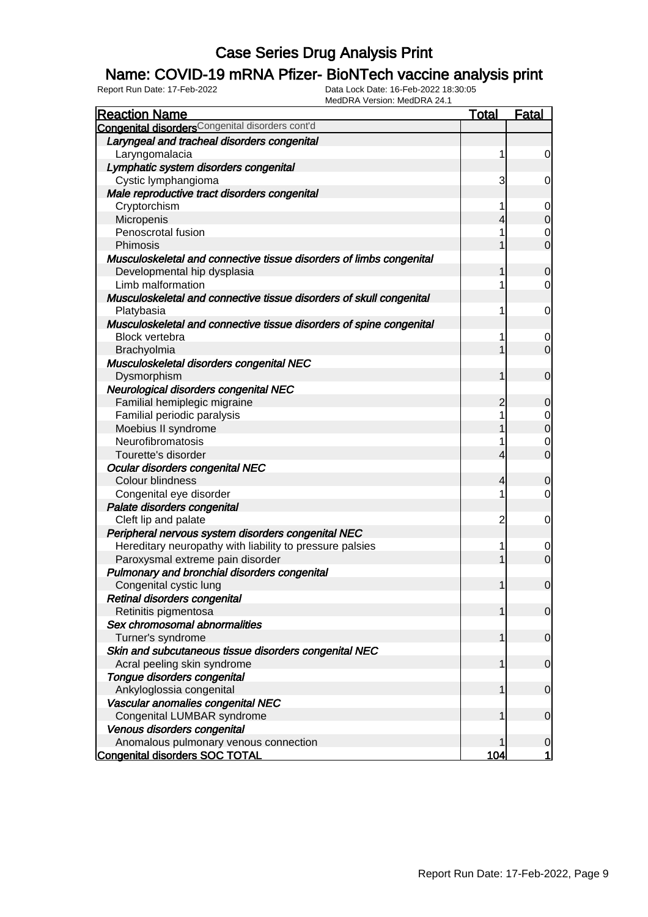# Case Series Drug Analysis Print

## Name: COVID-19 mRNA Pfizer- BioNTech vaccine analysis print

Report Run Date: 17-Feb-2022
Data Lock Date: 16-Feb-2022 18:30:05
MedDRA Version: MedDRA 24.1

| Reaction Name | Total | Fatal |
|---|---|---|
| **Congenital disorders** Congenital disorders cont'd | | |
| *Laryngeal and tracheal disorders congenital* | | |
| Laryngomalacia | 1 | 0 |
| *Lymphatic system disorders congenital* | | |
| Cystic lymphangioma | 3 | 0 |
| *Male reproductive tract disorders congenital* | | |
| Cryptorchism | 1 | 0 |
| Micropenis | 4 | 0 |
| Penoscrotal fusion | 1 | 0 |
| Phimosis | 1 | 0 |
| *Musculoskeletal and connective tissue disorders of limbs congenital* | | |
| Developmental hip dysplasia | 1 | 0 |
| Limb malformation | 1 | 0 |
| *Musculoskeletal and connective tissue disorders of skull congenital* | | |
| Platybasia | 1 | 0 |
| *Musculoskeletal and connective tissue disorders of spine congenital* | | |
| Block vertebra | 1 | 0 |
| Brachyolmia | 1 | 0 |
| *Musculoskeletal disorders congenital NEC* | | |
| Dysmorphism | 1 | 0 |
| *Neurological disorders congenital NEC* | | |
| Familial hemiplegic migraine | 2 | 0 |
| Familial periodic paralysis | 1 | 0 |
| Moebius II syndrome | 1 | 0 |
| Neurofibromatosis | 1 | 0 |
| Tourette's disorder | 4 | 0 |
| *Ocular disorders congenital NEC* | | |
| Colour blindness | 4 | 0 |
| Congenital eye disorder | 1 | 0 |
| *Palate disorders congenital* | | |
| Cleft lip and palate | 2 | 0 |
| *Peripheral nervous system disorders congenital NEC* | | |
| Hereditary neuropathy with liability to pressure palsies | 1 | 0 |
| Paroxysmal extreme pain disorder | 1 | 0 |
| *Pulmonary and bronchial disorders congenital* | | |
| Congenital cystic lung | 1 | 0 |
| *Retinal disorders congenital* | | |
| Retinitis pigmentosa | 1 | 0 |
| *Sex chromosomal abnormalities* | | |
| Turner's syndrome | 1 | 0 |
| *Skin and subcutaneous tissue disorders congenital NEC* | | |
| Acral peeling skin syndrome | 1 | 0 |
| *Tongue disorders congenital* | | |
| Ankyloglossia congenital | 1 | 0 |
| *Vascular anomalies congenital NEC* | | |
| Congenital LUMBAR syndrome | 1 | 0 |
| *Venous disorders congenital* | | |
| Anomalous pulmonary venous connection | 1 | 0 |
| **Congenital disorders SOC TOTAL** | **104** | **1** |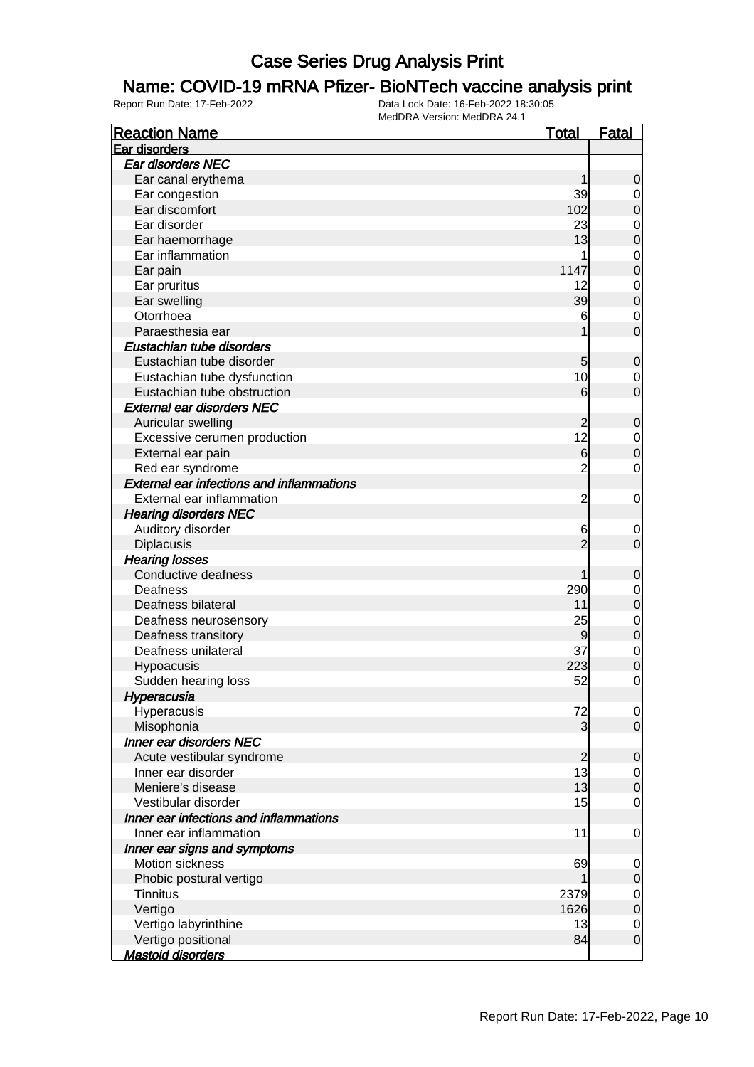# Case Series Drug Analysis Print

## Name: COVID-19 mRNA Pfizer- BioNTech vaccine analysis print

Report Run Date: 17-Feb-2022    Data Lock Date: 16-Feb-2022 18:30:05
MedDRA Version: MedDRA 24.1

| Reaction Name | Total | Fatal |
|---|---|---|
| **Ear disorders** | | |
| ***Ear disorders NEC*** | | |
| Ear canal erythema | 1 | 0 |
| Ear congestion | 39 | 0 |
| Ear discomfort | 102 | 0 |
| Ear disorder | 23 | 0 |
| Ear haemorrhage | 13 | 0 |
| Ear inflammation | 1 | 0 |
| Ear pain | 1147 | 0 |
| Ear pruritus | 12 | 0 |
| Ear swelling | 39 | 0 |
| Otorrhoea | 6 | 0 |
| Paraesthesia ear | 1 | 0 |
| ***Eustachian tube disorders*** | | |
| Eustachian tube disorder | 5 | 0 |
| Eustachian tube dysfunction | 10 | 0 |
| Eustachian tube obstruction | 6 | 0 |
| ***External ear disorders NEC*** | | |
| Auricular swelling | 2 | 0 |
| Excessive cerumen production | 12 | 0 |
| External ear pain | 6 | 0 |
| Red ear syndrome | 2 | 0 |
| ***External ear infections and inflammations*** | | |
| External ear inflammation | 2 | 0 |
| ***Hearing disorders NEC*** | | |
| Auditory disorder | 6 | 0 |
| Diplacusis | 2 | 0 |
| ***Hearing losses*** | | |
| Conductive deafness | 1 | 0 |
| Deafness | 290 | 0 |
| Deafness bilateral | 11 | 0 |
| Deafness neurosensory | 25 | 0 |
| Deafness transitory | 9 | 0 |
| Deafness unilateral | 37 | 0 |
| Hypoacusis | 223 | 0 |
| Sudden hearing loss | 52 | 0 |
| ***Hyperacusia*** | | |
| Hyperacusis | 72 | 0 |
| Misophonia | 3 | 0 |
| ***Inner ear disorders NEC*** | | |
| Acute vestibular syndrome | 2 | 0 |
| Inner ear disorder | 13 | 0 |
| Meniere's disease | 13 | 0 |
| Vestibular disorder | 15 | 0 |
| ***Inner ear infections and inflammations*** | | |
| Inner ear inflammation | 11 | 0 |
| ***Inner ear signs and symptoms*** | | |
| Motion sickness | 69 | 0 |
| Phobic postural vertigo | 1 | 0 |
| Tinnitus | 2379 | 0 |
| Vertigo | 1626 | 0 |
| Vertigo labyrinthine | 13 | 0 |
| Vertigo positional | 84 | 0 |
| ***Mastoid disorders*** | | |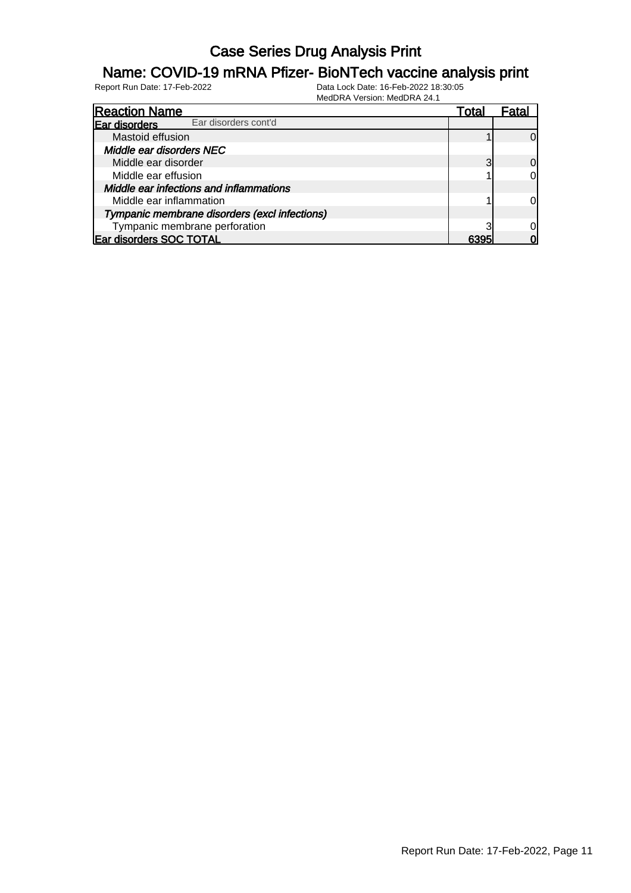# Case Series Drug Analysis Print

## Name: COVID-19 mRNA Pfizer- BioNTech vaccine analysis print

Report Run Date: 17-Feb-2022

Data Lock Date: 16-Feb-2022 18:30:05

MedDRA Version: MedDRA 24.1

| Reaction Name | Total | Fatal |
|---|---|---|
| **Ear disorders** Ear disorders cont'd | | |
| Mastoid effusion | 1 | 0 |
| ***Middle ear disorders NEC*** | | |
| Middle ear disorder | 3 | 0 |
| Middle ear effusion | 1 | 0 |
| ***Middle ear infections and inflammations*** | | |
| Middle ear inflammation | 1 | 0 |
| ***Tympanic membrane disorders (excl infections)*** | | |
| Tympanic membrane perforation | 3 | 0 |
| **Ear disorders SOC TOTAL** | **6395** | **0** |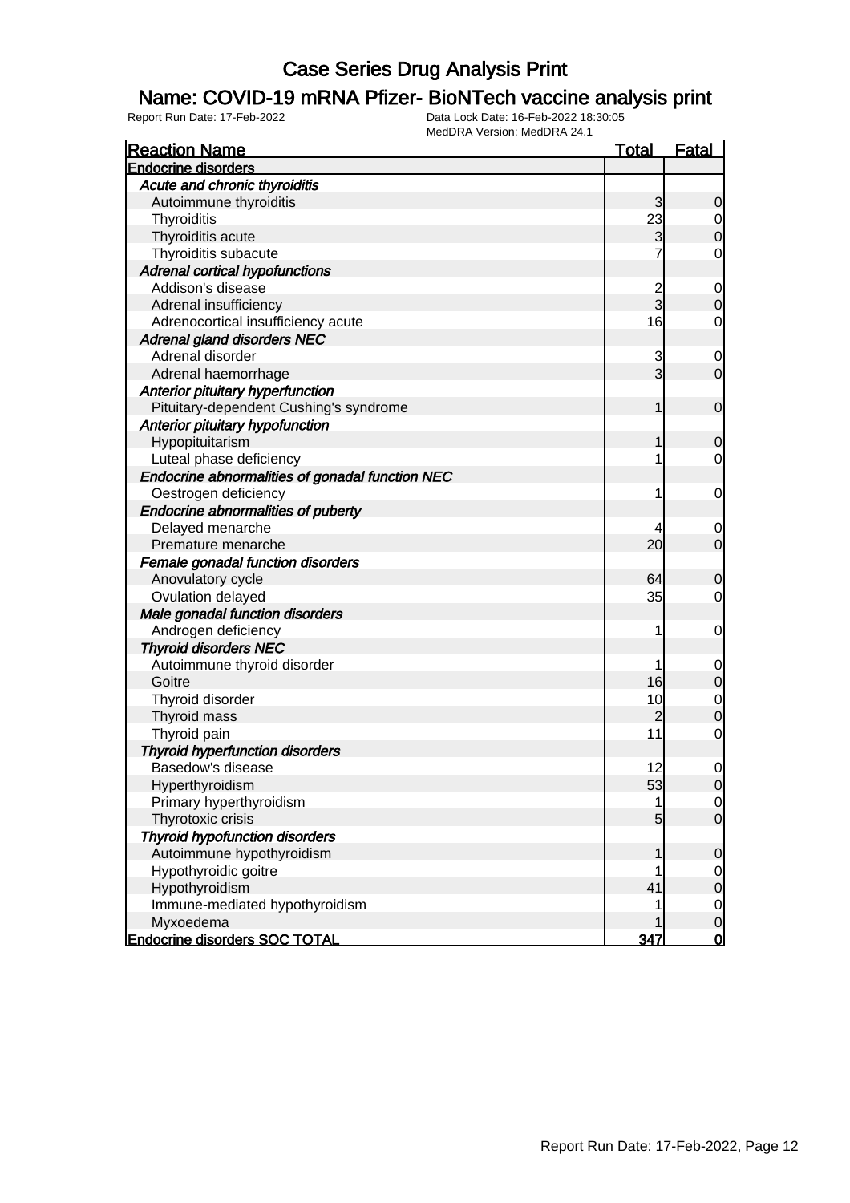# Case Series Drug Analysis Print

## Name: COVID-19 mRNA Pfizer- BioNTech vaccine analysis print

Report Run Date: 17-Feb-2022    Data Lock Date: 16-Feb-2022 18:30:05
MedDRA Version: MedDRA 24.1

| Reaction Name | Total | Fatal |
|---|---|---|
| **Endocrine disorders** | | |
| *Acute and chronic thyroiditis* | | |
| Autoimmune thyroiditis | 3 | 0 |
| Thyroiditis | 23 | 0 |
| Thyroiditis acute | 3 | 0 |
| Thyroiditis subacute | 7 | 0 |
| *Adrenal cortical hypofunctions* | | |
| Addison's disease | 2 | 0 |
| Adrenal insufficiency | 3 | 0 |
| Adrenocortical insufficiency acute | 16 | 0 |
| *Adrenal gland disorders NEC* | | |
| Adrenal disorder | 3 | 0 |
| Adrenal haemorrhage | 3 | 0 |
| *Anterior pituitary hyperfunction* | | |
| Pituitary-dependent Cushing's syndrome | 1 | 0 |
| *Anterior pituitary hypofunction* | | |
| Hypopituitarism | 1 | 0 |
| Luteal phase deficiency | 1 | 0 |
| *Endocrine abnormalities of gonadal function NEC* | | |
| Oestrogen deficiency | 1 | 0 |
| *Endocrine abnormalities of puberty* | | |
| Delayed menarche | 4 | 0 |
| Premature menarche | 20 | 0 |
| *Female gonadal function disorders* | | |
| Anovulatory cycle | 64 | 0 |
| Ovulation delayed | 35 | 0 |
| *Male gonadal function disorders* | | |
| Androgen deficiency | 1 | 0 |
| *Thyroid disorders NEC* | | |
| Autoimmune thyroid disorder | 1 | 0 |
| Goitre | 16 | 0 |
| Thyroid disorder | 10 | 0 |
| Thyroid mass | 2 | 0 |
| Thyroid pain | 11 | 0 |
| *Thyroid hyperfunction disorders* | | |
| Basedow's disease | 12 | 0 |
| Hyperthyroidism | 53 | 0 |
| Primary hyperthyroidism | 1 | 0 |
| Thyrotoxic crisis | 5 | 0 |
| *Thyroid hypofunction disorders* | | |
| Autoimmune hypothyroidism | 1 | 0 |
| Hypothyroidic goitre | 1 | 0 |
| Hypothyroidism | 41 | 0 |
| Immune-mediated hypothyroidism | 1 | 0 |
| Myxoedema | 1 | 0 |
| **Endocrine disorders SOC TOTAL** | **347** | **0** |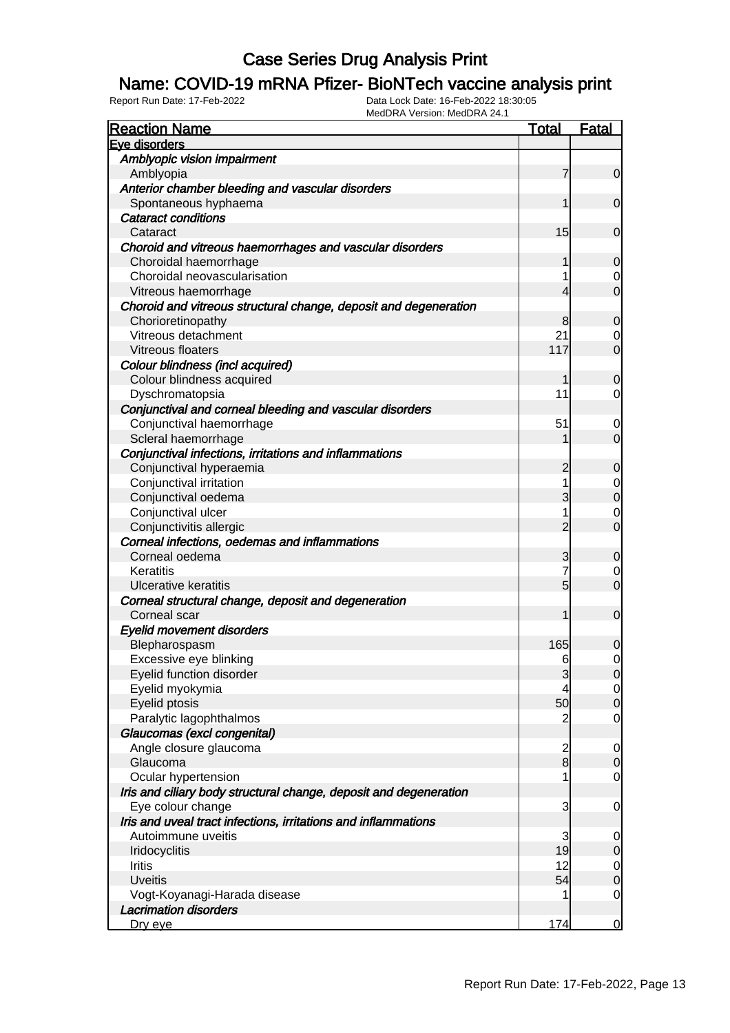# Case Series Drug Analysis Print

## Name: COVID-19 mRNA Pfizer- BioNTech vaccine analysis print

Report Run Date: 17-Feb-2022 | Data Lock Date: 16-Feb-2022 18:30:05 | MedDRA Version: MedDRA 24.1

| Reaction Name | Total | Fatal |
|---|---|---|
| **Eye disorders** | | |
| *Amblyopic vision impairment* | | |
| Amblyopia | 7 | 0 |
| *Anterior chamber bleeding and vascular disorders* | | |
| Spontaneous hyphaema | 1 | 0 |
| *Cataract conditions* | | |
| Cataract | 15 | 0 |
| *Choroid and vitreous haemorrhages and vascular disorders* | | |
| Choroidal haemorrhage | 1 | 0 |
| Choroidal neovascularisation | 1 | 0 |
| Vitreous haemorrhage | 4 | 0 |
| *Choroid and vitreous structural change, deposit and degeneration* | | |
| Chorioretinopathy | 8 | 0 |
| Vitreous detachment | 21 | 0 |
| Vitreous floaters | 117 | 0 |
| *Colour blindness (incl acquired)* | | |
| Colour blindness acquired | 1 | 0 |
| Dyschromatopsia | 11 | 0 |
| *Conjunctival and corneal bleeding and vascular disorders* | | |
| Conjunctival haemorrhage | 51 | 0 |
| Scleral haemorrhage | 1 | 0 |
| *Conjunctival infections, irritations and inflammations* | | |
| Conjunctival hyperaemia | 2 | 0 |
| Conjunctival irritation | 1 | 0 |
| Conjunctival oedema | 3 | 0 |
| Conjunctival ulcer | 1 | 0 |
| Conjunctivitis allergic | 2 | 0 |
| *Corneal infections, oedemas and inflammations* | | |
| Corneal oedema | 3 | 0 |
| Keratitis | 7 | 0 |
| Ulcerative keratitis | 5 | 0 |
| *Corneal structural change, deposit and degeneration* | | |
| Corneal scar | 1 | 0 |
| *Eyelid movement disorders* | | |
| Blepharospasm | 165 | 0 |
| Excessive eye blinking | 6 | 0 |
| Eyelid function disorder | 3 | 0 |
| Eyelid myokymia | 4 | 0 |
| Eyelid ptosis | 50 | 0 |
| Paralytic lagophthalmos | 2 | 0 |
| *Glaucomas (excl congenital)* | | |
| Angle closure glaucoma | 2 | 0 |
| Glaucoma | 8 | 0 |
| Ocular hypertension | 1 | 0 |
| *Iris and ciliary body structural change, deposit and degeneration* | | |
| Eye colour change | 3 | 0 |
| *Iris and uveal tract infections, irritations and inflammations* | | |
| Autoimmune uveitis | 3 | 0 |
| Iridocyclitis | 19 | 0 |
| Iritis | 12 | 0 |
| Uveitis | 54 | 0 |
| Vogt-Koyanagi-Harada disease | 1 | 0 |
| *Lacrimation disorders* | | |
| Dry eye | 174 | 0 |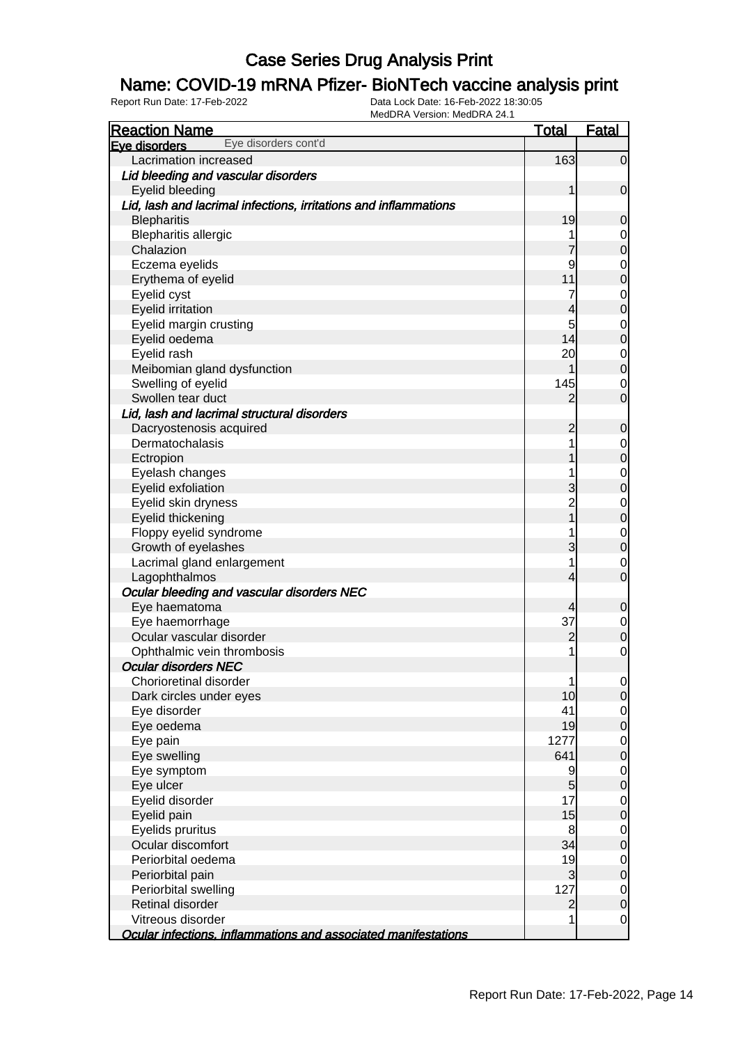# Case Series Drug Analysis Print

## Name: COVID-19 mRNA Pfizer- BioNTech vaccine analysis print

Report Run Date: 17-Feb-2022    Data Lock Date: 16-Feb-2022 18:30:05
MedDRA Version: MedDRA 24.1

| Reaction Name | Total | Fatal |
|---|---|---|
| **Eye disorders** Eye disorders cont'd | | |
| Lacrimation increased | 163 | 0 |
| ***Lid bleeding and vascular disorders*** | | |
| Eyelid bleeding | 1 | 0 |
| ***Lid, lash and lacrimal infections, irritations and inflammations*** | | |
| Blepharitis | 19 | 0 |
| Blepharitis allergic | 1 | 0 |
| Chalazion | 7 | 0 |
| Eczema eyelids | 9 | 0 |
| Erythema of eyelid | 11 | 0 |
| Eyelid cyst | 7 | 0 |
| Eyelid irritation | 4 | 0 |
| Eyelid margin crusting | 5 | 0 |
| Eyelid oedema | 14 | 0 |
| Eyelid rash | 20 | 0 |
| Meibomian gland dysfunction | 1 | 0 |
| Swelling of eyelid | 145 | 0 |
| Swollen tear duct | 2 | 0 |
| ***Lid, lash and lacrimal structural disorders*** | | |
| Dacryostenosis acquired | 2 | 0 |
| Dermatochalasis | 1 | 0 |
| Ectropion | 1 | 0 |
| Eyelash changes | 1 | 0 |
| Eyelid exfoliation | 3 | 0 |
| Eyelid skin dryness | 2 | 0 |
| Eyelid thickening | 1 | 0 |
| Floppy eyelid syndrome | 1 | 0 |
| Growth of eyelashes | 3 | 0 |
| Lacrimal gland enlargement | 1 | 0 |
| Lagophthalmos | 4 | 0 |
| ***Ocular bleeding and vascular disorders NEC*** | | |
| Eye haematoma | 4 | 0 |
| Eye haemorrhage | 37 | 0 |
| Ocular vascular disorder | 2 | 0 |
| Ophthalmic vein thrombosis | 1 | 0 |
| ***Ocular disorders NEC*** | | |
| Chorioretinal disorder | 1 | 0 |
| Dark circles under eyes | 10 | 0 |
| Eye disorder | 41 | 0 |
| Eye oedema | 19 | 0 |
| Eye pain | 1277 | 0 |
| Eye swelling | 641 | 0 |
| Eye symptom | 9 | 0 |
| Eye ulcer | 5 | 0 |
| Eyelid disorder | 17 | 0 |
| Eyelid pain | 15 | 0 |
| Eyelids pruritus | 8 | 0 |
| Ocular discomfort | 34 | 0 |
| Periorbital oedema | 19 | 0 |
| Periorbital pain | 3 | 0 |
| Periorbital swelling | 127 | 0 |
| Retinal disorder | 2 | 0 |
| Vitreous disorder | 1 | 0 |
| ***Ocular infections, inflammations and associated manifestations*** | | |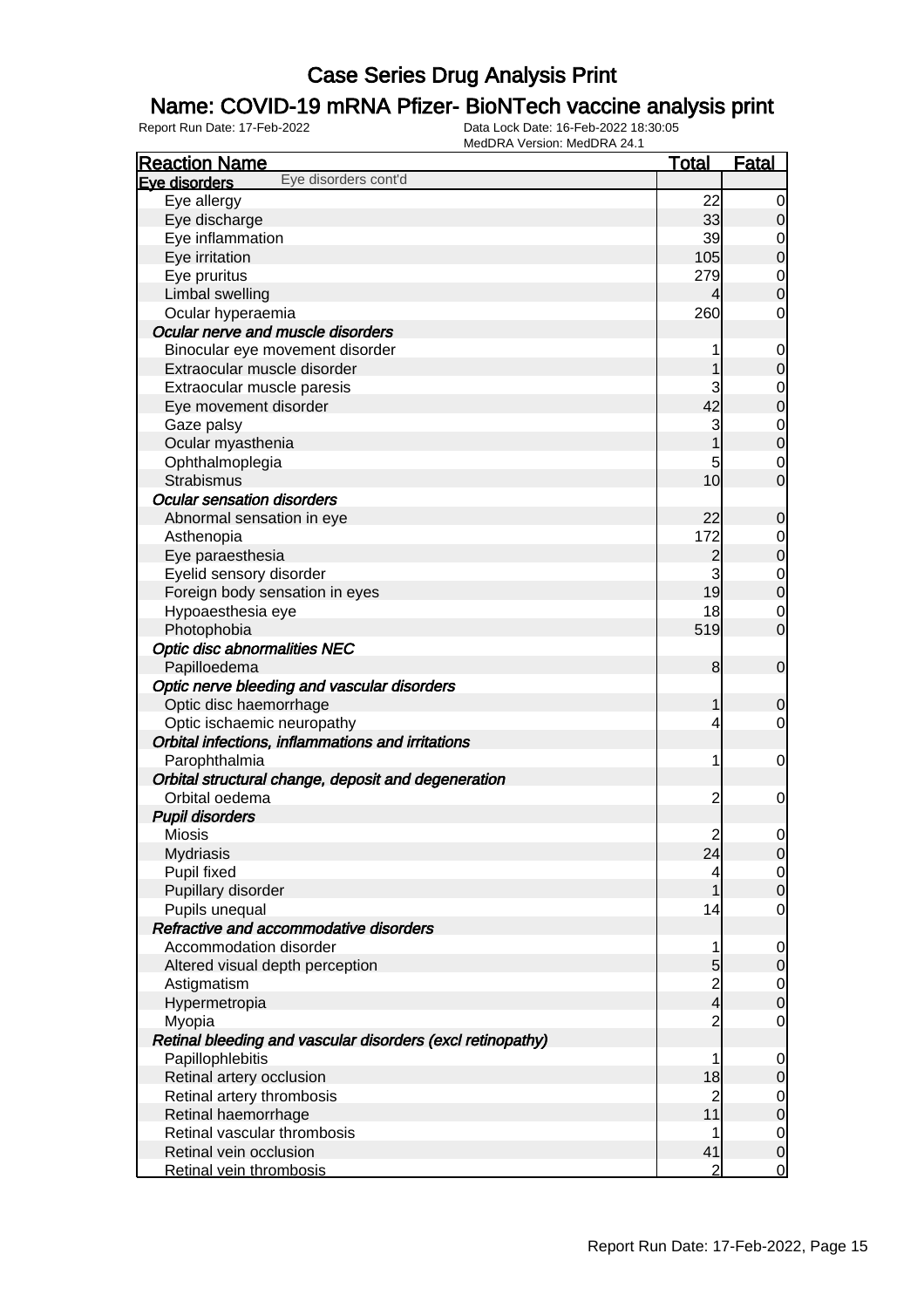# Case Series Drug Analysis Print

## Name: COVID-19 mRNA Pfizer- BioNTech vaccine analysis print

Report Run Date: 17-Feb-2022

Data Lock Date: 16-Feb-2022 18:30:05

MedDRA Version: MedDRA 24.1

| Reaction Name | Total | Fatal |
|---|---|---|
| **Eye disorders** Eye disorders cont'd | | |
| Eye allergy | 22 | 0 |
| Eye discharge | 33 | 0 |
| Eye inflammation | 39 | 0 |
| Eye irritation | 105 | 0 |
| Eye pruritus | 279 | 0 |
| Limbal swelling | 4 | 0 |
| Ocular hyperaemia | 260 | 0 |
| ***Ocular nerve and muscle disorders*** | | |
| Binocular eye movement disorder | 1 | 0 |
| Extraocular muscle disorder | 1 | 0 |
| Extraocular muscle paresis | 3 | 0 |
| Eye movement disorder | 42 | 0 |
| Gaze palsy | 3 | 0 |
| Ocular myasthenia | 1 | 0 |
| Ophthalmoplegia | 5 | 0 |
| Strabismus | 10 | 0 |
| ***Ocular sensation disorders*** | | |
| Abnormal sensation in eye | 22 | 0 |
| Asthenopia | 172 | 0 |
| Eye paraesthesia | 2 | 0 |
| Eyelid sensory disorder | 3 | 0 |
| Foreign body sensation in eyes | 19 | 0 |
| Hypoaesthesia eye | 18 | 0 |
| Photophobia | 519 | 0 |
| ***Optic disc abnormalities NEC*** | | |
| Papilloedema | 8 | 0 |
| ***Optic nerve bleeding and vascular disorders*** | | |
| Optic disc haemorrhage | 1 | 0 |
| Optic ischaemic neuropathy | 4 | 0 |
| ***Orbital infections, inflammations and irritations*** | | |
| Parophthalmia | 1 | 0 |
| ***Orbital structural change, deposit and degeneration*** | | |
| Orbital oedema | 2 | 0 |
| ***Pupil disorders*** | | |
| Miosis | 2 | 0 |
| Mydriasis | 24 | 0 |
| Pupil fixed | 4 | 0 |
| Pupillary disorder | 1 | 0 |
| Pupils unequal | 14 | 0 |
| ***Refractive and accommodative disorders*** | | |
| Accommodation disorder | 1 | 0 |
| Altered visual depth perception | 5 | 0 |
| Astigmatism | 2 | 0 |
| Hypermetropia | 4 | 0 |
| Myopia | 2 | 0 |
| ***Retinal bleeding and vascular disorders (excl retinopathy)*** | | |
| Papillophlebitis | 1 | 0 |
| Retinal artery occlusion | 18 | 0 |
| Retinal artery thrombosis | 2 | 0 |
| Retinal haemorrhage | 11 | 0 |
| Retinal vascular thrombosis | 1 | 0 |
| Retinal vein occlusion | 41 | 0 |
| Retinal vein thrombosis | 2 | 0 |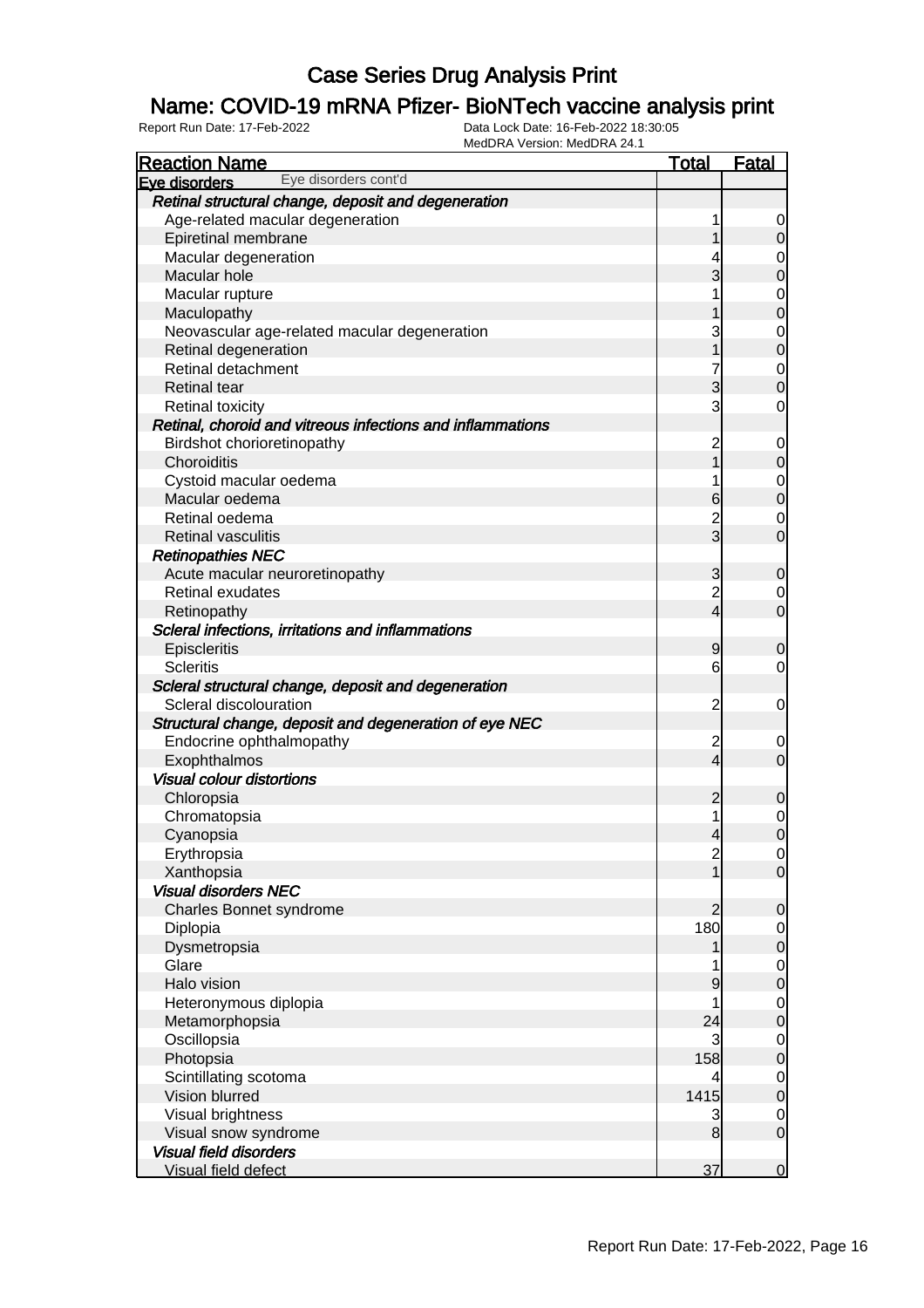# Case Series Drug Analysis Print

## Name: COVID-19 mRNA Pfizer- BioNTech vaccine analysis print

Report Run Date: 17-Feb-2022    Data Lock Date: 16-Feb-2022 18:30:05    MedDRA Version: MedDRA 24.1

| Reaction Name | Total | Fatal |
|---|---|---|
| **Eye disorders** Eye disorders cont'd | | |
| ***Retinal structural change, deposit and degeneration*** | | |
| Age-related macular degeneration | 1 | 0 |
| Epiretinal membrane | 1 | 0 |
| Macular degeneration | 4 | 0 |
| Macular hole | 3 | 0 |
| Macular rupture | 1 | 0 |
| Maculopathy | 1 | 0 |
| Neovascular age-related macular degeneration | 3 | 0 |
| Retinal degeneration | 1 | 0 |
| Retinal detachment | 7 | 0 |
| Retinal tear | 3 | 0 |
| Retinal toxicity | 3 | 0 |
| ***Retinal, choroid and vitreous infections and inflammations*** | | |
| Birdshot chorioretinopathy | 2 | 0 |
| Choroiditis | 1 | 0 |
| Cystoid macular oedema | 1 | 0 |
| Macular oedema | 6 | 0 |
| Retinal oedema | 2 | 0 |
| Retinal vasculitis | 3 | 0 |
| ***Retinopathies NEC*** | | |
| Acute macular neuroretinopathy | 3 | 0 |
| Retinal exudates | 2 | 0 |
| Retinopathy | 4 | 0 |
| ***Scleral infections, irritations and inflammations*** | | |
| Episcleritis | 9 | 0 |
| Scleritis | 6 | 0 |
| ***Scleral structural change, deposit and degeneration*** | | |
| Scleral discolouration | 2 | 0 |
| ***Structural change, deposit and degeneration of eye NEC*** | | |
| Endocrine ophthalmopathy | 2 | 0 |
| Exophthalmos | 4 | 0 |
| ***Visual colour distortions*** | | |
| Chloropsia | 2 | 0 |
| Chromatopsia | 1 | 0 |
| Cyanopsia | 4 | 0 |
| Erythropsia | 2 | 0 |
| Xanthopsia | 1 | 0 |
| ***Visual disorders NEC*** | | |
| Charles Bonnet syndrome | 2 | 0 |
| Diplopia | 180 | 0 |
| Dysmetropsia | 1 | 0 |
| Glare | 1 | 0 |
| Halo vision | 9 | 0 |
| Heteronymous diplopia | 1 | 0 |
| Metamorphopsia | 24 | 0 |
| Oscillopsia | 3 | 0 |
| Photopsia | 158 | 0 |
| Scintillating scotoma | 4 | 0 |
| Vision blurred | 1415 | 0 |
| Visual brightness | 3 | 0 |
| Visual snow syndrome | 8 | 0 |
| ***Visual field disorders*** | | |
| Visual field defect | 37 | 0 |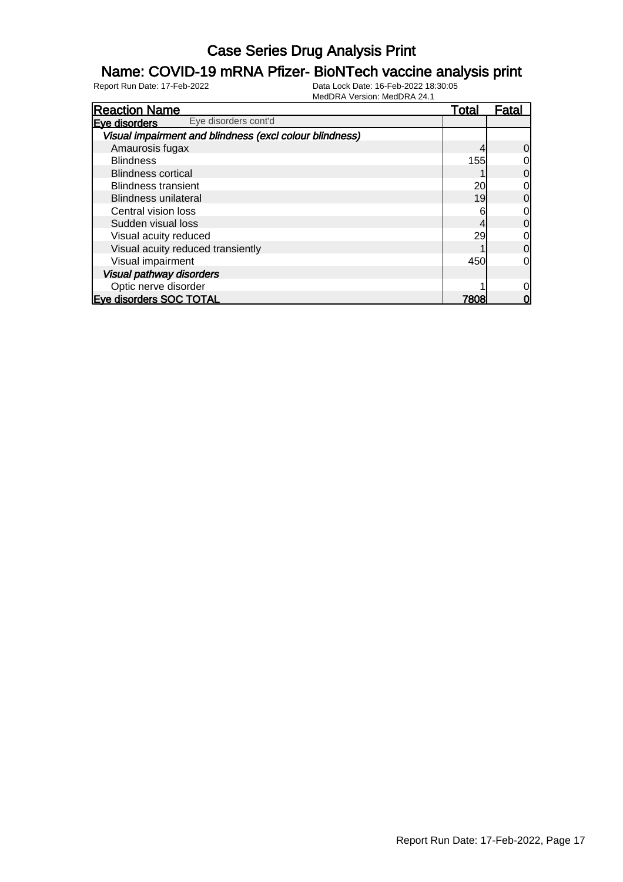# Case Series Drug Analysis Print

## Name: COVID-19 mRNA Pfizer- BioNTech vaccine analysis print

Report Run Date: 17-Feb-2022 | Data Lock Date: 16-Feb-2022 18:30:05 | MedDRA Version: MedDRA 24.1

| Reaction Name | Total | Fatal |
|---|---|---|
| **Eye disorders** Eye disorders cont'd | | |
| ***Visual impairment and blindness (excl colour blindness)*** | | |
| Amaurosis fugax | 4 | 0 |
| Blindness | 155 | 0 |
| Blindness cortical | 1 | 0 |
| Blindness transient | 20 | 0 |
| Blindness unilateral | 19 | 0 |
| Central vision loss | 6 | 0 |
| Sudden visual loss | 4 | 0 |
| Visual acuity reduced | 29 | 0 |
| Visual acuity reduced transiently | 1 | 0 |
| Visual impairment | 450 | 0 |
| ***Visual pathway disorders*** | | |
| Optic nerve disorder | 1 | 0 |
| **Eye disorders SOC TOTAL** | **7808** | **0** |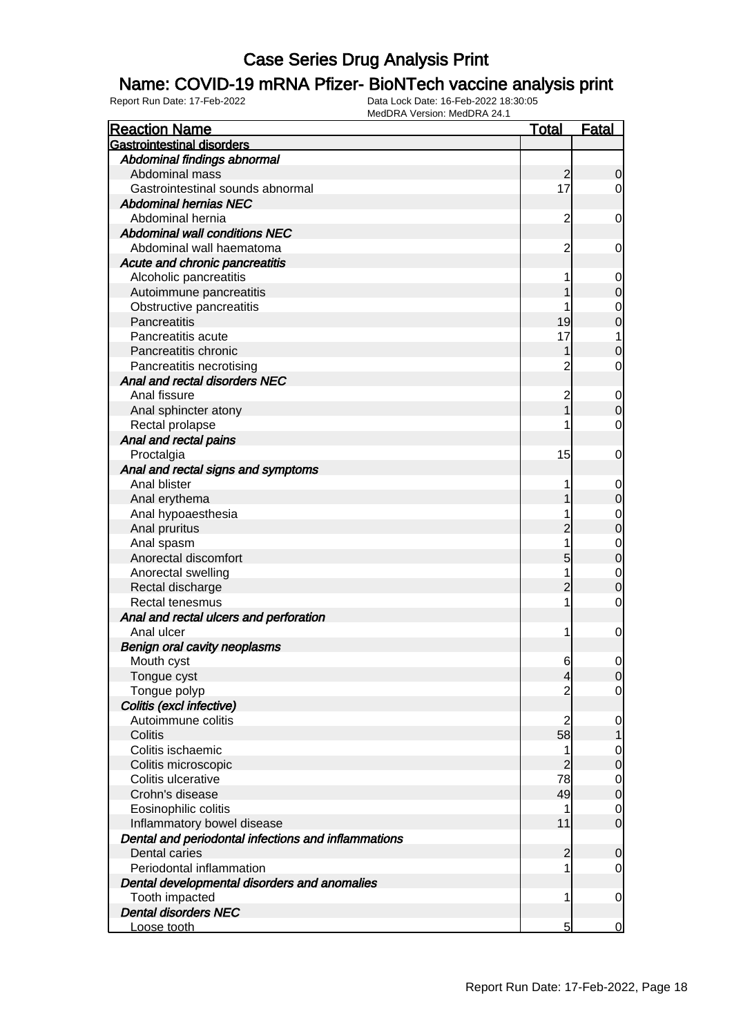# Case Series Drug Analysis Print

## Name: COVID-19 mRNA Pfizer- BioNTech vaccine analysis print

Report Run Date: 17-Feb-2022 | Data Lock Date: 16-Feb-2022 18:30:05 | MedDRA Version: MedDRA 24.1

| Reaction Name | Total | Fatal |
|---|---|---|
| **Gastrointestinal disorders** | | |
| *Abdominal findings abnormal* | | |
| Abdominal mass | 2 | 0 |
| Gastrointestinal sounds abnormal | 17 | 0 |
| *Abdominal hernias NEC* | | |
| Abdominal hernia | 2 | 0 |
| *Abdominal wall conditions NEC* | | |
| Abdominal wall haematoma | 2 | 0 |
| *Acute and chronic pancreatitis* | | |
| Alcoholic pancreatitis | 1 | 0 |
| Autoimmune pancreatitis | 1 | 0 |
| Obstructive pancreatitis | 1 | 0 |
| Pancreatitis | 19 | 0 |
| Pancreatitis acute | 17 | 1 |
| Pancreatitis chronic | 1 | 0 |
| Pancreatitis necrotising | 2 | 0 |
| *Anal and rectal disorders NEC* | | |
| Anal fissure | 2 | 0 |
| Anal sphincter atony | 1 | 0 |
| Rectal prolapse | 1 | 0 |
| *Anal and rectal pains* | | |
| Proctalgia | 15 | 0 |
| *Anal and rectal signs and symptoms* | | |
| Anal blister | 1 | 0 |
| Anal erythema | 1 | 0 |
| Anal hypoaesthesia | 1 | 0 |
| Anal pruritus | 2 | 0 |
| Anal spasm | 1 | 0 |
| Anorectal discomfort | 5 | 0 |
| Anorectal swelling | 1 | 0 |
| Rectal discharge | 2 | 0 |
| Rectal tenesmus | 1 | 0 |
| *Anal and rectal ulcers and perforation* | | |
| Anal ulcer | 1 | 0 |
| *Benign oral cavity neoplasms* | | |
| Mouth cyst | 6 | 0 |
| Tongue cyst | 4 | 0 |
| Tongue polyp | 2 | 0 |
| *Colitis (excl infective)* | | |
| Autoimmune colitis | 2 | 0 |
| Colitis | 58 | 1 |
| Colitis ischaemic | 1 | 0 |
| Colitis microscopic | 2 | 0 |
| Colitis ulcerative | 78 | 0 |
| Crohn's disease | 49 | 0 |
| Eosinophilic colitis | 1 | 0 |
| Inflammatory bowel disease | 11 | 0 |
| *Dental and periodontal infections and inflammations* | | |
| Dental caries | 2 | 0 |
| Periodontal inflammation | 1 | 0 |
| *Dental developmental disorders and anomalies* | | |
| Tooth impacted | 1 | 0 |
| *Dental disorders NEC* | | |
| Loose tooth | 5 | 0 |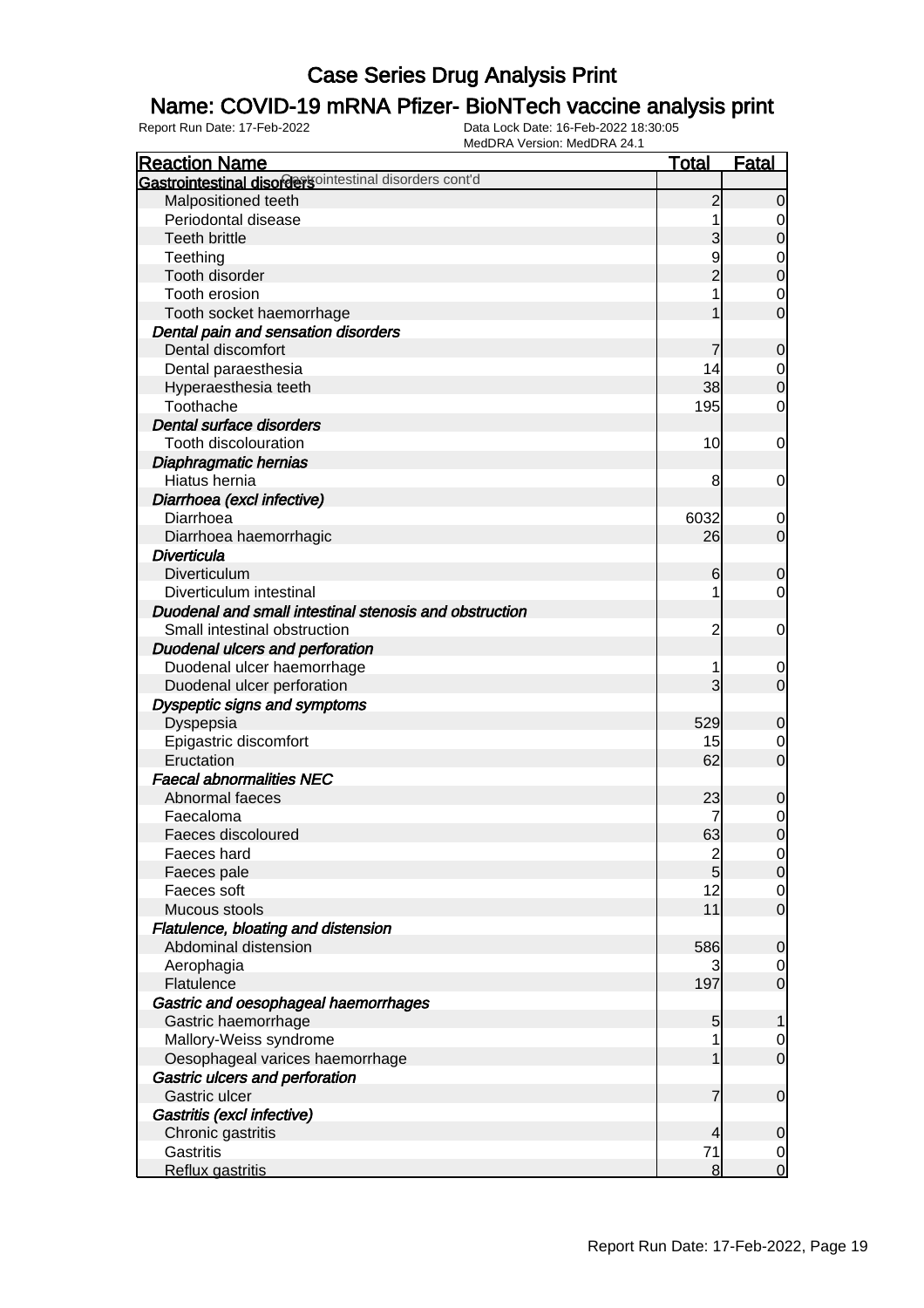# Case Series Drug Analysis Print

## Name: COVID-19 mRNA Pfizer- BioNTech vaccine analysis print

Report Run Date: 17-Feb-2022

Data Lock Date: 16-Feb-2022 18:30:05

MedDRA Version: MedDRA 24.1

| Reaction Name | Total | Fatal |
|---|---|---|
| **Gastrointestinal disorders** Gastrointestinal disorders cont'd | | |
| Malpositioned teeth | 2 | 0 |
| Periodontal disease | 1 | 0 |
| Teeth brittle | 3 | 0 |
| Teething | 9 | 0 |
| Tooth disorder | 2 | 0 |
| Tooth erosion | 1 | 0 |
| Tooth socket haemorrhage | 1 | 0 |
| ***Dental pain and sensation disorders*** | | |
| Dental discomfort | 7 | 0 |
| Dental paraesthesia | 14 | 0 |
| Hyperaesthesia teeth | 38 | 0 |
| Toothache | 195 | 0 |
| ***Dental surface disorders*** | | |
| Tooth discolouration | 10 | 0 |
| ***Diaphragmatic hernias*** | | |
| Hiatus hernia | 8 | 0 |
| ***Diarrhoea (excl infective)*** | | |
| Diarrhoea | 6032 | 0 |
| Diarrhoea haemorrhagic | 26 | 0 |
| ***Diverticula*** | | |
| Diverticulum | 6 | 0 |
| Diverticulum intestinal | 1 | 0 |
| ***Duodenal and small intestinal stenosis and obstruction*** | | |
| Small intestinal obstruction | 2 | 0 |
| ***Duodenal ulcers and perforation*** | | |
| Duodenal ulcer haemorrhage | 1 | 0 |
| Duodenal ulcer perforation | 3 | 0 |
| ***Dyspeptic signs and symptoms*** | | |
| Dyspepsia | 529 | 0 |
| Epigastric discomfort | 15 | 0 |
| Eructation | 62 | 0 |
| ***Faecal abnormalities NEC*** | | |
| Abnormal faeces | 23 | 0 |
| Faecaloma | 7 | 0 |
| Faeces discoloured | 63 | 0 |
| Faeces hard | 2 | 0 |
| Faeces pale | 5 | 0 |
| Faeces soft | 12 | 0 |
| Mucous stools | 11 | 0 |
| ***Flatulence, bloating and distension*** | | |
| Abdominal distension | 586 | 0 |
| Aerophagia | 3 | 0 |
| Flatulence | 197 | 0 |
| ***Gastric and oesophageal haemorrhages*** | | |
| Gastric haemorrhage | 5 | 1 |
| Mallory-Weiss syndrome | 1 | 0 |
| Oesophageal varices haemorrhage | 1 | 0 |
| ***Gastric ulcers and perforation*** | | |
| Gastric ulcer | 7 | 0 |
| ***Gastritis (excl infective)*** | | |
| Chronic gastritis | 4 | 0 |
| Gastritis | 71 | 0 |
| Reflux gastritis | 8 | 0 |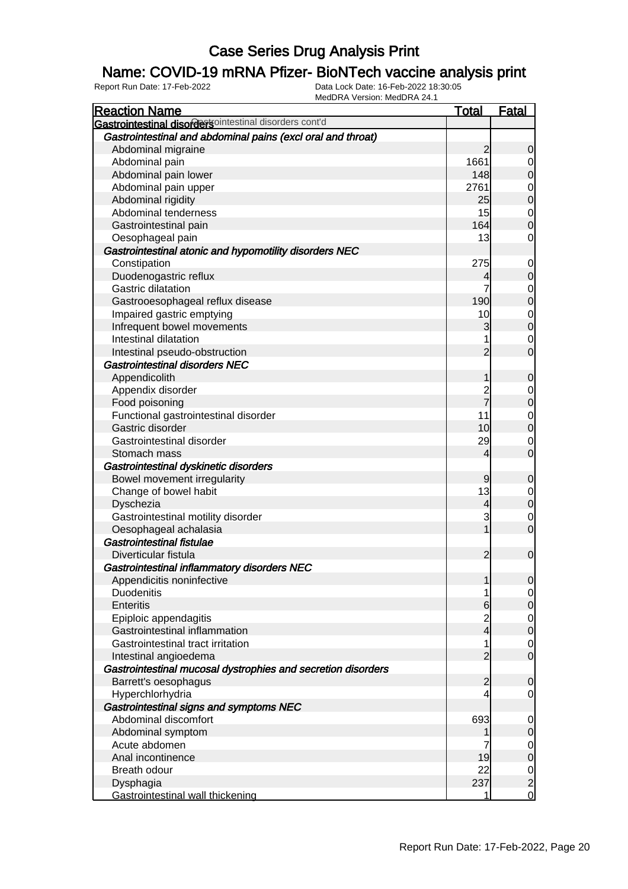# Case Series Drug Analysis Print

## Name: COVID-19 mRNA Pfizer- BioNTech vaccine analysis print

Report Run Date: 17-Feb-2022

Data Lock Date: 16-Feb-2022 18:30:05
MedDRA Version: MedDRA 24.1

| Reaction Name | Total | Fatal |
|---|---|---|
| **Gastrointestinal disorders** Gastrointestinal disorders cont'd | | |
| ***Gastrointestinal and abdominal pains (excl oral and throat)*** | | |
| Abdominal migraine | 2 | 0 |
| Abdominal pain | 1661 | 0 |
| Abdominal pain lower | 148 | 0 |
| Abdominal pain upper | 2761 | 0 |
| Abdominal rigidity | 25 | 0 |
| Abdominal tenderness | 15 | 0 |
| Gastrointestinal pain | 164 | 0 |
| Oesophageal pain | 13 | 0 |
| ***Gastrointestinal atonic and hypomotility disorders NEC*** | | |
| Constipation | 275 | 0 |
| Duodenogastric reflux | 4 | 0 |
| Gastric dilatation | 7 | 0 |
| Gastrooesophageal reflux disease | 190 | 0 |
| Impaired gastric emptying | 10 | 0 |
| Infrequent bowel movements | 3 | 0 |
| Intestinal dilatation | 1 | 0 |
| Intestinal pseudo-obstruction | 2 | 0 |
| ***Gastrointestinal disorders NEC*** | | |
| Appendicolith | 1 | 0 |
| Appendix disorder | 2 | 0 |
| Food poisoning | 7 | 0 |
| Functional gastrointestinal disorder | 11 | 0 |
| Gastric disorder | 10 | 0 |
| Gastrointestinal disorder | 29 | 0 |
| Stomach mass | 4 | 0 |
| ***Gastrointestinal dyskinetic disorders*** | | |
| Bowel movement irregularity | 9 | 0 |
| Change of bowel habit | 13 | 0 |
| Dyschezia | 4 | 0 |
| Gastrointestinal motility disorder | 3 | 0 |
| Oesophageal achalasia | 1 | 0 |
| ***Gastrointestinal fistulae*** | | |
| Diverticular fistula | 2 | 0 |
| ***Gastrointestinal inflammatory disorders NEC*** | | |
| Appendicitis noninfective | 1 | 0 |
| Duodenitis | 1 | 0 |
| Enteritis | 6 | 0 |
| Epiploic appendagitis | 2 | 0 |
| Gastrointestinal inflammation | 4 | 0 |
| Gastrointestinal tract irritation | 1 | 0 |
| Intestinal angioedema | 2 | 0 |
| ***Gastrointestinal mucosal dystrophies and secretion disorders*** | | |
| Barrett's oesophagus | 2 | 0 |
| Hyperchlorhydria | 4 | 0 |
| ***Gastrointestinal signs and symptoms NEC*** | | |
| Abdominal discomfort | 693 | 0 |
| Abdominal symptom | 1 | 0 |
| Acute abdomen | 7 | 0 |
| Anal incontinence | 19 | 0 |
| Breath odour | 22 | 0 |
| Dysphagia | 237 | 2 |
| Gastrointestinal wall thickening | 1 | 0 |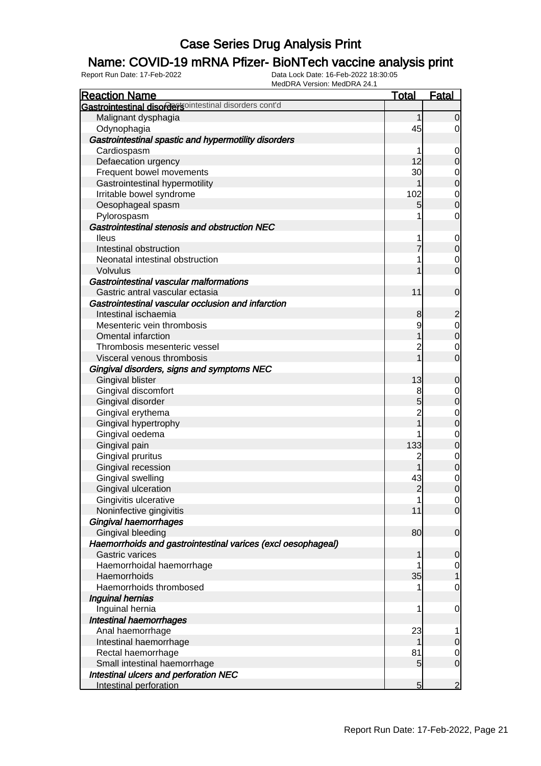# Case Series Drug Analysis Print

## Name: COVID-19 mRNA Pfizer- BioNTech vaccine analysis print

Report Run Date: 17-Feb-2022 | Data Lock Date: 16-Feb-2022 18:30:05 | MedDRA Version: MedDRA 24.1

| Reaction Name | Total | Fatal |
|---|---|---|
| **Gastrointestinal disorders** Gastrointestinal disorders cont'd | | |
| Malignant dysphagia | 1 | 0 |
| Odynophagia | 45 | 0 |
| ***Gastrointestinal spastic and hypermotility disorders*** | | |
| Cardiospasm | 1 | 0 |
| Defaecation urgency | 12 | 0 |
| Frequent bowel movements | 30 | 0 |
| Gastrointestinal hypermotility | 1 | 0 |
| Irritable bowel syndrome | 102 | 0 |
| Oesophageal spasm | 5 | 0 |
| Pylorospasm | 1 | 0 |
| ***Gastrointestinal stenosis and obstruction NEC*** | | |
| Ileus | 1 | 0 |
| Intestinal obstruction | 7 | 0 |
| Neonatal intestinal obstruction | 1 | 0 |
| Volvulus | 1 | 0 |
| ***Gastrointestinal vascular malformations*** | | |
| Gastric antral vascular ectasia | 11 | 0 |
| ***Gastrointestinal vascular occlusion and infarction*** | | |
| Intestinal ischaemia | 8 | 2 |
| Mesenteric vein thrombosis | 9 | 0 |
| Omental infarction | 1 | 0 |
| Thrombosis mesenteric vessel | 2 | 0 |
| Visceral venous thrombosis | 1 | 0 |
| ***Gingival disorders, signs and symptoms NEC*** | | |
| Gingival blister | 13 | 0 |
| Gingival discomfort | 8 | 0 |
| Gingival disorder | 5 | 0 |
| Gingival erythema | 2 | 0 |
| Gingival hypertrophy | 1 | 0 |
| Gingival oedema | 1 | 0 |
| Gingival pain | 133 | 0 |
| Gingival pruritus | 2 | 0 |
| Gingival recession | 1 | 0 |
| Gingival swelling | 43 | 0 |
| Gingival ulceration | 2 | 0 |
| Gingivitis ulcerative | 1 | 0 |
| Noninfective gingivitis | 11 | 0 |
| ***Gingival haemorrhages*** | | |
| Gingival bleeding | 80 | 0 |
| ***Haemorrhoids and gastrointestinal varices (excl oesophageal)*** | | |
| Gastric varices | 1 | 0 |
| Haemorrhoidal haemorrhage | 1 | 0 |
| Haemorrhoids | 35 | 1 |
| Haemorrhoids thrombosed | 1 | 0 |
| ***Inguinal hernias*** | | |
| Inguinal hernia | 1 | 0 |
| ***Intestinal haemorrhages*** | | |
| Anal haemorrhage | 23 | 1 |
| Intestinal haemorrhage | 1 | 0 |
| Rectal haemorrhage | 81 | 0 |
| Small intestinal haemorrhage | 5 | 0 |
| ***Intestinal ulcers and perforation NEC*** | | |
| Intestinal perforation | 5 | 2 |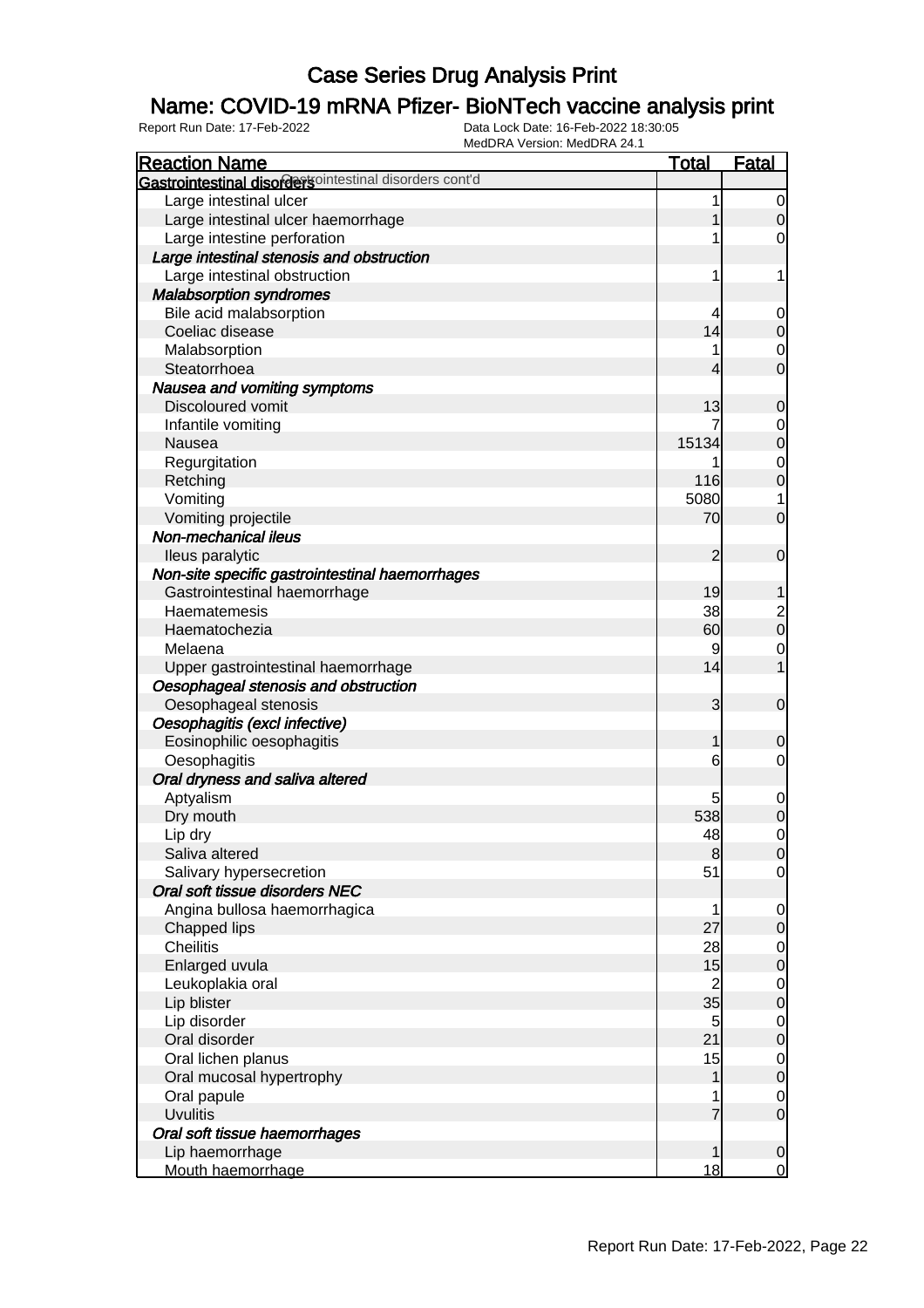# Case Series Drug Analysis Print

## Name: COVID-19 mRNA Pfizer- BioNTech vaccine analysis print

Report Run Date: 17-Feb-2022
Data Lock Date: 16-Feb-2022 18:30:05
MedDRA Version: MedDRA 24.1

| Reaction Name | Total | Fatal |
|---|---|---|
| **Gastrointestinal disorders** Gastrointestinal disorders cont'd | | |
| Large intestinal ulcer | 1 | 0 |
| Large intestinal ulcer haemorrhage | 1 | 0 |
| Large intestine perforation | 1 | 0 |
| ***Large intestinal stenosis and obstruction*** | | |
| Large intestinal obstruction | 1 | 1 |
| ***Malabsorption syndromes*** | | |
| Bile acid malabsorption | 4 | 0 |
| Coeliac disease | 14 | 0 |
| Malabsorption | 1 | 0 |
| Steatorrhoea | 4 | 0 |
| ***Nausea and vomiting symptoms*** | | |
| Discoloured vomit | 13 | 0 |
| Infantile vomiting | 7 | 0 |
| Nausea | 15134 | 0 |
| Regurgitation | 1 | 0 |
| Retching | 116 | 0 |
| Vomiting | 5080 | 1 |
| Vomiting projectile | 70 | 0 |
| ***Non-mechanical ileus*** | | |
| Ileus paralytic | 2 | 0 |
| ***Non-site specific gastrointestinal haemorrhages*** | | |
| Gastrointestinal haemorrhage | 19 | 1 |
| Haematemesis | 38 | 2 |
| Haematochezia | 60 | 0 |
| Melaena | 9 | 0 |
| Upper gastrointestinal haemorrhage | 14 | 1 |
| ***Oesophageal stenosis and obstruction*** | | |
| Oesophageal stenosis | 3 | 0 |
| ***Oesophagitis (excl infective)*** | | |
| Eosinophilic oesophagitis | 1 | 0 |
| Oesophagitis | 6 | 0 |
| ***Oral dryness and saliva altered*** | | |
| Aptyalism | 5 | 0 |
| Dry mouth | 538 | 0 |
| Lip dry | 48 | 0 |
| Saliva altered | 8 | 0 |
| Salivary hypersecretion | 51 | 0 |
| ***Oral soft tissue disorders NEC*** | | |
| Angina bullosa haemorrhagica | 1 | 0 |
| Chapped lips | 27 | 0 |
| Cheilitis | 28 | 0 |
| Enlarged uvula | 15 | 0 |
| Leukoplakia oral | 2 | 0 |
| Lip blister | 35 | 0 |
| Lip disorder | 5 | 0 |
| Oral disorder | 21 | 0 |
| Oral lichen planus | 15 | 0 |
| Oral mucosal hypertrophy | 1 | 0 |
| Oral papule | 1 | 0 |
| Uvulitis | 7 | 0 |
| ***Oral soft tissue haemorrhages*** | | |
| Lip haemorrhage | 1 | 0 |
| Mouth haemorrhage | 18 | 0 |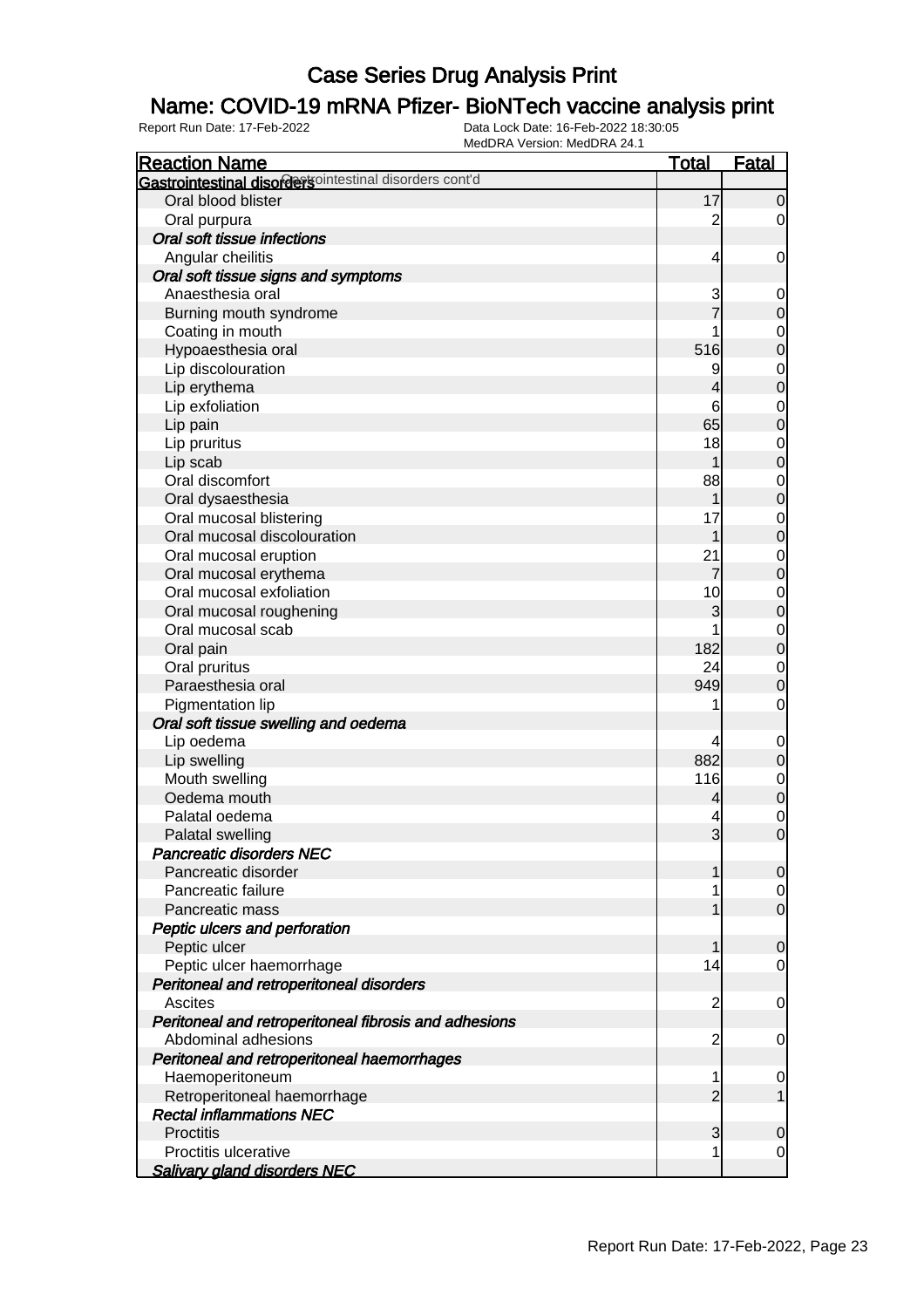# Case Series Drug Analysis Print

## Name: COVID-19 mRNA Pfizer- BioNTech vaccine analysis print

Report Run Date: 17-Feb-2022    Data Lock Date: 16-Feb-2022 18:30:05
MedDRA Version: MedDRA 24.1

| Reaction Name | Total | Fatal |
|---|---|---|
| **Gastrointestinal disorders** Gastrointestinal disorders cont'd | | |
| Oral blood blister | 17 | 0 |
| Oral purpura | 2 | 0 |
| *Oral soft tissue infections* | | |
| Angular cheilitis | 4 | 0 |
| *Oral soft tissue signs and symptoms* | | |
| Anaesthesia oral | 3 | 0 |
| Burning mouth syndrome | 7 | 0 |
| Coating in mouth | 1 | 0 |
| Hypoaesthesia oral | 516 | 0 |
| Lip discolouration | 9 | 0 |
| Lip erythema | 4 | 0 |
| Lip exfoliation | 6 | 0 |
| Lip pain | 65 | 0 |
| Lip pruritus | 18 | 0 |
| Lip scab | 1 | 0 |
| Oral discomfort | 88 | 0 |
| Oral dysaesthesia | 1 | 0 |
| Oral mucosal blistering | 17 | 0 |
| Oral mucosal discolouration | 1 | 0 |
| Oral mucosal eruption | 21 | 0 |
| Oral mucosal erythema | 7 | 0 |
| Oral mucosal exfoliation | 10 | 0 |
| Oral mucosal roughening | 3 | 0 |
| Oral mucosal scab | 1 | 0 |
| Oral pain | 182 | 0 |
| Oral pruritus | 24 | 0 |
| Paraesthesia oral | 949 | 0 |
| Pigmentation lip | 1 | 0 |
| *Oral soft tissue swelling and oedema* | | |
| Lip oedema | 4 | 0 |
| Lip swelling | 882 | 0 |
| Mouth swelling | 116 | 0 |
| Oedema mouth | 4 | 0 |
| Palatal oedema | 4 | 0 |
| Palatal swelling | 3 | 0 |
| *Pancreatic disorders NEC* | | |
| Pancreatic disorder | 1 | 0 |
| Pancreatic failure | 1 | 0 |
| Pancreatic mass | 1 | 0 |
| *Peptic ulcers and perforation* | | |
| Peptic ulcer | 1 | 0 |
| Peptic ulcer haemorrhage | 14 | 0 |
| *Peritoneal and retroperitoneal disorders* | | |
| Ascites | 2 | 0 |
| *Peritoneal and retroperitoneal fibrosis and adhesions* | | |
| Abdominal adhesions | 2 | 0 |
| *Peritoneal and retroperitoneal haemorrhages* | | |
| Haemoperitoneum | 1 | 0 |
| Retroperitoneal haemorrhage | 2 | 1 |
| *Rectal inflammations NEC* | | |
| Proctitis | 3 | 0 |
| Proctitis ulcerative | 1 | 0 |
| *Salivary gland disorders NEC* | | |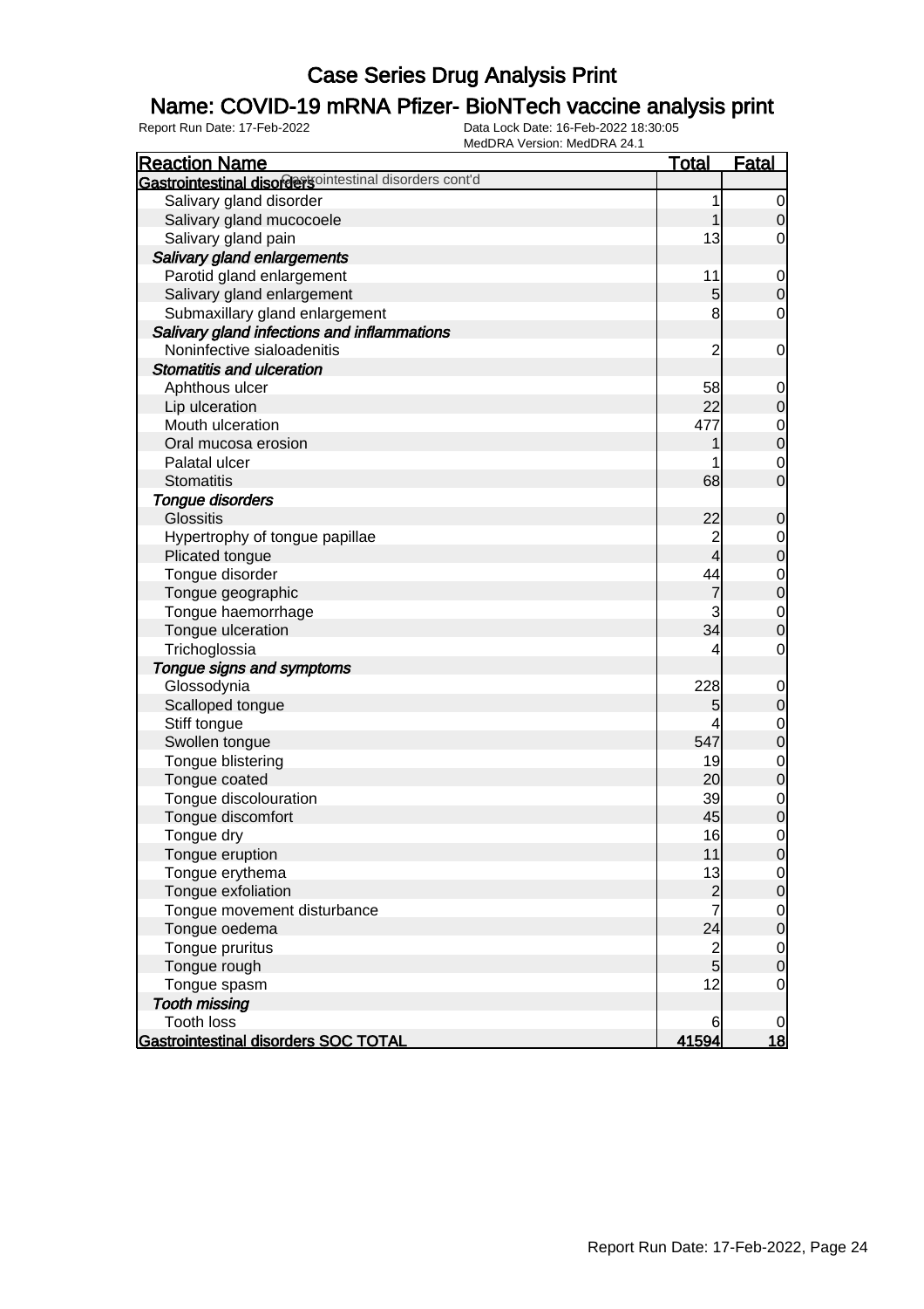# Case Series Drug Analysis Print

## Name: COVID-19 mRNA Pfizer- BioNTech vaccine analysis print

Report Run Date: 17-Feb-2022 | Data Lock Date: 16-Feb-2022 18:30:05 | MedDRA Version: MedDRA 24.1

| Reaction Name | Total | Fatal |
|---|---|---|
| **Gastrointestinal disorders** Gastrointestinal disorders cont'd | | |
| Salivary gland disorder | 1 | 0 |
| Salivary gland mucocoele | 1 | 0 |
| Salivary gland pain | 13 | 0 |
| ***Salivary gland enlargements*** | | |
| Parotid gland enlargement | 11 | 0 |
| Salivary gland enlargement | 5 | 0 |
| Submaxillary gland enlargement | 8 | 0 |
| ***Salivary gland infections and inflammations*** | | |
| Noninfective sialoadenitis | 2 | 0 |
| ***Stomatitis and ulceration*** | | |
| Aphthous ulcer | 58 | 0 |
| Lip ulceration | 22 | 0 |
| Mouth ulceration | 477 | 0 |
| Oral mucosa erosion | 1 | 0 |
| Palatal ulcer | 1 | 0 |
| Stomatitis | 68 | 0 |
| ***Tongue disorders*** | | |
| Glossitis | 22 | 0 |
| Hypertrophy of tongue papillae | 2 | 0 |
| Plicated tongue | 4 | 0 |
| Tongue disorder | 44 | 0 |
| Tongue geographic | 7 | 0 |
| Tongue haemorrhage | 3 | 0 |
| Tongue ulceration | 34 | 0 |
| Trichoglossia | 4 | 0 |
| ***Tongue signs and symptoms*** | | |
| Glossodynia | 228 | 0 |
| Scalloped tongue | 5 | 0 |
| Stiff tongue | 4 | 0 |
| Swollen tongue | 547 | 0 |
| Tongue blistering | 19 | 0 |
| Tongue coated | 20 | 0 |
| Tongue discolouration | 39 | 0 |
| Tongue discomfort | 45 | 0 |
| Tongue dry | 16 | 0 |
| Tongue eruption | 11 | 0 |
| Tongue erythema | 13 | 0 |
| Tongue exfoliation | 2 | 0 |
| Tongue movement disturbance | 7 | 0 |
| Tongue oedema | 24 | 0 |
| Tongue pruritus | 2 | 0 |
| Tongue rough | 5 | 0 |
| Tongue spasm | 12 | 0 |
| ***Tooth missing*** | | |
| Tooth loss | 6 | 0 |
| **Gastrointestinal disorders SOC TOTAL** | **41594** | **18** |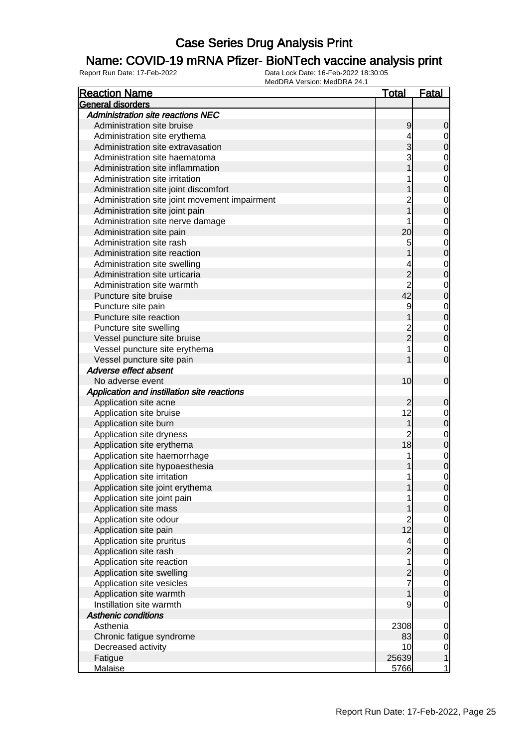# Case Series Drug Analysis Print

## Name: COVID-19 mRNA Pfizer- BioNTech vaccine analysis print

Report Run Date: 17-Feb-2022    Data Lock Date: 16-Feb-2022 18:30:05
MedDRA Version: MedDRA 24.1

| Reaction Name | Total | Fatal |
|---|---|---|
| **General disorders** | | |
| *Administration site reactions NEC* | | |
| Administration site bruise | 9 | 0 |
| Administration site erythema | 4 | 0 |
| Administration site extravasation | 3 | 0 |
| Administration site haematoma | 3 | 0 |
| Administration site inflammation | 1 | 0 |
| Administration site irritation | 1 | 0 |
| Administration site joint discomfort | 1 | 0 |
| Administration site joint movement impairment | 2 | 0 |
| Administration site joint pain | 1 | 0 |
| Administration site nerve damage | 1 | 0 |
| Administration site pain | 20 | 0 |
| Administration site rash | 5 | 0 |
| Administration site reaction | 1 | 0 |
| Administration site swelling | 4 | 0 |
| Administration site urticaria | 2 | 0 |
| Administration site warmth | 2 | 0 |
| Puncture site bruise | 42 | 0 |
| Puncture site pain | 9 | 0 |
| Puncture site reaction | 1 | 0 |
| Puncture site swelling | 2 | 0 |
| Vessel puncture site bruise | 2 | 0 |
| Vessel puncture site erythema | 1 | 0 |
| Vessel puncture site pain | 1 | 0 |
| *Adverse effect absent* | | |
| No adverse event | 10 | 0 |
| *Application and instillation site reactions* | | |
| Application site acne | 2 | 0 |
| Application site bruise | 12 | 0 |
| Application site burn | 1 | 0 |
| Application site dryness | 2 | 0 |
| Application site erythema | 18 | 0 |
| Application site haemorrhage | 1 | 0 |
| Application site hypoaesthesia | 1 | 0 |
| Application site irritation | 1 | 0 |
| Application site joint erythema | 1 | 0 |
| Application site joint pain | 1 | 0 |
| Application site mass | 1 | 0 |
| Application site odour | 2 | 0 |
| Application site pain | 12 | 0 |
| Application site pruritus | 4 | 0 |
| Application site rash | 2 | 0 |
| Application site reaction | 1 | 0 |
| Application site swelling | 2 | 0 |
| Application site vesicles | 7 | 0 |
| Application site warmth | 1 | 0 |
| Instillation site warmth | 9 | 0 |
| *Asthenic conditions* | | |
| Asthenia | 2308 | 0 |
| Chronic fatigue syndrome | 83 | 0 |
| Decreased activity | 10 | 0 |
| Fatigue | 25639 | 1 |
| Malaise | 5766 | 1 |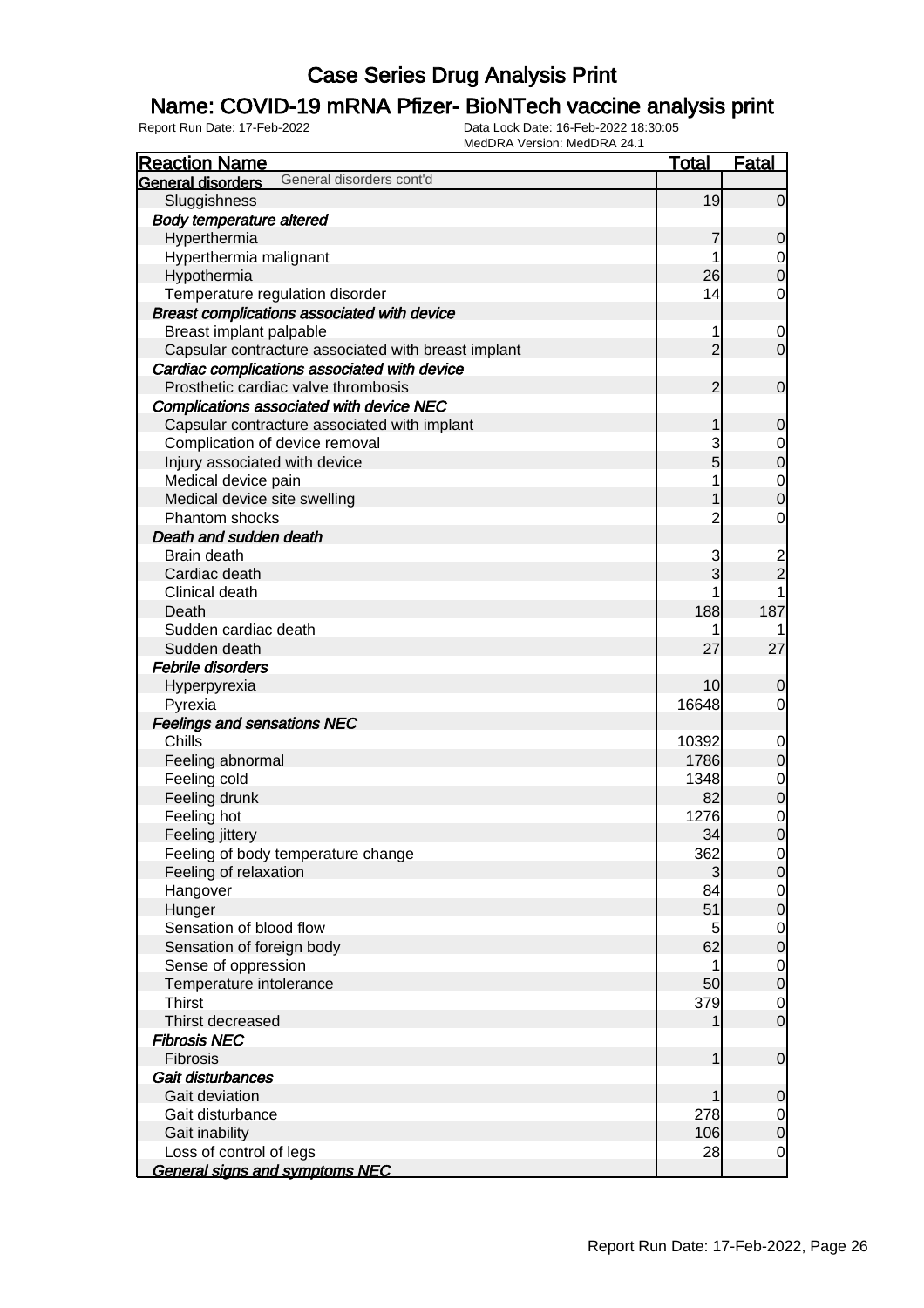# Case Series Drug Analysis Print

## Name: COVID-19 mRNA Pfizer- BioNTech vaccine analysis print

Report Run Date: 17-Feb-2022 | Data Lock Date: 16-Feb-2022 18:30:05 | MedDRA Version: MedDRA 24.1

| Reaction Name | Total | Fatal |
|---|---|---|
| **General disorders** General disorders cont'd | | |
| Sluggishness | 19 | 0 |
| ***Body temperature altered*** | | |
| Hyperthermia | 7 | 0 |
| Hyperthermia malignant | 1 | 0 |
| Hypothermia | 26 | 0 |
| Temperature regulation disorder | 14 | 0 |
| ***Breast complications associated with device*** | | |
| Breast implant palpable | 1 | 0 |
| Capsular contracture associated with breast implant | 2 | 0 |
| ***Cardiac complications associated with device*** | | |
| Prosthetic cardiac valve thrombosis | 2 | 0 |
| ***Complications associated with device NEC*** | | |
| Capsular contracture associated with implant | 1 | 0 |
| Complication of device removal | 3 | 0 |
| Injury associated with device | 5 | 0 |
| Medical device pain | 1 | 0 |
| Medical device site swelling | 1 | 0 |
| Phantom shocks | 2 | 0 |
| ***Death and sudden death*** | | |
| Brain death | 3 | 2 |
| Cardiac death | 3 | 2 |
| Clinical death | 1 | 1 |
| Death | 188 | 187 |
| Sudden cardiac death | 1 | 1 |
| Sudden death | 27 | 27 |
| ***Febrile disorders*** | | |
| Hyperpyrexia | 10 | 0 |
| Pyrexia | 16648 | 0 |
| ***Feelings and sensations NEC*** | | |
| Chills | 10392 | 0 |
| Feeling abnormal | 1786 | 0 |
| Feeling cold | 1348 | 0 |
| Feeling drunk | 82 | 0 |
| Feeling hot | 1276 | 0 |
| Feeling jittery | 34 | 0 |
| Feeling of body temperature change | 362 | 0 |
| Feeling of relaxation | 3 | 0 |
| Hangover | 84 | 0 |
| Hunger | 51 | 0 |
| Sensation of blood flow | 5 | 0 |
| Sensation of foreign body | 62 | 0 |
| Sense of oppression | 1 | 0 |
| Temperature intolerance | 50 | 0 |
| Thirst | 379 | 0 |
| Thirst decreased | 1 | 0 |
| ***Fibrosis NEC*** | | |
| Fibrosis | 1 | 0 |
| ***Gait disturbances*** | | |
| Gait deviation | 1 | 0 |
| Gait disturbance | 278 | 0 |
| Gait inability | 106 | 0 |
| Loss of control of legs | 28 | 0 |
| ***General signs and symptoms NEC*** | | |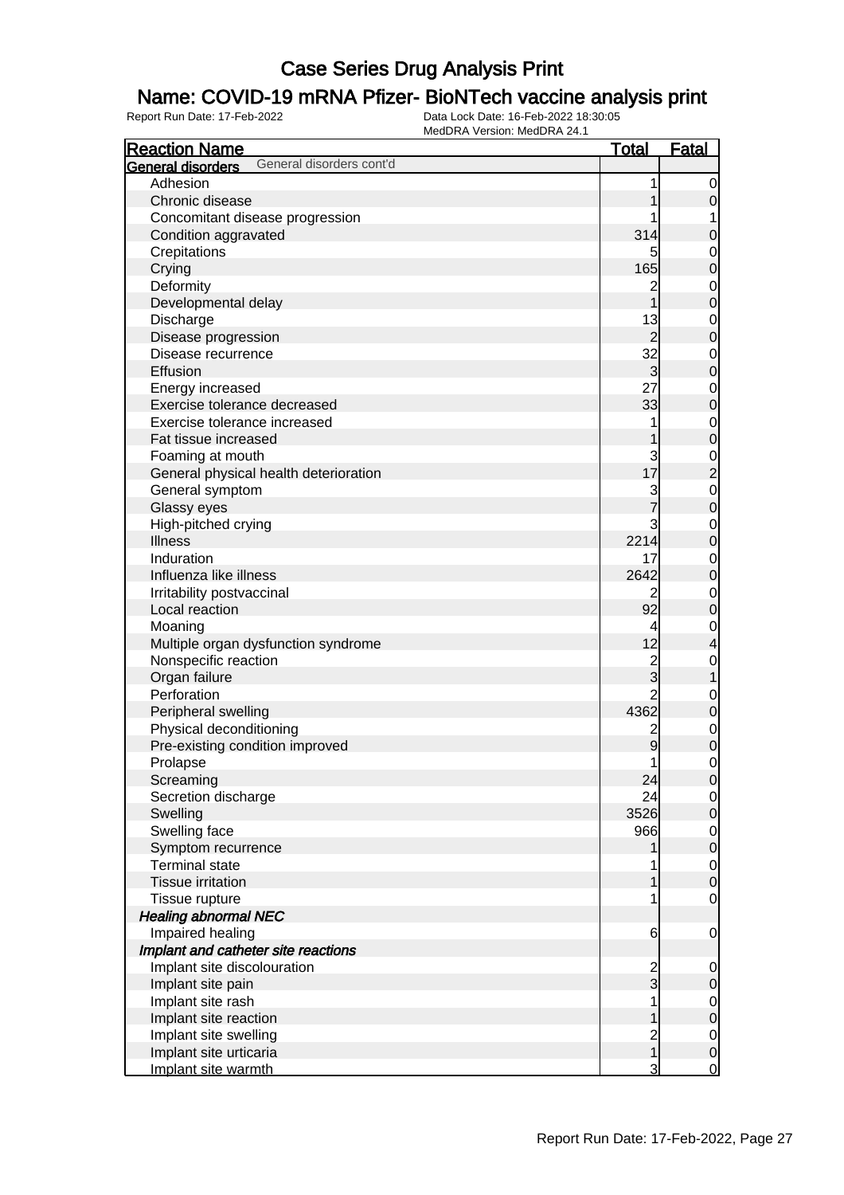# Case Series Drug Analysis Print

## Name: COVID-19 mRNA Pfizer- BioNTech vaccine analysis print

Report Run Date: 17-Feb-2022

Data Lock Date: 16-Feb-2022 18:30:05

MedDRA Version: MedDRA 24.1

| Reaction Name | Total | Fatal |
|---|---|---|
| **General disorders** General disorders cont'd | | |
| Adhesion | 1 | 0 |
| Chronic disease | 1 | 0 |
| Concomitant disease progression | 1 | 1 |
| Condition aggravated | 314 | 0 |
| Crepitations | 5 | 0 |
| Crying | 165 | 0 |
| Deformity | 2 | 0 |
| Developmental delay | 1 | 0 |
| Discharge | 13 | 0 |
| Disease progression | 2 | 0 |
| Disease recurrence | 32 | 0 |
| Effusion | 3 | 0 |
| Energy increased | 27 | 0 |
| Exercise tolerance decreased | 33 | 0 |
| Exercise tolerance increased | 1 | 0 |
| Fat tissue increased | 1 | 0 |
| Foaming at mouth | 3 | 0 |
| General physical health deterioration | 17 | 2 |
| General symptom | 3 | 0 |
| Glassy eyes | 7 | 0 |
| High-pitched crying | 3 | 0 |
| Illness | 2214 | 0 |
| Induration | 17 | 0 |
| Influenza like illness | 2642 | 0 |
| Irritability postvaccinal | 2 | 0 |
| Local reaction | 92 | 0 |
| Moaning | 4 | 0 |
| Multiple organ dysfunction syndrome | 12 | 4 |
| Nonspecific reaction | 2 | 0 |
| Organ failure | 3 | 1 |
| Perforation | 2 | 0 |
| Peripheral swelling | 4362 | 0 |
| Physical deconditioning | 2 | 0 |
| Pre-existing condition improved | 9 | 0 |
| Prolapse | 1 | 0 |
| Screaming | 24 | 0 |
| Secretion discharge | 24 | 0 |
| Swelling | 3526 | 0 |
| Swelling face | 966 | 0 |
| Symptom recurrence | 1 | 0 |
| Terminal state | 1 | 0 |
| Tissue irritation | 1 | 0 |
| Tissue rupture | 1 | 0 |
| ***Healing abnormal NEC*** | | |
| Impaired healing | 6 | 0 |
| ***Implant and catheter site reactions*** | | |
| Implant site discolouration | 2 | 0 |
| Implant site pain | 3 | 0 |
| Implant site rash | 1 | 0 |
| Implant site reaction | 1 | 0 |
| Implant site swelling | 2 | 0 |
| Implant site urticaria | 1 | 0 |
| Implant site warmth | 3 | 0 |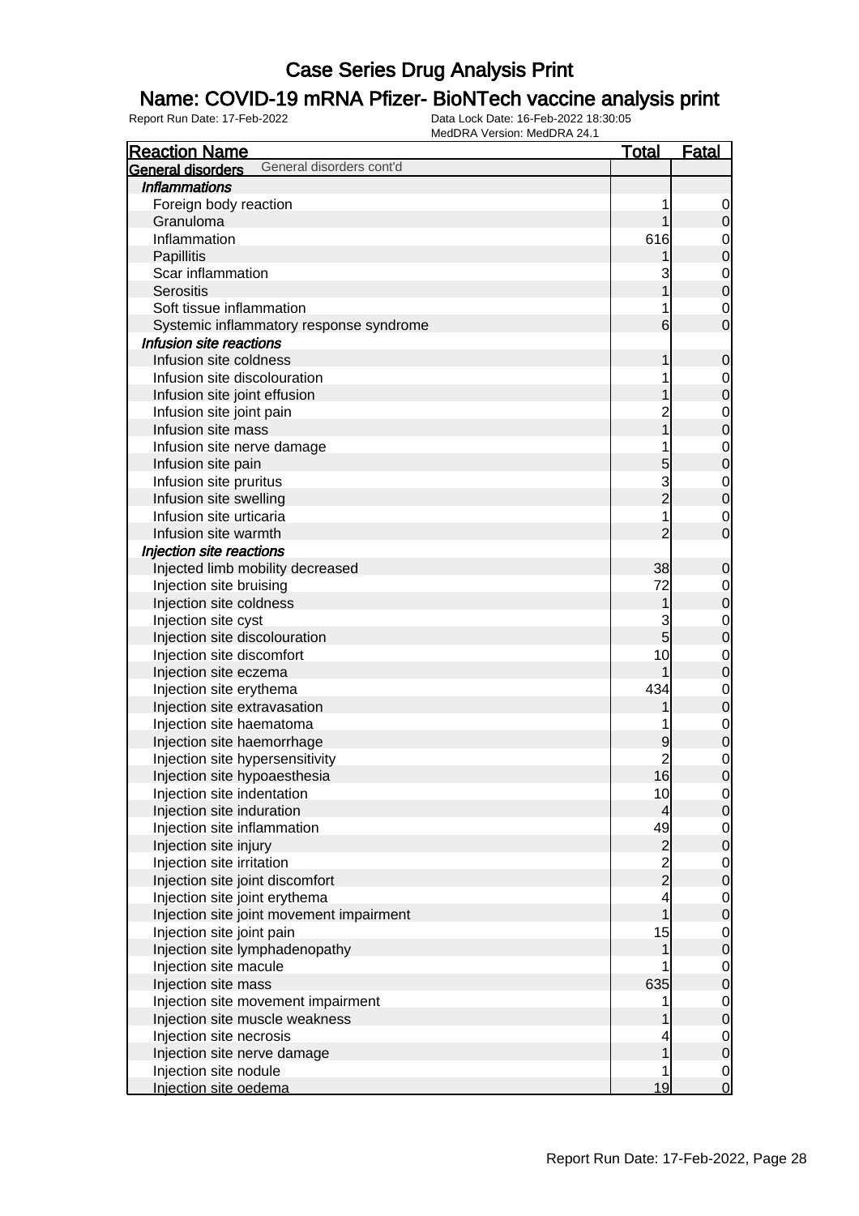# Case Series Drug Analysis Print

## Name: COVID-19 mRNA Pfizer- BioNTech vaccine analysis print

Report Run Date: 17-Feb-2022    Data Lock Date: 16-Feb-2022 18:30:05
MedDRA Version: MedDRA 24.1

| Reaction Name | Total | Fatal |
|---|---|---|
| **General disorders** General disorders cont'd | | |
| ***Inflammations*** | | |
| Foreign body reaction | 1 | 0 |
| Granuloma | 1 | 0 |
| Inflammation | 616 | 0 |
| Papillitis | 1 | 0 |
| Scar inflammation | 3 | 0 |
| Serositis | 1 | 0 |
| Soft tissue inflammation | 1 | 0 |
| Systemic inflammatory response syndrome | 6 | 0 |
| ***Infusion site reactions*** | | |
| Infusion site coldness | 1 | 0 |
| Infusion site discolouration | 1 | 0 |
| Infusion site joint effusion | 1 | 0 |
| Infusion site joint pain | 2 | 0 |
| Infusion site mass | 1 | 0 |
| Infusion site nerve damage | 1 | 0 |
| Infusion site pain | 5 | 0 |
| Infusion site pruritus | 3 | 0 |
| Infusion site swelling | 2 | 0 |
| Infusion site urticaria | 1 | 0 |
| Infusion site warmth | 2 | 0 |
| ***Injection site reactions*** | | |
| Injected limb mobility decreased | 38 | 0 |
| Injection site bruising | 72 | 0 |
| Injection site coldness | 1 | 0 |
| Injection site cyst | 3 | 0 |
| Injection site discolouration | 5 | 0 |
| Injection site discomfort | 10 | 0 |
| Injection site eczema | 1 | 0 |
| Injection site erythema | 434 | 0 |
| Injection site extravasation | 1 | 0 |
| Injection site haematoma | 1 | 0 |
| Injection site haemorrhage | 9 | 0 |
| Injection site hypersensitivity | 2 | 0 |
| Injection site hypoaesthesia | 16 | 0 |
| Injection site indentation | 10 | 0 |
| Injection site induration | 4 | 0 |
| Injection site inflammation | 49 | 0 |
| Injection site injury | 2 | 0 |
| Injection site irritation | 2 | 0 |
| Injection site joint discomfort | 2 | 0 |
| Injection site joint erythema | 4 | 0 |
| Injection site joint movement impairment | 1 | 0 |
| Injection site joint pain | 15 | 0 |
| Injection site lymphadenopathy | 1 | 0 |
| Injection site macule | 1 | 0 |
| Injection site mass | 635 | 0 |
| Injection site movement impairment | 1 | 0 |
| Injection site muscle weakness | 1 | 0 |
| Injection site necrosis | 4 | 0 |
| Injection site nerve damage | 1 | 0 |
| Injection site nodule | 1 | 0 |
| Injection site oedema | 19 | 0 |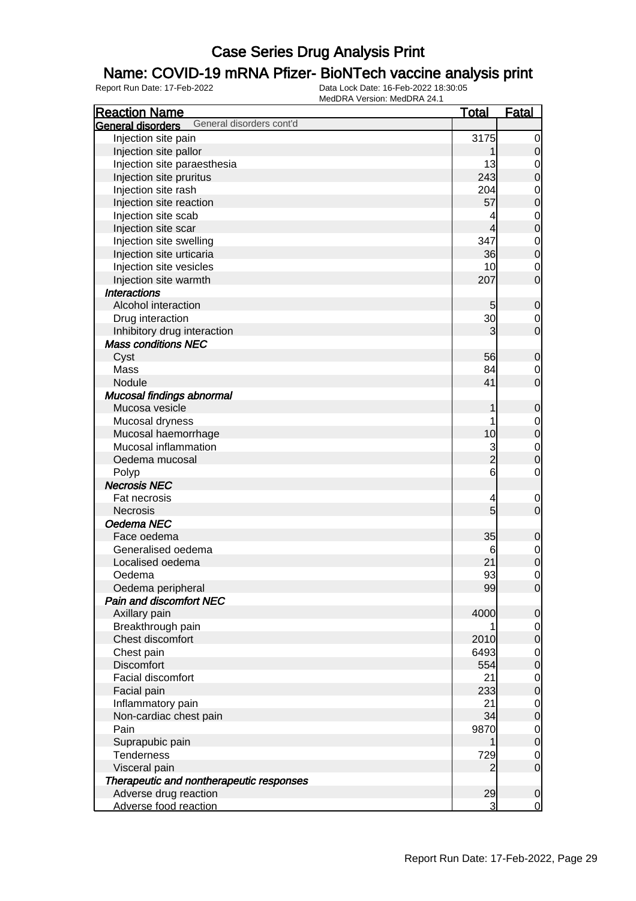# Case Series Drug Analysis Print

## Name: COVID-19 mRNA Pfizer- BioNTech vaccine analysis print

Report Run Date: 17-Feb-2022    Data Lock Date: 16-Feb-2022 18:30:05
MedDRA Version: MedDRA 24.1

| Reaction Name | Total | Fatal |
|---|---|---|
| **General disorders** General disorders cont'd | | |
| Injection site pain | 3175 | 0 |
| Injection site pallor | 1 | 0 |
| Injection site paraesthesia | 13 | 0 |
| Injection site pruritus | 243 | 0 |
| Injection site rash | 204 | 0 |
| Injection site reaction | 57 | 0 |
| Injection site scab | 4 | 0 |
| Injection site scar | 4 | 0 |
| Injection site swelling | 347 | 0 |
| Injection site urticaria | 36 | 0 |
| Injection site vesicles | 10 | 0 |
| Injection site warmth | 207 | 0 |
| ***Interactions*** | | |
| Alcohol interaction | 5 | 0 |
| Drug interaction | 30 | 0 |
| Inhibitory drug interaction | 3 | 0 |
| ***Mass conditions NEC*** | | |
| Cyst | 56 | 0 |
| Mass | 84 | 0 |
| Nodule | 41 | 0 |
| ***Mucosal findings abnormal*** | | |
| Mucosa vesicle | 1 | 0 |
| Mucosal dryness | 1 | 0 |
| Mucosal haemorrhage | 10 | 0 |
| Mucosal inflammation | 3 | 0 |
| Oedema mucosal | 2 | 0 |
| Polyp | 6 | 0 |
| ***Necrosis NEC*** | | |
| Fat necrosis | 4 | 0 |
| Necrosis | 5 | 0 |
| ***Oedema NEC*** | | |
| Face oedema | 35 | 0 |
| Generalised oedema | 6 | 0 |
| Localised oedema | 21 | 0 |
| Oedema | 93 | 0 |
| Oedema peripheral | 99 | 0 |
| ***Pain and discomfort NEC*** | | |
| Axillary pain | 4000 | 0 |
| Breakthrough pain | 1 | 0 |
| Chest discomfort | 2010 | 0 |
| Chest pain | 6493 | 0 |
| Discomfort | 554 | 0 |
| Facial discomfort | 21 | 0 |
| Facial pain | 233 | 0 |
| Inflammatory pain | 21 | 0 |
| Non-cardiac chest pain | 34 | 0 |
| Pain | 9870 | 0 |
| Suprapubic pain | 1 | 0 |
| Tenderness | 729 | 0 |
| Visceral pain | 2 | 0 |
| ***Therapeutic and nontherapeutic responses*** | | |
| Adverse drug reaction | 29 | 0 |
| Adverse food reaction | 3 | 0 |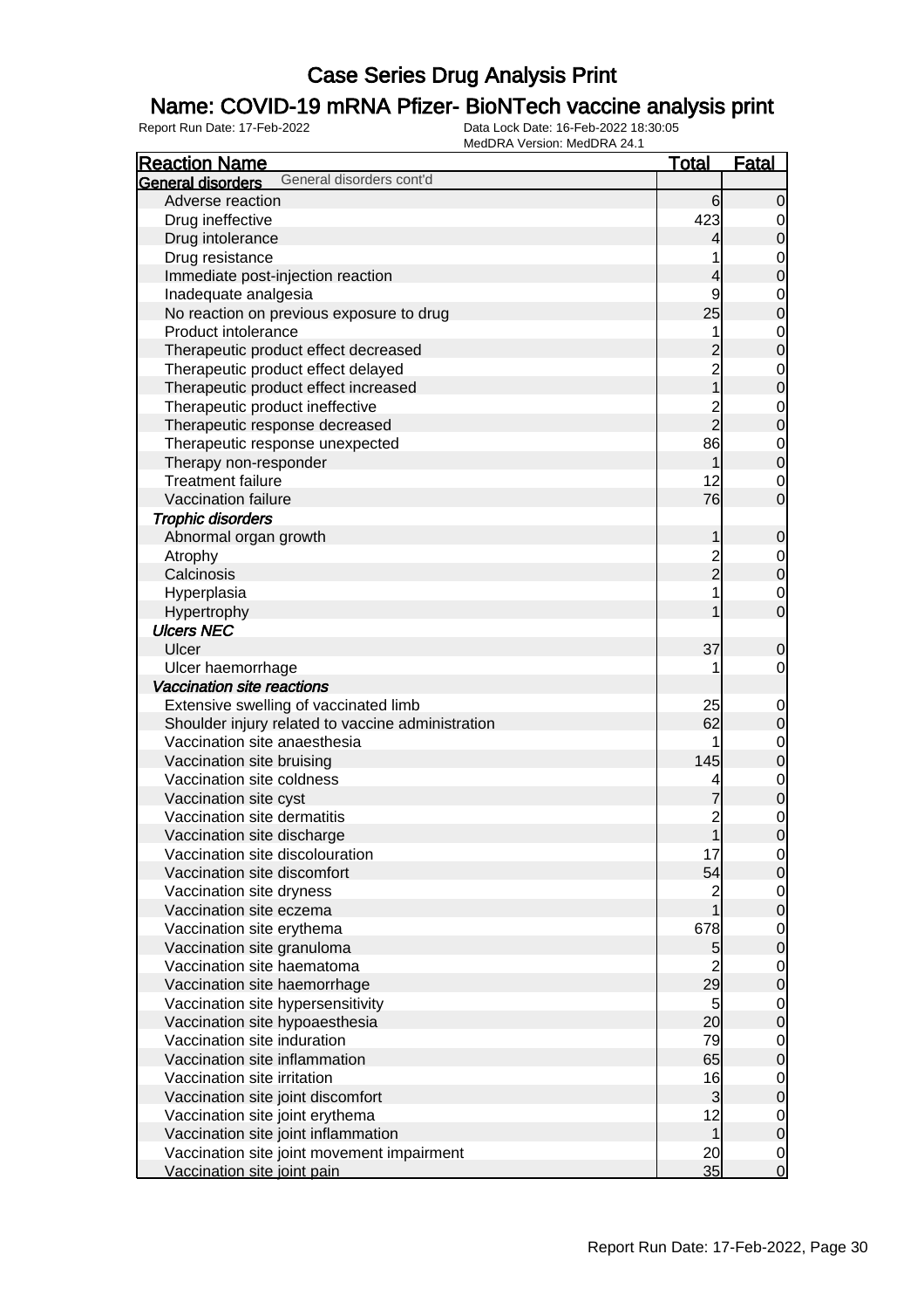# Case Series Drug Analysis Print

## Name: COVID-19 mRNA Pfizer- BioNTech vaccine analysis print

Report Run Date: 17-Feb-2022

Data Lock Date: 16-Feb-2022 18:30:05
MedDRA Version: MedDRA 24.1

| Reaction Name | Total | Fatal |
|---|---|---|
| **General disorders** General disorders cont'd | | |
| Adverse reaction | 6 | 0 |
| Drug ineffective | 423 | 0 |
| Drug intolerance | 4 | 0 |
| Drug resistance | 1 | 0 |
| Immediate post-injection reaction | 4 | 0 |
| Inadequate analgesia | 9 | 0 |
| No reaction on previous exposure to drug | 25 | 0 |
| Product intolerance | 1 | 0 |
| Therapeutic product effect decreased | 2 | 0 |
| Therapeutic product effect delayed | 2 | 0 |
| Therapeutic product effect increased | 1 | 0 |
| Therapeutic product ineffective | 2 | 0 |
| Therapeutic response decreased | 2 | 0 |
| Therapeutic response unexpected | 86 | 0 |
| Therapy non-responder | 1 | 0 |
| Treatment failure | 12 | 0 |
| Vaccination failure | 76 | 0 |
| ***Trophic disorders*** | | |
| Abnormal organ growth | 1 | 0 |
| Atrophy | 2 | 0 |
| Calcinosis | 2 | 0 |
| Hyperplasia | 1 | 0 |
| Hypertrophy | 1 | 0 |
| ***Ulcers NEC*** | | |
| Ulcer | 37 | 0 |
| Ulcer haemorrhage | 1 | 0 |
| ***Vaccination site reactions*** | | |
| Extensive swelling of vaccinated limb | 25 | 0 |
| Shoulder injury related to vaccine administration | 62 | 0 |
| Vaccination site anaesthesia | 1 | 0 |
| Vaccination site bruising | 145 | 0 |
| Vaccination site coldness | 4 | 0 |
| Vaccination site cyst | 7 | 0 |
| Vaccination site dermatitis | 2 | 0 |
| Vaccination site discharge | 1 | 0 |
| Vaccination site discolouration | 17 | 0 |
| Vaccination site discomfort | 54 | 0 |
| Vaccination site dryness | 2 | 0 |
| Vaccination site eczema | 1 | 0 |
| Vaccination site erythema | 678 | 0 |
| Vaccination site granuloma | 5 | 0 |
| Vaccination site haematoma | 2 | 0 |
| Vaccination site haemorrhage | 29 | 0 |
| Vaccination site hypersensitivity | 5 | 0 |
| Vaccination site hypoaesthesia | 20 | 0 |
| Vaccination site induration | 79 | 0 |
| Vaccination site inflammation | 65 | 0 |
| Vaccination site irritation | 16 | 0 |
| Vaccination site joint discomfort | 3 | 0 |
| Vaccination site joint erythema | 12 | 0 |
| Vaccination site joint inflammation | 1 | 0 |
| Vaccination site joint movement impairment | 20 | 0 |
| Vaccination site joint pain | 35 | 0 |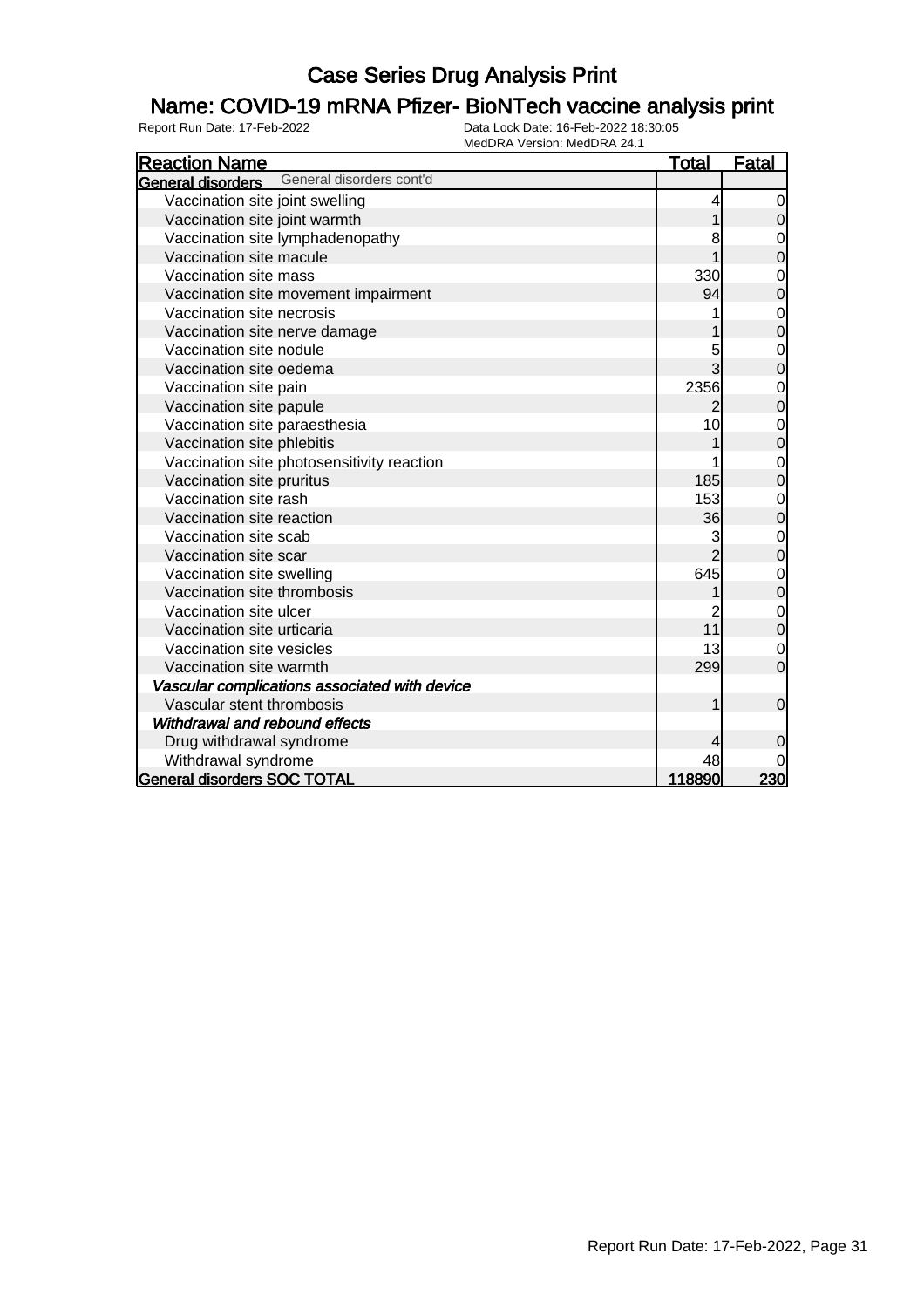# Case Series Drug Analysis Print

## Name: COVID-19 mRNA Pfizer- BioNTech vaccine analysis print

Report Run Date: 17-Feb-2022
Data Lock Date: 16-Feb-2022 18:30:05
MedDRA Version: MedDRA 24.1

| Reaction Name | Total | Fatal |
|---|---|---|
| **General disorders** General disorders cont'd | | |
| Vaccination site joint swelling | 4 | 0 |
| Vaccination site joint warmth | 1 | 0 |
| Vaccination site lymphadenopathy | 8 | 0 |
| Vaccination site macule | 1 | 0 |
| Vaccination site mass | 330 | 0 |
| Vaccination site movement impairment | 94 | 0 |
| Vaccination site necrosis | 1 | 0 |
| Vaccination site nerve damage | 1 | 0 |
| Vaccination site nodule | 5 | 0 |
| Vaccination site oedema | 3 | 0 |
| Vaccination site pain | 2356 | 0 |
| Vaccination site papule | 2 | 0 |
| Vaccination site paraesthesia | 10 | 0 |
| Vaccination site phlebitis | 1 | 0 |
| Vaccination site photosensitivity reaction | 1 | 0 |
| Vaccination site pruritus | 185 | 0 |
| Vaccination site rash | 153 | 0 |
| Vaccination site reaction | 36 | 0 |
| Vaccination site scab | 3 | 0 |
| Vaccination site scar | 2 | 0 |
| Vaccination site swelling | 645 | 0 |
| Vaccination site thrombosis | 1 | 0 |
| Vaccination site ulcer | 2 | 0 |
| Vaccination site urticaria | 11 | 0 |
| Vaccination site vesicles | 13 | 0 |
| Vaccination site warmth | 299 | 0 |
| *Vascular complications associated with device* | | |
| Vascular stent thrombosis | 1 | 0 |
| *Withdrawal and rebound effects* | | |
| Drug withdrawal syndrome | 4 | 0 |
| Withdrawal syndrome | 48 | 0 |
| **General disorders SOC TOTAL** | **118890** | **230** |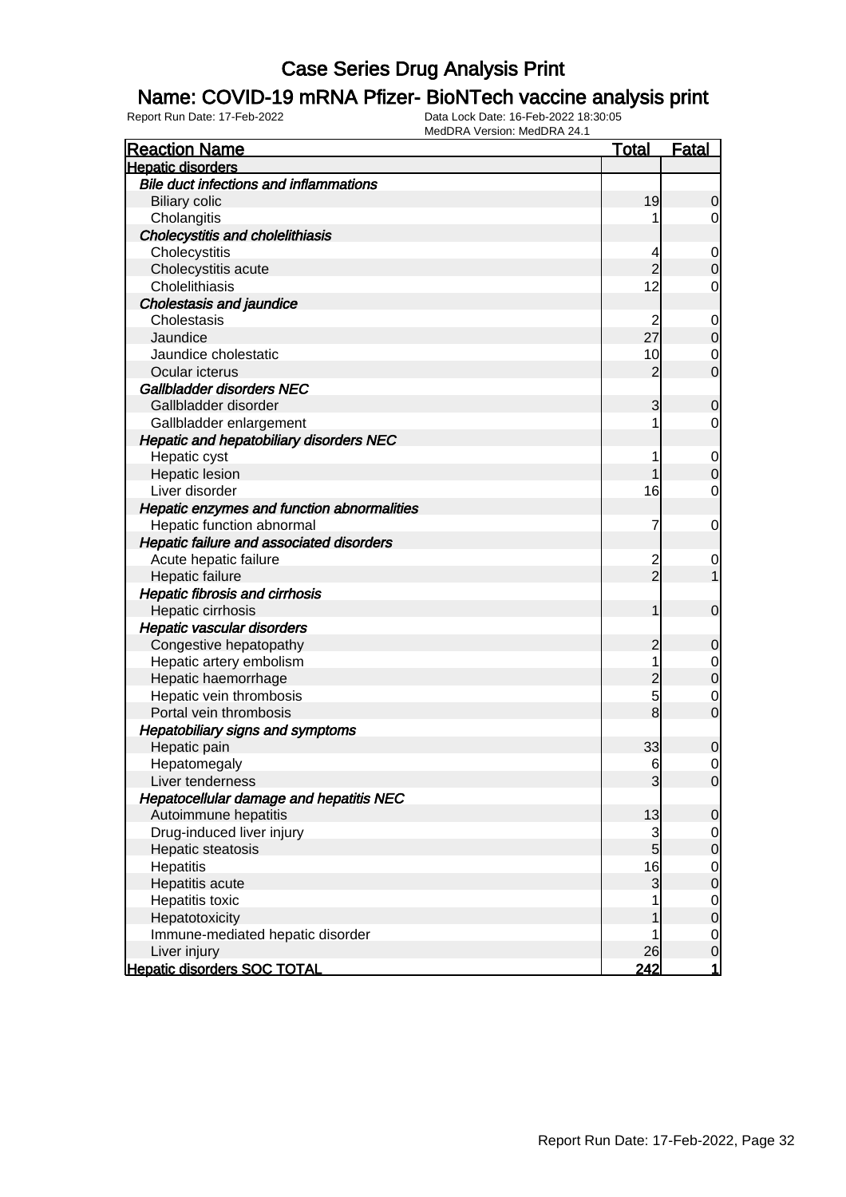# Case Series Drug Analysis Print

## Name: COVID-19 mRNA Pfizer- BioNTech vaccine analysis print

Report Run Date: 17-Feb-2022

Data Lock Date: 16-Feb-2022 18:30:05
MedDRA Version: MedDRA 24.1

| Reaction Name | Total | Fatal |
|---|---|---|
| **Hepatic disorders** | | |
| *Bile duct infections and inflammations* | | |
| Biliary colic | 19 | 0 |
| Cholangitis | 1 | 0 |
| *Cholecystitis and cholelithiasis* | | |
| Cholecystitis | 4 | 0 |
| Cholecystitis acute | 2 | 0 |
| Cholelithiasis | 12 | 0 |
| *Cholestasis and jaundice* | | |
| Cholestasis | 2 | 0 |
| Jaundice | 27 | 0 |
| Jaundice cholestatic | 10 | 0 |
| Ocular icterus | 2 | 0 |
| *Gallbladder disorders NEC* | | |
| Gallbladder disorder | 3 | 0 |
| Gallbladder enlargement | 1 | 0 |
| *Hepatic and hepatobiliary disorders NEC* | | |
| Hepatic cyst | 1 | 0 |
| Hepatic lesion | 1 | 0 |
| Liver disorder | 16 | 0 |
| *Hepatic enzymes and function abnormalities* | | |
| Hepatic function abnormal | 7 | 0 |
| *Hepatic failure and associated disorders* | | |
| Acute hepatic failure | 2 | 0 |
| Hepatic failure | 2 | 1 |
| *Hepatic fibrosis and cirrhosis* | | |
| Hepatic cirrhosis | 1 | 0 |
| *Hepatic vascular disorders* | | |
| Congestive hepatopathy | 2 | 0 |
| Hepatic artery embolism | 1 | 0 |
| Hepatic haemorrhage | 2 | 0 |
| Hepatic vein thrombosis | 5 | 0 |
| Portal vein thrombosis | 8 | 0 |
| *Hepatobiliary signs and symptoms* | | |
| Hepatic pain | 33 | 0 |
| Hepatomegaly | 6 | 0 |
| Liver tenderness | 3 | 0 |
| *Hepatocellular damage and hepatitis NEC* | | |
| Autoimmune hepatitis | 13 | 0 |
| Drug-induced liver injury | 3 | 0 |
| Hepatic steatosis | 5 | 0 |
| Hepatitis | 16 | 0 |
| Hepatitis acute | 3 | 0 |
| Hepatitis toxic | 1 | 0 |
| Hepatotoxicity | 1 | 0 |
| Immune-mediated hepatic disorder | 1 | 0 |
| Liver injury | 26 | 0 |
| **Hepatic disorders SOC TOTAL** | **242** | **1** |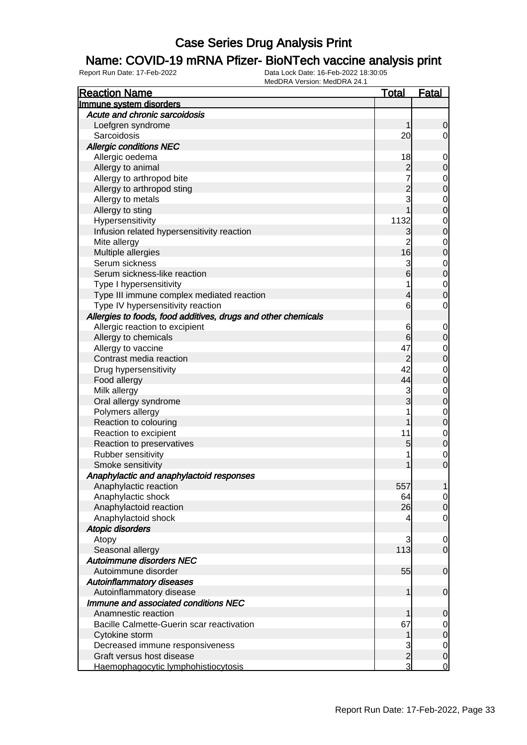# Case Series Drug Analysis Print

## Name: COVID-19 mRNA Pfizer- BioNTech vaccine analysis print

Report Run Date: 17-Feb-2022    Data Lock Date: 16-Feb-2022 18:30:05
MedDRA Version: MedDRA 24.1

| Reaction Name | Total | Fatal |
|---|---|---|
| **Immune system disorders** | | |
| *Acute and chronic sarcoidosis* | | |
| Loefgren syndrome | 1 | 0 |
| Sarcoidosis | 20 | 0 |
| *Allergic conditions NEC* | | |
| Allergic oedema | 18 | 0 |
| Allergy to animal | 2 | 0 |
| Allergy to arthropod bite | 7 | 0 |
| Allergy to arthropod sting | 2 | 0 |
| Allergy to metals | 3 | 0 |
| Allergy to sting | 1 | 0 |
| Hypersensitivity | 1132 | 0 |
| Infusion related hypersensitivity reaction | 3 | 0 |
| Mite allergy | 2 | 0 |
| Multiple allergies | 16 | 0 |
| Serum sickness | 3 | 0 |
| Serum sickness-like reaction | 6 | 0 |
| Type I hypersensitivity | 1 | 0 |
| Type III immune complex mediated reaction | 4 | 0 |
| Type IV hypersensitivity reaction | 6 | 0 |
| *Allergies to foods, food additives, drugs and other chemicals* | | |
| Allergic reaction to excipient | 6 | 0 |
| Allergy to chemicals | 6 | 0 |
| Allergy to vaccine | 47 | 0 |
| Contrast media reaction | 2 | 0 |
| Drug hypersensitivity | 42 | 0 |
| Food allergy | 44 | 0 |
| Milk allergy | 3 | 0 |
| Oral allergy syndrome | 3 | 0 |
| Polymers allergy | 1 | 0 |
| Reaction to colouring | 1 | 0 |
| Reaction to excipient | 11 | 0 |
| Reaction to preservatives | 5 | 0 |
| Rubber sensitivity | 1 | 0 |
| Smoke sensitivity | 1 | 0 |
| *Anaphylactic and anaphylactoid responses* | | |
| Anaphylactic reaction | 557 | 1 |
| Anaphylactic shock | 64 | 0 |
| Anaphylactoid reaction | 26 | 0 |
| Anaphylactoid shock | 4 | 0 |
| *Atopic disorders* | | |
| Atopy | 3 | 0 |
| Seasonal allergy | 113 | 0 |
| *Autoimmune disorders NEC* | | |
| Autoimmune disorder | 55 | 0 |
| *Autoinflammatory diseases* | | |
| Autoinflammatory disease | 1 | 0 |
| *Immune and associated conditions NEC* | | |
| Anamnestic reaction | 1 | 0 |
| Bacille Calmette-Guerin scar reactivation | 67 | 0 |
| Cytokine storm | 1 | 0 |
| Decreased immune responsiveness | 3 | 0 |
| Graft versus host disease | 2 | 0 |
| Haemophagocytic lymphohistiocytosis | 3 | 0 |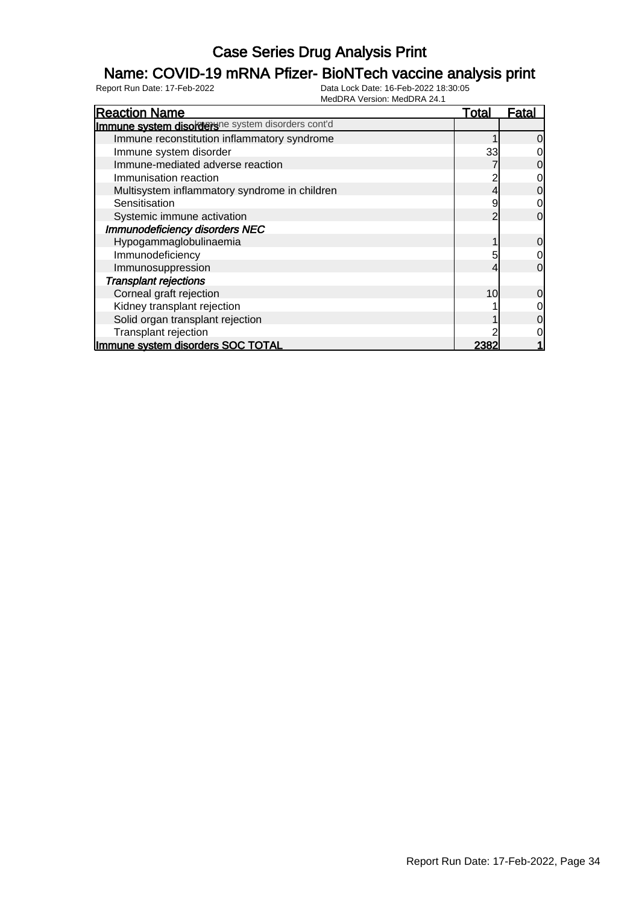# Case Series Drug Analysis Print

## Name: COVID-19 mRNA Pfizer- BioNTech vaccine analysis print

Report Run Date: 17-Feb-2022

Data Lock Date: 16-Feb-2022 18:30:05
MedDRA Version: MedDRA 24.1

| Reaction Name | Total | Fatal |
|---|---|---|
| **Immune system disorders** Immune system disorders cont'd | | |
| Immune reconstitution inflammatory syndrome | 1 | 0 |
| Immune system disorder | 33 | 0 |
| Immune-mediated adverse reaction | 7 | 0 |
| Immunisation reaction | 2 | 0 |
| Multisystem inflammatory syndrome in children | 4 | 0 |
| Sensitisation | 9 | 0 |
| Systemic immune activation | 2 | 0 |
| ***Immunodeficiency disorders NEC*** | | |
| Hypogammaglobulinaemia | 1 | 0 |
| Immunodeficiency | 5 | 0 |
| Immunosuppression | 4 | 0 |
| ***Transplant rejections*** | | |
| Corneal graft rejection | 10 | 0 |
| Kidney transplant rejection | 1 | 0 |
| Solid organ transplant rejection | 1 | 0 |
| Transplant rejection | 2 | 0 |
| **Immune system disorders SOC TOTAL** | **2382** | **1** |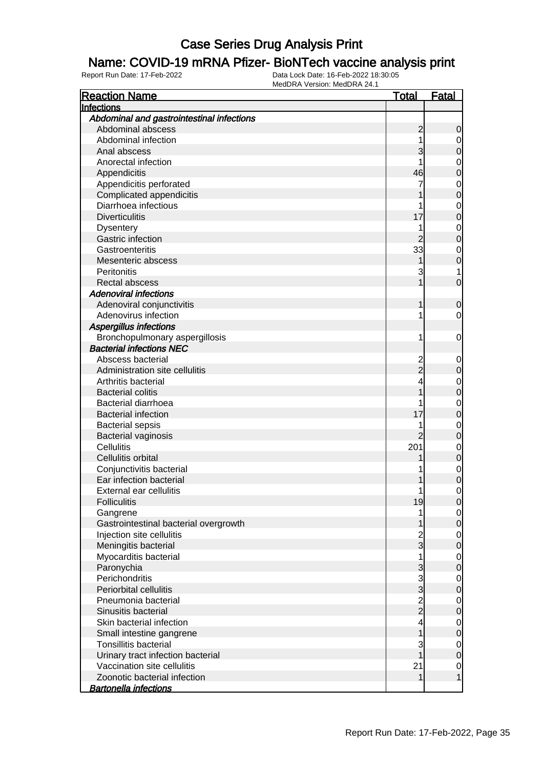# Case Series Drug Analysis Print

## Name: COVID-19 mRNA Pfizer- BioNTech vaccine analysis print

Report Run Date: 17-Feb-2022 | Data Lock Date: 16-Feb-2022 18:30:05 | MedDRA Version: MedDRA 24.1

| Reaction Name | Total | Fatal |
|---|---|---|
| **Infections** | | |
| ***Abdominal and gastrointestinal infections*** | | |
| Abdominal abscess | 2 | 0 |
| Abdominal infection | 1 | 0 |
| Anal abscess | 3 | 0 |
| Anorectal infection | 1 | 0 |
| Appendicitis | 46 | 0 |
| Appendicitis perforated | 7 | 0 |
| Complicated appendicitis | 1 | 0 |
| Diarrhoea infectious | 1 | 0 |
| Diverticulitis | 17 | 0 |
| Dysentery | 1 | 0 |
| Gastric infection | 2 | 0 |
| Gastroenteritis | 33 | 0 |
| Mesenteric abscess | 1 | 0 |
| Peritonitis | 3 | 1 |
| Rectal abscess | 1 | 0 |
| ***Adenoviral infections*** | | |
| Adenoviral conjunctivitis | 1 | 0 |
| Adenovirus infection | 1 | 0 |
| ***Aspergillus infections*** | | |
| Bronchopulmonary aspergillosis | 1 | 0 |
| ***Bacterial infections NEC*** | | |
| Abscess bacterial | 2 | 0 |
| Administration site cellulitis | 2 | 0 |
| Arthritis bacterial | 4 | 0 |
| Bacterial colitis | 1 | 0 |
| Bacterial diarrhoea | 1 | 0 |
| Bacterial infection | 17 | 0 |
| Bacterial sepsis | 1 | 0 |
| Bacterial vaginosis | 2 | 0 |
| Cellulitis | 201 | 0 |
| Cellulitis orbital | 1 | 0 |
| Conjunctivitis bacterial | 1 | 0 |
| Ear infection bacterial | 1 | 0 |
| External ear cellulitis | 1 | 0 |
| Folliculitis | 19 | 0 |
| Gangrene | 1 | 0 |
| Gastrointestinal bacterial overgrowth | 1 | 0 |
| Injection site cellulitis | 2 | 0 |
| Meningitis bacterial | 3 | 0 |
| Myocarditis bacterial | 1 | 0 |
| Paronychia | 3 | 0 |
| Perichondritis | 3 | 0 |
| Periorbital cellulitis | 3 | 0 |
| Pneumonia bacterial | 2 | 0 |
| Sinusitis bacterial | 2 | 0 |
| Skin bacterial infection | 4 | 0 |
| Small intestine gangrene | 1 | 0 |
| Tonsillitis bacterial | 3 | 0 |
| Urinary tract infection bacterial | 1 | 0 |
| Vaccination site cellulitis | 21 | 0 |
| Zoonotic bacterial infection | 1 | 1 |
| ***Bartonella infections*** | | |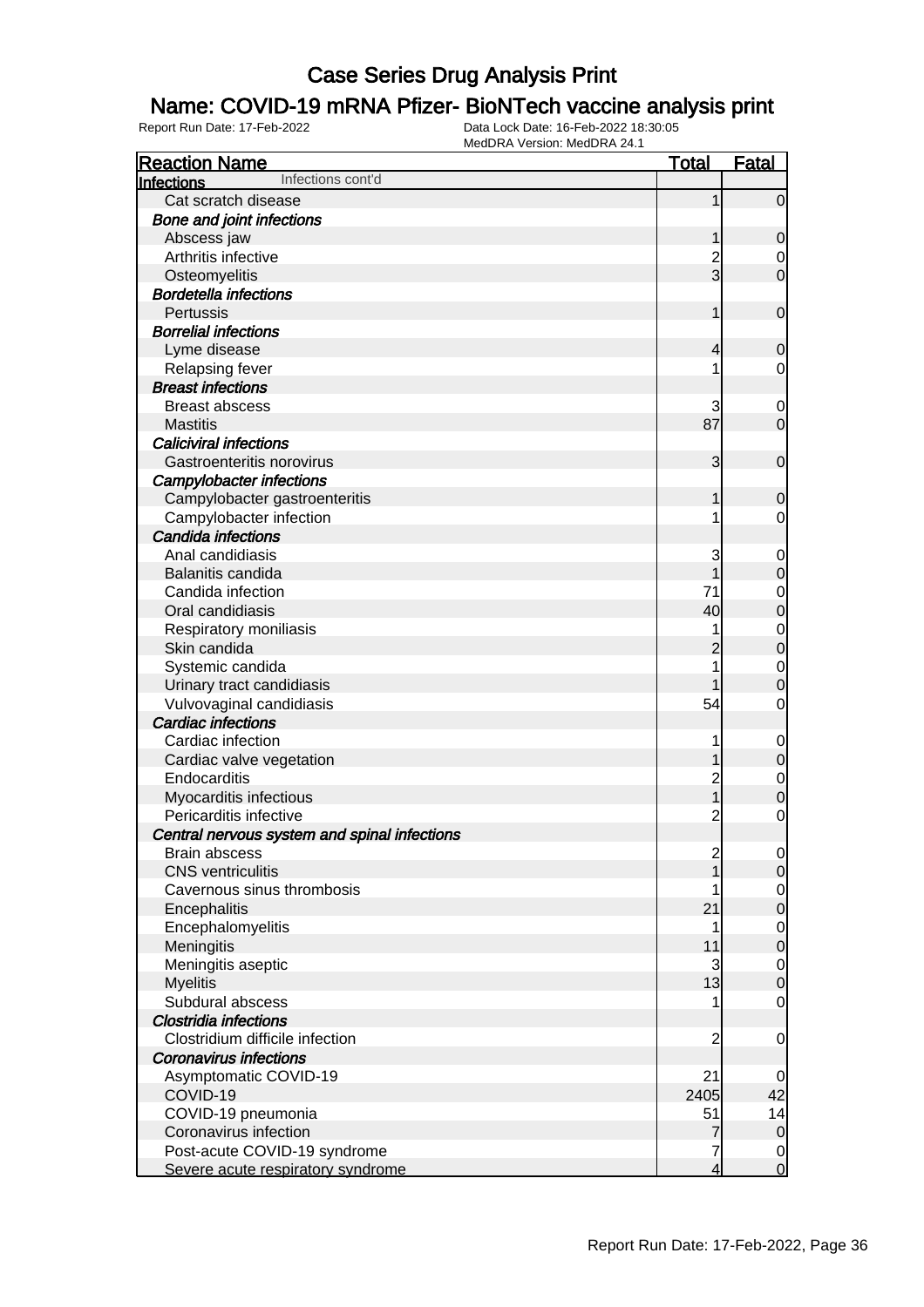# Case Series Drug Analysis Print

## Name: COVID-19 mRNA Pfizer- BioNTech vaccine analysis print

Report Run Date: 17-Feb-2022    Data Lock Date: 16-Feb-2022 18:30:05
MedDRA Version: MedDRA 24.1

| Reaction Name | Total | Fatal |
|---|---|---|
| **Infections** Infections cont'd | | |
| Cat scratch disease | 1 | 0 |
| ***Bone and joint infections*** | | |
| Abscess jaw | 1 | 0 |
| Arthritis infective | 2 | 0 |
| Osteomyelitis | 3 | 0 |
| ***Bordetella infections*** | | |
| Pertussis | 1 | 0 |
| ***Borrelial infections*** | | |
| Lyme disease | 4 | 0 |
| Relapsing fever | 1 | 0 |
| ***Breast infections*** | | |
| Breast abscess | 3 | 0 |
| Mastitis | 87 | 0 |
| ***Caliciviral infections*** | | |
| Gastroenteritis norovirus | 3 | 0 |
| ***Campylobacter infections*** | | |
| Campylobacter gastroenteritis | 1 | 0 |
| Campylobacter infection | 1 | 0 |
| ***Candida infections*** | | |
| Anal candidiasis | 3 | 0 |
| Balanitis candida | 1 | 0 |
| Candida infection | 71 | 0 |
| Oral candidiasis | 40 | 0 |
| Respiratory moniliasis | 1 | 0 |
| Skin candida | 2 | 0 |
| Systemic candida | 1 | 0 |
| Urinary tract candidiasis | 1 | 0 |
| Vulvovaginal candidiasis | 54 | 0 |
| ***Cardiac infections*** | | |
| Cardiac infection | 1 | 0 |
| Cardiac valve vegetation | 1 | 0 |
| Endocarditis | 2 | 0 |
| Myocarditis infectious | 1 | 0 |
| Pericarditis infective | 2 | 0 |
| ***Central nervous system and spinal infections*** | | |
| Brain abscess | 2 | 0 |
| CNS ventriculitis | 1 | 0 |
| Cavernous sinus thrombosis | 1 | 0 |
| Encephalitis | 21 | 0 |
| Encephalomyelitis | 1 | 0 |
| Meningitis | 11 | 0 |
| Meningitis aseptic | 3 | 0 |
| Myelitis | 13 | 0 |
| Subdural abscess | 1 | 0 |
| ***Clostridia infections*** | | |
| Clostridium difficile infection | 2 | 0 |
| ***Coronavirus infections*** | | |
| Asymptomatic COVID-19 | 21 | 0 |
| COVID-19 | 2405 | 42 |
| COVID-19 pneumonia | 51 | 14 |
| Coronavirus infection | 7 | 0 |
| Post-acute COVID-19 syndrome | 7 | 0 |
| Severe acute respiratory syndrome | 4 | 0 |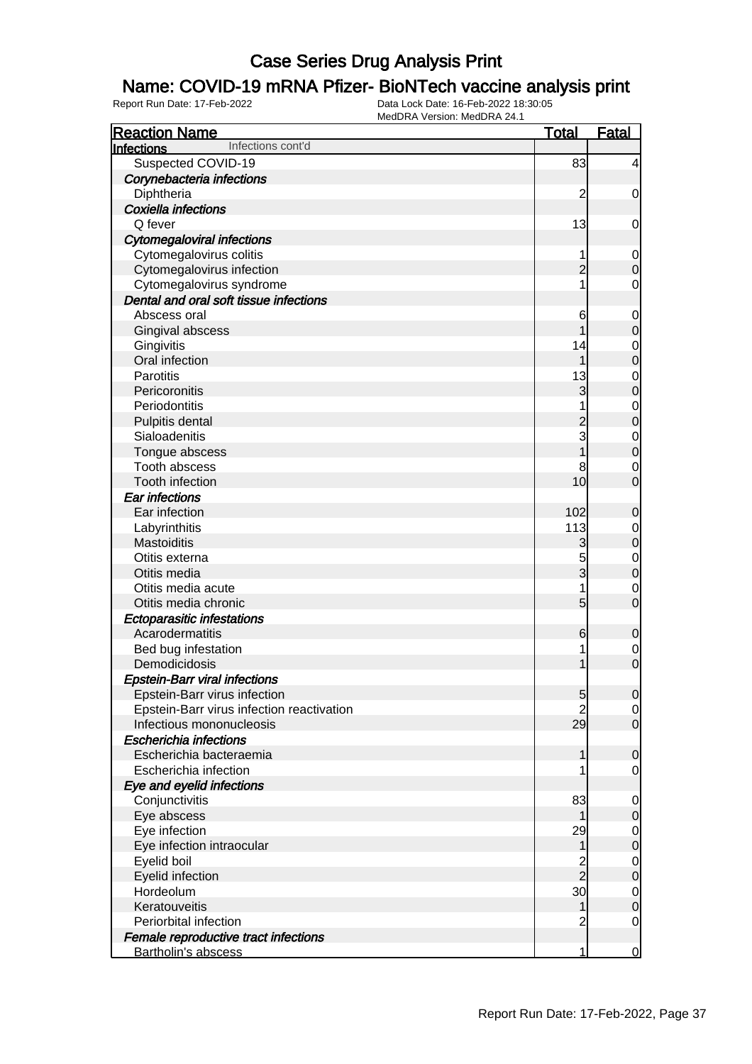# Case Series Drug Analysis Print

## Name: COVID-19 mRNA Pfizer- BioNTech vaccine analysis print

Report Run Date: 17-Feb-2022 | Data Lock Date: 16-Feb-2022 18:30:05 | MedDRA Version: MedDRA 24.1

| Reaction Name | Total | Fatal |
|---|---|---|
| **Infections** Infections cont'd | | |
| Suspected COVID-19 | 83 | 4 |
| *Corynebacteria infections* | | |
| Diphtheria | 2 | 0 |
| *Coxiella infections* | | |
| Q fever | 13 | 0 |
| *Cytomegaloviral infections* | | |
| Cytomegalovirus colitis | 1 | 0 |
| Cytomegalovirus infection | 2 | 0 |
| Cytomegalovirus syndrome | 1 | 0 |
| *Dental and oral soft tissue infections* | | |
| Abscess oral | 6 | 0 |
| Gingival abscess | 1 | 0 |
| Gingivitis | 14 | 0 |
| Oral infection | 1 | 0 |
| Parotitis | 13 | 0 |
| Pericoronitis | 3 | 0 |
| Periodontitis | 1 | 0 |
| Pulpitis dental | 2 | 0 |
| Sialoadenitis | 3 | 0 |
| Tongue abscess | 1 | 0 |
| Tooth abscess | 8 | 0 |
| Tooth infection | 10 | 0 |
| *Ear infections* | | |
| Ear infection | 102 | 0 |
| Labyrinthitis | 113 | 0 |
| Mastoiditis | 3 | 0 |
| Otitis externa | 5 | 0 |
| Otitis media | 3 | 0 |
| Otitis media acute | 1 | 0 |
| Otitis media chronic | 5 | 0 |
| *Ectoparasitic infestations* | | |
| Acarodermatitis | 6 | 0 |
| Bed bug infestation | 1 | 0 |
| Demodicidosis | 1 | 0 |
| *Epstein-Barr viral infections* | | |
| Epstein-Barr virus infection | 5 | 0 |
| Epstein-Barr virus infection reactivation | 2 | 0 |
| Infectious mononucleosis | 29 | 0 |
| *Escherichia infections* | | |
| Escherichia bacteraemia | 1 | 0 |
| Escherichia infection | 1 | 0 |
| *Eye and eyelid infections* | | |
| Conjunctivitis | 83 | 0 |
| Eye abscess | 1 | 0 |
| Eye infection | 29 | 0 |
| Eye infection intraocular | 1 | 0 |
| Eyelid boil | 2 | 0 |
| Eyelid infection | 2 | 0 |
| Hordeolum | 30 | 0 |
| Keratouveitis | 1 | 0 |
| Periorbital infection | 2 | 0 |
| *Female reproductive tract infections* | | |
| Bartholin's abscess | 1 | 0 |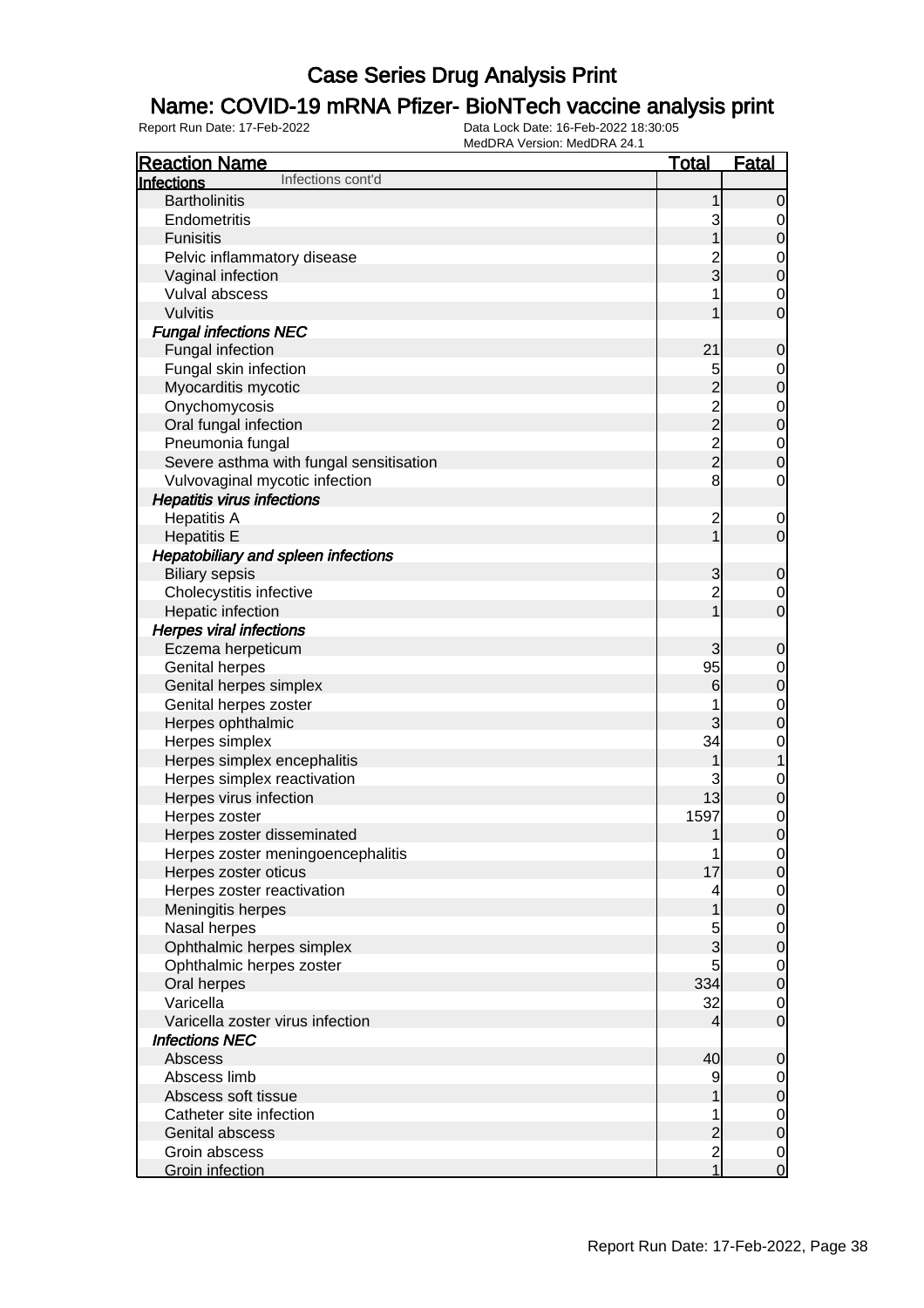# Case Series Drug Analysis Print

## Name: COVID-19 mRNA Pfizer- BioNTech vaccine analysis print

Report Run Date: 17-Feb-2022 | Data Lock Date: 16-Feb-2022 18:30:05
MedDRA Version: MedDRA 24.1

| Reaction Name | Total | Fatal |
|---|---|---|
| **Infections** Infections cont'd | | |
| Bartholinitis | 1 | 0 |
| Endometritis | 3 | 0 |
| Funisitis | 1 | 0 |
| Pelvic inflammatory disease | 2 | 0 |
| Vaginal infection | 3 | 0 |
| Vulval abscess | 1 | 0 |
| Vulvitis | 1 | 0 |
| ***Fungal infections NEC*** | | |
| Fungal infection | 21 | 0 |
| Fungal skin infection | 5 | 0 |
| Myocarditis mycotic | 2 | 0 |
| Onychomycosis | 2 | 0 |
| Oral fungal infection | 2 | 0 |
| Pneumonia fungal | 2 | 0 |
| Severe asthma with fungal sensitisation | 2 | 0 |
| Vulvovaginal mycotic infection | 8 | 0 |
| ***Hepatitis virus infections*** | | |
| Hepatitis A | 2 | 0 |
| Hepatitis E | 1 | 0 |
| ***Hepatobiliary and spleen infections*** | | |
| Biliary sepsis | 3 | 0 |
| Cholecystitis infective | 2 | 0 |
| Hepatic infection | 1 | 0 |
| ***Herpes viral infections*** | | |
| Eczema herpeticum | 3 | 0 |
| Genital herpes | 95 | 0 |
| Genital herpes simplex | 6 | 0 |
| Genital herpes zoster | 1 | 0 |
| Herpes ophthalmic | 3 | 0 |
| Herpes simplex | 34 | 0 |
| Herpes simplex encephalitis | 1 | 1 |
| Herpes simplex reactivation | 3 | 0 |
| Herpes virus infection | 13 | 0 |
| Herpes zoster | 1597 | 0 |
| Herpes zoster disseminated | 1 | 0 |
| Herpes zoster meningoencephalitis | 1 | 0 |
| Herpes zoster oticus | 17 | 0 |
| Herpes zoster reactivation | 4 | 0 |
| Meningitis herpes | 1 | 0 |
| Nasal herpes | 5 | 0 |
| Ophthalmic herpes simplex | 3 | 0 |
| Ophthalmic herpes zoster | 5 | 0 |
| Oral herpes | 334 | 0 |
| Varicella | 32 | 0 |
| Varicella zoster virus infection | 4 | 0 |
| ***Infections NEC*** | | |
| Abscess | 40 | 0 |
| Abscess limb | 9 | 0 |
| Abscess soft tissue | 1 | 0 |
| Catheter site infection | 1 | 0 |
| Genital abscess | 2 | 0 |
| Groin abscess | 2 | 0 |
| Groin infection | 1 | 0 |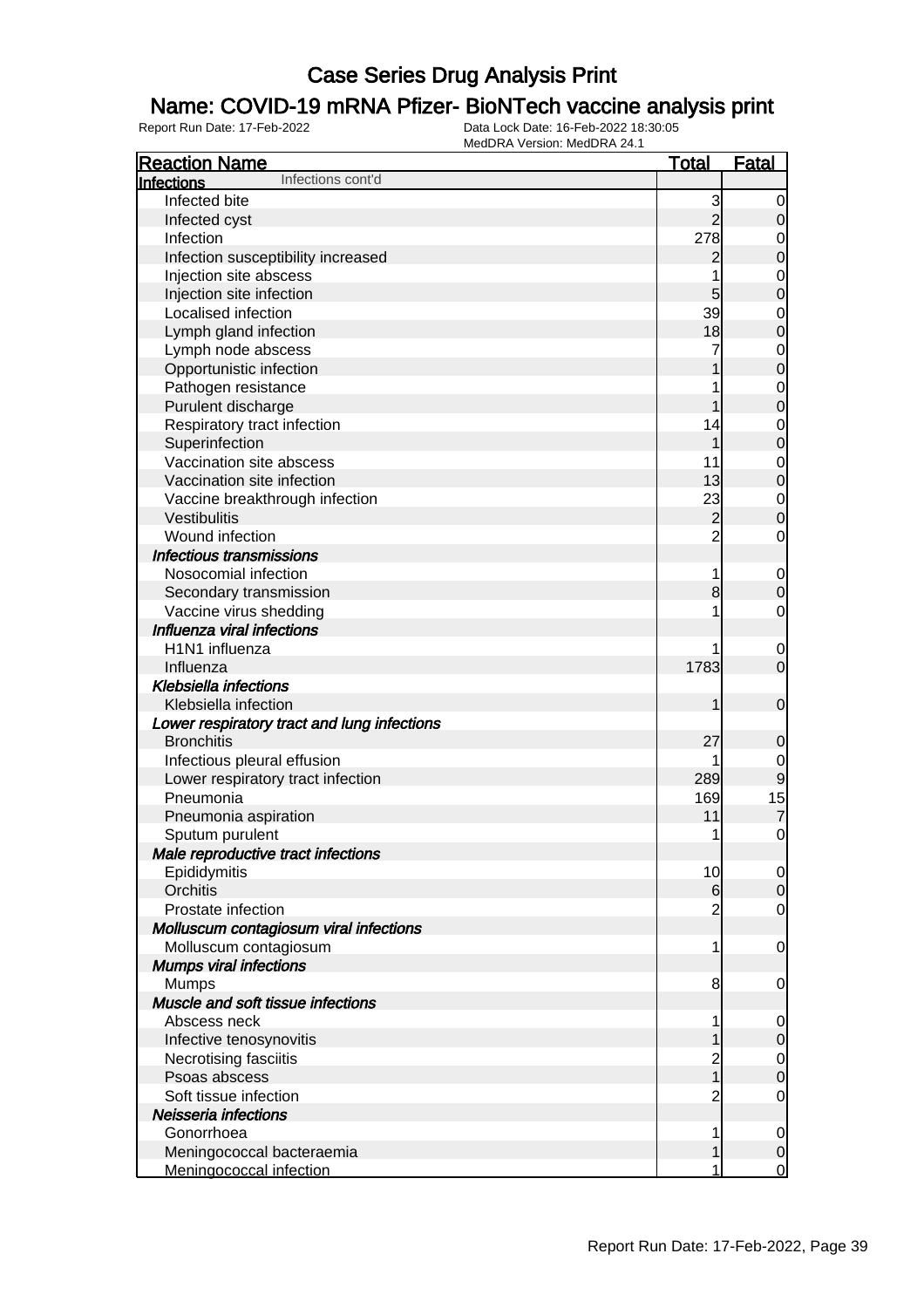# Case Series Drug Analysis Print

## Name: COVID-19 mRNA Pfizer- BioNTech vaccine analysis print

Report Run Date: 17-Feb-2022 | Data Lock Date: 16-Feb-2022 18:30:05 | MedDRA Version: MedDRA 24.1

| Reaction Name | Total | Fatal |
|---|---|---|
| **Infections** Infections cont'd | | |
| Infected bite | 3 | 0 |
| Infected cyst | 2 | 0 |
| Infection | 278 | 0 |
| Infection susceptibility increased | 2 | 0 |
| Injection site abscess | 1 | 0 |
| Injection site infection | 5 | 0 |
| Localised infection | 39 | 0 |
| Lymph gland infection | 18 | 0 |
| Lymph node abscess | 7 | 0 |
| Opportunistic infection | 1 | 0 |
| Pathogen resistance | 1 | 0 |
| Purulent discharge | 1 | 0 |
| Respiratory tract infection | 14 | 0 |
| Superinfection | 1 | 0 |
| Vaccination site abscess | 11 | 0 |
| Vaccination site infection | 13 | 0 |
| Vaccine breakthrough infection | 23 | 0 |
| Vestibulitis | 2 | 0 |
| Wound infection | 2 | 0 |
| ***Infectious transmissions*** | | |
| Nosocomial infection | 1 | 0 |
| Secondary transmission | 8 | 0 |
| Vaccine virus shedding | 1 | 0 |
| ***Influenza viral infections*** | | |
| H1N1 influenza | 1 | 0 |
| Influenza | 1783 | 0 |
| ***Klebsiella infections*** | | |
| Klebsiella infection | 1 | 0 |
| ***Lower respiratory tract and lung infections*** | | |
| Bronchitis | 27 | 0 |
| Infectious pleural effusion | 1 | 0 |
| Lower respiratory tract infection | 289 | 9 |
| Pneumonia | 169 | 15 |
| Pneumonia aspiration | 11 | 7 |
| Sputum purulent | 1 | 0 |
| ***Male reproductive tract infections*** | | |
| Epididymitis | 10 | 0 |
| Orchitis | 6 | 0 |
| Prostate infection | 2 | 0 |
| ***Molluscum contagiosum viral infections*** | | |
| Molluscum contagiosum | 1 | 0 |
| ***Mumps viral infections*** | | |
| Mumps | 8 | 0 |
| ***Muscle and soft tissue infections*** | | |
| Abscess neck | 1 | 0 |
| Infective tenosynovitis | 1 | 0 |
| Necrotising fasciitis | 2 | 0 |
| Psoas abscess | 1 | 0 |
| Soft tissue infection | 2 | 0 |
| ***Neisseria infections*** | | |
| Gonorrhoea | 1 | 0 |
| Meningococcal bacteraemia | 1 | 0 |
| Meningococcal infection | 1 | 0 |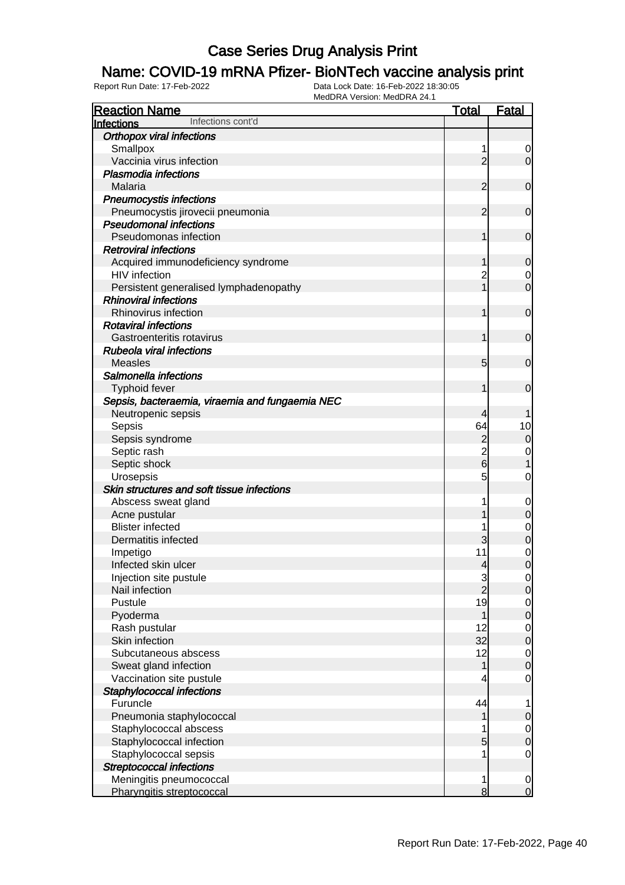# Case Series Drug Analysis Print

## Name: COVID-19 mRNA Pfizer- BioNTech vaccine analysis print

Report Run Date: 17-Feb-2022

Data Lock Date: 16-Feb-2022 18:30:05
MedDRA Version: MedDRA 24.1

| Reaction Name | Total | Fatal |
|---|---|---|
| **Infections** Infections cont'd | | |
| ***Orthopox viral infections*** | | |
| Smallpox | 1 | 0 |
| Vaccinia virus infection | 2 | 0 |
| ***Plasmodia infections*** | | |
| Malaria | 2 | 0 |
| ***Pneumocystis infections*** | | |
| Pneumocystis jirovecii pneumonia | 2 | 0 |
| ***Pseudomonal infections*** | | |
| Pseudomonas infection | 1 | 0 |
| ***Retroviral infections*** | | |
| Acquired immunodeficiency syndrome | 1 | 0 |
| HIV infection | 2 | 0 |
| Persistent generalised lymphadenopathy | 1 | 0 |
| ***Rhinoviral infections*** | | |
| Rhinovirus infection | 1 | 0 |
| ***Rotaviral infections*** | | |
| Gastroenteritis rotavirus | 1 | 0 |
| ***Rubeola viral infections*** | | |
| Measles | 5 | 0 |
| ***Salmonella infections*** | | |
| Typhoid fever | 1 | 0 |
| ***Sepsis, bacteraemia, viraemia and fungaemia NEC*** | | |
| Neutropenic sepsis | 4 | 1 |
| Sepsis | 64 | 10 |
| Sepsis syndrome | 2 | 0 |
| Septic rash | 2 | 0 |
| Septic shock | 6 | 1 |
| Urosepsis | 5 | 0 |
| ***Skin structures and soft tissue infections*** | | |
| Abscess sweat gland | 1 | 0 |
| Acne pustular | 1 | 0 |
| Blister infected | 1 | 0 |
| Dermatitis infected | 3 | 0 |
| Impetigo | 11 | 0 |
| Infected skin ulcer | 4 | 0 |
| Injection site pustule | 3 | 0 |
| Nail infection | 2 | 0 |
| Pustule | 19 | 0 |
| Pyoderma | 1 | 0 |
| Rash pustular | 12 | 0 |
| Skin infection | 32 | 0 |
| Subcutaneous abscess | 12 | 0 |
| Sweat gland infection | 1 | 0 |
| Vaccination site pustule | 4 | 0 |
| ***Staphylococcal infections*** | | |
| Furuncle | 44 | 1 |
| Pneumonia staphylococcal | 1 | 0 |
| Staphylococcal abscess | 1 | 0 |
| Staphylococcal infection | 5 | 0 |
| Staphylococcal sepsis | 1 | 0 |
| ***Streptococcal infections*** | | |
| Meningitis pneumococcal | 1 | 0 |
| Pharyngitis streptococcal | 8 | 0 |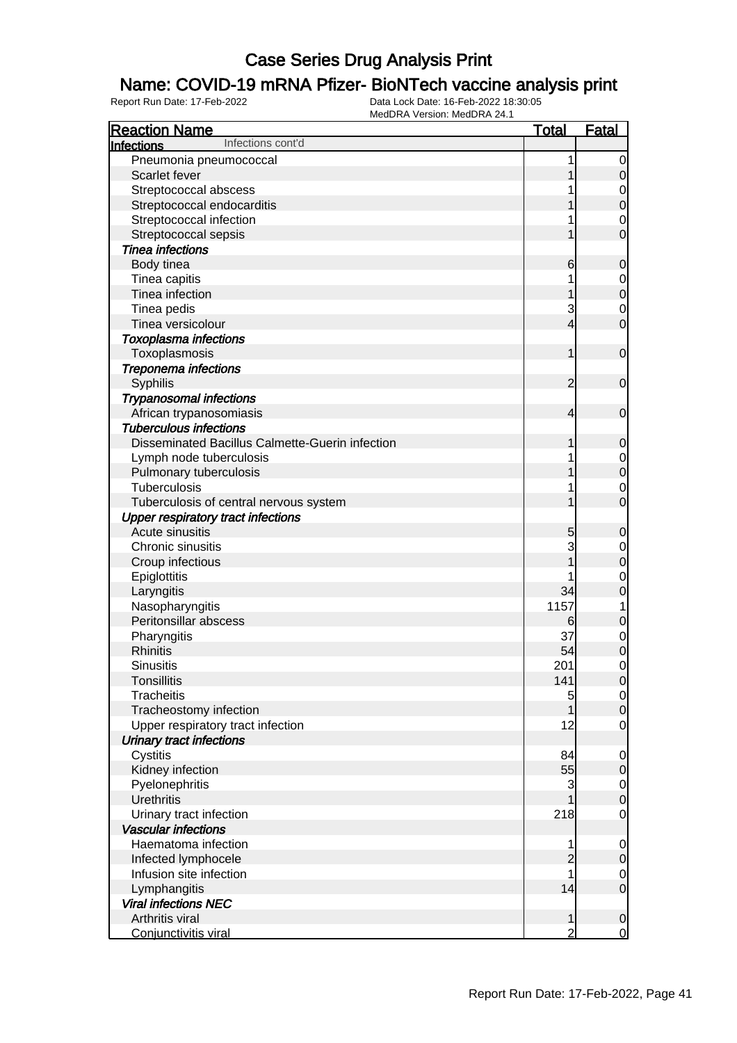# Case Series Drug Analysis Print

## Name: COVID-19 mRNA Pfizer- BioNTech vaccine analysis print

Report Run Date: 17-Feb-2022  
Data Lock Date: 16-Feb-2022 18:30:05  
MedDRA Version: MedDRA 24.1

| Reaction Name | Total | Fatal |
|---|---|---|
| **Infections** Infections cont'd | | |
| Pneumonia pneumococcal | 1 | 0 |
| Scarlet fever | 1 | 0 |
| Streptococcal abscess | 1 | 0 |
| Streptococcal endocarditis | 1 | 0 |
| Streptococcal infection | 1 | 0 |
| Streptococcal sepsis | 1 | 0 |
| ***Tinea infections*** | | |
| Body tinea | 6 | 0 |
| Tinea capitis | 1 | 0 |
| Tinea infection | 1 | 0 |
| Tinea pedis | 3 | 0 |
| Tinea versicolour | 4 | 0 |
| ***Toxoplasma infections*** | | |
| Toxoplasmosis | 1 | 0 |
| ***Treponema infections*** | | |
| Syphilis | 2 | 0 |
| ***Trypanosomal infections*** | | |
| African trypanosomiasis | 4 | 0 |
| ***Tuberculous infections*** | | |
| Disseminated Bacillus Calmette-Guerin infection | 1 | 0 |
| Lymph node tuberculosis | 1 | 0 |
| Pulmonary tuberculosis | 1 | 0 |
| Tuberculosis | 1 | 0 |
| Tuberculosis of central nervous system | 1 | 0 |
| ***Upper respiratory tract infections*** | | |
| Acute sinusitis | 5 | 0 |
| Chronic sinusitis | 3 | 0 |
| Croup infectious | 1 | 0 |
| Epiglottitis | 1 | 0 |
| Laryngitis | 34 | 0 |
| Nasopharyngitis | 1157 | 1 |
| Peritonsillar abscess | 6 | 0 |
| Pharyngitis | 37 | 0 |
| Rhinitis | 54 | 0 |
| Sinusitis | 201 | 0 |
| Tonsillitis | 141 | 0 |
| Tracheitis | 5 | 0 |
| Tracheostomy infection | 1 | 0 |
| Upper respiratory tract infection | 12 | 0 |
| ***Urinary tract infections*** | | |
| Cystitis | 84 | 0 |
| Kidney infection | 55 | 0 |
| Pyelonephritis | 3 | 0 |
| Urethritis | 1 | 0 |
| Urinary tract infection | 218 | 0 |
| ***Vascular infections*** | | |
| Haematoma infection | 1 | 0 |
| Infected lymphocele | 2 | 0 |
| Infusion site infection | 1 | 0 |
| Lymphangitis | 14 | 0 |
| ***Viral infections NEC*** | | |
| Arthritis viral | 1 | 0 |
| Conjunctivitis viral | 2 | 0 |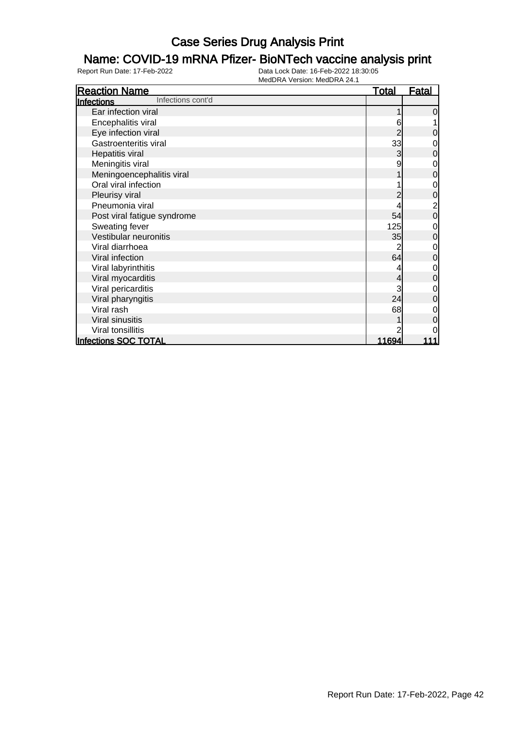# Case Series Drug Analysis Print

## Name: COVID-19 mRNA Pfizer- BioNTech vaccine analysis print

Report Run Date: 17-Feb-2022

Data Lock Date: 16-Feb-2022 18:30:05

MedDRA Version: MedDRA 24.1

| Reaction Name | Total | Fatal |
|---|---|---|
| **Infections** Infections cont'd | | |
| Ear infection viral | 1 | 0 |
| Encephalitis viral | 6 | 1 |
| Eye infection viral | 2 | 0 |
| Gastroenteritis viral | 33 | 0 |
| Hepatitis viral | 3 | 0 |
| Meningitis viral | 9 | 0 |
| Meningoencephalitis viral | 1 | 0 |
| Oral viral infection | 1 | 0 |
| Pleurisy viral | 2 | 0 |
| Pneumonia viral | 4 | 2 |
| Post viral fatigue syndrome | 54 | 0 |
| Sweating fever | 125 | 0 |
| Vestibular neuronitis | 35 | 0 |
| Viral diarrhoea | 2 | 0 |
| Viral infection | 64 | 0 |
| Viral labyrinthitis | 4 | 0 |
| Viral myocarditis | 4 | 0 |
| Viral pericarditis | 3 | 0 |
| Viral pharyngitis | 24 | 0 |
| Viral rash | 68 | 0 |
| Viral sinusitis | 1 | 0 |
| Viral tonsillitis | 2 | 0 |
| **Infections SOC TOTAL** | **11694** | **111** |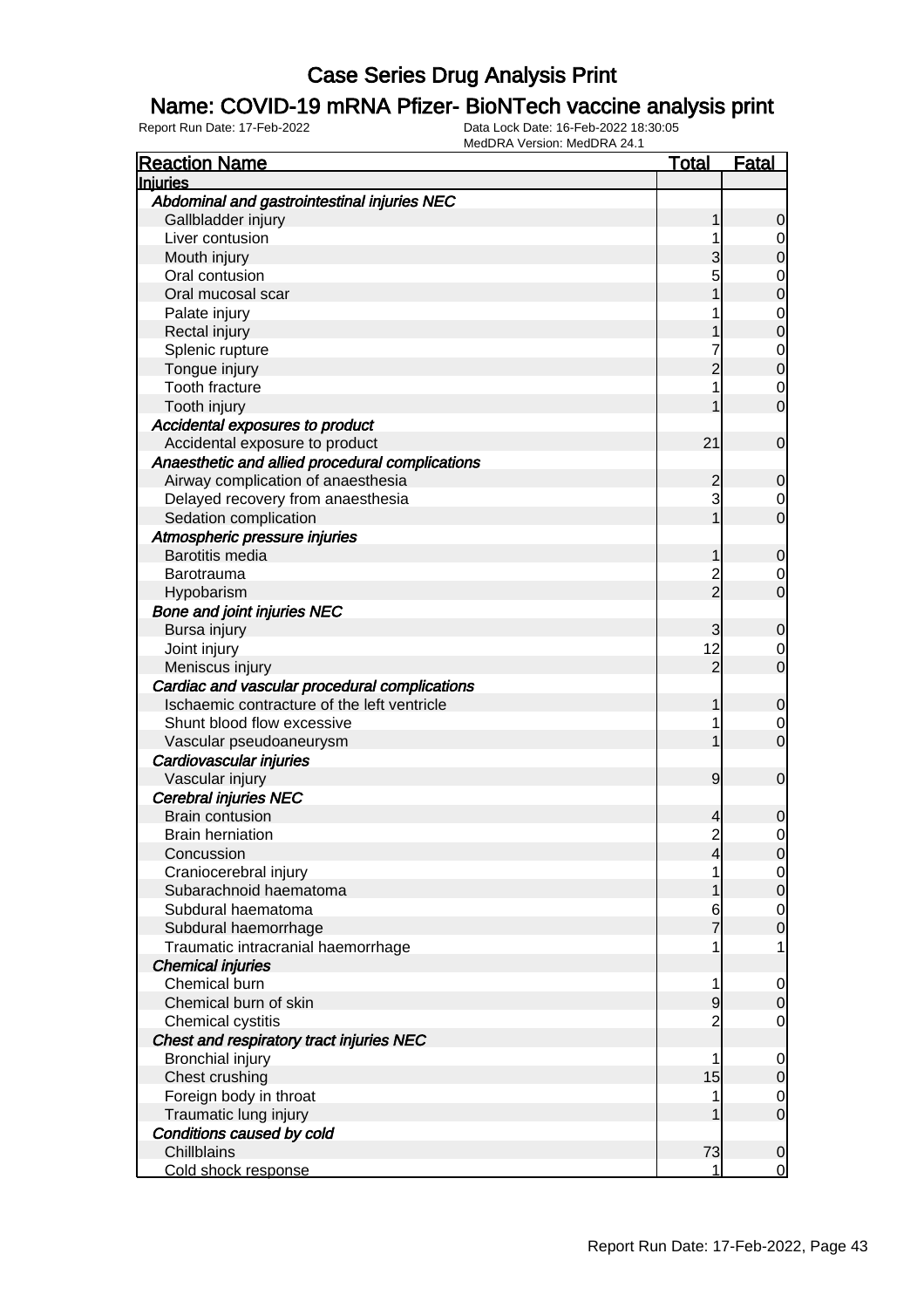# Case Series Drug Analysis Print

## Name: COVID-19 mRNA Pfizer- BioNTech vaccine analysis print

Report Run Date: 17-Feb-2022

Data Lock Date: 16-Feb-2022 18:30:05

MedDRA Version: MedDRA 24.1

| Reaction Name | Total | Fatal |
|---|---|---|
| **Injuries** | | |
| *Abdominal and gastrointestinal injuries NEC* | | |
| Gallbladder injury | 1 | 0 |
| Liver contusion | 1 | 0 |
| Mouth injury | 3 | 0 |
| Oral contusion | 5 | 0 |
| Oral mucosal scar | 1 | 0 |
| Palate injury | 1 | 0 |
| Rectal injury | 1 | 0 |
| Splenic rupture | 7 | 0 |
| Tongue injury | 2 | 0 |
| Tooth fracture | 1 | 0 |
| Tooth injury | 1 | 0 |
| *Accidental exposures to product* | | |
| Accidental exposure to product | 21 | 0 |
| *Anaesthetic and allied procedural complications* | | |
| Airway complication of anaesthesia | 2 | 0 |
| Delayed recovery from anaesthesia | 3 | 0 |
| Sedation complication | 1 | 0 |
| *Atmospheric pressure injuries* | | |
| Barotitis media | 1 | 0 |
| Barotrauma | 2 | 0 |
| Hypobarism | 2 | 0 |
| *Bone and joint injuries NEC* | | |
| Bursa injury | 3 | 0 |
| Joint injury | 12 | 0 |
| Meniscus injury | 2 | 0 |
| *Cardiac and vascular procedural complications* | | |
| Ischaemic contracture of the left ventricle | 1 | 0 |
| Shunt blood flow excessive | 1 | 0 |
| Vascular pseudoaneurysm | 1 | 0 |
| *Cardiovascular injuries* | | |
| Vascular injury | 9 | 0 |
| *Cerebral injuries NEC* | | |
| Brain contusion | 4 | 0 |
| Brain herniation | 2 | 0 |
| Concussion | 4 | 0 |
| Craniocerebral injury | 1 | 0 |
| Subarachnoid haematoma | 1 | 0 |
| Subdural haematoma | 6 | 0 |
| Subdural haemorrhage | 7 | 0 |
| Traumatic intracranial haemorrhage | 1 | 1 |
| *Chemical injuries* | | |
| Chemical burn | 1 | 0 |
| Chemical burn of skin | 9 | 0 |
| Chemical cystitis | 2 | 0 |
| *Chest and respiratory tract injuries NEC* | | |
| Bronchial injury | 1 | 0 |
| Chest crushing | 15 | 0 |
| Foreign body in throat | 1 | 0 |
| Traumatic lung injury | 1 | 0 |
| *Conditions caused by cold* | | |
| Chillblains | 73 | 0 |
| Cold shock response | 1 | 0 |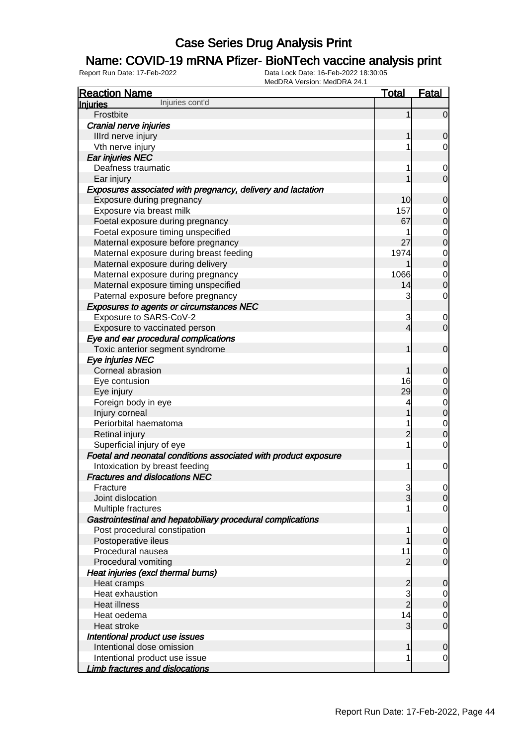# Case Series Drug Analysis Print

## Name: COVID-19 mRNA Pfizer- BioNTech vaccine analysis print

Report Run Date: 17-Feb-2022 | Data Lock Date: 16-Feb-2022 18:30:05 | MedDRA Version: MedDRA 24.1

| Reaction Name | Total | Fatal |
|---|---|---|
| **Injuries** Injuries cont'd | | |
| Frostbite | 1 | 0 |
| ***Cranial nerve injuries*** | | |
| IIIrd nerve injury | 1 | 0 |
| Vth nerve injury | 1 | 0 |
| ***Ear injuries NEC*** | | |
| Deafness traumatic | 1 | 0 |
| Ear injury | 1 | 0 |
| ***Exposures associated with pregnancy, delivery and lactation*** | | |
| Exposure during pregnancy | 10 | 0 |
| Exposure via breast milk | 157 | 0 |
| Foetal exposure during pregnancy | 67 | 0 |
| Foetal exposure timing unspecified | 1 | 0 |
| Maternal exposure before pregnancy | 27 | 0 |
| Maternal exposure during breast feeding | 1974 | 0 |
| Maternal exposure during delivery | 1 | 0 |
| Maternal exposure during pregnancy | 1066 | 0 |
| Maternal exposure timing unspecified | 14 | 0 |
| Paternal exposure before pregnancy | 3 | 0 |
| ***Exposures to agents or circumstances NEC*** | | |
| Exposure to SARS-CoV-2 | 3 | 0 |
| Exposure to vaccinated person | 4 | 0 |
| ***Eye and ear procedural complications*** | | |
| Toxic anterior segment syndrome | 1 | 0 |
| ***Eye injuries NEC*** | | |
| Corneal abrasion | 1 | 0 |
| Eye contusion | 16 | 0 |
| Eye injury | 29 | 0 |
| Foreign body in eye | 4 | 0 |
| Injury corneal | 1 | 0 |
| Periorbital haematoma | 1 | 0 |
| Retinal injury | 2 | 0 |
| Superficial injury of eye | 1 | 0 |
| ***Foetal and neonatal conditions associated with product exposure*** | | |
| Intoxication by breast feeding | 1 | 0 |
| ***Fractures and dislocations NEC*** | | |
| Fracture | 3 | 0 |
| Joint dislocation | 3 | 0 |
| Multiple fractures | 1 | 0 |
| ***Gastrointestinal and hepatobiliary procedural complications*** | | |
| Post procedural constipation | 1 | 0 |
| Postoperative ileus | 1 | 0 |
| Procedural nausea | 11 | 0 |
| Procedural vomiting | 2 | 0 |
| ***Heat injuries (excl thermal burns)*** | | |
| Heat cramps | 2 | 0 |
| Heat exhaustion | 3 | 0 |
| Heat illness | 2 | 0 |
| Heat oedema | 14 | 0 |
| Heat stroke | 3 | 0 |
| ***Intentional product use issues*** | | |
| Intentional dose omission | 1 | 0 |
| Intentional product use issue | 1 | 0 |
| ***Limb fractures and dislocations*** | | |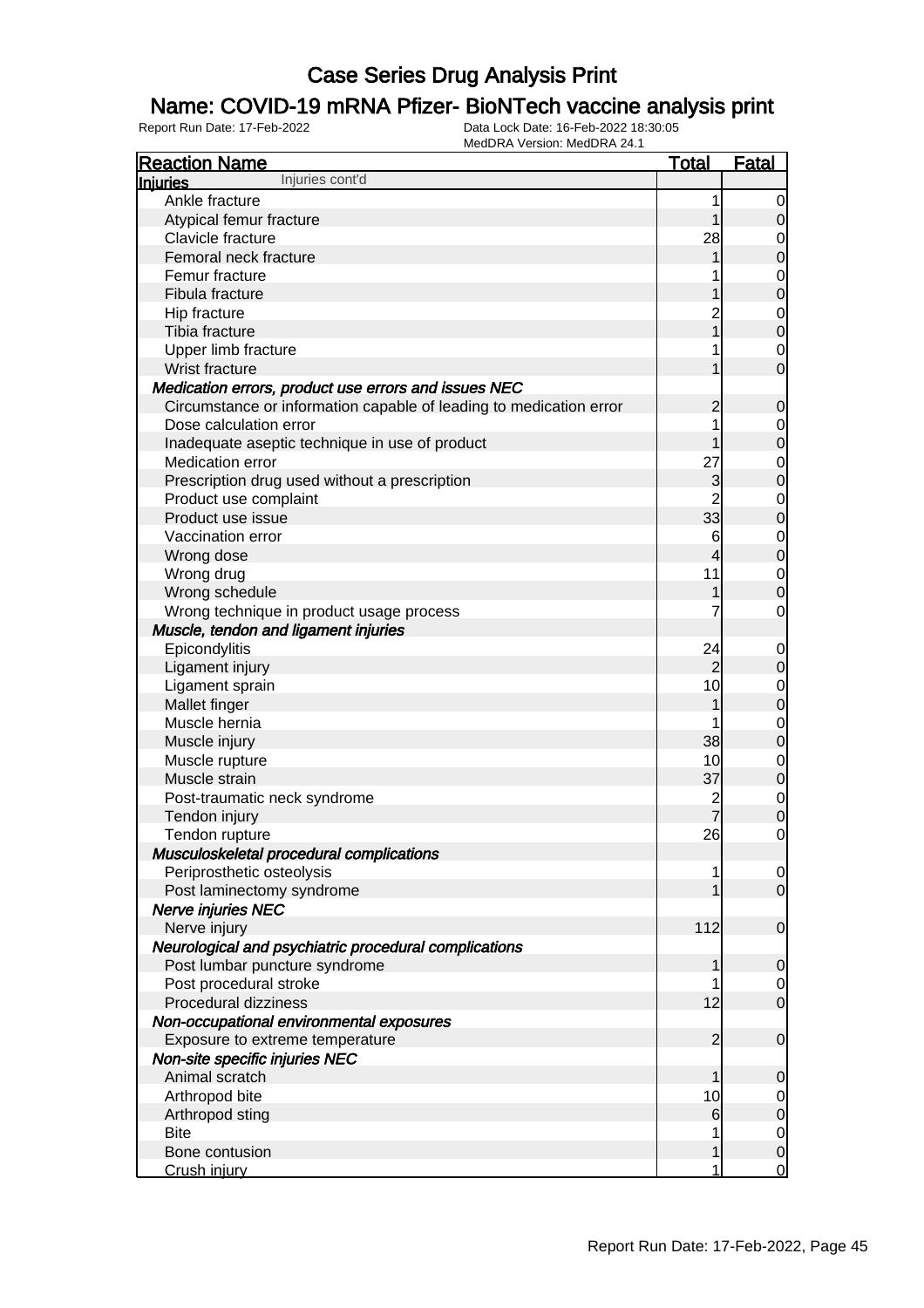# Case Series Drug Analysis Print

## Name: COVID-19 mRNA Pfizer- BioNTech vaccine analysis print

Report Run Date: 17-Feb-2022    Data Lock Date: 16-Feb-2022 18:30:05
MedDRA Version: MedDRA 24.1

| Reaction Name | Total | Fatal |
|---|---|---|
| **Injuries** Injuries cont'd | | |
| Ankle fracture | 1 | 0 |
| Atypical femur fracture | 1 | 0 |
| Clavicle fracture | 28 | 0 |
| Femoral neck fracture | 1 | 0 |
| Femur fracture | 1 | 0 |
| Fibula fracture | 1 | 0 |
| Hip fracture | 2 | 0 |
| Tibia fracture | 1 | 0 |
| Upper limb fracture | 1 | 0 |
| Wrist fracture | 1 | 0 |
| ***Medication errors, product use errors and issues NEC*** | | |
| Circumstance or information capable of leading to medication error | 2 | 0 |
| Dose calculation error | 1 | 0 |
| Inadequate aseptic technique in use of product | 1 | 0 |
| Medication error | 27 | 0 |
| Prescription drug used without a prescription | 3 | 0 |
| Product use complaint | 2 | 0 |
| Product use issue | 33 | 0 |
| Vaccination error | 6 | 0 |
| Wrong dose | 4 | 0 |
| Wrong drug | 11 | 0 |
| Wrong schedule | 1 | 0 |
| Wrong technique in product usage process | 7 | 0 |
| ***Muscle, tendon and ligament injuries*** | | |
| Epicondylitis | 24 | 0 |
| Ligament injury | 2 | 0 |
| Ligament sprain | 10 | 0 |
| Mallet finger | 1 | 0 |
| Muscle hernia | 1 | 0 |
| Muscle injury | 38 | 0 |
| Muscle rupture | 10 | 0 |
| Muscle strain | 37 | 0 |
| Post-traumatic neck syndrome | 2 | 0 |
| Tendon injury | 7 | 0 |
| Tendon rupture | 26 | 0 |
| ***Musculoskeletal procedural complications*** | | |
| Periprosthetic osteolysis | 1 | 0 |
| Post laminectomy syndrome | 1 | 0 |
| ***Nerve injuries NEC*** | | |
| Nerve injury | 112 | 0 |
| ***Neurological and psychiatric procedural complications*** | | |
| Post lumbar puncture syndrome | 1 | 0 |
| Post procedural stroke | 1 | 0 |
| Procedural dizziness | 12 | 0 |
| ***Non-occupational environmental exposures*** | | |
| Exposure to extreme temperature | 2 | 0 |
| ***Non-site specific injuries NEC*** | | |
| Animal scratch | 1 | 0 |
| Arthropod bite | 10 | 0 |
| Arthropod sting | 6 | 0 |
| Bite | 1 | 0 |
| Bone contusion | 1 | 0 |
| Crush injury | 1 | 0 |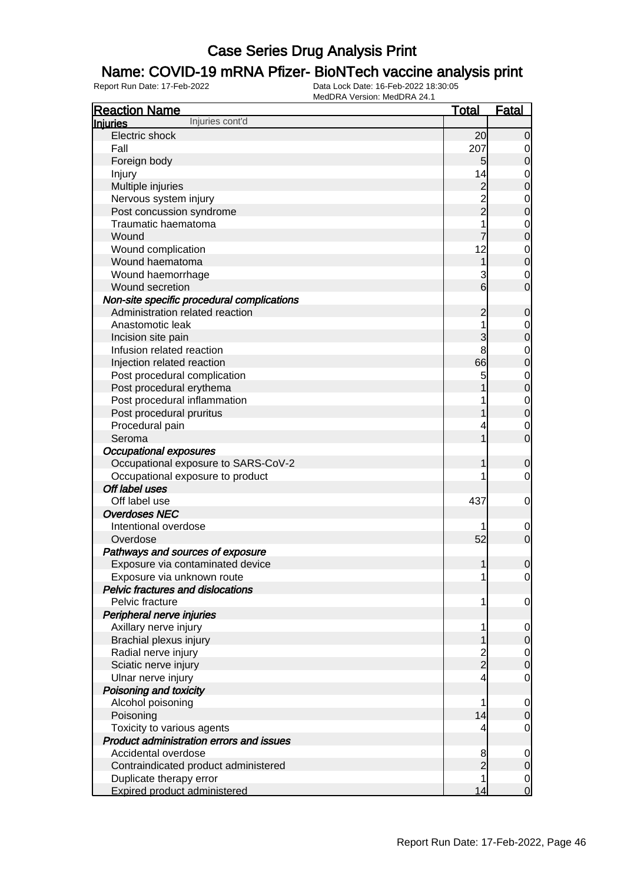# Case Series Drug Analysis Print

## Name: COVID-19 mRNA Pfizer- BioNTech vaccine analysis print

Report Run Date: 17-Feb-2022    Data Lock Date: 16-Feb-2022 18:30:05
MedDRA Version: MedDRA 24.1

| Reaction Name | Total | Fatal |
|---|---|---|
| **Injuries** Injuries cont'd | | |
| Electric shock | 20 | 0 |
| Fall | 207 | 0 |
| Foreign body | 5 | 0 |
| Injury | 14 | 0 |
| Multiple injuries | 2 | 0 |
| Nervous system injury | 2 | 0 |
| Post concussion syndrome | 2 | 0 |
| Traumatic haematoma | 1 | 0 |
| Wound | 7 | 0 |
| Wound complication | 12 | 0 |
| Wound haematoma | 1 | 0 |
| Wound haemorrhage | 3 | 0 |
| Wound secretion | 6 | 0 |
| ***Non-site specific procedural complications*** | | |
| Administration related reaction | 2 | 0 |
| Anastomotic leak | 1 | 0 |
| Incision site pain | 3 | 0 |
| Infusion related reaction | 8 | 0 |
| Injection related reaction | 66 | 0 |
| Post procedural complication | 5 | 0 |
| Post procedural erythema | 1 | 0 |
| Post procedural inflammation | 1 | 0 |
| Post procedural pruritus | 1 | 0 |
| Procedural pain | 4 | 0 |
| Seroma | 1 | 0 |
| ***Occupational exposures*** | | |
| Occupational exposure to SARS-CoV-2 | 1 | 0 |
| Occupational exposure to product | 1 | 0 |
| ***Off label uses*** | | |
| Off label use | 437 | 0 |
| ***Overdoses NEC*** | | |
| Intentional overdose | 1 | 0 |
| Overdose | 52 | 0 |
| ***Pathways and sources of exposure*** | | |
| Exposure via contaminated device | 1 | 0 |
| Exposure via unknown route | 1 | 0 |
| ***Pelvic fractures and dislocations*** | | |
| Pelvic fracture | 1 | 0 |
| ***Peripheral nerve injuries*** | | |
| Axillary nerve injury | 1 | 0 |
| Brachial plexus injury | 1 | 0 |
| Radial nerve injury | 2 | 0 |
| Sciatic nerve injury | 2 | 0 |
| Ulnar nerve injury | 4 | 0 |
| ***Poisoning and toxicity*** | | |
| Alcohol poisoning | 1 | 0 |
| Poisoning | 14 | 0 |
| Toxicity to various agents | 4 | 0 |
| ***Product administration errors and issues*** | | |
| Accidental overdose | 8 | 0 |
| Contraindicated product administered | 2 | 0 |
| Duplicate therapy error | 1 | 0 |
| Expired product administered | 14 | 0 |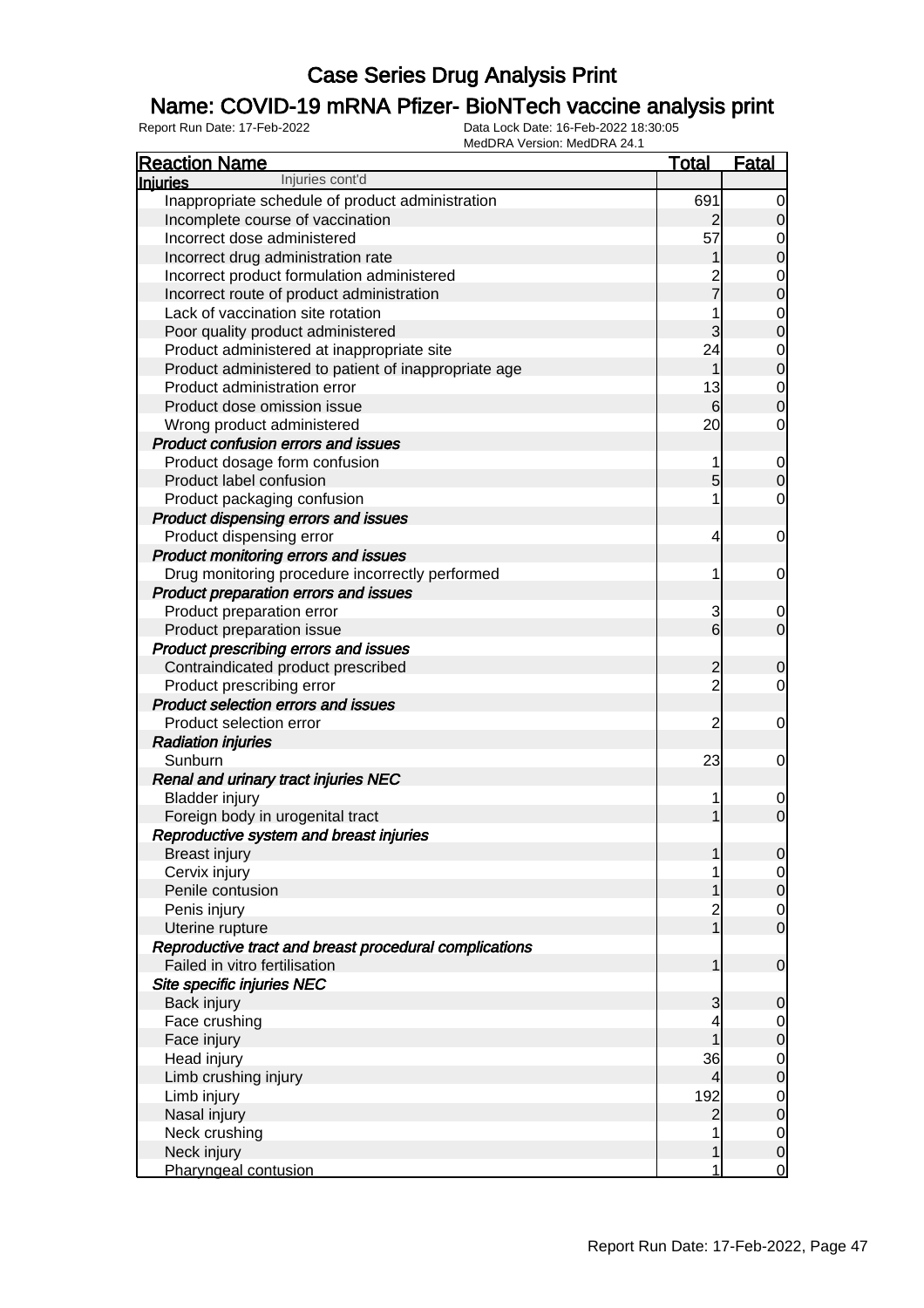# Case Series Drug Analysis Print

## Name: COVID-19 mRNA Pfizer- BioNTech vaccine analysis print

Report Run Date: 17-Feb-2022 Data Lock Date: 16-Feb-2022 18:30:05 MedDRA Version: MedDRA 24.1

| Reaction Name | Total | Fatal |
|---|---|---|
| **Injuries** Injuries cont'd | | |
| Inappropriate schedule of product administration | 691 | 0 |
| Incomplete course of vaccination | 2 | 0 |
| Incorrect dose administered | 57 | 0 |
| Incorrect drug administration rate | 1 | 0 |
| Incorrect product formulation administered | 2 | 0 |
| Incorrect route of product administration | 7 | 0 |
| Lack of vaccination site rotation | 1 | 0 |
| Poor quality product administered | 3 | 0 |
| Product administered at inappropriate site | 24 | 0 |
| Product administered to patient of inappropriate age | 1 | 0 |
| Product administration error | 13 | 0 |
| Product dose omission issue | 6 | 0 |
| Wrong product administered | 20 | 0 |
| ***Product confusion errors and issues*** | | |
| Product dosage form confusion | 1 | 0 |
| Product label confusion | 5 | 0 |
| Product packaging confusion | 1 | 0 |
| ***Product dispensing errors and issues*** | | |
| Product dispensing error | 4 | 0 |
| ***Product monitoring errors and issues*** | | |
| Drug monitoring procedure incorrectly performed | 1 | 0 |
| ***Product preparation errors and issues*** | | |
| Product preparation error | 3 | 0 |
| Product preparation issue | 6 | 0 |
| ***Product prescribing errors and issues*** | | |
| Contraindicated product prescribed | 2 | 0 |
| Product prescribing error | 2 | 0 |
| ***Product selection errors and issues*** | | |
| Product selection error | 2 | 0 |
| ***Radiation injuries*** | | |
| Sunburn | 23 | 0 |
| ***Renal and urinary tract injuries NEC*** | | |
| Bladder injury | 1 | 0 |
| Foreign body in urogenital tract | 1 | 0 |
| ***Reproductive system and breast injuries*** | | |
| Breast injury | 1 | 0 |
| Cervix injury | 1 | 0 |
| Penile contusion | 1 | 0 |
| Penis injury | 2 | 0 |
| Uterine rupture | 1 | 0 |
| ***Reproductive tract and breast procedural complications*** | | |
| Failed in vitro fertilisation | 1 | 0 |
| ***Site specific injuries NEC*** | | |
| Back injury | 3 | 0 |
| Face crushing | 4 | 0 |
| Face injury | 1 | 0 |
| Head injury | 36 | 0 |
| Limb crushing injury | 4 | 0 |
| Limb injury | 192 | 0 |
| Nasal injury | 2 | 0 |
| Neck crushing | 1 | 0 |
| Neck injury | 1 | 0 |
| Pharyngeal contusion | 1 | 0 |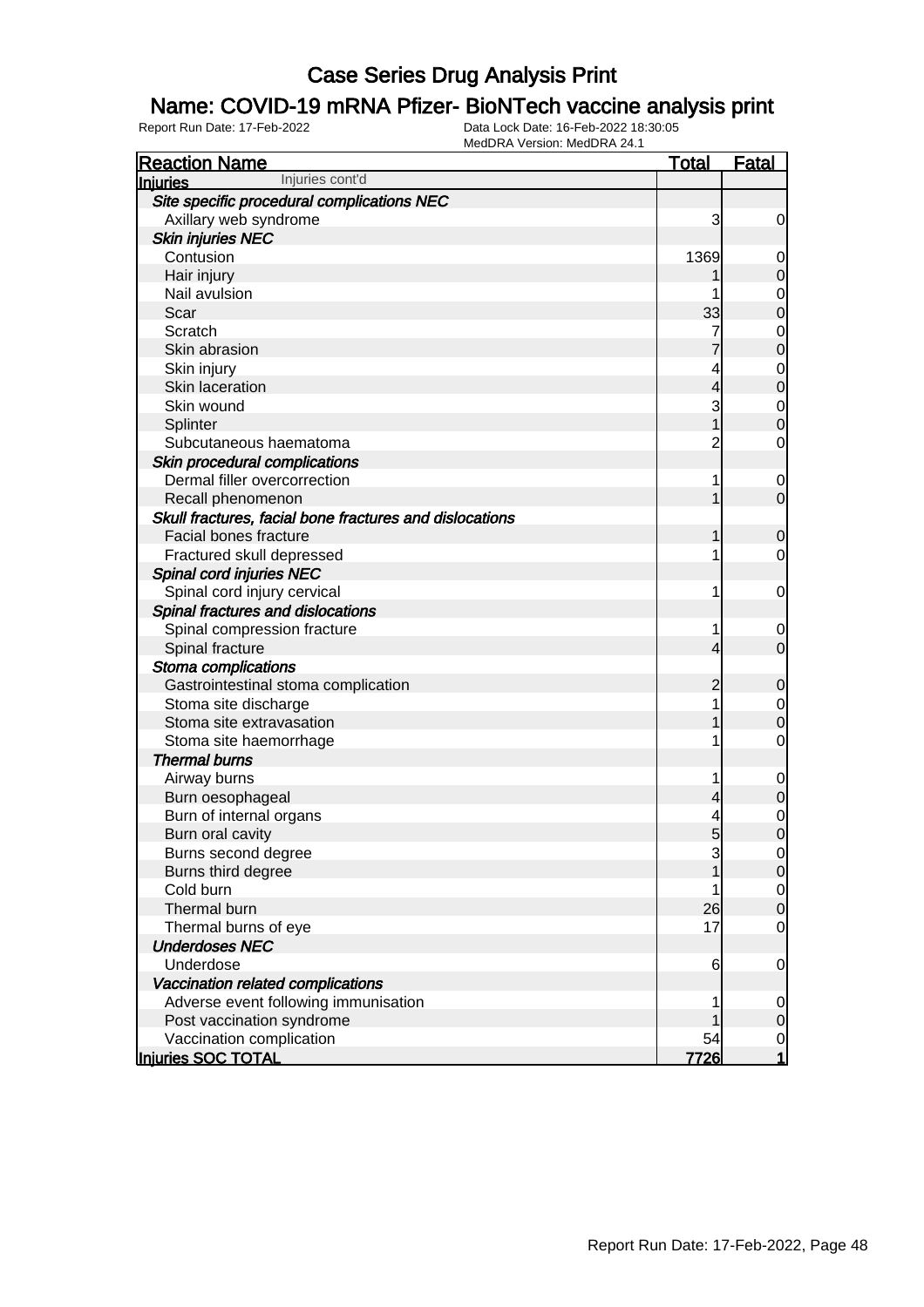# Case Series Drug Analysis Print

## Name: COVID-19 mRNA Pfizer- BioNTech vaccine analysis print

Report Run Date: 17-Feb-2022
Data Lock Date: 16-Feb-2022 18:30:05
MedDRA Version: MedDRA 24.1

| Reaction Name | Total | Fatal |
|---|---|---|
| **Injuries** Injuries cont'd | | |
| ***Site specific procedural complications NEC*** | | |
| Axillary web syndrome | 3 | 0 |
| ***Skin injuries NEC*** | | |
| Contusion | 1369 | 0 |
| Hair injury | 1 | 0 |
| Nail avulsion | 1 | 0 |
| Scar | 33 | 0 |
| Scratch | 7 | 0 |
| Skin abrasion | 7 | 0 |
| Skin injury | 4 | 0 |
| Skin laceration | 4 | 0 |
| Skin wound | 3 | 0 |
| Splinter | 1 | 0 |
| Subcutaneous haematoma | 2 | 0 |
| ***Skin procedural complications*** | | |
| Dermal filler overcorrection | 1 | 0 |
| Recall phenomenon | 1 | 0 |
| ***Skull fractures, facial bone fractures and dislocations*** | | |
| Facial bones fracture | 1 | 0 |
| Fractured skull depressed | 1 | 0 |
| ***Spinal cord injuries NEC*** | | |
| Spinal cord injury cervical | 1 | 0 |
| ***Spinal fractures and dislocations*** | | |
| Spinal compression fracture | 1 | 0 |
| Spinal fracture | 4 | 0 |
| ***Stoma complications*** | | |
| Gastrointestinal stoma complication | 2 | 0 |
| Stoma site discharge | 1 | 0 |
| Stoma site extravasation | 1 | 0 |
| Stoma site haemorrhage | 1 | 0 |
| ***Thermal burns*** | | |
| Airway burns | 1 | 0 |
| Burn oesophageal | 4 | 0 |
| Burn of internal organs | 4 | 0 |
| Burn oral cavity | 5 | 0 |
| Burns second degree | 3 | 0 |
| Burns third degree | 1 | 0 |
| Cold burn | 1 | 0 |
| Thermal burn | 26 | 0 |
| Thermal burns of eye | 17 | 0 |
| ***Underdoses NEC*** | | |
| Underdose | 6 | 0 |
| ***Vaccination related complications*** | | |
| Adverse event following immunisation | 1 | 0 |
| Post vaccination syndrome | 1 | 0 |
| Vaccination complication | 54 | 0 |
| **Injuries SOC TOTAL** | **7726** | **1** |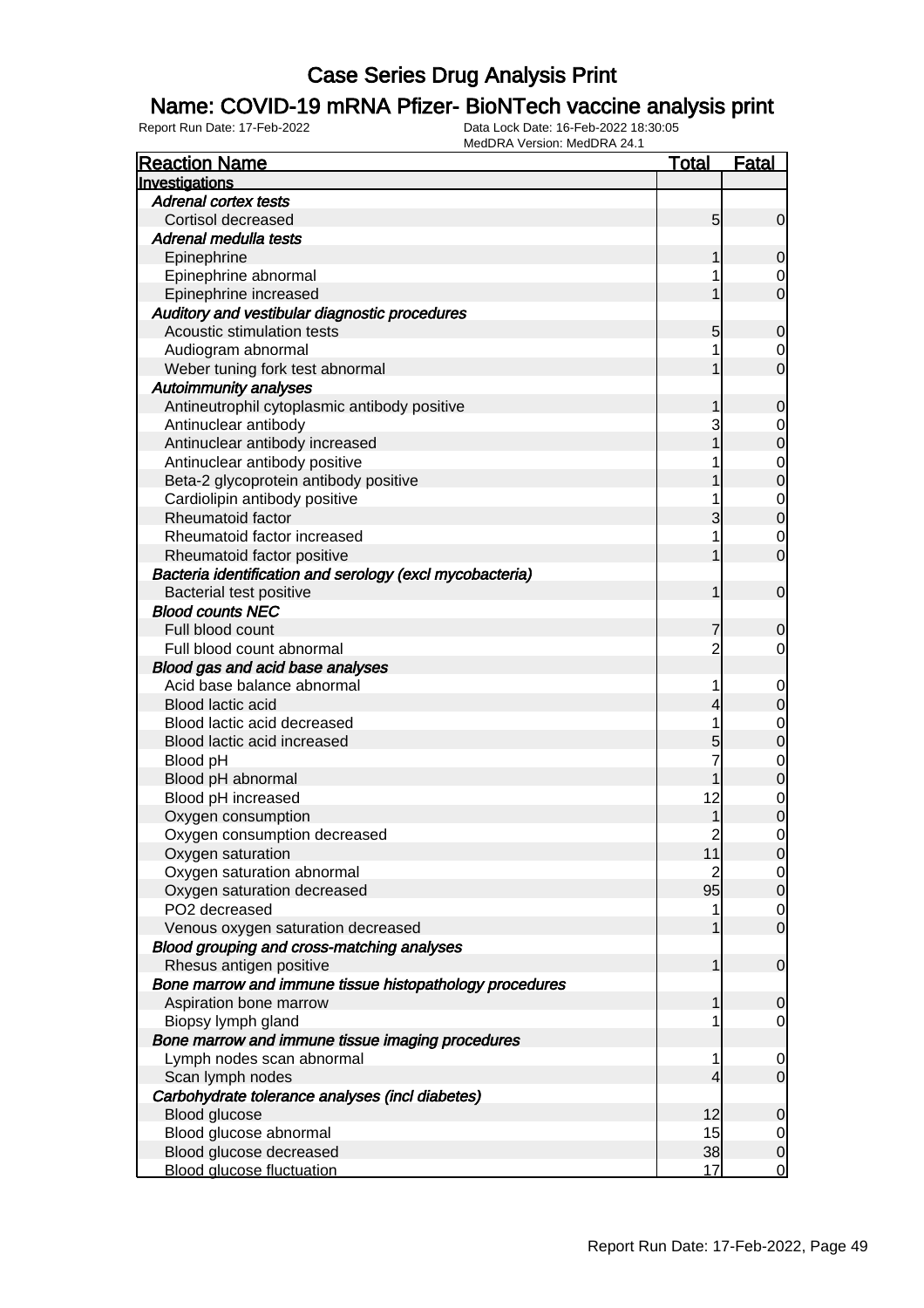# Case Series Drug Analysis Print

## Name: COVID-19 mRNA Pfizer- BioNTech vaccine analysis print

Report Run Date: 17-Feb-2022 | Data Lock Date: 16-Feb-2022 18:30:05 | MedDRA Version: MedDRA 24.1

| Reaction Name | Total | Fatal |
|---|---|---|
| **Investigations** | | |
| *Adrenal cortex tests* | | |
| Cortisol decreased | 5 | 0 |
| *Adrenal medulla tests* | | |
| Epinephrine | 1 | 0 |
| Epinephrine abnormal | 1 | 0 |
| Epinephrine increased | 1 | 0 |
| *Auditory and vestibular diagnostic procedures* | | |
| Acoustic stimulation tests | 5 | 0 |
| Audiogram abnormal | 1 | 0 |
| Weber tuning fork test abnormal | 1 | 0 |
| *Autoimmunity analyses* | | |
| Antineutrophil cytoplasmic antibody positive | 1 | 0 |
| Antinuclear antibody | 3 | 0 |
| Antinuclear antibody increased | 1 | 0 |
| Antinuclear antibody positive | 1 | 0 |
| Beta-2 glycoprotein antibody positive | 1 | 0 |
| Cardiolipin antibody positive | 1 | 0 |
| Rheumatoid factor | 3 | 0 |
| Rheumatoid factor increased | 1 | 0 |
| Rheumatoid factor positive | 1 | 0 |
| *Bacteria identification and serology (excl mycobacteria)* | | |
| Bacterial test positive | 1 | 0 |
| *Blood counts NEC* | | |
| Full blood count | 7 | 0 |
| Full blood count abnormal | 2 | 0 |
| *Blood gas and acid base analyses* | | |
| Acid base balance abnormal | 1 | 0 |
| Blood lactic acid | 4 | 0 |
| Blood lactic acid decreased | 1 | 0 |
| Blood lactic acid increased | 5 | 0 |
| Blood pH | 7 | 0 |
| Blood pH abnormal | 1 | 0 |
| Blood pH increased | 12 | 0 |
| Oxygen consumption | 1 | 0 |
| Oxygen consumption decreased | 2 | 0 |
| Oxygen saturation | 11 | 0 |
| Oxygen saturation abnormal | 2 | 0 |
| Oxygen saturation decreased | 95 | 0 |
| PO2 decreased | 1 | 0 |
| Venous oxygen saturation decreased | 1 | 0 |
| *Blood grouping and cross-matching analyses* | | |
| Rhesus antigen positive | 1 | 0 |
| *Bone marrow and immune tissue histopathology procedures* | | |
| Aspiration bone marrow | 1 | 0 |
| Biopsy lymph gland | 1 | 0 |
| *Bone marrow and immune tissue imaging procedures* | | |
| Lymph nodes scan abnormal | 1 | 0 |
| Scan lymph nodes | 4 | 0 |
| *Carbohydrate tolerance analyses (incl diabetes)* | | |
| Blood glucose | 12 | 0 |
| Blood glucose abnormal | 15 | 0 |
| Blood glucose decreased | 38 | 0 |
| Blood glucose fluctuation | 17 | 0 |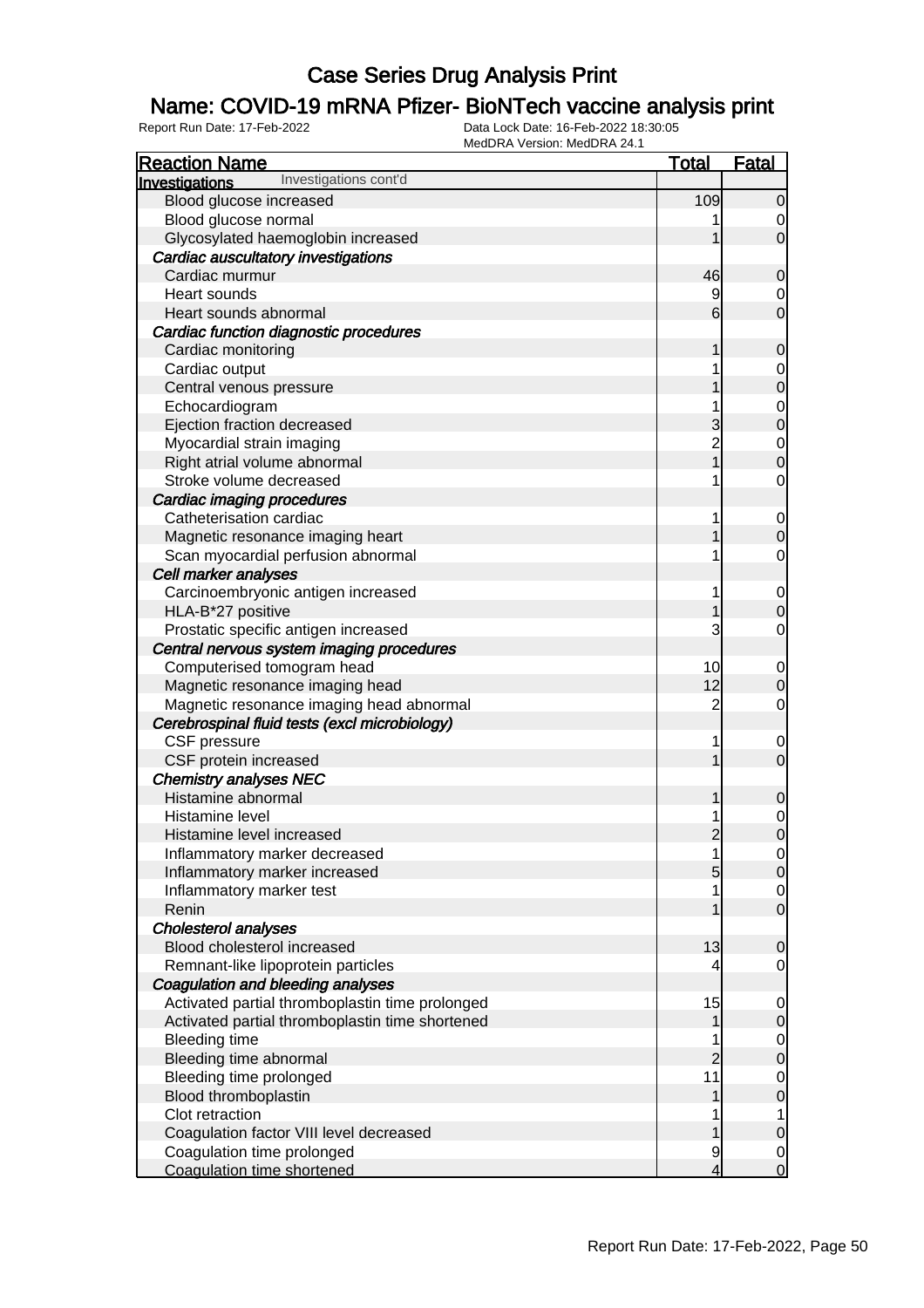# Case Series Drug Analysis Print

## Name: COVID-19 mRNA Pfizer- BioNTech vaccine analysis print

Report Run Date: 17-Feb-2022 | Data Lock Date: 16-Feb-2022 18:30:05 | MedDRA Version: MedDRA 24.1

| Reaction Name | Total | Fatal |
|---|---|---|
| **Investigations** Investigations cont'd | | |
| Blood glucose increased | 109 | 0 |
| Blood glucose normal | 1 | 0 |
| Glycosylated haemoglobin increased | 1 | 0 |
| *Cardiac auscultatory investigations* | | |
| Cardiac murmur | 46 | 0 |
| Heart sounds | 9 | 0 |
| Heart sounds abnormal | 6 | 0 |
| *Cardiac function diagnostic procedures* | | |
| Cardiac monitoring | 1 | 0 |
| Cardiac output | 1 | 0 |
| Central venous pressure | 1 | 0 |
| Echocardiogram | 1 | 0 |
| Ejection fraction decreased | 3 | 0 |
| Myocardial strain imaging | 2 | 0 |
| Right atrial volume abnormal | 1 | 0 |
| Stroke volume decreased | 1 | 0 |
| *Cardiac imaging procedures* | | |
| Catheterisation cardiac | 1 | 0 |
| Magnetic resonance imaging heart | 1 | 0 |
| Scan myocardial perfusion abnormal | 1 | 0 |
| *Cell marker analyses* | | |
| Carcinoembryonic antigen increased | 1 | 0 |
| HLA-B*27 positive | 1 | 0 |
| Prostatic specific antigen increased | 3 | 0 |
| *Central nervous system imaging procedures* | | |
| Computerised tomogram head | 10 | 0 |
| Magnetic resonance imaging head | 12 | 0 |
| Magnetic resonance imaging head abnormal | 2 | 0 |
| *Cerebrospinal fluid tests (excl microbiology)* | | |
| CSF pressure | 1 | 0 |
| CSF protein increased | 1 | 0 |
| *Chemistry analyses NEC* | | |
| Histamine abnormal | 1 | 0 |
| Histamine level | 1 | 0 |
| Histamine level increased | 2 | 0 |
| Inflammatory marker decreased | 1 | 0 |
| Inflammatory marker increased | 5 | 0 |
| Inflammatory marker test | 1 | 0 |
| Renin | 1 | 0 |
| *Cholesterol analyses* | | |
| Blood cholesterol increased | 13 | 0 |
| Remnant-like lipoprotein particles | 4 | 0 |
| *Coagulation and bleeding analyses* | | |
| Activated partial thromboplastin time prolonged | 15 | 0 |
| Activated partial thromboplastin time shortened | 1 | 0 |
| Bleeding time | 1 | 0 |
| Bleeding time abnormal | 2 | 0 |
| Bleeding time prolonged | 11 | 0 |
| Blood thromboplastin | 1 | 0 |
| Clot retraction | 1 | 1 |
| Coagulation factor VIII level decreased | 1 | 0 |
| Coagulation time prolonged | 9 | 0 |
| Coagulation time shortened | 4 | 0 |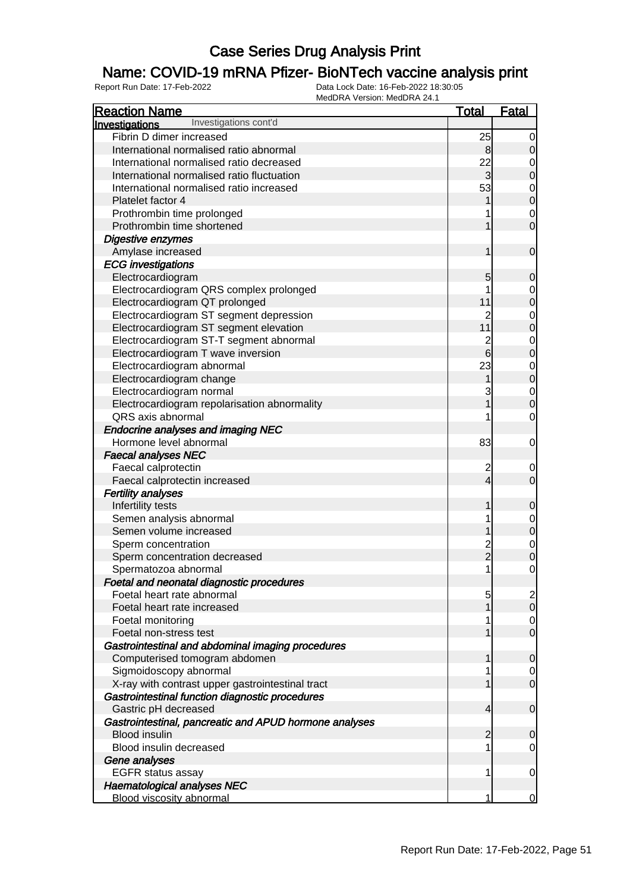# Case Series Drug Analysis Print

## Name: COVID-19 mRNA Pfizer- BioNTech vaccine analysis print

Report Run Date: 17-Feb-2022    Data Lock Date: 16-Feb-2022 18:30:05
MedDRA Version: MedDRA 24.1

| Reaction Name | Total | Fatal |
|---|---|---|
| **Investigations** Investigations cont'd | | |
| Fibrin D dimer increased | 25 | 0 |
| International normalised ratio abnormal | 8 | 0 |
| International normalised ratio decreased | 22 | 0 |
| International normalised ratio fluctuation | 3 | 0 |
| International normalised ratio increased | 53 | 0 |
| Platelet factor 4 | 1 | 0 |
| Prothrombin time prolonged | 1 | 0 |
| Prothrombin time shortened | 1 | 0 |
| ***Digestive enzymes*** | | |
| Amylase increased | 1 | 0 |
| ***ECG investigations*** | | |
| Electrocardiogram | 5 | 0 |
| Electrocardiogram QRS complex prolonged | 1 | 0 |
| Electrocardiogram QT prolonged | 11 | 0 |
| Electrocardiogram ST segment depression | 2 | 0 |
| Electrocardiogram ST segment elevation | 11 | 0 |
| Electrocardiogram ST-T segment abnormal | 2 | 0 |
| Electrocardiogram T wave inversion | 6 | 0 |
| Electrocardiogram abnormal | 23 | 0 |
| Electrocardiogram change | 1 | 0 |
| Electrocardiogram normal | 3 | 0 |
| Electrocardiogram repolarisation abnormality | 1 | 0 |
| QRS axis abnormal | 1 | 0 |
| ***Endocrine analyses and imaging NEC*** | | |
| Hormone level abnormal | 83 | 0 |
| ***Faecal analyses NEC*** | | |
| Faecal calprotectin | 2 | 0 |
| Faecal calprotectin increased | 4 | 0 |
| ***Fertility analyses*** | | |
| Infertility tests | 1 | 0 |
| Semen analysis abnormal | 1 | 0 |
| Semen volume increased | 1 | 0 |
| Sperm concentration | 2 | 0 |
| Sperm concentration decreased | 2 | 0 |
| Spermatozoa abnormal | 1 | 0 |
| ***Foetal and neonatal diagnostic procedures*** | | |
| Foetal heart rate abnormal | 5 | 2 |
| Foetal heart rate increased | 1 | 0 |
| Foetal monitoring | 1 | 0 |
| Foetal non-stress test | 1 | 0 |
| ***Gastrointestinal and abdominal imaging procedures*** | | |
| Computerised tomogram abdomen | 1 | 0 |
| Sigmoidoscopy abnormal | 1 | 0 |
| X-ray with contrast upper gastrointestinal tract | 1 | 0 |
| ***Gastrointestinal function diagnostic procedures*** | | |
| Gastric pH decreased | 4 | 0 |
| ***Gastrointestinal, pancreatic and APUD hormone analyses*** | | |
| Blood insulin | 2 | 0 |
| Blood insulin decreased | 1 | 0 |
| ***Gene analyses*** | | |
| EGFR status assay | 1 | 0 |
| ***Haematological analyses NEC*** | | |
| Blood viscosity abnormal | 1 | 0 |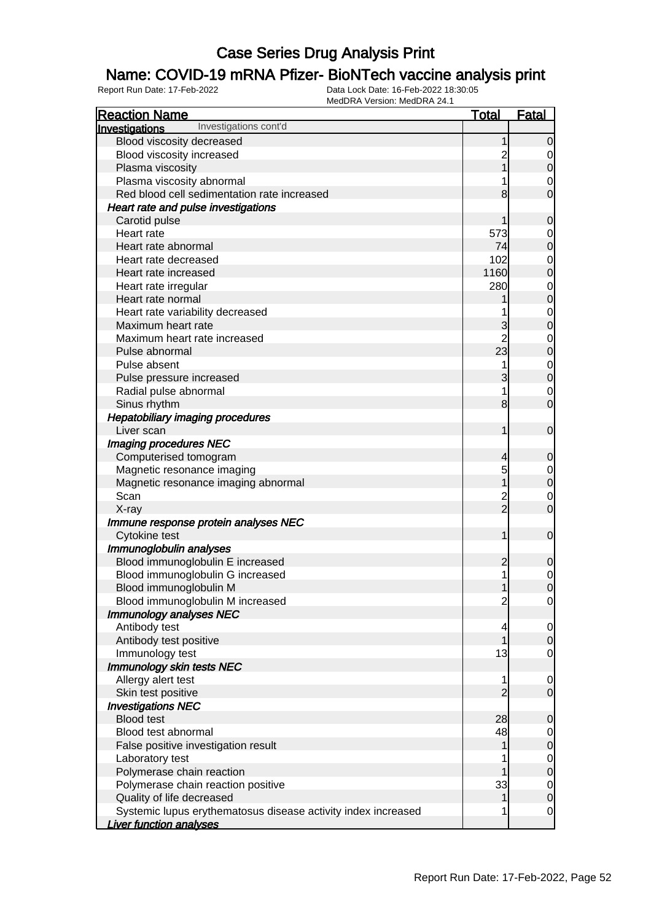# Case Series Drug Analysis Print

## Name: COVID-19 mRNA Pfizer- BioNTech vaccine analysis print

Report Run Date: 17-Feb-2022    Data Lock Date: 16-Feb-2022 18:30:05
MedDRA Version: MedDRA 24.1

| Reaction Name | Total | Fatal |
|---|---|---|
| **Investigations** Investigations cont'd | | |
| Blood viscosity decreased | 1 | 0 |
| Blood viscosity increased | 2 | 0 |
| Plasma viscosity | 1 | 0 |
| Plasma viscosity abnormal | 1 | 0 |
| Red blood cell sedimentation rate increased | 8 | 0 |
| ***Heart rate and pulse investigations*** | | |
| Carotid pulse | 1 | 0 |
| Heart rate | 573 | 0 |
| Heart rate abnormal | 74 | 0 |
| Heart rate decreased | 102 | 0 |
| Heart rate increased | 1160 | 0 |
| Heart rate irregular | 280 | 0 |
| Heart rate normal | 1 | 0 |
| Heart rate variability decreased | 1 | 0 |
| Maximum heart rate | 3 | 0 |
| Maximum heart rate increased | 2 | 0 |
| Pulse abnormal | 23 | 0 |
| Pulse absent | 1 | 0 |
| Pulse pressure increased | 3 | 0 |
| Radial pulse abnormal | 1 | 0 |
| Sinus rhythm | 8 | 0 |
| ***Hepatobiliary imaging procedures*** | | |
| Liver scan | 1 | 0 |
| ***Imaging procedures NEC*** | | |
| Computerised tomogram | 4 | 0 |
| Magnetic resonance imaging | 5 | 0 |
| Magnetic resonance imaging abnormal | 1 | 0 |
| Scan | 2 | 0 |
| X-ray | 2 | 0 |
| ***Immune response protein analyses NEC*** | | |
| Cytokine test | 1 | 0 |
| ***Immunoglobulin analyses*** | | |
| Blood immunoglobulin E increased | 2 | 0 |
| Blood immunoglobulin G increased | 1 | 0 |
| Blood immunoglobulin M | 1 | 0 |
| Blood immunoglobulin M increased | 2 | 0 |
| ***Immunology analyses NEC*** | | |
| Antibody test | 4 | 0 |
| Antibody test positive | 1 | 0 |
| Immunology test | 13 | 0 |
| ***Immunology skin tests NEC*** | | |
| Allergy alert test | 1 | 0 |
| Skin test positive | 2 | 0 |
| ***Investigations NEC*** | | |
| Blood test | 28 | 0 |
| Blood test abnormal | 48 | 0 |
| False positive investigation result | 1 | 0 |
| Laboratory test | 1 | 0 |
| Polymerase chain reaction | 1 | 0 |
| Polymerase chain reaction positive | 33 | 0 |
| Quality of life decreased | 1 | 0 |
| Systemic lupus erythematosus disease activity index increased | 1 | 0 |
| ***Liver function analyses*** | | |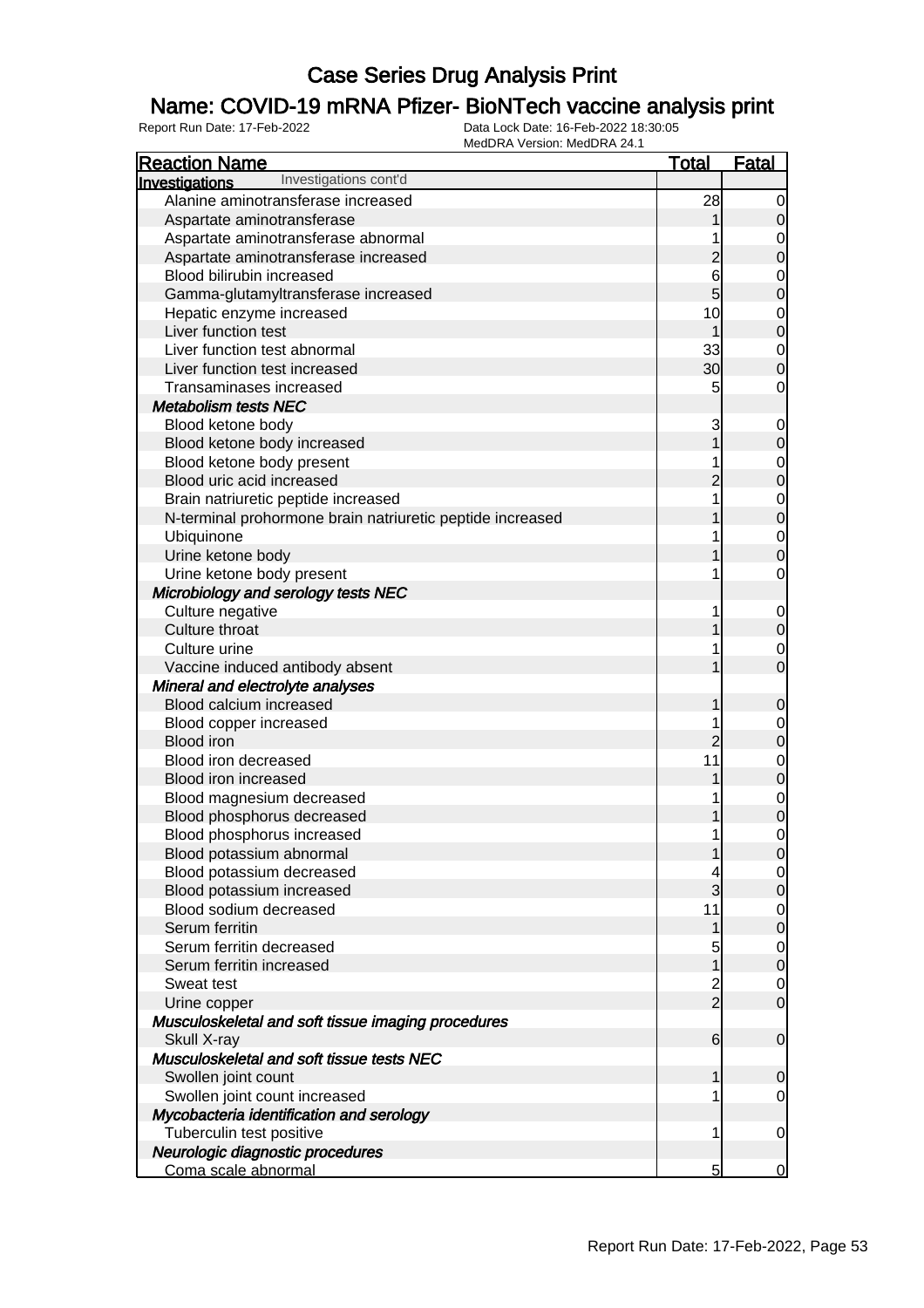# Case Series Drug Analysis Print

## Name: COVID-19 mRNA Pfizer- BioNTech vaccine analysis print

Report Run Date: 17-Feb-2022    Data Lock Date: 16-Feb-2022 18:30:05
MedDRA Version: MedDRA 24.1

| Reaction Name | Total | Fatal |
|---|---|---|
| **Investigations** Investigations cont'd | | |
| Alanine aminotransferase increased | 28 | 0 |
| Aspartate aminotransferase | 1 | 0 |
| Aspartate aminotransferase abnormal | 1 | 0 |
| Aspartate aminotransferase increased | 2 | 0 |
| Blood bilirubin increased | 6 | 0 |
| Gamma-glutamyltransferase increased | 5 | 0 |
| Hepatic enzyme increased | 10 | 0 |
| Liver function test | 1 | 0 |
| Liver function test abnormal | 33 | 0 |
| Liver function test increased | 30 | 0 |
| Transaminases increased | 5 | 0 |
| ***Metabolism tests NEC*** | | |
| Blood ketone body | 3 | 0 |
| Blood ketone body increased | 1 | 0 |
| Blood ketone body present | 1 | 0 |
| Blood uric acid increased | 2 | 0 |
| Brain natriuretic peptide increased | 1 | 0 |
| N-terminal prohormone brain natriuretic peptide increased | 1 | 0 |
| Ubiquinone | 1 | 0 |
| Urine ketone body | 1 | 0 |
| Urine ketone body present | 1 | 0 |
| ***Microbiology and serology tests NEC*** | | |
| Culture negative | 1 | 0 |
| Culture throat | 1 | 0 |
| Culture urine | 1 | 0 |
| Vaccine induced antibody absent | 1 | 0 |
| ***Mineral and electrolyte analyses*** | | |
| Blood calcium increased | 1 | 0 |
| Blood copper increased | 1 | 0 |
| Blood iron | 2 | 0 |
| Blood iron decreased | 11 | 0 |
| Blood iron increased | 1 | 0 |
| Blood magnesium decreased | 1 | 0 |
| Blood phosphorus decreased | 1 | 0 |
| Blood phosphorus increased | 1 | 0 |
| Blood potassium abnormal | 1 | 0 |
| Blood potassium decreased | 4 | 0 |
| Blood potassium increased | 3 | 0 |
| Blood sodium decreased | 11 | 0 |
| Serum ferritin | 1 | 0 |
| Serum ferritin decreased | 5 | 0 |
| Serum ferritin increased | 1 | 0 |
| Sweat test | 2 | 0 |
| Urine copper | 2 | 0 |
| ***Musculoskeletal and soft tissue imaging procedures*** | | |
| Skull X-ray | 6 | 0 |
| ***Musculoskeletal and soft tissue tests NEC*** | | |
| Swollen joint count | 1 | 0 |
| Swollen joint count increased | 1 | 0 |
| ***Mycobacteria identification and serology*** | | |
| Tuberculin test positive | 1 | 0 |
| ***Neurologic diagnostic procedures*** | | |
| Coma scale abnormal | 5 | 0 |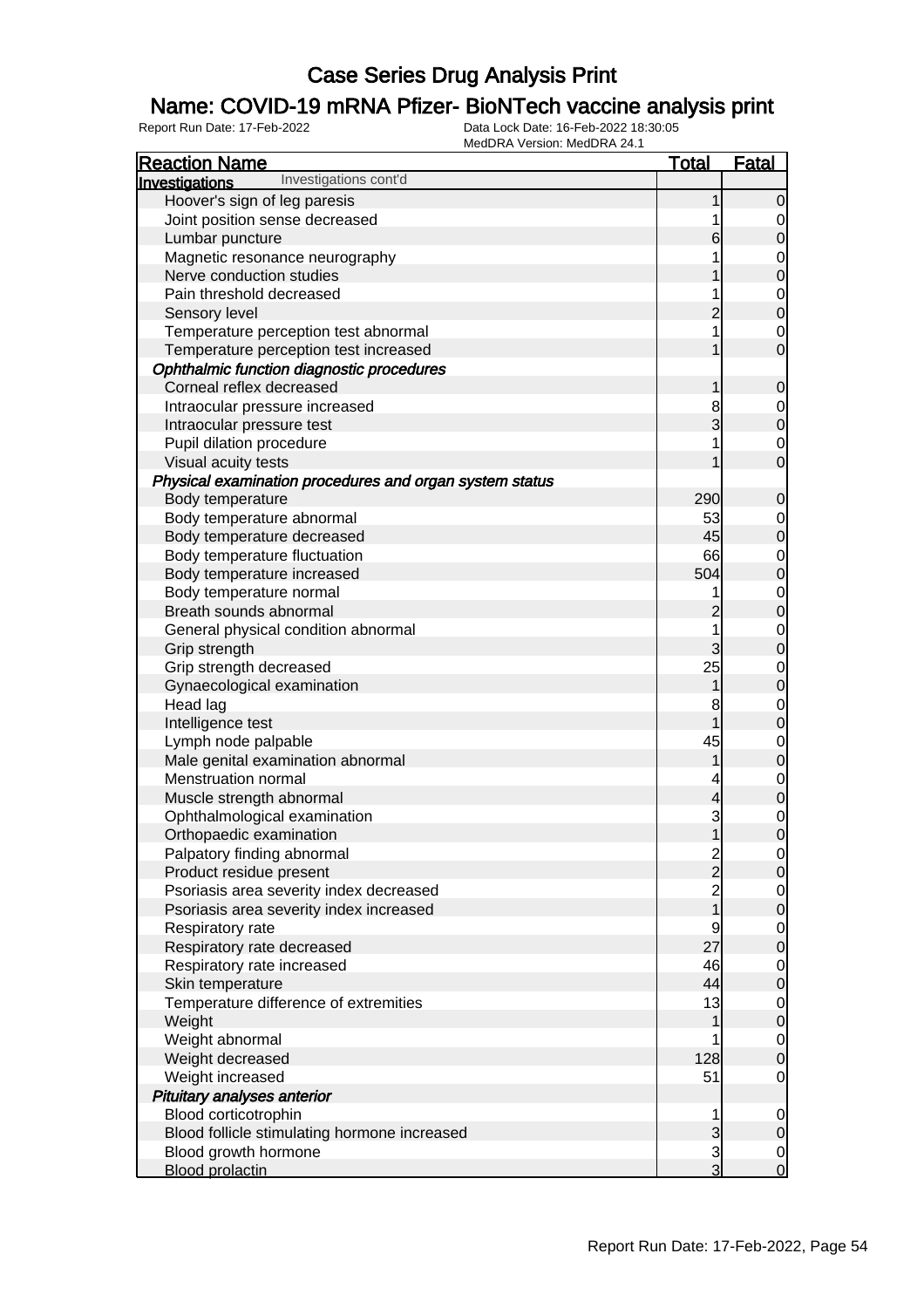# Case Series Drug Analysis Print

## Name: COVID-19 mRNA Pfizer- BioNTech vaccine analysis print

Report Run Date: 17-Feb-2022    Data Lock Date: 16-Feb-2022 18:30:05
MedDRA Version: MedDRA 24.1

| Reaction Name | Total | Fatal |
|---|---|---|
| **Investigations** Investigations cont'd | | |
| Hoover's sign of leg paresis | 1 | 0 |
| Joint position sense decreased | 1 | 0 |
| Lumbar puncture | 6 | 0 |
| Magnetic resonance neurography | 1 | 0 |
| Nerve conduction studies | 1 | 0 |
| Pain threshold decreased | 1 | 0 |
| Sensory level | 2 | 0 |
| Temperature perception test abnormal | 1 | 0 |
| Temperature perception test increased | 1 | 0 |
| ***Ophthalmic function diagnostic procedures*** | | |
| Corneal reflex decreased | 1 | 0 |
| Intraocular pressure increased | 8 | 0 |
| Intraocular pressure test | 3 | 0 |
| Pupil dilation procedure | 1 | 0 |
| Visual acuity tests | 1 | 0 |
| ***Physical examination procedures and organ system status*** | | |
| Body temperature | 290 | 0 |
| Body temperature abnormal | 53 | 0 |
| Body temperature decreased | 45 | 0 |
| Body temperature fluctuation | 66 | 0 |
| Body temperature increased | 504 | 0 |
| Body temperature normal | 1 | 0 |
| Breath sounds abnormal | 2 | 0 |
| General physical condition abnormal | 1 | 0 |
| Grip strength | 3 | 0 |
| Grip strength decreased | 25 | 0 |
| Gynaecological examination | 1 | 0 |
| Head lag | 8 | 0 |
| Intelligence test | 1 | 0 |
| Lymph node palpable | 45 | 0 |
| Male genital examination abnormal | 1 | 0 |
| Menstruation normal | 4 | 0 |
| Muscle strength abnormal | 4 | 0 |
| Ophthalmological examination | 3 | 0 |
| Orthopaedic examination | 1 | 0 |
| Palpatory finding abnormal | 2 | 0 |
| Product residue present | 2 | 0 |
| Psoriasis area severity index decreased | 2 | 0 |
| Psoriasis area severity index increased | 1 | 0 |
| Respiratory rate | 9 | 0 |
| Respiratory rate decreased | 27 | 0 |
| Respiratory rate increased | 46 | 0 |
| Skin temperature | 44 | 0 |
| Temperature difference of extremities | 13 | 0 |
| Weight | 1 | 0 |
| Weight abnormal | 1 | 0 |
| Weight decreased | 128 | 0 |
| Weight increased | 51 | 0 |
| ***Pituitary analyses anterior*** | | |
| Blood corticotrophin | 1 | 0 |
| Blood follicle stimulating hormone increased | 3 | 0 |
| Blood growth hormone | 3 | 0 |
| Blood prolactin | 3 | 0 |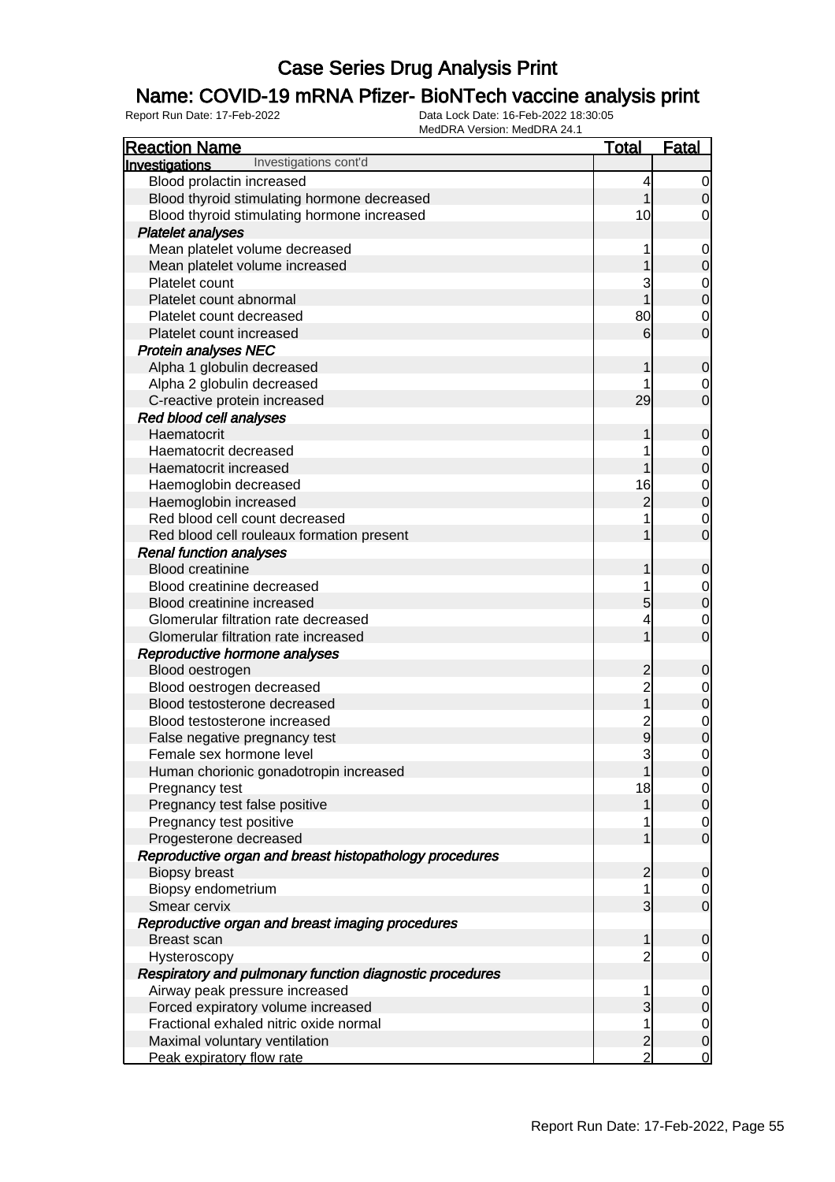# Case Series Drug Analysis Print

## Name: COVID-19 mRNA Pfizer- BioNTech vaccine analysis print

Report Run Date: 17-Feb-2022

Data Lock Date: 16-Feb-2022 18:30:05

MedDRA Version: MedDRA 24.1

| Reaction Name | Total | Fatal |
|---|---|---|
| **Investigations** Investigations cont'd | | |
| Blood prolactin increased | 4 | 0 |
| Blood thyroid stimulating hormone decreased | 1 | 0 |
| Blood thyroid stimulating hormone increased | 10 | 0 |
| ***Platelet analyses*** | | |
| Mean platelet volume decreased | 1 | 0 |
| Mean platelet volume increased | 1 | 0 |
| Platelet count | 3 | 0 |
| Platelet count abnormal | 1 | 0 |
| Platelet count decreased | 80 | 0 |
| Platelet count increased | 6 | 0 |
| ***Protein analyses NEC*** | | |
| Alpha 1 globulin decreased | 1 | 0 |
| Alpha 2 globulin decreased | 1 | 0 |
| C-reactive protein increased | 29 | 0 |
| ***Red blood cell analyses*** | | |
| Haematocrit | 1 | 0 |
| Haematocrit decreased | 1 | 0 |
| Haematocrit increased | 1 | 0 |
| Haemoglobin decreased | 16 | 0 |
| Haemoglobin increased | 2 | 0 |
| Red blood cell count decreased | 1 | 0 |
| Red blood cell rouleaux formation present | 1 | 0 |
| ***Renal function analyses*** | | |
| Blood creatinine | 1 | 0 |
| Blood creatinine decreased | 1 | 0 |
| Blood creatinine increased | 5 | 0 |
| Glomerular filtration rate decreased | 4 | 0 |
| Glomerular filtration rate increased | 1 | 0 |
| ***Reproductive hormone analyses*** | | |
| Blood oestrogen | 2 | 0 |
| Blood oestrogen decreased | 2 | 0 |
| Blood testosterone decreased | 1 | 0 |
| Blood testosterone increased | 2 | 0 |
| False negative pregnancy test | 9 | 0 |
| Female sex hormone level | 3 | 0 |
| Human chorionic gonadotropin increased | 1 | 0 |
| Pregnancy test | 18 | 0 |
| Pregnancy test false positive | 1 | 0 |
| Pregnancy test positive | 1 | 0 |
| Progesterone decreased | 1 | 0 |
| ***Reproductive organ and breast histopathology procedures*** | | |
| Biopsy breast | 2 | 0 |
| Biopsy endometrium | 1 | 0 |
| Smear cervix | 3 | 0 |
| ***Reproductive organ and breast imaging procedures*** | | |
| Breast scan | 1 | 0 |
| Hysteroscopy | 2 | 0 |
| ***Respiratory and pulmonary function diagnostic procedures*** | | |
| Airway peak pressure increased | 1 | 0 |
| Forced expiratory volume increased | 3 | 0 |
| Fractional exhaled nitric oxide normal | 1 | 0 |
| Maximal voluntary ventilation | 2 | 0 |
| Peak expiratory flow rate | 2 | 0 |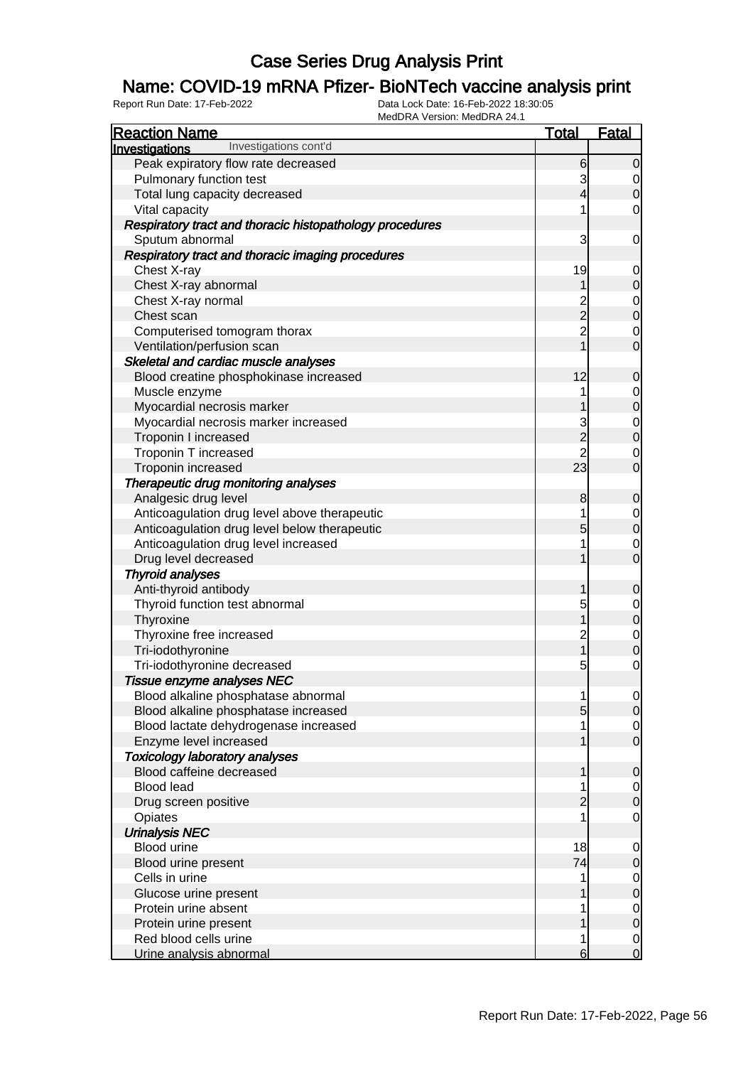# Case Series Drug Analysis Print

## Name: COVID-19 mRNA Pfizer- BioNTech vaccine analysis print

Report Run Date: 17-Feb-2022    Data Lock Date: 16-Feb-2022 18:30:05
MedDRA Version: MedDRA 24.1

| Reaction Name | Total | Fatal |
|---|---|---|
| **Investigations** Investigations cont'd | | |
| Peak expiratory flow rate decreased | 6 | 0 |
| Pulmonary function test | 3 | 0 |
| Total lung capacity decreased | 4 | 0 |
| Vital capacity | 1 | 0 |
| ***Respiratory tract and thoracic histopathology procedures*** | | |
| Sputum abnormal | 3 | 0 |
| ***Respiratory tract and thoracic imaging procedures*** | | |
| Chest X-ray | 19 | 0 |
| Chest X-ray abnormal | 1 | 0 |
| Chest X-ray normal | 2 | 0 |
| Chest scan | 2 | 0 |
| Computerised tomogram thorax | 2 | 0 |
| Ventilation/perfusion scan | 1 | 0 |
| ***Skeletal and cardiac muscle analyses*** | | |
| Blood creatine phosphokinase increased | 12 | 0 |
| Muscle enzyme | 1 | 0 |
| Myocardial necrosis marker | 1 | 0 |
| Myocardial necrosis marker increased | 3 | 0 |
| Troponin I increased | 2 | 0 |
| Troponin T increased | 2 | 0 |
| Troponin increased | 23 | 0 |
| ***Therapeutic drug monitoring analyses*** | | |
| Analgesic drug level | 8 | 0 |
| Anticoagulation drug level above therapeutic | 1 | 0 |
| Anticoagulation drug level below therapeutic | 5 | 0 |
| Anticoagulation drug level increased | 1 | 0 |
| Drug level decreased | 1 | 0 |
| ***Thyroid analyses*** | | |
| Anti-thyroid antibody | 1 | 0 |
| Thyroid function test abnormal | 5 | 0 |
| Thyroxine | 1 | 0 |
| Thyroxine free increased | 2 | 0 |
| Tri-iodothyronine | 1 | 0 |
| Tri-iodothyronine decreased | 5 | 0 |
| ***Tissue enzyme analyses NEC*** | | |
| Blood alkaline phosphatase abnormal | 1 | 0 |
| Blood alkaline phosphatase increased | 5 | 0 |
| Blood lactate dehydrogenase increased | 1 | 0 |
| Enzyme level increased | 1 | 0 |
| ***Toxicology laboratory analyses*** | | |
| Blood caffeine decreased | 1 | 0 |
| Blood lead | 1 | 0 |
| Drug screen positive | 2 | 0 |
| Opiates | 1 | 0 |
| ***Urinalysis NEC*** | | |
| Blood urine | 18 | 0 |
| Blood urine present | 74 | 0 |
| Cells in urine | 1 | 0 |
| Glucose urine present | 1 | 0 |
| Protein urine absent | 1 | 0 |
| Protein urine present | 1 | 0 |
| Red blood cells urine | 1 | 0 |
| Urine analysis abnormal | 6 | 0 |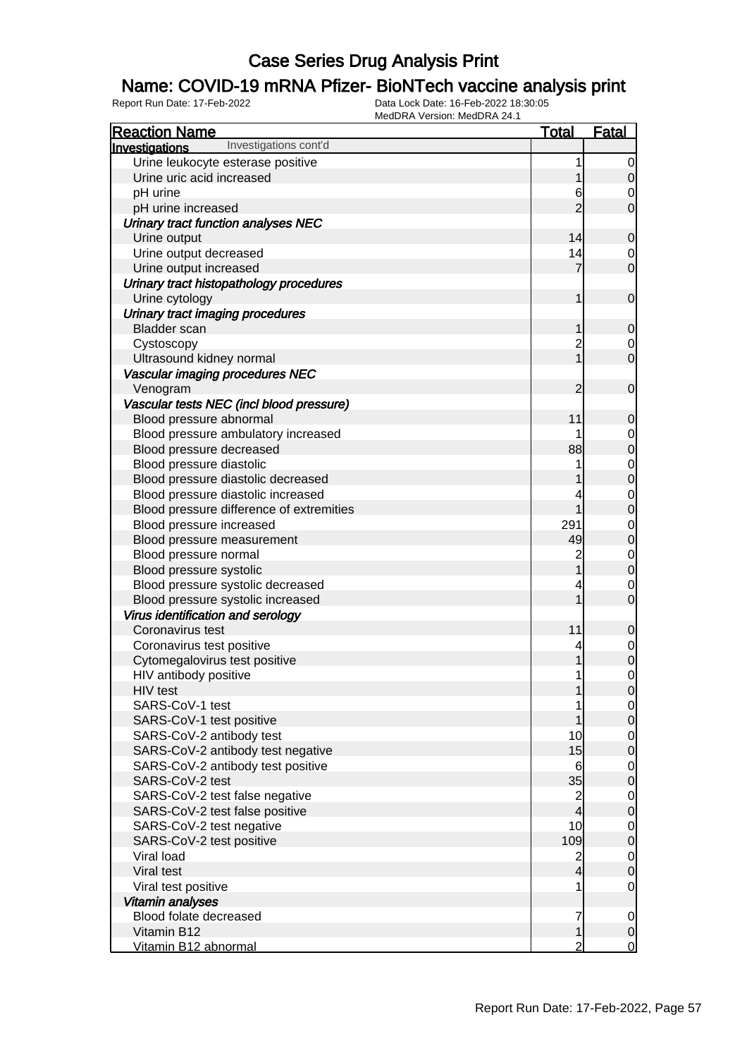# Case Series Drug Analysis Print

## Name: COVID-19 mRNA Pfizer- BioNTech vaccine analysis print

Report Run Date: 17-Feb-2022
Data Lock Date: 16-Feb-2022 18:30:05
MedDRA Version: MedDRA 24.1

| Reaction Name | Total | Fatal |
|---|---|---|
| **Investigations** Investigations cont'd | | |
| Urine leukocyte esterase positive | 1 | 0 |
| Urine uric acid increased | 1 | 0 |
| pH urine | 6 | 0 |
| pH urine increased | 2 | 0 |
| ***Urinary tract function analyses NEC*** | | |
| Urine output | 14 | 0 |
| Urine output decreased | 14 | 0 |
| Urine output increased | 7 | 0 |
| ***Urinary tract histopathology procedures*** | | |
| Urine cytology | 1 | 0 |
| ***Urinary tract imaging procedures*** | | |
| Bladder scan | 1 | 0 |
| Cystoscopy | 2 | 0 |
| Ultrasound kidney normal | 1 | 0 |
| ***Vascular imaging procedures NEC*** | | |
| Venogram | 2 | 0 |
| ***Vascular tests NEC (incl blood pressure)*** | | |
| Blood pressure abnormal | 11 | 0 |
| Blood pressure ambulatory increased | 1 | 0 |
| Blood pressure decreased | 88 | 0 |
| Blood pressure diastolic | 1 | 0 |
| Blood pressure diastolic decreased | 1 | 0 |
| Blood pressure diastolic increased | 4 | 0 |
| Blood pressure difference of extremities | 1 | 0 |
| Blood pressure increased | 291 | 0 |
| Blood pressure measurement | 49 | 0 |
| Blood pressure normal | 2 | 0 |
| Blood pressure systolic | 1 | 0 |
| Blood pressure systolic decreased | 4 | 0 |
| Blood pressure systolic increased | 1 | 0 |
| ***Virus identification and serology*** | | |
| Coronavirus test | 11 | 0 |
| Coronavirus test positive | 4 | 0 |
| Cytomegalovirus test positive | 1 | 0 |
| HIV antibody positive | 1 | 0 |
| HIV test | 1 | 0 |
| SARS-CoV-1 test | 1 | 0 |
| SARS-CoV-1 test positive | 1 | 0 |
| SARS-CoV-2 antibody test | 10 | 0 |
| SARS-CoV-2 antibody test negative | 15 | 0 |
| SARS-CoV-2 antibody test positive | 6 | 0 |
| SARS-CoV-2 test | 35 | 0 |
| SARS-CoV-2 test false negative | 2 | 0 |
| SARS-CoV-2 test false positive | 4 | 0 |
| SARS-CoV-2 test negative | 10 | 0 |
| SARS-CoV-2 test positive | 109 | 0 |
| Viral load | 2 | 0 |
| Viral test | 4 | 0 |
| Viral test positive | 1 | 0 |
| ***Vitamin analyses*** | | |
| Blood folate decreased | 7 | 0 |
| Vitamin B12 | 1 | 0 |
| Vitamin B12 abnormal | 2 | 0 |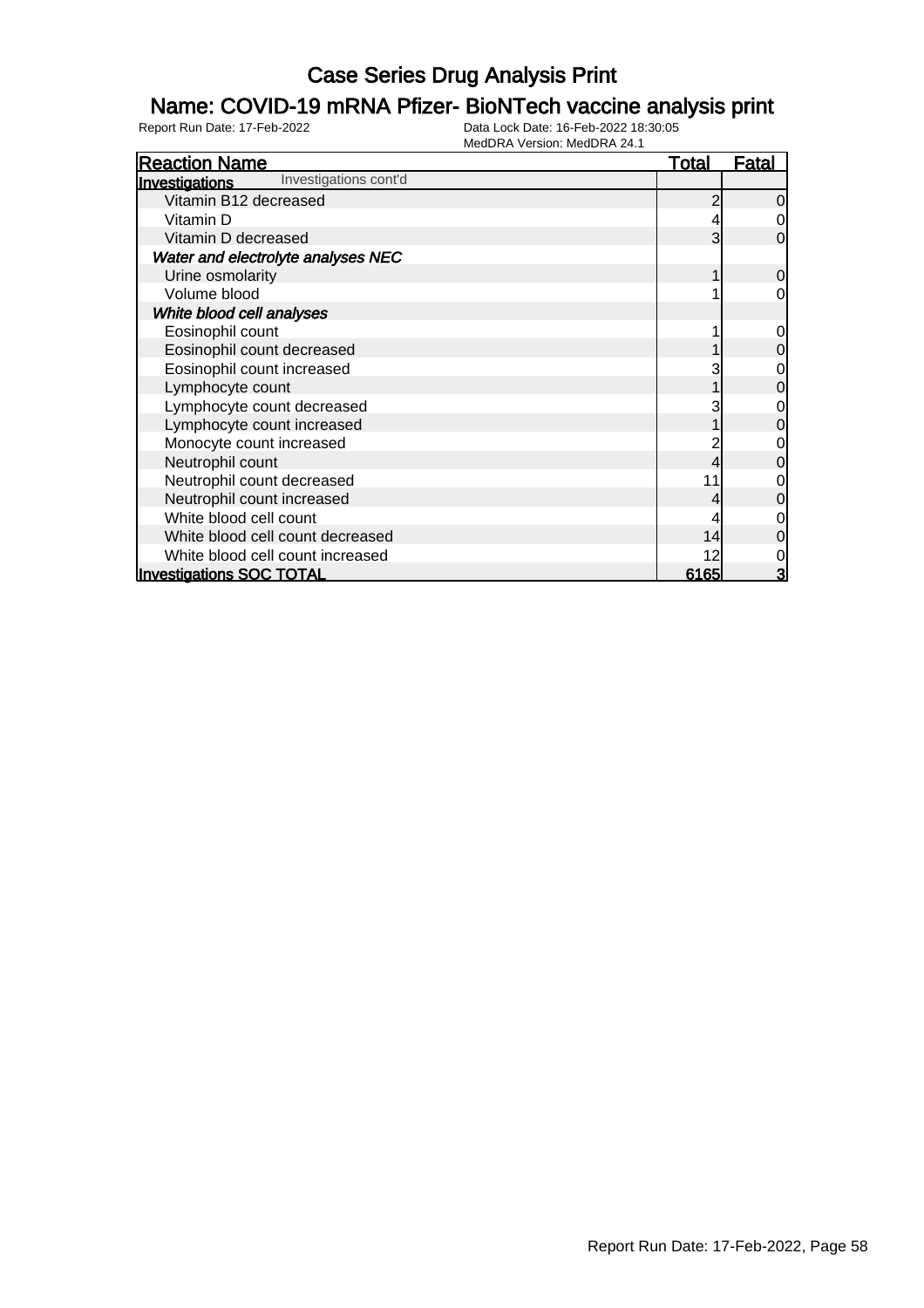# Case Series Drug Analysis Print

## Name: COVID-19 mRNA Pfizer- BioNTech vaccine analysis print

Report Run Date: 17-Feb-2022    Data Lock Date: 16-Feb-2022 18:30:05
MedDRA Version: MedDRA 24.1

| Reaction Name | Total | Fatal |
|---|---|---|
| **Investigations** Investigations cont'd | | |
| Vitamin B12 decreased | 2 | 0 |
| Vitamin D | 4 | 0 |
| Vitamin D decreased | 3 | 0 |
| ***Water and electrolyte analyses NEC*** | | |
| Urine osmolarity | 1 | 0 |
| Volume blood | 1 | 0 |
| ***White blood cell analyses*** | | |
| Eosinophil count | 1 | 0 |
| Eosinophil count decreased | 1 | 0 |
| Eosinophil count increased | 3 | 0 |
| Lymphocyte count | 1 | 0 |
| Lymphocyte count decreased | 3 | 0 |
| Lymphocyte count increased | 1 | 0 |
| Monocyte count increased | 2 | 0 |
| Neutrophil count | 4 | 0 |
| Neutrophil count decreased | 11 | 0 |
| Neutrophil count increased | 4 | 0 |
| White blood cell count | 4 | 0 |
| White blood cell count decreased | 14 | 0 |
| White blood cell count increased | 12 | 0 |
| **Investigations SOC TOTAL** | **6165** | **3** |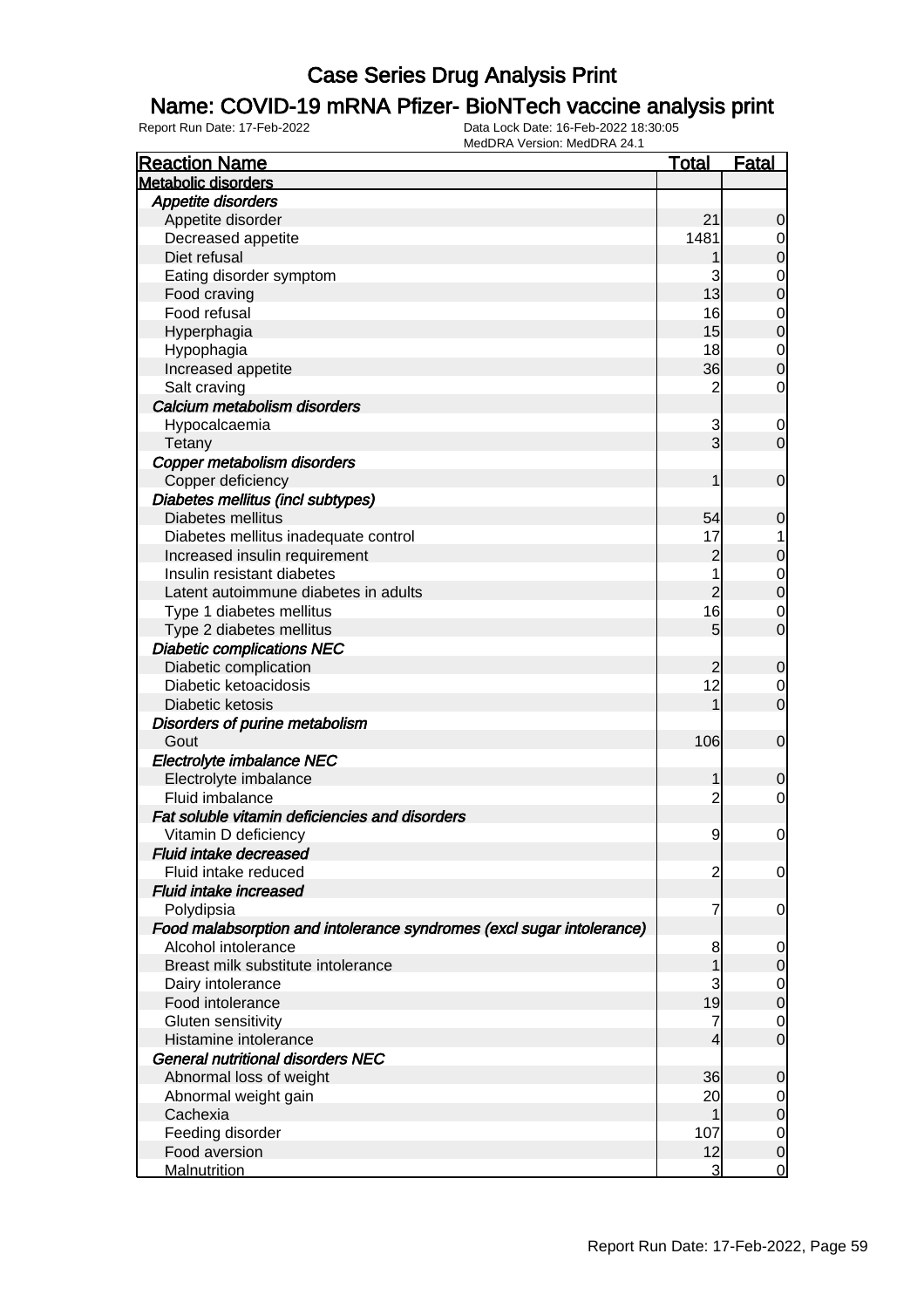# Case Series Drug Analysis Print

## Name: COVID-19 mRNA Pfizer- BioNTech vaccine analysis print

Report Run Date: 17-Feb-2022

Data Lock Date: 16-Feb-2022 18:30:05

MedDRA Version: MedDRA 24.1

| Reaction Name | Total | Fatal |
|---|---|---|
| **Metabolic disorders** | | |
| ***Appetite disorders*** | | |
| Appetite disorder | 21 | 0 |
| Decreased appetite | 1481 | 0 |
| Diet refusal | 1 | 0 |
| Eating disorder symptom | 3 | 0 |
| Food craving | 13 | 0 |
| Food refusal | 16 | 0 |
| Hyperphagia | 15 | 0 |
| Hypophagia | 18 | 0 |
| Increased appetite | 36 | 0 |
| Salt craving | 2 | 0 |
| ***Calcium metabolism disorders*** | | |
| Hypocalcaemia | 3 | 0 |
| Tetany | 3 | 0 |
| ***Copper metabolism disorders*** | | |
| Copper deficiency | 1 | 0 |
| ***Diabetes mellitus (incl subtypes)*** | | |
| Diabetes mellitus | 54 | 0 |
| Diabetes mellitus inadequate control | 17 | 1 |
| Increased insulin requirement | 2 | 0 |
| Insulin resistant diabetes | 1 | 0 |
| Latent autoimmune diabetes in adults | 2 | 0 |
| Type 1 diabetes mellitus | 16 | 0 |
| Type 2 diabetes mellitus | 5 | 0 |
| ***Diabetic complications NEC*** | | |
| Diabetic complication | 2 | 0 |
| Diabetic ketoacidosis | 12 | 0 |
| Diabetic ketosis | 1 | 0 |
| ***Disorders of purine metabolism*** | | |
| Gout | 106 | 0 |
| ***Electrolyte imbalance NEC*** | | |
| Electrolyte imbalance | 1 | 0 |
| Fluid imbalance | 2 | 0 |
| ***Fat soluble vitamin deficiencies and disorders*** | | |
| Vitamin D deficiency | 9 | 0 |
| ***Fluid intake decreased*** | | |
| Fluid intake reduced | 2 | 0 |
| ***Fluid intake increased*** | | |
| Polydipsia | 7 | 0 |
| ***Food malabsorption and intolerance syndromes (excl sugar intolerance)*** | | |
| Alcohol intolerance | 8 | 0 |
| Breast milk substitute intolerance | 1 | 0 |
| Dairy intolerance | 3 | 0 |
| Food intolerance | 19 | 0 |
| Gluten sensitivity | 7 | 0 |
| Histamine intolerance | 4 | 0 |
| ***General nutritional disorders NEC*** | | |
| Abnormal loss of weight | 36 | 0 |
| Abnormal weight gain | 20 | 0 |
| Cachexia | 1 | 0 |
| Feeding disorder | 107 | 0 |
| Food aversion | 12 | 0 |
| Malnutrition | 3 | 0 |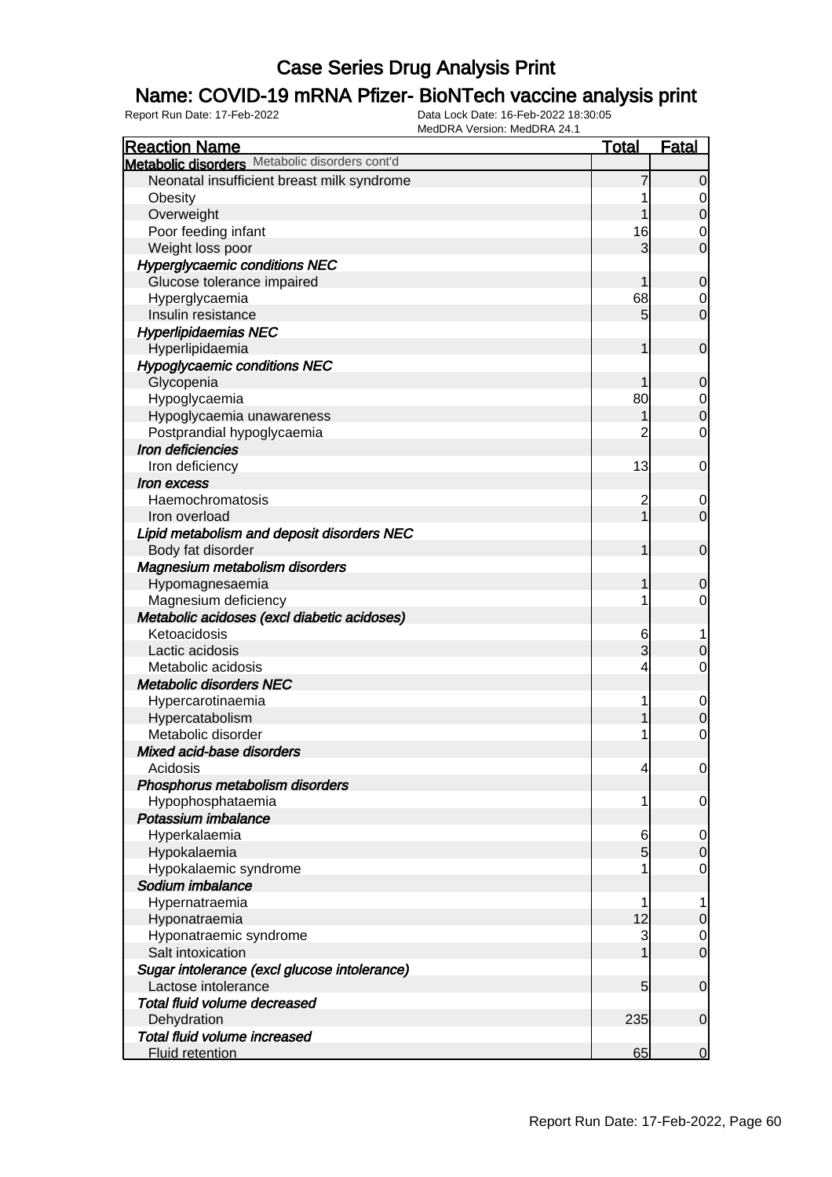# Case Series Drug Analysis Print

## Name: COVID-19 mRNA Pfizer- BioNTech vaccine analysis print

Report Run Date: 17-Feb-2022    Data Lock Date: 16-Feb-2022 18:30:05
MedDRA Version: MedDRA 24.1

| Reaction Name | Total | Fatal |
|---|---|---|
| **Metabolic disorders** Metabolic disorders cont'd | | |
| Neonatal insufficient breast milk syndrome | 7 | 0 |
| Obesity | 1 | 0 |
| Overweight | 1 | 0 |
| Poor feeding infant | 16 | 0 |
| Weight loss poor | 3 | 0 |
| ***Hyperglycaemic conditions NEC*** | | |
| Glucose tolerance impaired | 1 | 0 |
| Hyperglycaemia | 68 | 0 |
| Insulin resistance | 5 | 0 |
| ***Hyperlipidaemias NEC*** | | |
| Hyperlipidaemia | 1 | 0 |
| ***Hypoglycaemic conditions NEC*** | | |
| Glycopenia | 1 | 0 |
| Hypoglycaemia | 80 | 0 |
| Hypoglycaemia unawareness | 1 | 0 |
| Postprandial hypoglycaemia | 2 | 0 |
| ***Iron deficiencies*** | | |
| Iron deficiency | 13 | 0 |
| ***Iron excess*** | | |
| Haemochromatosis | 2 | 0 |
| Iron overload | 1 | 0 |
| ***Lipid metabolism and deposit disorders NEC*** | | |
| Body fat disorder | 1 | 0 |
| ***Magnesium metabolism disorders*** | | |
| Hypomagnesaemia | 1 | 0 |
| Magnesium deficiency | 1 | 0 |
| ***Metabolic acidoses (excl diabetic acidoses)*** | | |
| Ketoacidosis | 6 | 1 |
| Lactic acidosis | 3 | 0 |
| Metabolic acidosis | 4 | 0 |
| ***Metabolic disorders NEC*** | | |
| Hypercarotinaemia | 1 | 0 |
| Hypercatabolism | 1 | 0 |
| Metabolic disorder | 1 | 0 |
| ***Mixed acid-base disorders*** | | |
| Acidosis | 4 | 0 |
| ***Phosphorus metabolism disorders*** | | |
| Hypophosphataemia | 1 | 0 |
| ***Potassium imbalance*** | | |
| Hyperkalaemia | 6 | 0 |
| Hypokalaemia | 5 | 0 |
| Hypokalaemic syndrome | 1 | 0 |
| ***Sodium imbalance*** | | |
| Hypernatraemia | 1 | 1 |
| Hyponatraemia | 12 | 0 |
| Hyponatraemic syndrome | 3 | 0 |
| Salt intoxication | 1 | 0 |
| ***Sugar intolerance (excl glucose intolerance)*** | | |
| Lactose intolerance | 5 | 0 |
| ***Total fluid volume decreased*** | | |
| Dehydration | 235 | 0 |
| ***Total fluid volume increased*** | | |
| Fluid retention | 65 | 0 |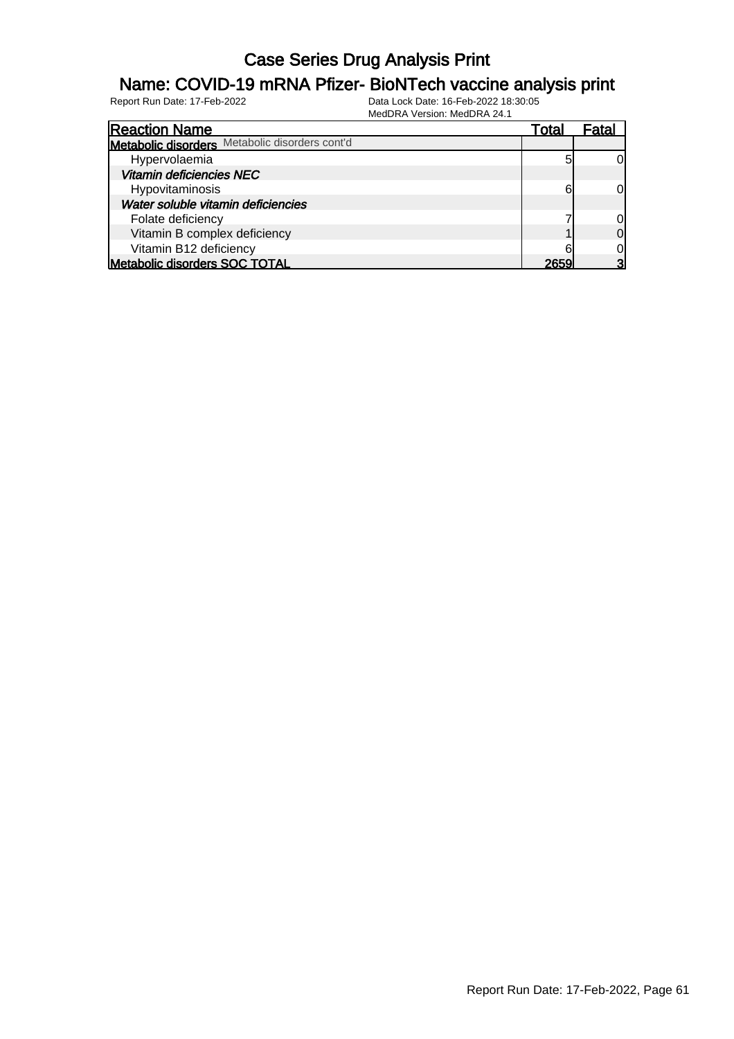# Case Series Drug Analysis Print

## Name: COVID-19 mRNA Pfizer- BioNTech vaccine analysis print

Report Run Date: 17-Feb-2022    Data Lock Date: 16-Feb-2022 18:30:05
MedDRA Version: MedDRA 24.1

| Reaction Name | Total | Fatal |
|---|---|---|
| **Metabolic disorders** Metabolic disorders cont'd | | |
| Hypervolaemia | 5 | 0 |
| ***Vitamin deficiencies NEC*** | | |
| Hypovitaminosis | 6 | 0 |
| ***Water soluble vitamin deficiencies*** | | |
| Folate deficiency | 7 | 0 |
| Vitamin B complex deficiency | 1 | 0 |
| Vitamin B12 deficiency | 6 | 0 |
| **Metabolic disorders SOC TOTAL** | **2659** | **3** |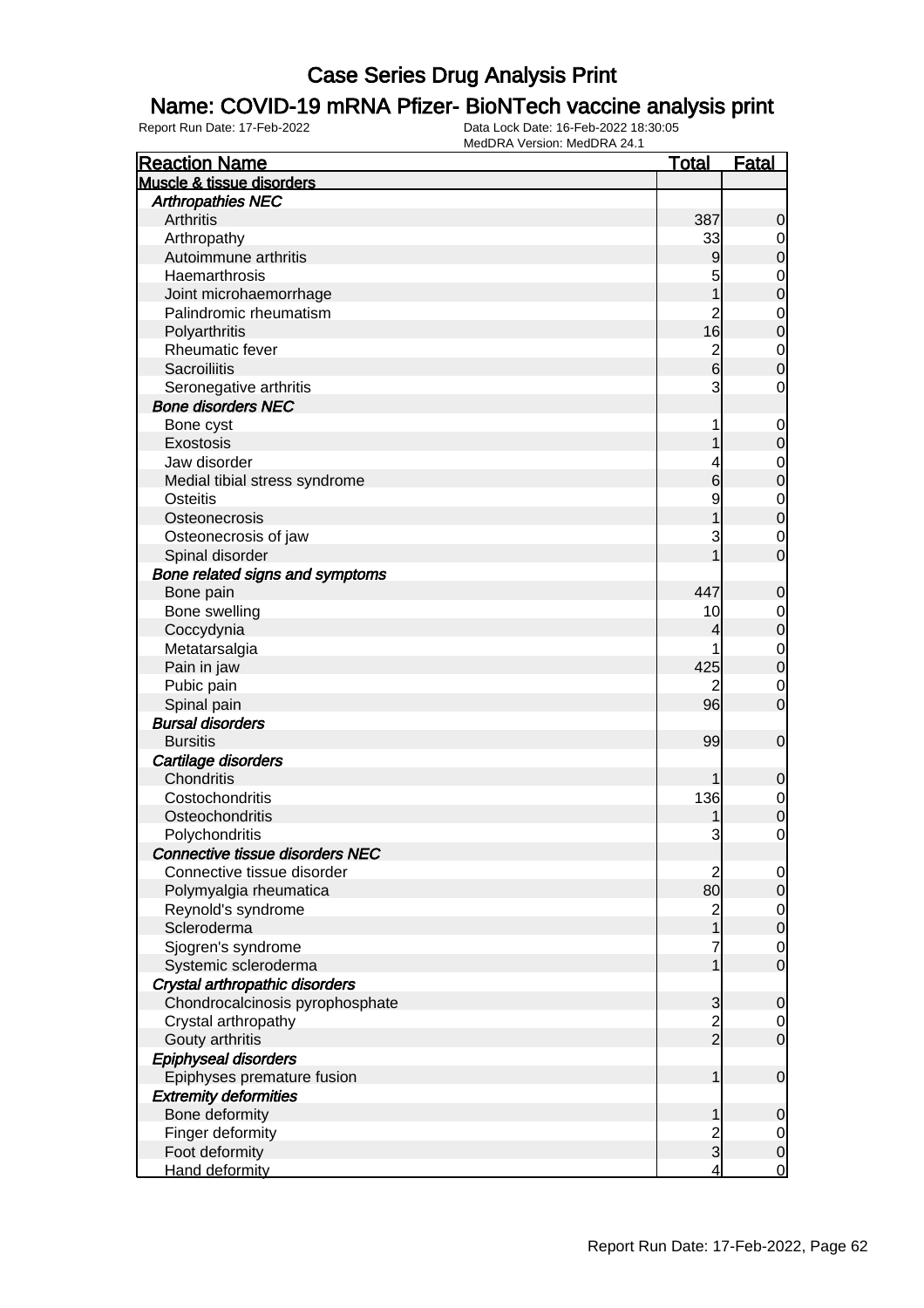# Case Series Drug Analysis Print

## Name: COVID-19 mRNA Pfizer- BioNTech vaccine analysis print

Report Run Date: 17-Feb-2022

Data Lock Date: 16-Feb-2022 18:30:05
MedDRA Version: MedDRA 24.1

| Reaction Name | Total | Fatal |
|---|---|---|
| **Muscle & tissue disorders** | | |
| ***Arthropathies NEC*** | | |
| Arthritis | 387 | 0 |
| Arthropathy | 33 | 0 |
| Autoimmune arthritis | 9 | 0 |
| Haemarthrosis | 5 | 0 |
| Joint microhaemorrhage | 1 | 0 |
| Palindromic rheumatism | 2 | 0 |
| Polyarthritis | 16 | 0 |
| Rheumatic fever | 2 | 0 |
| Sacroiliitis | 6 | 0 |
| Seronegative arthritis | 3 | 0 |
| ***Bone disorders NEC*** | | |
| Bone cyst | 1 | 0 |
| Exostosis | 1 | 0 |
| Jaw disorder | 4 | 0 |
| Medial tibial stress syndrome | 6 | 0 |
| Osteitis | 9 | 0 |
| Osteonecrosis | 1 | 0 |
| Osteonecrosis of jaw | 3 | 0 |
| Spinal disorder | 1 | 0 |
| ***Bone related signs and symptoms*** | | |
| Bone pain | 447 | 0 |
| Bone swelling | 10 | 0 |
| Coccydynia | 4 | 0 |
| Metatarsalgia | 1 | 0 |
| Pain in jaw | 425 | 0 |
| Pubic pain | 2 | 0 |
| Spinal pain | 96 | 0 |
| ***Bursal disorders*** | | |
| Bursitis | 99 | 0 |
| ***Cartilage disorders*** | | |
| Chondritis | 1 | 0 |
| Costochondritis | 136 | 0 |
| Osteochondritis | 1 | 0 |
| Polychondritis | 3 | 0 |
| ***Connective tissue disorders NEC*** | | |
| Connective tissue disorder | 2 | 0 |
| Polymyalgia rheumatica | 80 | 0 |
| Reynold's syndrome | 2 | 0 |
| Scleroderma | 1 | 0 |
| Sjogren's syndrome | 7 | 0 |
| Systemic scleroderma | 1 | 0 |
| ***Crystal arthropathic disorders*** | | |
| Chondrocalcinosis pyrophosphate | 3 | 0 |
| Crystal arthropathy | 2 | 0 |
| Gouty arthritis | 2 | 0 |
| ***Epiphyseal disorders*** | | |
| Epiphyses premature fusion | 1 | 0 |
| ***Extremity deformities*** | | |
| Bone deformity | 1 | 0 |
| Finger deformity | 2 | 0 |
| Foot deformity | 3 | 0 |
| Hand deformity | 4 | 0 |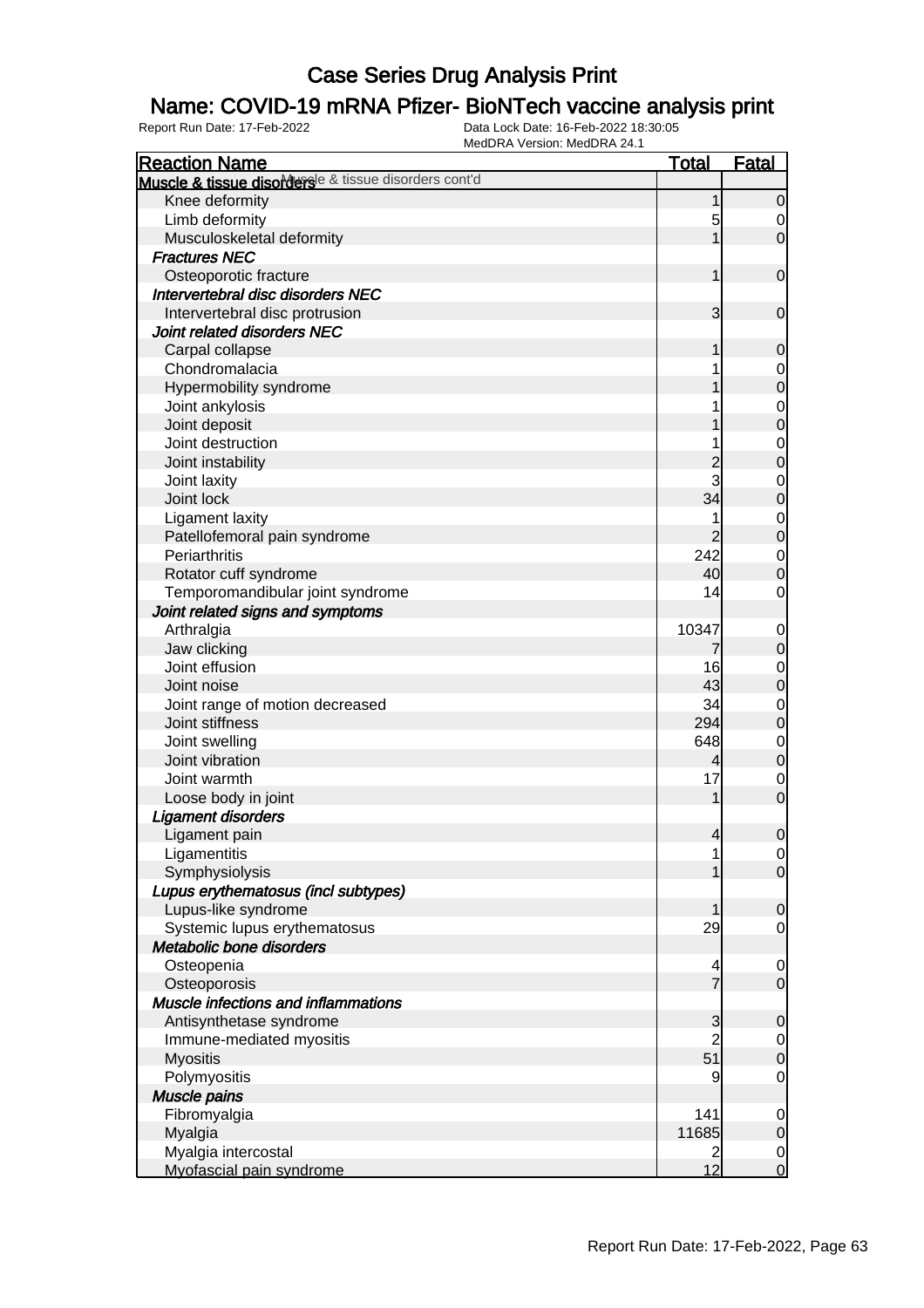# Case Series Drug Analysis Print

## Name: COVID-19 mRNA Pfizer- BioNTech vaccine analysis print

Report Run Date: 17-Feb-2022 Data Lock Date: 16-Feb-2022 18:30:05
MedDRA Version: MedDRA 24.1

| Reaction Name | Total | Fatal |
|---|---|---|
| **Muscle & tissue disorders** Muscle & tissue disorders cont'd | | |
| Knee deformity | 1 | 0 |
| Limb deformity | 5 | 0 |
| Musculoskeletal deformity | 1 | 0 |
| ***Fractures NEC*** | | |
| Osteoporotic fracture | 1 | 0 |
| ***Intervertebral disc disorders NEC*** | | |
| Intervertebral disc protrusion | 3 | 0 |
| ***Joint related disorders NEC*** | | |
| Carpal collapse | 1 | 0 |
| Chondromalacia | 1 | 0 |
| Hypermobility syndrome | 1 | 0 |
| Joint ankylosis | 1 | 0 |
| Joint deposit | 1 | 0 |
| Joint destruction | 1 | 0 |
| Joint instability | 2 | 0 |
| Joint laxity | 3 | 0 |
| Joint lock | 34 | 0 |
| Ligament laxity | 1 | 0 |
| Patellofemoral pain syndrome | 2 | 0 |
| Periarthritis | 242 | 0 |
| Rotator cuff syndrome | 40 | 0 |
| Temporomandibular joint syndrome | 14 | 0 |
| ***Joint related signs and symptoms*** | | |
| Arthralgia | 10347 | 0 |
| Jaw clicking | 7 | 0 |
| Joint effusion | 16 | 0 |
| Joint noise | 43 | 0 |
| Joint range of motion decreased | 34 | 0 |
| Joint stiffness | 294 | 0 |
| Joint swelling | 648 | 0 |
| Joint vibration | 4 | 0 |
| Joint warmth | 17 | 0 |
| Loose body in joint | 1 | 0 |
| ***Ligament disorders*** | | |
| Ligament pain | 4 | 0 |
| Ligamentitis | 1 | 0 |
| Symphysiolysis | 1 | 0 |
| ***Lupus erythematosus (incl subtypes)*** | | |
| Lupus-like syndrome | 1 | 0 |
| Systemic lupus erythematosus | 29 | 0 |
| ***Metabolic bone disorders*** | | |
| Osteopenia | 4 | 0 |
| Osteoporosis | 7 | 0 |
| ***Muscle infections and inflammations*** | | |
| Antisynthetase syndrome | 3 | 0 |
| Immune-mediated myositis | 2 | 0 |
| Myositis | 51 | 0 |
| Polymyositis | 9 | 0 |
| ***Muscle pains*** | | |
| Fibromyalgia | 141 | 0 |
| Myalgia | 11685 | 0 |
| Myalgia intercostal | 2 | 0 |
| Myofascial pain syndrome | 12 | 0 |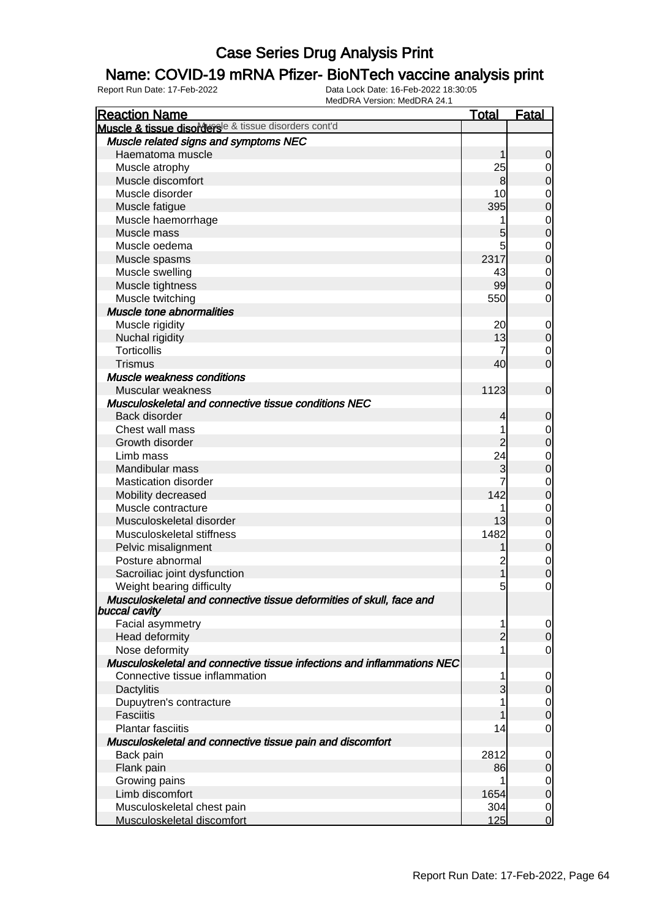# Case Series Drug Analysis Print

## Name: COVID-19 mRNA Pfizer- BioNTech vaccine analysis print

Report Run Date: 17-Feb-2022 | Data Lock Date: 16-Feb-2022 18:30:05 | MedDRA Version: MedDRA 24.1

| Reaction Name | Total | Fatal |
|---|---|---|
| **Muscle & tissue disorders** Muscle & tissue disorders cont'd | | |
| ***Muscle related signs and symptoms NEC*** | | |
| Haematoma muscle | 1 | 0 |
| Muscle atrophy | 25 | 0 |
| Muscle discomfort | 8 | 0 |
| Muscle disorder | 10 | 0 |
| Muscle fatigue | 395 | 0 |
| Muscle haemorrhage | 1 | 0 |
| Muscle mass | 5 | 0 |
| Muscle oedema | 5 | 0 |
| Muscle spasms | 2317 | 0 |
| Muscle swelling | 43 | 0 |
| Muscle tightness | 99 | 0 |
| Muscle twitching | 550 | 0 |
| ***Muscle tone abnormalities*** | | |
| Muscle rigidity | 20 | 0 |
| Nuchal rigidity | 13 | 0 |
| Torticollis | 7 | 0 |
| Trismus | 40 | 0 |
| ***Muscle weakness conditions*** | | |
| Muscular weakness | 1123 | 0 |
| ***Musculoskeletal and connective tissue conditions NEC*** | | |
| Back disorder | 4 | 0 |
| Chest wall mass | 1 | 0 |
| Growth disorder | 2 | 0 |
| Limb mass | 24 | 0 |
| Mandibular mass | 3 | 0 |
| Mastication disorder | 7 | 0 |
| Mobility decreased | 142 | 0 |
| Muscle contracture | 1 | 0 |
| Musculoskeletal disorder | 13 | 0 |
| Musculoskeletal stiffness | 1482 | 0 |
| Pelvic misalignment | 1 | 0 |
| Posture abnormal | 2 | 0 |
| Sacroiliac joint dysfunction | 1 | 0 |
| Weight bearing difficulty | 5 | 0 |
| ***Musculoskeletal and connective tissue deformities of skull, face and buccal cavity*** | | |
| Facial asymmetry | 1 | 0 |
| Head deformity | 2 | 0 |
| Nose deformity | 1 | 0 |
| ***Musculoskeletal and connective tissue infections and inflammations NEC*** | | |
| Connective tissue inflammation | 1 | 0 |
| Dactylitis | 3 | 0 |
| Dupuytren's contracture | 1 | 0 |
| Fasciitis | 1 | 0 |
| Plantar fasciitis | 14 | 0 |
| ***Musculoskeletal and connective tissue pain and discomfort*** | | |
| Back pain | 2812 | 0 |
| Flank pain | 86 | 0 |
| Growing pains | 1 | 0 |
| Limb discomfort | 1654 | 0 |
| Musculoskeletal chest pain | 304 | 0 |
| Musculoskeletal discomfort | 125 | 0 |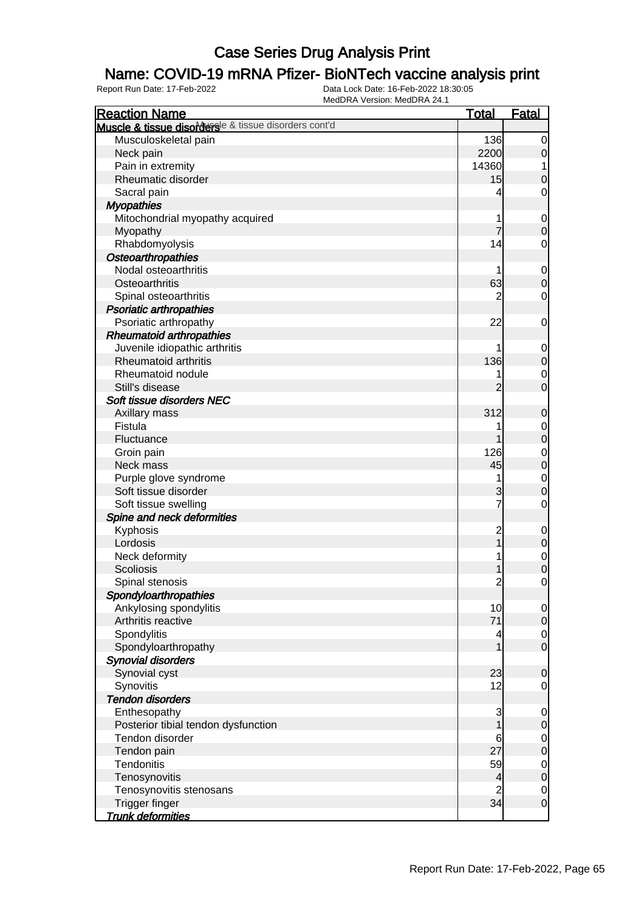# Case Series Drug Analysis Print

## Name: COVID-19 mRNA Pfizer- BioNTech vaccine analysis print

Report Run Date: 17-Feb-2022    Data Lock Date: 16-Feb-2022 18:30:05
MedDRA Version: MedDRA 24.1

| Reaction Name | Total | Fatal |
|---|---|---|
| **Muscle & tissue disorders** Muscle & tissue disorders cont'd | | |
| Musculoskeletal pain | 136 | 0 |
| Neck pain | 2200 | 0 |
| Pain in extremity | 14360 | 1 |
| Rheumatic disorder | 15 | 0 |
| Sacral pain | 4 | 0 |
| ***Myopathies*** | | |
| Mitochondrial myopathy acquired | 1 | 0 |
| Myopathy | 7 | 0 |
| Rhabdomyolysis | 14 | 0 |
| ***Osteoarthropathies*** | | |
| Nodal osteoarthritis | 1 | 0 |
| Osteoarthritis | 63 | 0 |
| Spinal osteoarthritis | 2 | 0 |
| ***Psoriatic arthropathies*** | | |
| Psoriatic arthropathy | 22 | 0 |
| ***Rheumatoid arthropathies*** | | |
| Juvenile idiopathic arthritis | 1 | 0 |
| Rheumatoid arthritis | 136 | 0 |
| Rheumatoid nodule | 1 | 0 |
| Still's disease | 2 | 0 |
| ***Soft tissue disorders NEC*** | | |
| Axillary mass | 312 | 0 |
| Fistula | 1 | 0 |
| Fluctuance | 1 | 0 |
| Groin pain | 126 | 0 |
| Neck mass | 45 | 0 |
| Purple glove syndrome | 1 | 0 |
| Soft tissue disorder | 3 | 0 |
| Soft tissue swelling | 7 | 0 |
| ***Spine and neck deformities*** | | |
| Kyphosis | 2 | 0 |
| Lordosis | 1 | 0 |
| Neck deformity | 1 | 0 |
| Scoliosis | 1 | 0 |
| Spinal stenosis | 2 | 0 |
| ***Spondyloarthropathies*** | | |
| Ankylosing spondylitis | 10 | 0 |
| Arthritis reactive | 71 | 0 |
| Spondylitis | 4 | 0 |
| Spondyloarthropathy | 1 | 0 |
| ***Synovial disorders*** | | |
| Synovial cyst | 23 | 0 |
| Synovitis | 12 | 0 |
| ***Tendon disorders*** | | |
| Enthesopathy | 3 | 0 |
| Posterior tibial tendon dysfunction | 1 | 0 |
| Tendon disorder | 6 | 0 |
| Tendon pain | 27 | 0 |
| Tendonitis | 59 | 0 |
| Tenosynovitis | 4 | 0 |
| Tenosynovitis stenosans | 2 | 0 |
| Trigger finger | 34 | 0 |
| ***Trunk deformities*** | | |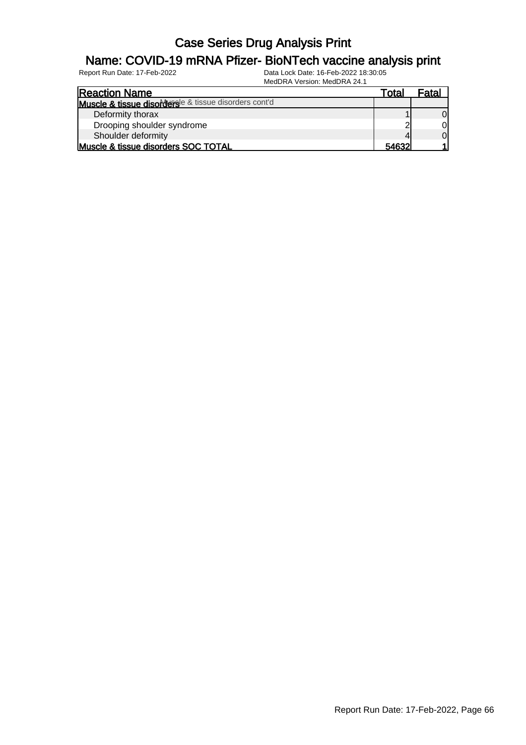# Case Series Drug Analysis Print

## Name: COVID-19 mRNA Pfizer- BioNTech vaccine analysis print

Report Run Date: 17-Feb-2022    Data Lock Date: 16-Feb-2022 18:30:05
MedDRA Version: MedDRA 24.1

| Reaction Name | Total | Fatal |
|---|---|---|
| **Muscle & tissue disorders** Muscle & tissue disorders cont'd | | |
| Deformity thorax | 1 | 0 |
| Drooping shoulder syndrome | 2 | 0 |
| Shoulder deformity | 4 | 0 |
| **Muscle & tissue disorders SOC TOTAL** | **54632** | **1** |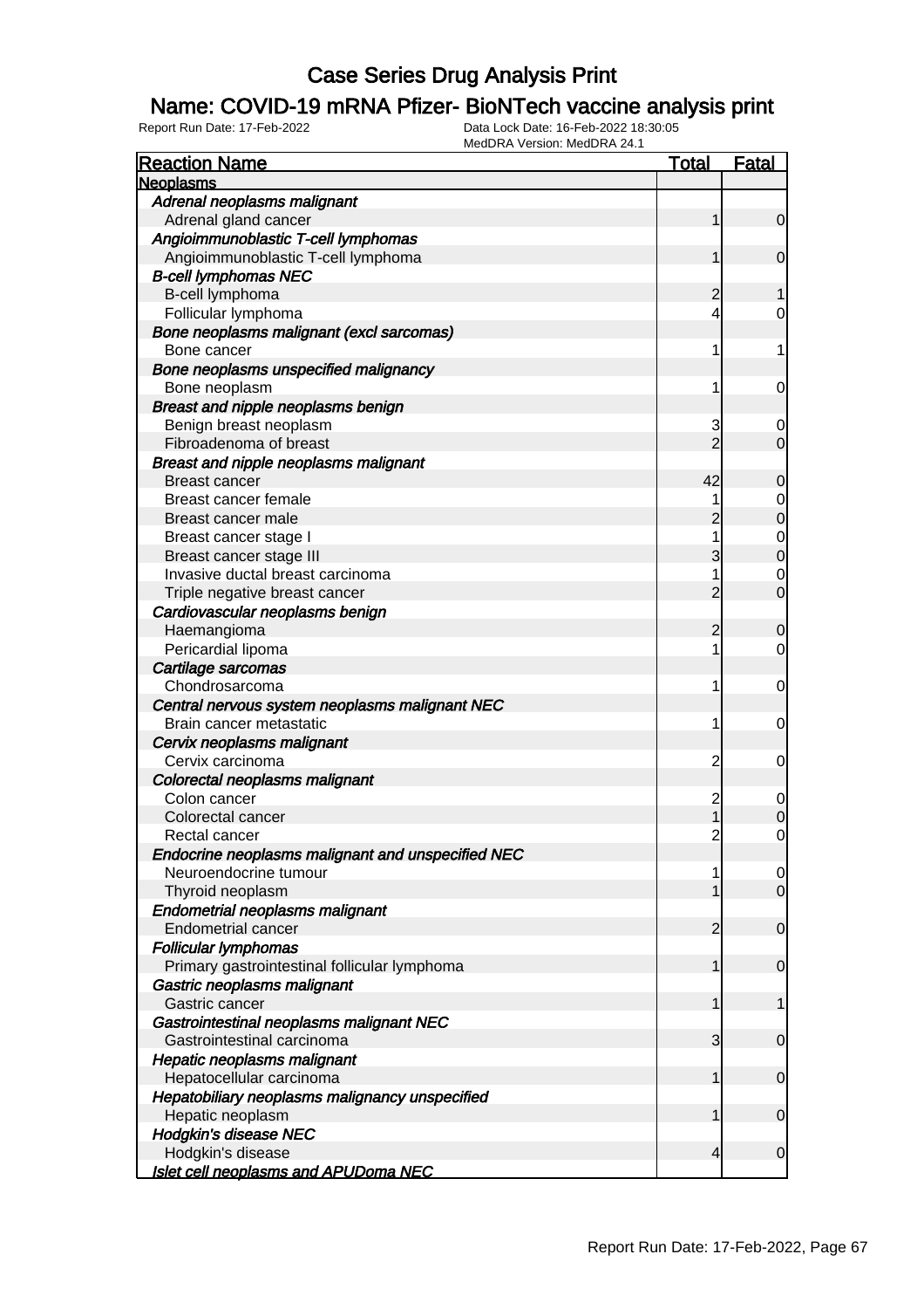# Case Series Drug Analysis Print

## Name: COVID-19 mRNA Pfizer- BioNTech vaccine analysis print

Report Run Date: 17-Feb-2022

Data Lock Date: 16-Feb-2022 18:30:05
MedDRA Version: MedDRA 24.1

| Reaction Name | Total | Fatal |
|---|---|---|
| **Neoplasms** | | |
| *Adrenal neoplasms malignant* | | |
| Adrenal gland cancer | 1 | 0 |
| *Angioimmunoblastic T-cell lymphomas* | | |
| Angioimmunoblastic T-cell lymphoma | 1 | 0 |
| *B-cell lymphomas NEC* | | |
| B-cell lymphoma | 2 | 1 |
| Follicular lymphoma | 4 | 0 |
| *Bone neoplasms malignant (excl sarcomas)* | | |
| Bone cancer | 1 | 1 |
| *Bone neoplasms unspecified malignancy* | | |
| Bone neoplasm | 1 | 0 |
| *Breast and nipple neoplasms benign* | | |
| Benign breast neoplasm | 3 | 0 |
| Fibroadenoma of breast | 2 | 0 |
| *Breast and nipple neoplasms malignant* | | |
| Breast cancer | 42 | 0 |
| Breast cancer female | 1 | 0 |
| Breast cancer male | 2 | 0 |
| Breast cancer stage I | 1 | 0 |
| Breast cancer stage III | 3 | 0 |
| Invasive ductal breast carcinoma | 1 | 0 |
| Triple negative breast cancer | 2 | 0 |
| *Cardiovascular neoplasms benign* | | |
| Haemangioma | 2 | 0 |
| Pericardial lipoma | 1 | 0 |
| *Cartilage sarcomas* | | |
| Chondrosarcoma | 1 | 0 |
| *Central nervous system neoplasms malignant NEC* | | |
| Brain cancer metastatic | 1 | 0 |
| *Cervix neoplasms malignant* | | |
| Cervix carcinoma | 2 | 0 |
| *Colorectal neoplasms malignant* | | |
| Colon cancer | 2 | 0 |
| Colorectal cancer | 1 | 0 |
| Rectal cancer | 2 | 0 |
| *Endocrine neoplasms malignant and unspecified NEC* | | |
| Neuroendocrine tumour | 1 | 0 |
| Thyroid neoplasm | 1 | 0 |
| *Endometrial neoplasms malignant* | | |
| Endometrial cancer | 2 | 0 |
| *Follicular lymphomas* | | |
| Primary gastrointestinal follicular lymphoma | 1 | 0 |
| *Gastric neoplasms malignant* | | |
| Gastric cancer | 1 | 1 |
| *Gastrointestinal neoplasms malignant NEC* | | |
| Gastrointestinal carcinoma | 3 | 0 |
| *Hepatic neoplasms malignant* | | |
| Hepatocellular carcinoma | 1 | 0 |
| *Hepatobiliary neoplasms malignancy unspecified* | | |
| Hepatic neoplasm | 1 | 0 |
| *Hodgkin's disease NEC* | | |
| Hodgkin's disease | 4 | 0 |
| *Islet cell neoplasms and APUDoma NEC* | | |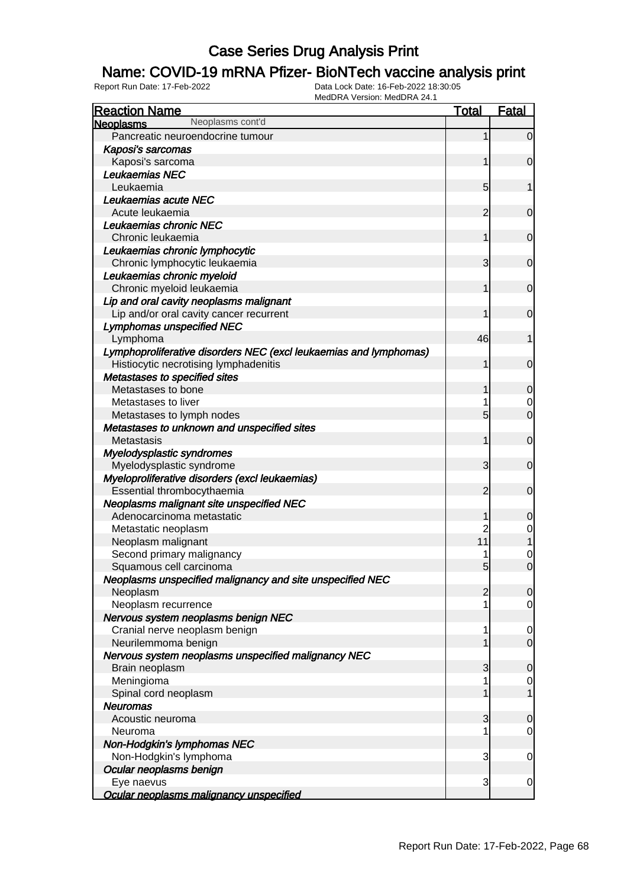# Case Series Drug Analysis Print

## Name: COVID-19 mRNA Pfizer- BioNTech vaccine analysis print

Report Run Date: 17-Feb-2022    Data Lock Date: 16-Feb-2022 18:30:05
MedDRA Version: MedDRA 24.1

| Reaction Name | Total | Fatal |
|---|---|---|
| **Neoplasms** Neoplasms cont'd | | |
| Pancreatic neuroendocrine tumour | 1 | 0 |
| ***Kaposi's sarcomas*** | | |
| Kaposi's sarcoma | 1 | 0 |
| ***Leukaemias NEC*** | | |
| Leukaemia | 5 | 1 |
| ***Leukaemias acute NEC*** | | |
| Acute leukaemia | 2 | 0 |
| ***Leukaemias chronic NEC*** | | |
| Chronic leukaemia | 1 | 0 |
| ***Leukaemias chronic lymphocytic*** | | |
| Chronic lymphocytic leukaemia | 3 | 0 |
| ***Leukaemias chronic myeloid*** | | |
| Chronic myeloid leukaemia | 1 | 0 |
| ***Lip and oral cavity neoplasms malignant*** | | |
| Lip and/or oral cavity cancer recurrent | 1 | 0 |
| ***Lymphomas unspecified NEC*** | | |
| Lymphoma | 46 | 1 |
| ***Lymphoproliferative disorders NEC (excl leukaemias and lymphomas)*** | | |
| Histiocytic necrotising lymphadenitis | 1 | 0 |
| ***Metastases to specified sites*** | | |
| Metastases to bone | 1 | 0 |
| Metastases to liver | 1 | 0 |
| Metastases to lymph nodes | 5 | 0 |
| ***Metastases to unknown and unspecified sites*** | | |
| Metastasis | 1 | 0 |
| ***Myelodysplastic syndromes*** | | |
| Myelodysplastic syndrome | 3 | 0 |
| ***Myeloproliferative disorders (excl leukaemias)*** | | |
| Essential thrombocythaemia | 2 | 0 |
| ***Neoplasms malignant site unspecified NEC*** | | |
| Adenocarcinoma metastatic | 1 | 0 |
| Metastatic neoplasm | 2 | 0 |
| Neoplasm malignant | 11 | 1 |
| Second primary malignancy | 1 | 0 |
| Squamous cell carcinoma | 5 | 0 |
| ***Neoplasms unspecified malignancy and site unspecified NEC*** | | |
| Neoplasm | 2 | 0 |
| Neoplasm recurrence | 1 | 0 |
| ***Nervous system neoplasms benign NEC*** | | |
| Cranial nerve neoplasm benign | 1 | 0 |
| Neurilemmoma benign | 1 | 0 |
| ***Nervous system neoplasms unspecified malignancy NEC*** | | |
| Brain neoplasm | 3 | 0 |
| Meningioma | 1 | 0 |
| Spinal cord neoplasm | 1 | 1 |
| ***Neuromas*** | | |
| Acoustic neuroma | 3 | 0 |
| Neuroma | 1 | 0 |
| ***Non-Hodgkin's lymphomas NEC*** | | |
| Non-Hodgkin's lymphoma | 3 | 0 |
| ***Ocular neoplasms benign*** | | |
| Eye naevus | 3 | 0 |
| ***Ocular neoplasms malignancy unspecified*** | | |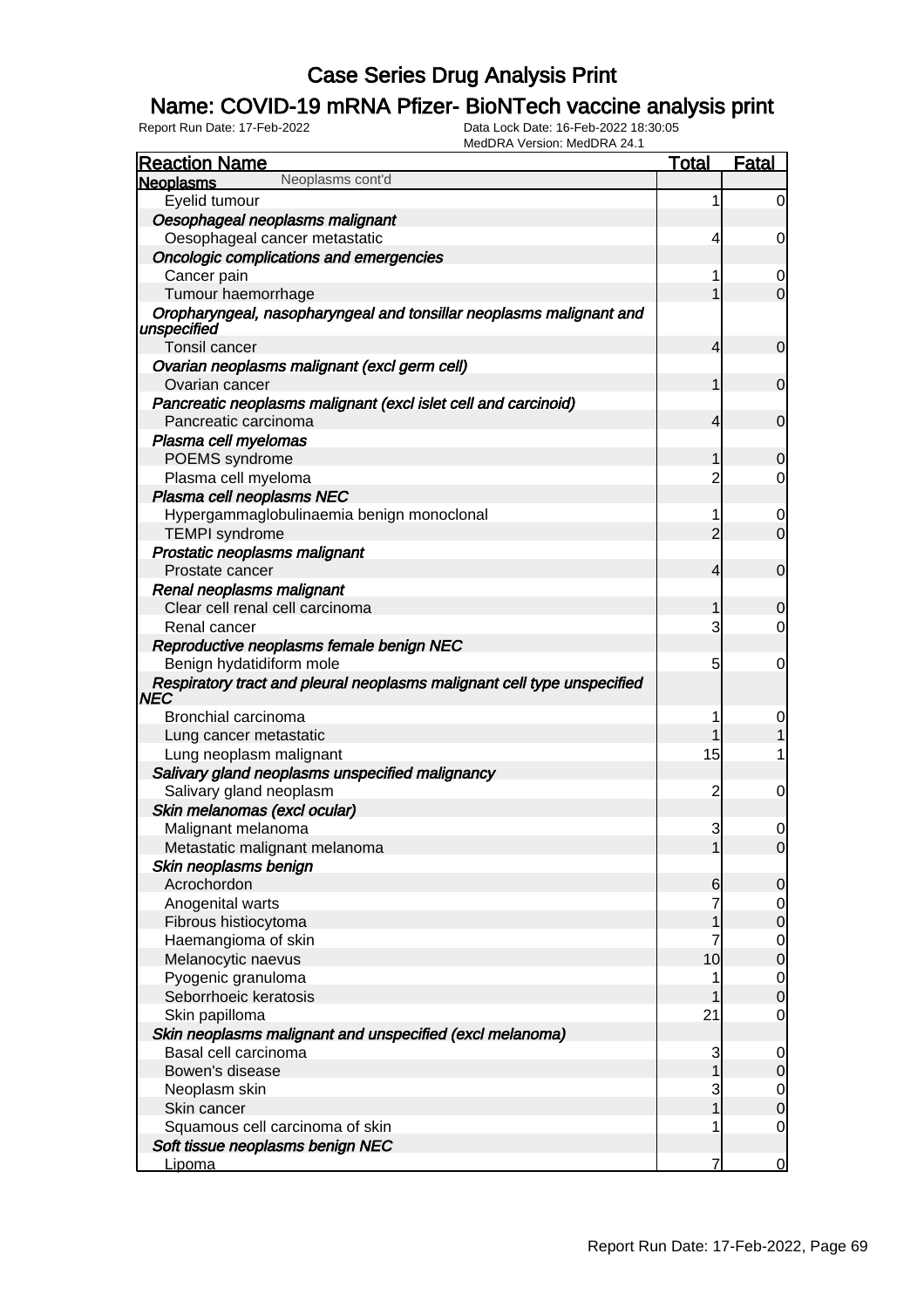# Case Series Drug Analysis Print

## Name: COVID-19 mRNA Pfizer- BioNTech vaccine analysis print

Report Run Date: 17-Feb-2022 | Data Lock Date: 16-Feb-2022 18:30:05 | MedDRA Version: MedDRA 24.1

| Reaction Name | Total | Fatal |
|---|---|---|
| **Neoplasms** Neoplasms cont'd | | |
| Eyelid tumour | 1 | 0 |
| *Oesophageal neoplasms malignant* | | |
| Oesophageal cancer metastatic | 4 | 0 |
| *Oncologic complications and emergencies* | | |
| Cancer pain | 1 | 0 |
| Tumour haemorrhage | 1 | 0 |
| *Oropharyngeal, nasopharyngeal and tonsillar neoplasms malignant and unspecified* | | |
| Tonsil cancer | 4 | 0 |
| *Ovarian neoplasms malignant (excl germ cell)* | | |
| Ovarian cancer | 1 | 0 |
| *Pancreatic neoplasms malignant (excl islet cell and carcinoid)* | | |
| Pancreatic carcinoma | 4 | 0 |
| *Plasma cell myelomas* | | |
| POEMS syndrome | 1 | 0 |
| Plasma cell myeloma | 2 | 0 |
| *Plasma cell neoplasms NEC* | | |
| Hypergammaglobulinaemia benign monoclonal | 1 | 0 |
| TEMPI syndrome | 2 | 0 |
| *Prostatic neoplasms malignant* | | |
| Prostate cancer | 4 | 0 |
| *Renal neoplasms malignant* | | |
| Clear cell renal cell carcinoma | 1 | 0 |
| Renal cancer | 3 | 0 |
| *Reproductive neoplasms female benign NEC* | | |
| Benign hydatidiform mole | 5 | 0 |
| *Respiratory tract and pleural neoplasms malignant cell type unspecified NEC* | | |
| Bronchial carcinoma | 1 | 0 |
| Lung cancer metastatic | 1 | 1 |
| Lung neoplasm malignant | 15 | 1 |
| *Salivary gland neoplasms unspecified malignancy* | | |
| Salivary gland neoplasm | 2 | 0 |
| *Skin melanomas (excl ocular)* | | |
| Malignant melanoma | 3 | 0 |
| Metastatic malignant melanoma | 1 | 0 |
| *Skin neoplasms benign* | | |
| Acrochordon | 6 | 0 |
| Anogenital warts | 7 | 0 |
| Fibrous histiocytoma | 1 | 0 |
| Haemangioma of skin | 7 | 0 |
| Melanocytic naevus | 10 | 0 |
| Pyogenic granuloma | 1 | 0 |
| Seborrhoeic keratosis | 1 | 0 |
| Skin papilloma | 21 | 0 |
| *Skin neoplasms malignant and unspecified (excl melanoma)* | | |
| Basal cell carcinoma | 3 | 0 |
| Bowen's disease | 1 | 0 |
| Neoplasm skin | 3 | 0 |
| Skin cancer | 1 | 0 |
| Squamous cell carcinoma of skin | 1 | 0 |
| *Soft tissue neoplasms benign NEC* | | |
| Lipoma | 7 | 0 |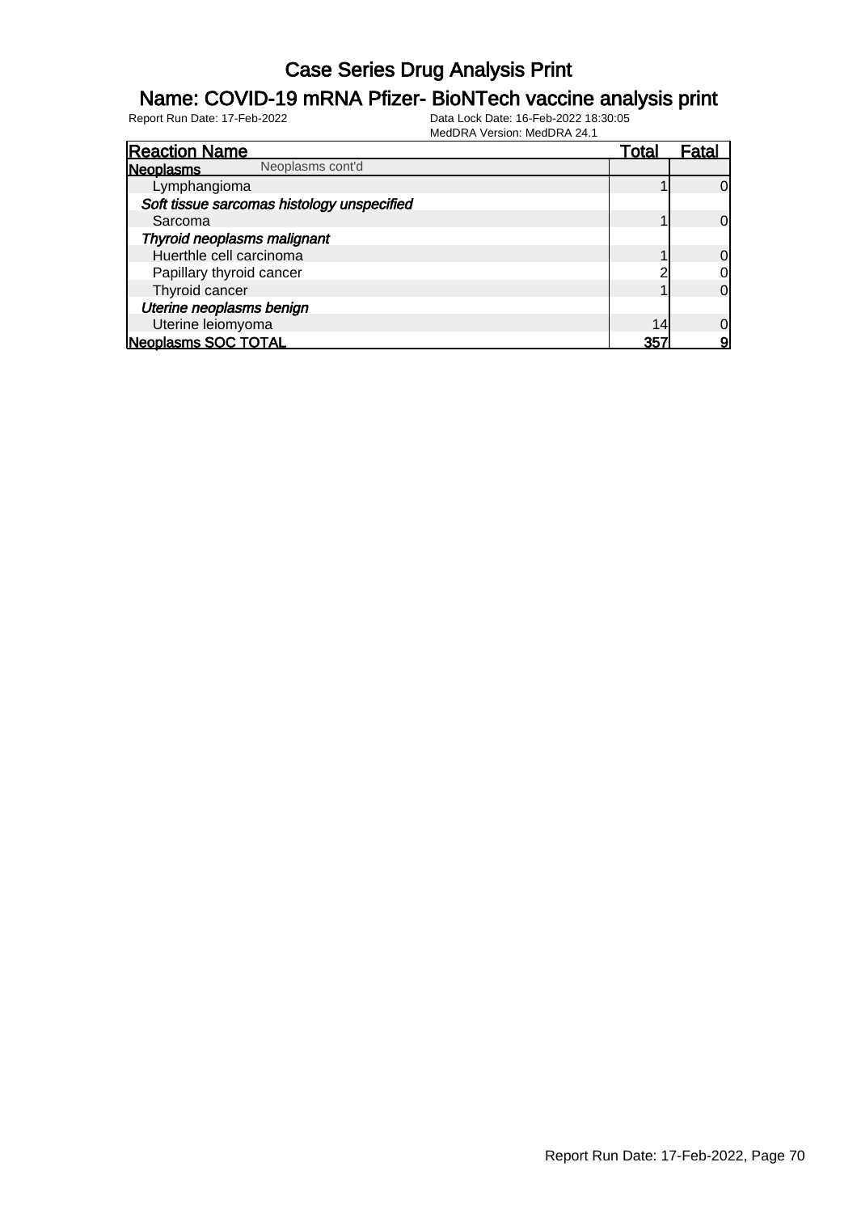# Case Series Drug Analysis Print

## Name: COVID-19 mRNA Pfizer- BioNTech vaccine analysis print

Report Run Date: 17-Feb-2022
Data Lock Date: 16-Feb-2022 18:30:05
MedDRA Version: MedDRA 24.1

| Reaction Name | Total | Fatal |
|---|---|---|
| **Neoplasms** Neoplasms cont'd | | |
| Lymphangioma | 1 | 0 |
| ***Soft tissue sarcomas histology unspecified*** | | |
| Sarcoma | 1 | 0 |
| ***Thyroid neoplasms malignant*** | | |
| Huerthle cell carcinoma | 1 | 0 |
| Papillary thyroid cancer | 2 | 0 |
| Thyroid cancer | 1 | 0 |
| ***Uterine neoplasms benign*** | | |
| Uterine leiomyoma | 14 | 0 |
| **Neoplasms SOC TOTAL** | **357** | **9** |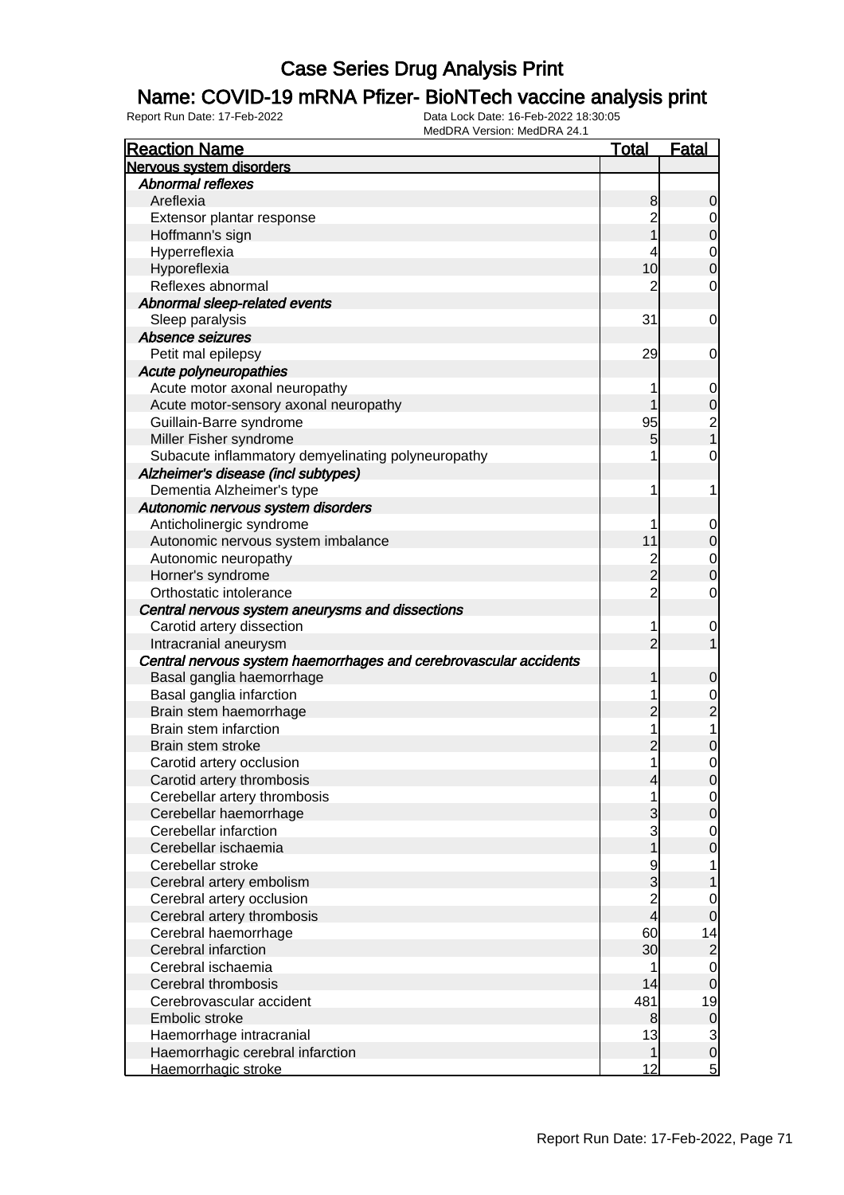# Case Series Drug Analysis Print

## Name: COVID-19 mRNA Pfizer- BioNTech vaccine analysis print

Report Run Date: 17-Feb-2022    Data Lock Date: 16-Feb-2022 18:30:05
MedDRA Version: MedDRA 24.1

| Reaction Name | Total | Fatal |
|---|---|---|
| **Nervous system disorders** | | |
| *Abnormal reflexes* | | |
| Areflexia | 8 | 0 |
| Extensor plantar response | 2 | 0 |
| Hoffmann's sign | 1 | 0 |
| Hyperreflexia | 4 | 0 |
| Hyporeflexia | 10 | 0 |
| Reflexes abnormal | 2 | 0 |
| *Abnormal sleep-related events* | | |
| Sleep paralysis | 31 | 0 |
| *Absence seizures* | | |
| Petit mal epilepsy | 29 | 0 |
| *Acute polyneuropathies* | | |
| Acute motor axonal neuropathy | 1 | 0 |
| Acute motor-sensory axonal neuropathy | 1 | 0 |
| Guillain-Barre syndrome | 95 | 2 |
| Miller Fisher syndrome | 5 | 1 |
| Subacute inflammatory demyelinating polyneuropathy | 1 | 0 |
| *Alzheimer's disease (incl subtypes)* | | |
| Dementia Alzheimer's type | 1 | 1 |
| *Autonomic nervous system disorders* | | |
| Anticholinergic syndrome | 1 | 0 |
| Autonomic nervous system imbalance | 11 | 0 |
| Autonomic neuropathy | 2 | 0 |
| Horner's syndrome | 2 | 0 |
| Orthostatic intolerance | 2 | 0 |
| *Central nervous system aneurysms and dissections* | | |
| Carotid artery dissection | 1 | 0 |
| Intracranial aneurysm | 2 | 1 |
| *Central nervous system haemorrhages and cerebrovascular accidents* | | |
| Basal ganglia haemorrhage | 1 | 0 |
| Basal ganglia infarction | 1 | 0 |
| Brain stem haemorrhage | 2 | 2 |
| Brain stem infarction | 1 | 1 |
| Brain stem stroke | 2 | 0 |
| Carotid artery occlusion | 1 | 0 |
| Carotid artery thrombosis | 4 | 0 |
| Cerebellar artery thrombosis | 1 | 0 |
| Cerebellar haemorrhage | 3 | 0 |
| Cerebellar infarction | 3 | 0 |
| Cerebellar ischaemia | 1 | 0 |
| Cerebellar stroke | 9 | 1 |
| Cerebral artery embolism | 3 | 1 |
| Cerebral artery occlusion | 2 | 0 |
| Cerebral artery thrombosis | 4 | 0 |
| Cerebral haemorrhage | 60 | 14 |
| Cerebral infarction | 30 | 2 |
| Cerebral ischaemia | 1 | 0 |
| Cerebral thrombosis | 14 | 0 |
| Cerebrovascular accident | 481 | 19 |
| Embolic stroke | 8 | 0 |
| Haemorrhage intracranial | 13 | 3 |
| Haemorrhagic cerebral infarction | 1 | 0 |
| Haemorrhagic stroke | 12 | 5 |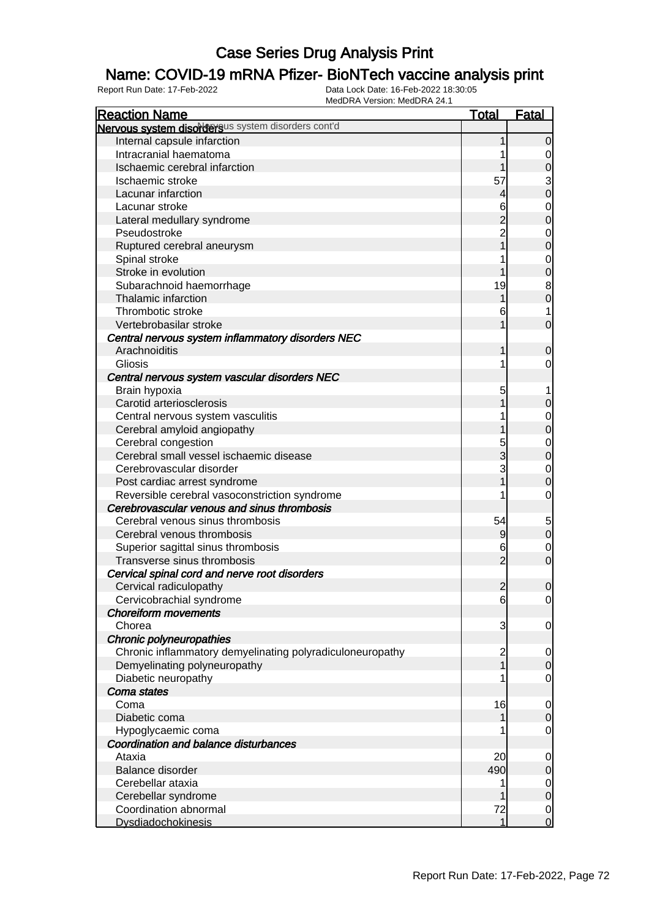# Case Series Drug Analysis Print

## Name: COVID-19 mRNA Pfizer- BioNTech vaccine analysis print

Report Run Date: 17-Feb-2022 | Data Lock Date: 16-Feb-2022 18:30:05 | MedDRA Version: MedDRA 24.1

| Reaction Name | Total | Fatal |
|---|---|---|
| **Nervous system disorders** Nervous system disorders cont'd | | |
| Internal capsule infarction | 1 | 0 |
| Intracranial haematoma | 1 | 0 |
| Ischaemic cerebral infarction | 1 | 0 |
| Ischaemic stroke | 57 | 3 |
| Lacunar infarction | 4 | 0 |
| Lacunar stroke | 6 | 0 |
| Lateral medullary syndrome | 2 | 0 |
| Pseudostroke | 2 | 0 |
| Ruptured cerebral aneurysm | 1 | 0 |
| Spinal stroke | 1 | 0 |
| Stroke in evolution | 1 | 0 |
| Subarachnoid haemorrhage | 19 | 8 |
| Thalamic infarction | 1 | 0 |
| Thrombotic stroke | 6 | 1 |
| Vertebrobasilar stroke | 1 | 0 |
| ***Central nervous system inflammatory disorders NEC*** | | |
| Arachnoiditis | 1 | 0 |
| Gliosis | 1 | 0 |
| ***Central nervous system vascular disorders NEC*** | | |
| Brain hypoxia | 5 | 1 |
| Carotid arteriosclerosis | 1 | 0 |
| Central nervous system vasculitis | 1 | 0 |
| Cerebral amyloid angiopathy | 1 | 0 |
| Cerebral congestion | 5 | 0 |
| Cerebral small vessel ischaemic disease | 3 | 0 |
| Cerebrovascular disorder | 3 | 0 |
| Post cardiac arrest syndrome | 1 | 0 |
| Reversible cerebral vasoconstriction syndrome | 1 | 0 |
| ***Cerebrovascular venous and sinus thrombosis*** | | |
| Cerebral venous sinus thrombosis | 54 | 5 |
| Cerebral venous thrombosis | 9 | 0 |
| Superior sagittal sinus thrombosis | 6 | 0 |
| Transverse sinus thrombosis | 2 | 0 |
| ***Cervical spinal cord and nerve root disorders*** | | |
| Cervical radiculopathy | 2 | 0 |
| Cervicobrachial syndrome | 6 | 0 |
| ***Choreiform movements*** | | |
| Chorea | 3 | 0 |
| ***Chronic polyneuropathies*** | | |
| Chronic inflammatory demyelinating polyradiculoneuropathy | 2 | 0 |
| Demyelinating polyneuropathy | 1 | 0 |
| Diabetic neuropathy | 1 | 0 |
| ***Coma states*** | | |
| Coma | 16 | 0 |
| Diabetic coma | 1 | 0 |
| Hypoglycaemic coma | 1 | 0 |
| ***Coordination and balance disturbances*** | | |
| Ataxia | 20 | 0 |
| Balance disorder | 490 | 0 |
| Cerebellar ataxia | 1 | 0 |
| Cerebellar syndrome | 1 | 0 |
| Coordination abnormal | 72 | 0 |
| Dysdiadochokinesis | 1 | 0 |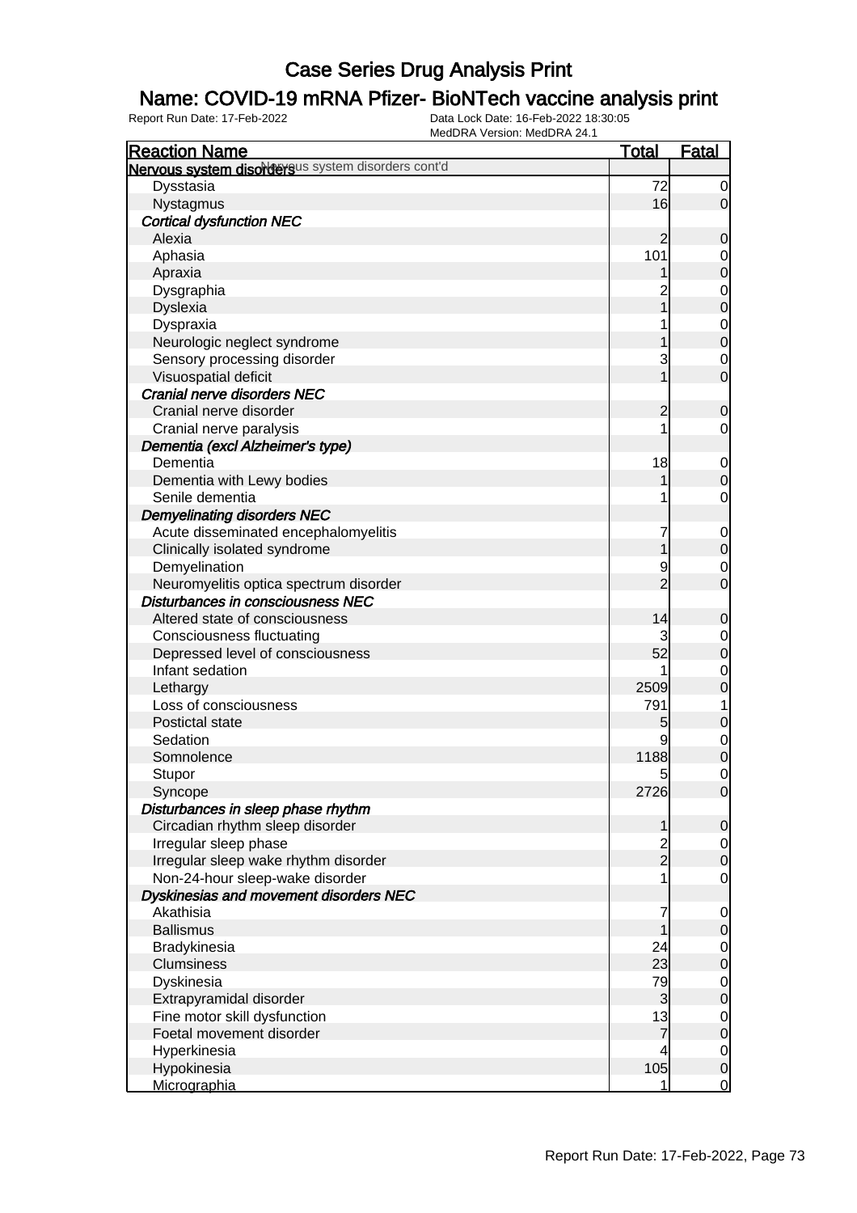# Case Series Drug Analysis Print

## Name: COVID-19 mRNA Pfizer- BioNTech vaccine analysis print

Report Run Date: 17-Feb-2022 | Data Lock Date: 16-Feb-2022 18:30:05 | MedDRA Version: MedDRA 24.1

| Reaction Name | Total | Fatal |
|---|---|---|
| **Nervous system disorders** Nervous system disorders cont'd | | |
| Dysstasia | 72 | 0 |
| Nystagmus | 16 | 0 |
| ***Cortical dysfunction NEC*** | | |
| Alexia | 2 | 0 |
| Aphasia | 101 | 0 |
| Apraxia | 1 | 0 |
| Dysgraphia | 2 | 0 |
| Dyslexia | 1 | 0 |
| Dyspraxia | 1 | 0 |
| Neurologic neglect syndrome | 1 | 0 |
| Sensory processing disorder | 3 | 0 |
| Visuospatial deficit | 1 | 0 |
| ***Cranial nerve disorders NEC*** | | |
| Cranial nerve disorder | 2 | 0 |
| Cranial nerve paralysis | 1 | 0 |
| ***Dementia (excl Alzheimer's type)*** | | |
| Dementia | 18 | 0 |
| Dementia with Lewy bodies | 1 | 0 |
| Senile dementia | 1 | 0 |
| ***Demyelinating disorders NEC*** | | |
| Acute disseminated encephalomyelitis | 7 | 0 |
| Clinically isolated syndrome | 1 | 0 |
| Demyelination | 9 | 0 |
| Neuromyelitis optica spectrum disorder | 2 | 0 |
| ***Disturbances in consciousness NEC*** | | |
| Altered state of consciousness | 14 | 0 |
| Consciousness fluctuating | 3 | 0 |
| Depressed level of consciousness | 52 | 0 |
| Infant sedation | 1 | 0 |
| Lethargy | 2509 | 0 |
| Loss of consciousness | 791 | 1 |
| Postictal state | 5 | 0 |
| Sedation | 9 | 0 |
| Somnolence | 1188 | 0 |
| Stupor | 5 | 0 |
| Syncope | 2726 | 0 |
| ***Disturbances in sleep phase rhythm*** | | |
| Circadian rhythm sleep disorder | 1 | 0 |
| Irregular sleep phase | 2 | 0 |
| Irregular sleep wake rhythm disorder | 2 | 0 |
| Non-24-hour sleep-wake disorder | 1 | 0 |
| ***Dyskinesias and movement disorders NEC*** | | |
| Akathisia | 7 | 0 |
| Ballismus | 1 | 0 |
| Bradykinesia | 24 | 0 |
| Clumsiness | 23 | 0 |
| Dyskinesia | 79 | 0 |
| Extrapyramidal disorder | 3 | 0 |
| Fine motor skill dysfunction | 13 | 0 |
| Foetal movement disorder | 7 | 0 |
| Hyperkinesia | 4 | 0 |
| Hypokinesia | 105 | 0 |
| Micrographia | 1 | 0 |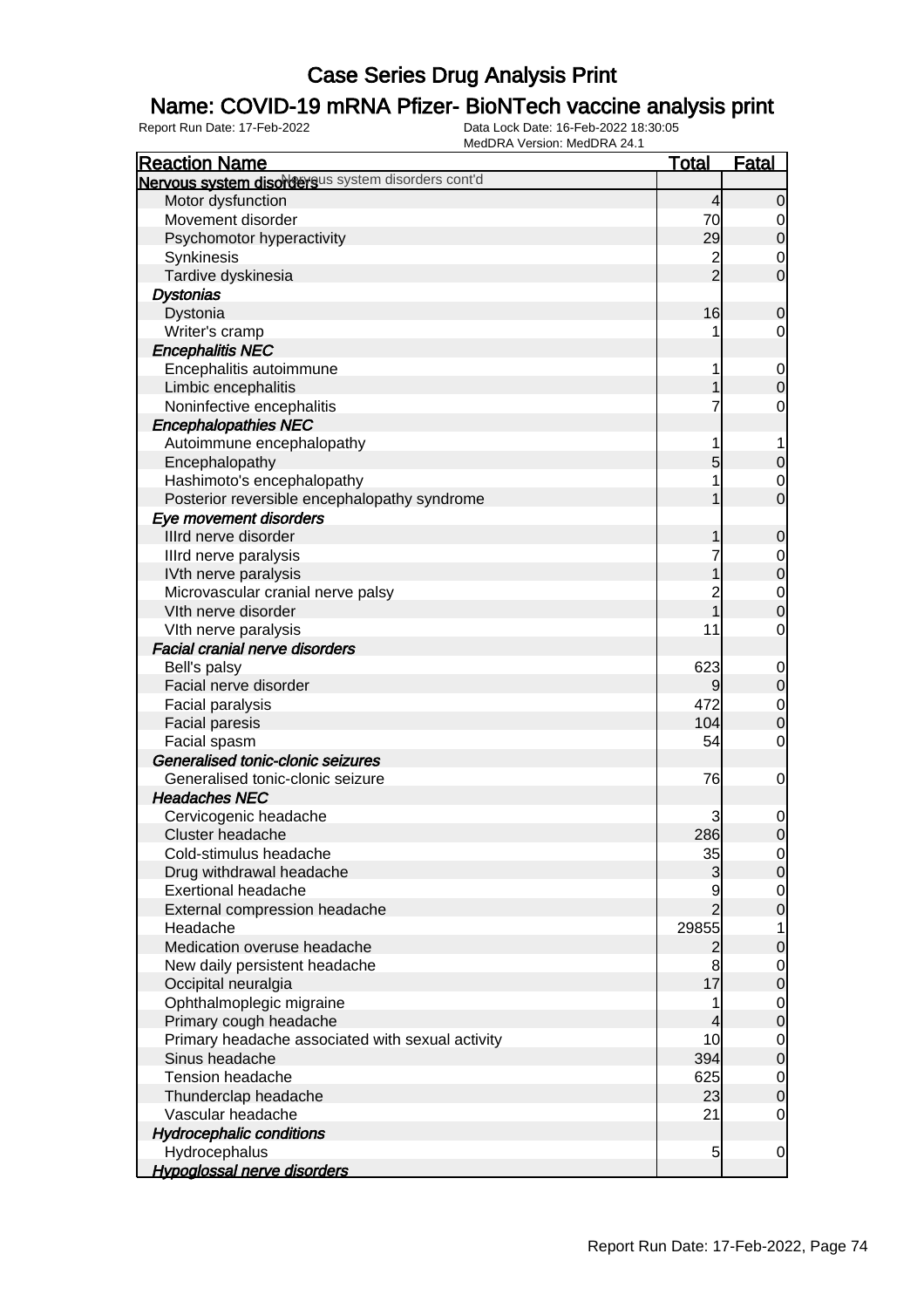# Case Series Drug Analysis Print

## Name: COVID-19 mRNA Pfizer- BioNTech vaccine analysis print

Report Run Date: 17-Feb-2022    Data Lock Date: 16-Feb-2022 18:30:05
MedDRA Version: MedDRA 24.1

| Reaction Name | Total | Fatal |
|---|---|---|
| **Nervous system disorders** Nervous system disorders cont'd | | |
| Motor dysfunction | 4 | 0 |
| Movement disorder | 70 | 0 |
| Psychomotor hyperactivity | 29 | 0 |
| Synkinesis | 2 | 0 |
| Tardive dyskinesia | 2 | 0 |
| ***Dystonias*** | | |
| Dystonia | 16 | 0 |
| Writer's cramp | 1 | 0 |
| ***Encephalitis NEC*** | | |
| Encephalitis autoimmune | 1 | 0 |
| Limbic encephalitis | 1 | 0 |
| Noninfective encephalitis | 7 | 0 |
| ***Encephalopathies NEC*** | | |
| Autoimmune encephalopathy | 1 | 1 |
| Encephalopathy | 5 | 0 |
| Hashimoto's encephalopathy | 1 | 0 |
| Posterior reversible encephalopathy syndrome | 1 | 0 |
| ***Eye movement disorders*** | | |
| IIIrd nerve disorder | 1 | 0 |
| IIIrd nerve paralysis | 7 | 0 |
| IVth nerve paralysis | 1 | 0 |
| Microvascular cranial nerve palsy | 2 | 0 |
| VIth nerve disorder | 1 | 0 |
| VIth nerve paralysis | 11 | 0 |
| ***Facial cranial nerve disorders*** | | |
| Bell's palsy | 623 | 0 |
| Facial nerve disorder | 9 | 0 |
| Facial paralysis | 472 | 0 |
| Facial paresis | 104 | 0 |
| Facial spasm | 54 | 0 |
| ***Generalised tonic-clonic seizures*** | | |
| Generalised tonic-clonic seizure | 76 | 0 |
| ***Headaches NEC*** | | |
| Cervicogenic headache | 3 | 0 |
| Cluster headache | 286 | 0 |
| Cold-stimulus headache | 35 | 0 |
| Drug withdrawal headache | 3 | 0 |
| Exertional headache | 9 | 0 |
| External compression headache | 2 | 0 |
| Headache | 29855 | 1 |
| Medication overuse headache | 2 | 0 |
| New daily persistent headache | 8 | 0 |
| Occipital neuralgia | 17 | 0 |
| Ophthalmoplegic migraine | 1 | 0 |
| Primary cough headache | 4 | 0 |
| Primary headache associated with sexual activity | 10 | 0 |
| Sinus headache | 394 | 0 |
| Tension headache | 625 | 0 |
| Thunderclap headache | 23 | 0 |
| Vascular headache | 21 | 0 |
| ***Hydrocephalic conditions*** | | |
| Hydrocephalus | 5 | 0 |
| ***Hypoglossal nerve disorders*** | | |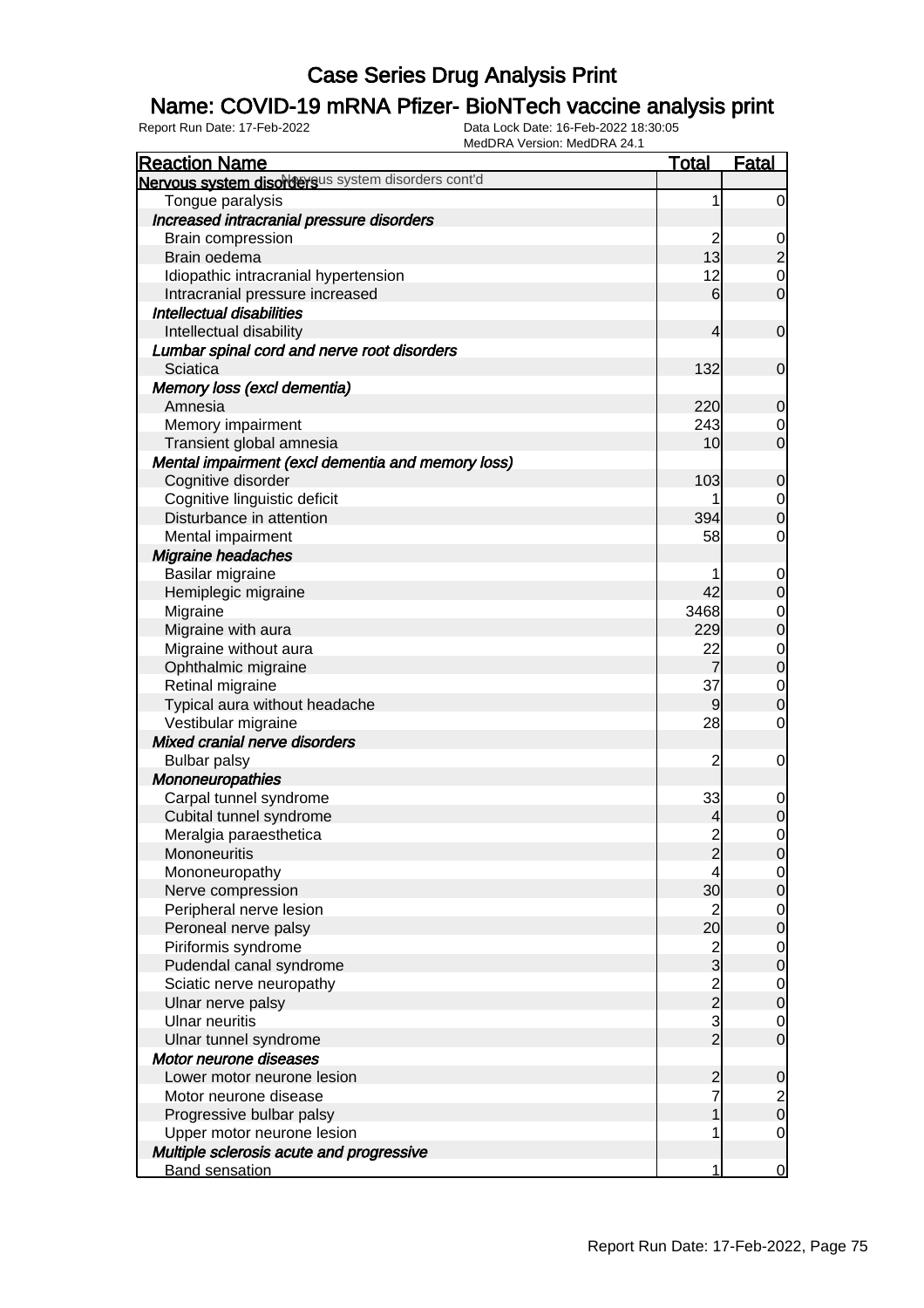# Case Series Drug Analysis Print

## Name: COVID-19 mRNA Pfizer- BioNTech vaccine analysis print

Report Run Date: 17-Feb-2022 | Data Lock Date: 16-Feb-2022 18:30:05 | MedDRA Version: MedDRA 24.1

| Reaction Name | Total | Fatal |
|---|---|---|
| **Nervous system disorders** Nervous system disorders cont'd | | |
| Tongue paralysis | 1 | 0 |
| ***Increased intracranial pressure disorders*** | | |
| Brain compression | 2 | 0 |
| Brain oedema | 13 | 2 |
| Idiopathic intracranial hypertension | 12 | 0 |
| Intracranial pressure increased | 6 | 0 |
| ***Intellectual disabilities*** | | |
| Intellectual disability | 4 | 0 |
| ***Lumbar spinal cord and nerve root disorders*** | | |
| Sciatica | 132 | 0 |
| ***Memory loss (excl dementia)*** | | |
| Amnesia | 220 | 0 |
| Memory impairment | 243 | 0 |
| Transient global amnesia | 10 | 0 |
| ***Mental impairment (excl dementia and memory loss)*** | | |
| Cognitive disorder | 103 | 0 |
| Cognitive linguistic deficit | 1 | 0 |
| Disturbance in attention | 394 | 0 |
| Mental impairment | 58 | 0 |
| ***Migraine headaches*** | | |
| Basilar migraine | 1 | 0 |
| Hemiplegic migraine | 42 | 0 |
| Migraine | 3468 | 0 |
| Migraine with aura | 229 | 0 |
| Migraine without aura | 22 | 0 |
| Ophthalmic migraine | 7 | 0 |
| Retinal migraine | 37 | 0 |
| Typical aura without headache | 9 | 0 |
| Vestibular migraine | 28 | 0 |
| ***Mixed cranial nerve disorders*** | | |
| Bulbar palsy | 2 | 0 |
| ***Mononeuropathies*** | | |
| Carpal tunnel syndrome | 33 | 0 |
| Cubital tunnel syndrome | 4 | 0 |
| Meralgia paraesthetica | 2 | 0 |
| Mononeuritis | 2 | 0 |
| Mononeuropathy | 4 | 0 |
| Nerve compression | 30 | 0 |
| Peripheral nerve lesion | 2 | 0 |
| Peroneal nerve palsy | 20 | 0 |
| Piriformis syndrome | 2 | 0 |
| Pudendal canal syndrome | 3 | 0 |
| Sciatic nerve neuropathy | 2 | 0 |
| Ulnar nerve palsy | 2 | 0 |
| Ulnar neuritis | 3 | 0 |
| Ulnar tunnel syndrome | 2 | 0 |
| ***Motor neurone diseases*** | | |
| Lower motor neurone lesion | 2 | 0 |
| Motor neurone disease | 7 | 2 |
| Progressive bulbar palsy | 1 | 0 |
| Upper motor neurone lesion | 1 | 0 |
| ***Multiple sclerosis acute and progressive*** | | |
| Band sensation | 1 | 0 |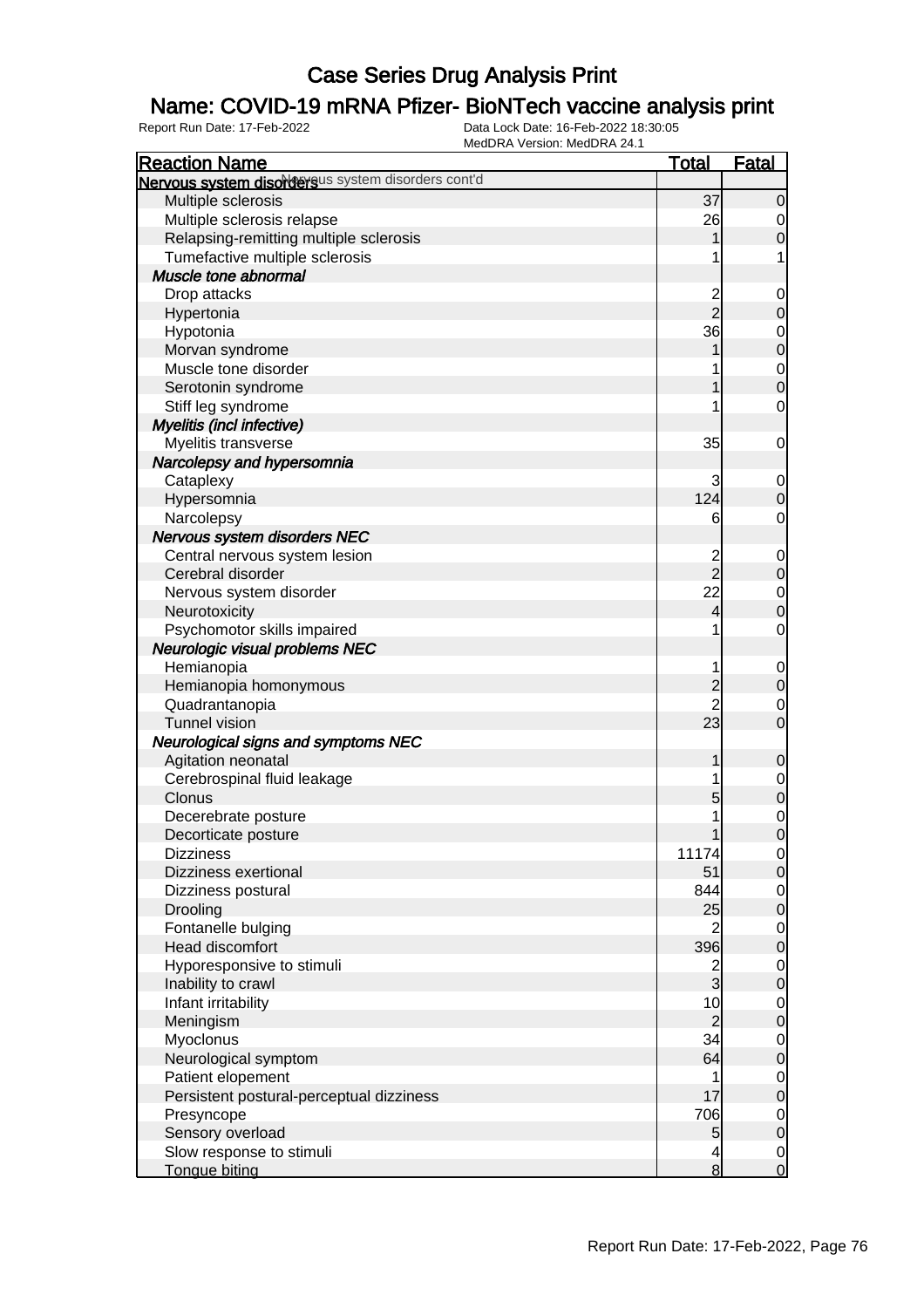# Case Series Drug Analysis Print

## Name: COVID-19 mRNA Pfizer- BioNTech vaccine analysis print

Report Run Date: 17-Feb-2022 | Data Lock Date: 16-Feb-2022 18:30:05 | MedDRA Version: MedDRA 24.1

| Reaction Name | Total | Fatal |
|---|---|---|
| **Nervous system disorders** Nervous system disorders cont'd | | |
| Multiple sclerosis | 37 | 0 |
| Multiple sclerosis relapse | 26 | 0 |
| Relapsing-remitting multiple sclerosis | 1 | 0 |
| Tumefactive multiple sclerosis | 1 | 1 |
| ***Muscle tone abnormal*** | | |
| Drop attacks | 2 | 0 |
| Hypertonia | 2 | 0 |
| Hypotonia | 36 | 0 |
| Morvan syndrome | 1 | 0 |
| Muscle tone disorder | 1 | 0 |
| Serotonin syndrome | 1 | 0 |
| Stiff leg syndrome | 1 | 0 |
| ***Myelitis (incl infective)*** | | |
| Myelitis transverse | 35 | 0 |
| ***Narcolepsy and hypersomnia*** | | |
| Cataplexy | 3 | 0 |
| Hypersomnia | 124 | 0 |
| Narcolepsy | 6 | 0 |
| ***Nervous system disorders NEC*** | | |
| Central nervous system lesion | 2 | 0 |
| Cerebral disorder | 2 | 0 |
| Nervous system disorder | 22 | 0 |
| Neurotoxicity | 4 | 0 |
| Psychomotor skills impaired | 1 | 0 |
| ***Neurologic visual problems NEC*** | | |
| Hemianopia | 1 | 0 |
| Hemianopia homonymous | 2 | 0 |
| Quadrantanopia | 2 | 0 |
| Tunnel vision | 23 | 0 |
| ***Neurological signs and symptoms NEC*** | | |
| Agitation neonatal | 1 | 0 |
| Cerebrospinal fluid leakage | 1 | 0 |
| Clonus | 5 | 0 |
| Decerebrate posture | 1 | 0 |
| Decorticate posture | 1 | 0 |
| Dizziness | 11174 | 0 |
| Dizziness exertional | 51 | 0 |
| Dizziness postural | 844 | 0 |
| Drooling | 25 | 0 |
| Fontanelle bulging | 2 | 0 |
| Head discomfort | 396 | 0 |
| Hyporesponsive to stimuli | 2 | 0 |
| Inability to crawl | 3 | 0 |
| Infant irritability | 10 | 0 |
| Meningism | 2 | 0 |
| Myoclonus | 34 | 0 |
| Neurological symptom | 64 | 0 |
| Patient elopement | 1 | 0 |
| Persistent postural-perceptual dizziness | 17 | 0 |
| Presyncope | 706 | 0 |
| Sensory overload | 5 | 0 |
| Slow response to stimuli | 4 | 0 |
| Tongue biting | 8 | 0 |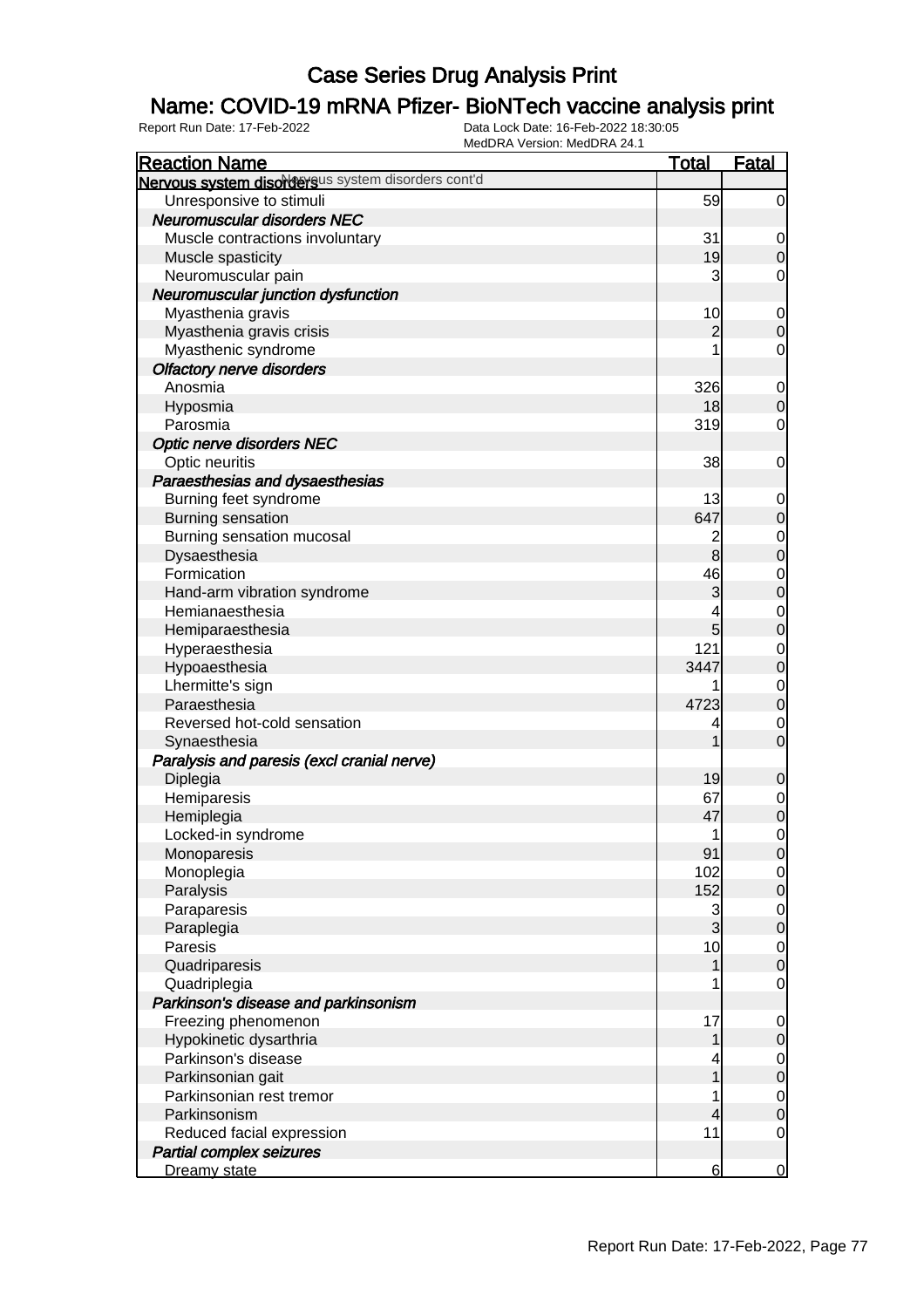# Case Series Drug Analysis Print

## Name: COVID-19 mRNA Pfizer- BioNTech vaccine analysis print

Report Run Date: 17-Feb-2022
Data Lock Date: 16-Feb-2022 18:30:05
MedDRA Version: MedDRA 24.1

| Reaction Name | Total | Fatal |
|---|---|---|
| **Nervous system disorders** Nervous system disorders cont'd | | |
| Unresponsive to stimuli | 59 | 0 |
| ***Neuromuscular disorders NEC*** | | |
| Muscle contractions involuntary | 31 | 0 |
| Muscle spasticity | 19 | 0 |
| Neuromuscular pain | 3 | 0 |
| ***Neuromuscular junction dysfunction*** | | |
| Myasthenia gravis | 10 | 0 |
| Myasthenia gravis crisis | 2 | 0 |
| Myasthenic syndrome | 1 | 0 |
| ***Olfactory nerve disorders*** | | |
| Anosmia | 326 | 0 |
| Hyposmia | 18 | 0 |
| Parosmia | 319 | 0 |
| ***Optic nerve disorders NEC*** | | |
| Optic neuritis | 38 | 0 |
| ***Paraesthesias and dysaesthesias*** | | |
| Burning feet syndrome | 13 | 0 |
| Burning sensation | 647 | 0 |
| Burning sensation mucosal | 2 | 0 |
| Dysaesthesia | 8 | 0 |
| Formication | 46 | 0 |
| Hand-arm vibration syndrome | 3 | 0 |
| Hemianaesthesia | 4 | 0 |
| Hemiparaesthesia | 5 | 0 |
| Hyperaesthesia | 121 | 0 |
| Hypoaesthesia | 3447 | 0 |
| Lhermitte's sign | 1 | 0 |
| Paraesthesia | 4723 | 0 |
| Reversed hot-cold sensation | 4 | 0 |
| Synaesthesia | 1 | 0 |
| ***Paralysis and paresis (excl cranial nerve)*** | | |
| Diplegia | 19 | 0 |
| Hemiparesis | 67 | 0 |
| Hemiplegia | 47 | 0 |
| Locked-in syndrome | 1 | 0 |
| Monoparesis | 91 | 0 |
| Monoplegia | 102 | 0 |
| Paralysis | 152 | 0 |
| Paraparesis | 3 | 0 |
| Paraplegia | 3 | 0 |
| Paresis | 10 | 0 |
| Quadriparesis | 1 | 0 |
| Quadriplegia | 1 | 0 |
| ***Parkinson's disease and parkinsonism*** | | |
| Freezing phenomenon | 17 | 0 |
| Hypokinetic dysarthria | 1 | 0 |
| Parkinson's disease | 4 | 0 |
| Parkinsonian gait | 1 | 0 |
| Parkinsonian rest tremor | 1 | 0 |
| Parkinsonism | 4 | 0 |
| Reduced facial expression | 11 | 0 |
| ***Partial complex seizures*** | | |
| Dreamy state | 6 | 0 |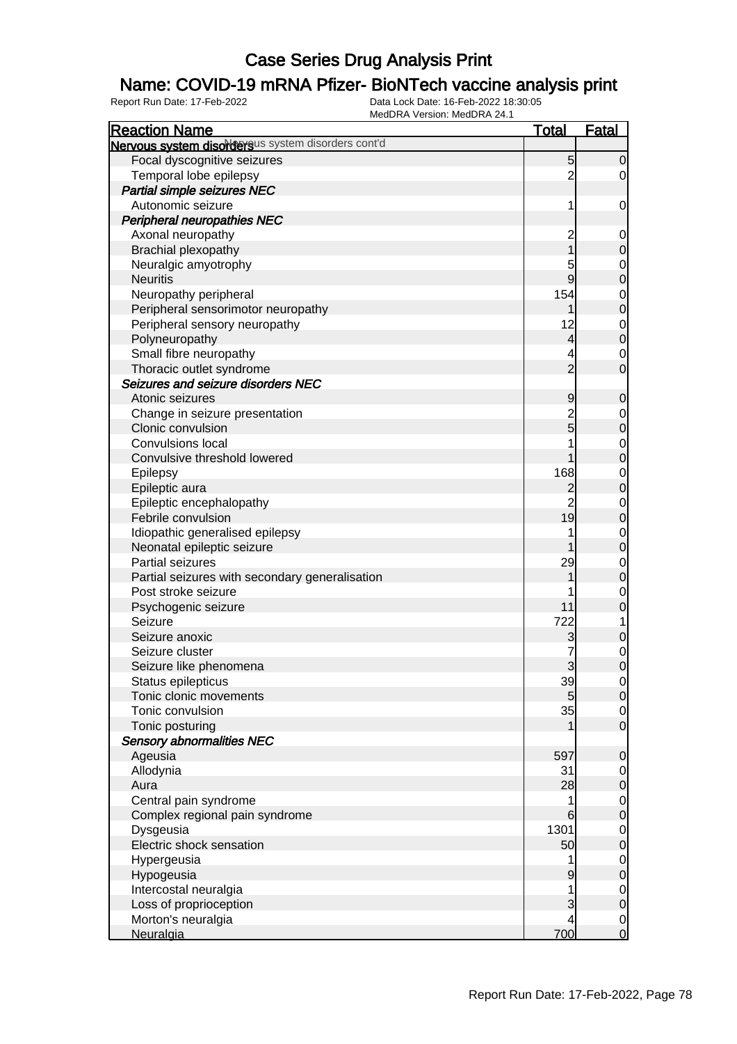# Case Series Drug Analysis Print

## Name: COVID-19 mRNA Pfizer- BioNTech vaccine analysis print

Report Run Date: 17-Feb-2022 | Data Lock Date: 16-Feb-2022 18:30:05 | MedDRA Version: MedDRA 24.1

| Reaction Name | Total | Fatal |
|---|---|---|
| **Nervous system disorders** Nervous system disorders cont'd | | |
| Focal dyscognitive seizures | 5 | 0 |
| Temporal lobe epilepsy | 2 | 0 |
| ***Partial simple seizures NEC*** | | |
| Autonomic seizure | 1 | 0 |
| ***Peripheral neuropathies NEC*** | | |
| Axonal neuropathy | 2 | 0 |
| Brachial plexopathy | 1 | 0 |
| Neuralgic amyotrophy | 5 | 0 |
| Neuritis | 9 | 0 |
| Neuropathy peripheral | 154 | 0 |
| Peripheral sensorimotor neuropathy | 1 | 0 |
| Peripheral sensory neuropathy | 12 | 0 |
| Polyneuropathy | 4 | 0 |
| Small fibre neuropathy | 4 | 0 |
| Thoracic outlet syndrome | 2 | 0 |
| ***Seizures and seizure disorders NEC*** | | |
| Atonic seizures | 9 | 0 |
| Change in seizure presentation | 2 | 0 |
| Clonic convulsion | 5 | 0 |
| Convulsions local | 1 | 0 |
| Convulsive threshold lowered | 1 | 0 |
| Epilepsy | 168 | 0 |
| Epileptic aura | 2 | 0 |
| Epileptic encephalopathy | 2 | 0 |
| Febrile convulsion | 19 | 0 |
| Idiopathic generalised epilepsy | 1 | 0 |
| Neonatal epileptic seizure | 1 | 0 |
| Partial seizures | 29 | 0 |
| Partial seizures with secondary generalisation | 1 | 0 |
| Post stroke seizure | 1 | 0 |
| Psychogenic seizure | 11 | 0 |
| Seizure | 722 | 1 |
| Seizure anoxic | 3 | 0 |
| Seizure cluster | 7 | 0 |
| Seizure like phenomena | 3 | 0 |
| Status epilepticus | 39 | 0 |
| Tonic clonic movements | 5 | 0 |
| Tonic convulsion | 35 | 0 |
| Tonic posturing | 1 | 0 |
| ***Sensory abnormalities NEC*** | | |
| Ageusia | 597 | 0 |
| Allodynia | 31 | 0 |
| Aura | 28 | 0 |
| Central pain syndrome | 1 | 0 |
| Complex regional pain syndrome | 6 | 0 |
| Dysgeusia | 1301 | 0 |
| Electric shock sensation | 50 | 0 |
| Hypergeusia | 1 | 0 |
| Hypogeusia | 9 | 0 |
| Intercostal neuralgia | 1 | 0 |
| Loss of proprioception | 3 | 0 |
| Morton's neuralgia | 4 | 0 |
| Neuralgia | 700 | 0 |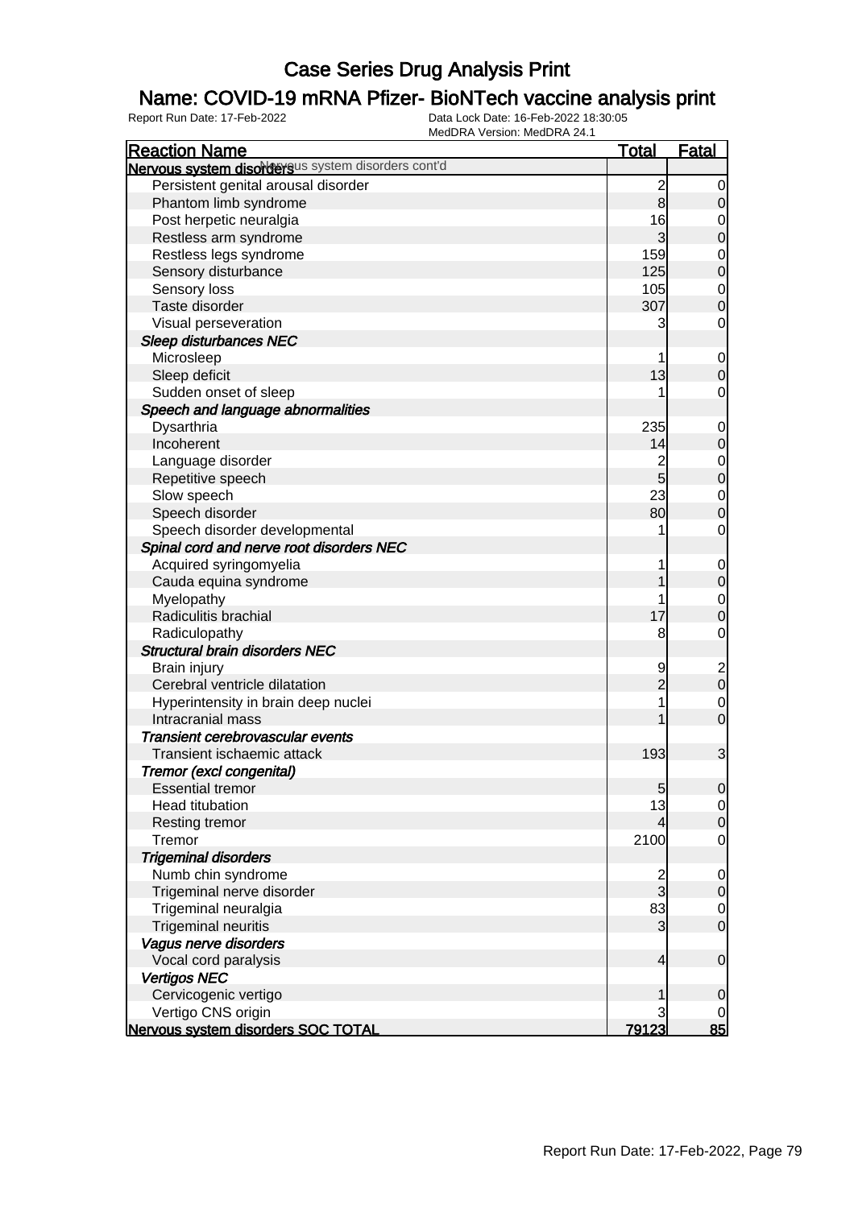# Case Series Drug Analysis Print

## Name: COVID-19 mRNA Pfizer- BioNTech vaccine analysis print

Report Run Date: 17-Feb-2022

Data Lock Date: 16-Feb-2022 18:30:05
MedDRA Version: MedDRA 24.1

| Reaction Name | Total | Fatal |
|---|---|---|
| **Nervous system disorders** Nervous system disorders cont'd | | |
| Persistent genital arousal disorder | 2 | 0 |
| Phantom limb syndrome | 8 | 0 |
| Post herpetic neuralgia | 16 | 0 |
| Restless arm syndrome | 3 | 0 |
| Restless legs syndrome | 159 | 0 |
| Sensory disturbance | 125 | 0 |
| Sensory loss | 105 | 0 |
| Taste disorder | 307 | 0 |
| Visual perseveration | 3 | 0 |
| ***Sleep disturbances NEC*** | | |
| Microsleep | 1 | 0 |
| Sleep deficit | 13 | 0 |
| Sudden onset of sleep | 1 | 0 |
| ***Speech and language abnormalities*** | | |
| Dysarthria | 235 | 0 |
| Incoherent | 14 | 0 |
| Language disorder | 2 | 0 |
| Repetitive speech | 5 | 0 |
| Slow speech | 23 | 0 |
| Speech disorder | 80 | 0 |
| Speech disorder developmental | 1 | 0 |
| ***Spinal cord and nerve root disorders NEC*** | | |
| Acquired syringomyelia | 1 | 0 |
| Cauda equina syndrome | 1 | 0 |
| Myelopathy | 1 | 0 |
| Radiculitis brachial | 17 | 0 |
| Radiculopathy | 8 | 0 |
| ***Structural brain disorders NEC*** | | |
| Brain injury | 9 | 2 |
| Cerebral ventricle dilatation | 2 | 0 |
| Hyperintensity in brain deep nuclei | 1 | 0 |
| Intracranial mass | 1 | 0 |
| ***Transient cerebrovascular events*** | | |
| Transient ischaemic attack | 193 | 3 |
| ***Tremor (excl congenital)*** | | |
| Essential tremor | 5 | 0 |
| Head titubation | 13 | 0 |
| Resting tremor | 4 | 0 |
| Tremor | 2100 | 0 |
| ***Trigeminal disorders*** | | |
| Numb chin syndrome | 2 | 0 |
| Trigeminal nerve disorder | 3 | 0 |
| Trigeminal neuralgia | 83 | 0 |
| Trigeminal neuritis | 3 | 0 |
| ***Vagus nerve disorders*** | | |
| Vocal cord paralysis | 4 | 0 |
| ***Vertigos NEC*** | | |
| Cervicogenic vertigo | 1 | 0 |
| Vertigo CNS origin | 3 | 0 |
| **Nervous system disorders SOC TOTAL** | **79123** | **85** |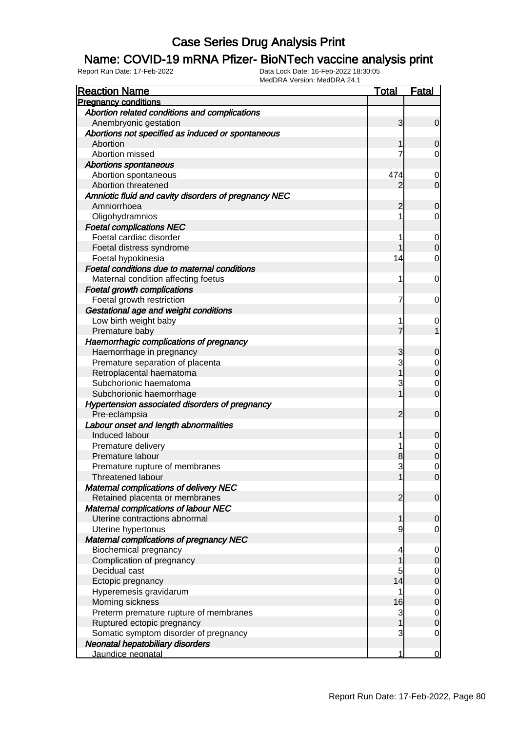# Case Series Drug Analysis Print

## Name: COVID-19 mRNA Pfizer- BioNTech vaccine analysis print

Report Run Date: 17-Feb-2022    Data Lock Date: 16-Feb-2022 18:30:05
MedDRA Version: MedDRA 24.1

| Reaction Name | Total | Fatal |
|---|---|---|
| **Pregnancy conditions** | | |
| *Abortion related conditions and complications* | | |
| Anembryonic gestation | 3 | 0 |
| *Abortions not specified as induced or spontaneous* | | |
| Abortion | 1 | 0 |
| Abortion missed | 7 | 0 |
| *Abortions spontaneous* | | |
| Abortion spontaneous | 474 | 0 |
| Abortion threatened | 2 | 0 |
| *Amniotic fluid and cavity disorders of pregnancy NEC* | | |
| Amniorrhoea | 2 | 0 |
| Oligohydramnios | 1 | 0 |
| *Foetal complications NEC* | | |
| Foetal cardiac disorder | 1 | 0 |
| Foetal distress syndrome | 1 | 0 |
| Foetal hypokinesia | 14 | 0 |
| *Foetal conditions due to maternal conditions* | | |
| Maternal condition affecting foetus | 1 | 0 |
| *Foetal growth complications* | | |
| Foetal growth restriction | 7 | 0 |
| *Gestational age and weight conditions* | | |
| Low birth weight baby | 1 | 0 |
| Premature baby | 7 | 1 |
| *Haemorrhagic complications of pregnancy* | | |
| Haemorrhage in pregnancy | 3 | 0 |
| Premature separation of placenta | 3 | 0 |
| Retroplacental haematoma | 1 | 0 |
| Subchorionic haematoma | 3 | 0 |
| Subchorionic haemorrhage | 1 | 0 |
| *Hypertension associated disorders of pregnancy* | | |
| Pre-eclampsia | 2 | 0 |
| *Labour onset and length abnormalities* | | |
| Induced labour | 1 | 0 |
| Premature delivery | 1 | 0 |
| Premature labour | 8 | 0 |
| Premature rupture of membranes | 3 | 0 |
| Threatened labour | 1 | 0 |
| *Maternal complications of delivery NEC* | | |
| Retained placenta or membranes | 2 | 0 |
| *Maternal complications of labour NEC* | | |
| Uterine contractions abnormal | 1 | 0 |
| Uterine hypertonus | 9 | 0 |
| *Maternal complications of pregnancy NEC* | | |
| Biochemical pregnancy | 4 | 0 |
| Complication of pregnancy | 1 | 0 |
| Decidual cast | 5 | 0 |
| Ectopic pregnancy | 14 | 0 |
| Hyperemesis gravidarum | 1 | 0 |
| Morning sickness | 16 | 0 |
| Preterm premature rupture of membranes | 3 | 0 |
| Ruptured ectopic pregnancy | 1 | 0 |
| Somatic symptom disorder of pregnancy | 3 | 0 |
| *Neonatal hepatobiliary disorders* | | |
| Jaundice neonatal | 1 | 0 |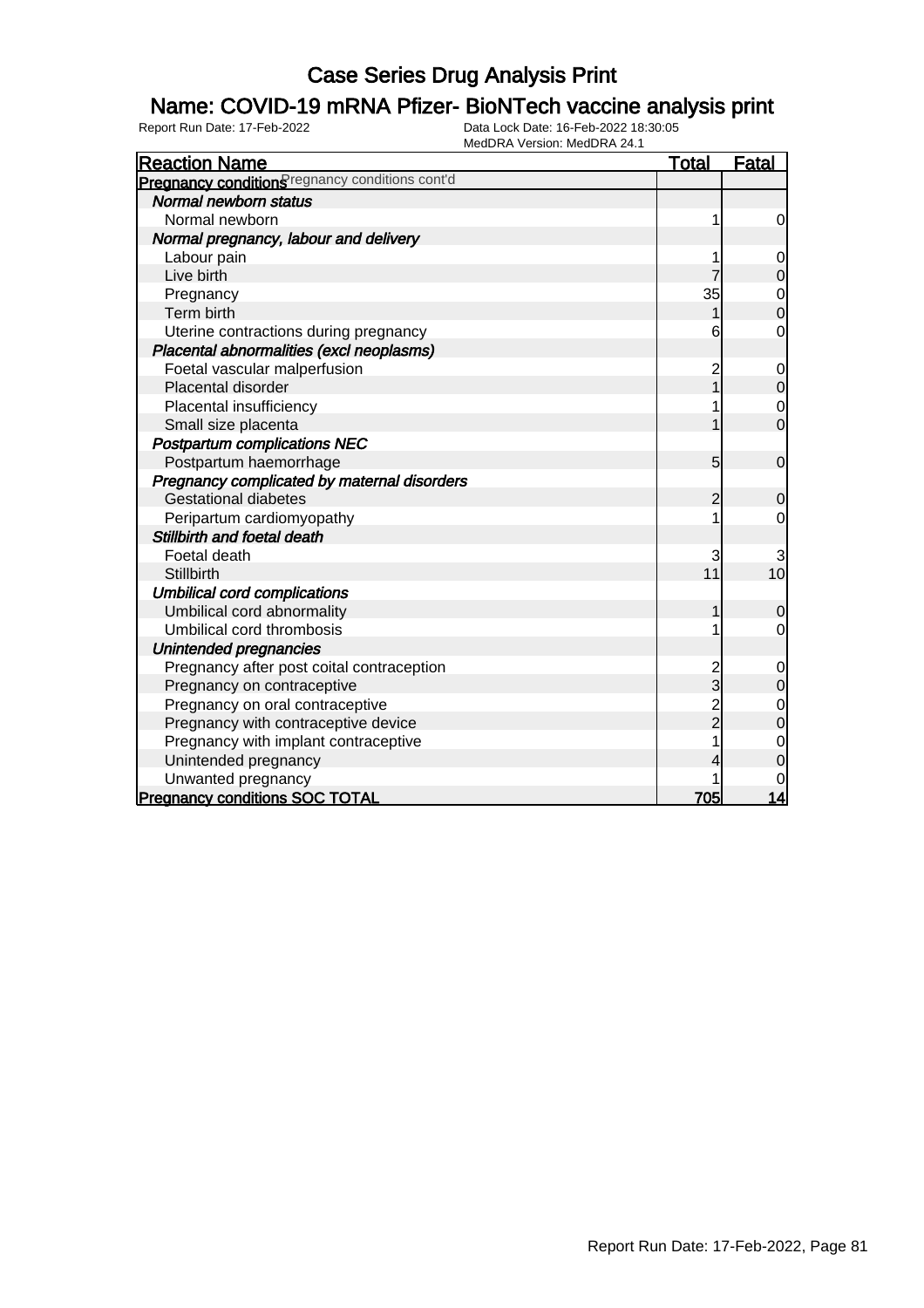# Case Series Drug Analysis Print

## Name: COVID-19 mRNA Pfizer- BioNTech vaccine analysis print

Report Run Date: 17-Feb-2022	Data Lock Date: 16-Feb-2022 18:30:05
MedDRA Version: MedDRA 24.1

| Reaction Name | Total | Fatal |
|---|---|---|
| **Pregnancy conditions** Pregnancy conditions cont'd | | |
| ***Normal newborn status*** | | |
| Normal newborn | 1 | 0 |
| ***Normal pregnancy, labour and delivery*** | | |
| Labour pain | 1 | 0 |
| Live birth | 7 | 0 |
| Pregnancy | 35 | 0 |
| Term birth | 1 | 0 |
| Uterine contractions during pregnancy | 6 | 0 |
| ***Placental abnormalities (excl neoplasms)*** | | |
| Foetal vascular malperfusion | 2 | 0 |
| Placental disorder | 1 | 0 |
| Placental insufficiency | 1 | 0 |
| Small size placenta | 1 | 0 |
| ***Postpartum complications NEC*** | | |
| Postpartum haemorrhage | 5 | 0 |
| ***Pregnancy complicated by maternal disorders*** | | |
| Gestational diabetes | 2 | 0 |
| Peripartum cardiomyopathy | 1 | 0 |
| ***Stillbirth and foetal death*** | | |
| Foetal death | 3 | 3 |
| Stillbirth | 11 | 10 |
| ***Umbilical cord complications*** | | |
| Umbilical cord abnormality | 1 | 0 |
| Umbilical cord thrombosis | 1 | 0 |
| ***Unintended pregnancies*** | | |
| Pregnancy after post coital contraception | 2 | 0 |
| Pregnancy on contraceptive | 3 | 0 |
| Pregnancy on oral contraceptive | 2 | 0 |
| Pregnancy with contraceptive device | 2 | 0 |
| Pregnancy with implant contraceptive | 1 | 0 |
| Unintended pregnancy | 4 | 0 |
| Unwanted pregnancy | 1 | 0 |
| **Pregnancy conditions SOC TOTAL** | **705** | **14** |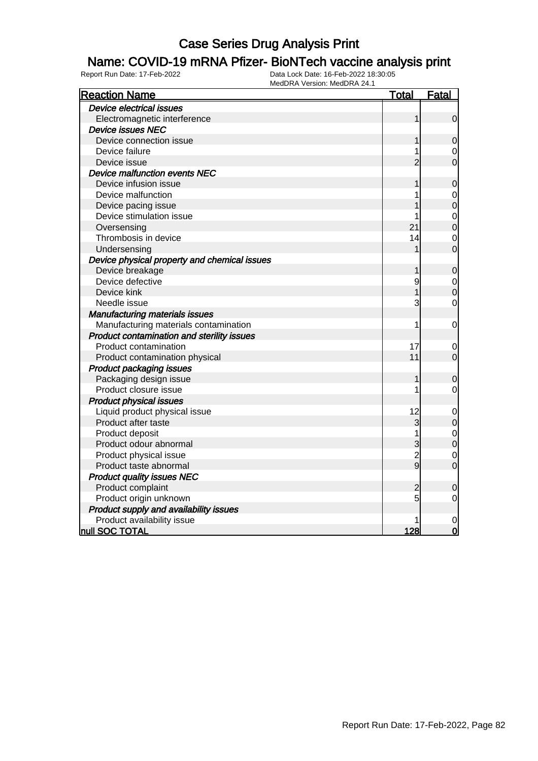# Case Series Drug Analysis Print

## Name: COVID-19 mRNA Pfizer- BioNTech vaccine analysis print

Report Run Date: 17-Feb-2022
Data Lock Date: 16-Feb-2022 18:30:05
MedDRA Version: MedDRA 24.1

| Reaction Name | Total | Fatal |
|---|---|---|
| *Device electrical issues* | | |
| Electromagnetic interference | 1 | 0 |
| *Device issues NEC* | | |
| Device connection issue | 1 | 0 |
| Device failure | 1 | 0 |
| Device issue | 2 | 0 |
| *Device malfunction events NEC* | | |
| Device infusion issue | 1 | 0 |
| Device malfunction | 1 | 0 |
| Device pacing issue | 1 | 0 |
| Device stimulation issue | 1 | 0 |
| Oversensing | 21 | 0 |
| Thrombosis in device | 14 | 0 |
| Undersensing | 1 | 0 |
| *Device physical property and chemical issues* | | |
| Device breakage | 1 | 0 |
| Device defective | 9 | 0 |
| Device kink | 1 | 0 |
| Needle issue | 3 | 0 |
| *Manufacturing materials issues* | | |
| Manufacturing materials contamination | 1 | 0 |
| *Product contamination and sterility issues* | | |
| Product contamination | 17 | 0 |
| Product contamination physical | 11 | 0 |
| *Product packaging issues* | | |
| Packaging design issue | 1 | 0 |
| Product closure issue | 1 | 0 |
| *Product physical issues* | | |
| Liquid product physical issue | 12 | 0 |
| Product after taste | 3 | 0 |
| Product deposit | 1 | 0 |
| Product odour abnormal | 3 | 0 |
| Product physical issue | 2 | 0 |
| Product taste abnormal | 9 | 0 |
| *Product quality issues NEC* | | |
| Product complaint | 2 | 0 |
| Product origin unknown | 5 | 0 |
| *Product supply and availability issues* | | |
| Product availability issue | 1 | 0 |
| **null SOC TOTAL** | **128** | **0** |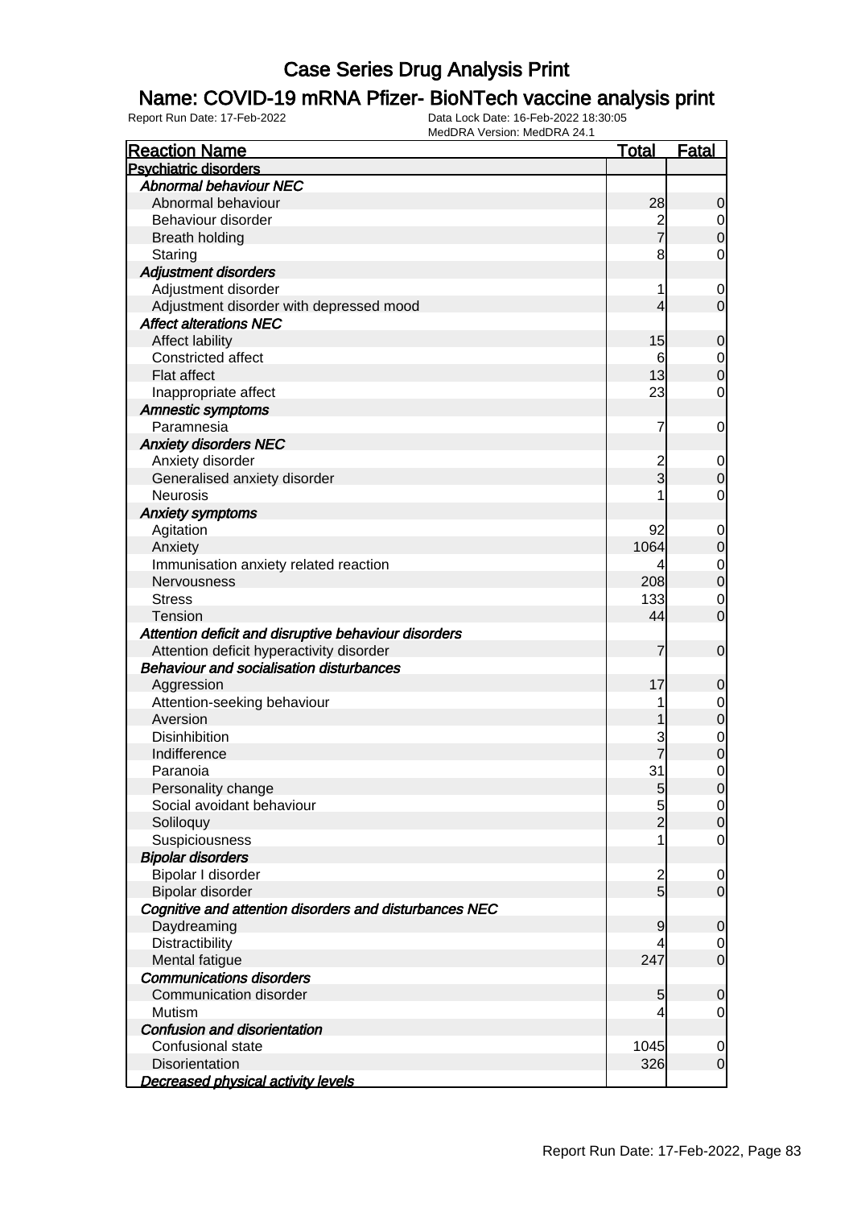# Case Series Drug Analysis Print

## Name: COVID-19 mRNA Pfizer- BioNTech vaccine analysis print

Report Run Date: 17-Feb-2022

Data Lock Date: 16-Feb-2022 18:30:05
MedDRA Version: MedDRA 24.1

| Reaction Name | Total | Fatal |
|---|---|---|
| **Psychiatric disorders** | | |
| ***Abnormal behaviour NEC*** | | |
| Abnormal behaviour | 28 | 0 |
| Behaviour disorder | 2 | 0 |
| Breath holding | 7 | 0 |
| Staring | 8 | 0 |
| ***Adjustment disorders*** | | |
| Adjustment disorder | 1 | 0 |
| Adjustment disorder with depressed mood | 4 | 0 |
| ***Affect alterations NEC*** | | |
| Affect lability | 15 | 0 |
| Constricted affect | 6 | 0 |
| Flat affect | 13 | 0 |
| Inappropriate affect | 23 | 0 |
| ***Amnestic symptoms*** | | |
| Paramnesia | 7 | 0 |
| ***Anxiety disorders NEC*** | | |
| Anxiety disorder | 2 | 0 |
| Generalised anxiety disorder | 3 | 0 |
| Neurosis | 1 | 0 |
| ***Anxiety symptoms*** | | |
| Agitation | 92 | 0 |
| Anxiety | 1064 | 0 |
| Immunisation anxiety related reaction | 4 | 0 |
| Nervousness | 208 | 0 |
| Stress | 133 | 0 |
| Tension | 44 | 0 |
| ***Attention deficit and disruptive behaviour disorders*** | | |
| Attention deficit hyperactivity disorder | 7 | 0 |
| ***Behaviour and socialisation disturbances*** | | |
| Aggression | 17 | 0 |
| Attention-seeking behaviour | 1 | 0 |
| Aversion | 1 | 0 |
| Disinhibition | 3 | 0 |
| Indifference | 7 | 0 |
| Paranoia | 31 | 0 |
| Personality change | 5 | 0 |
| Social avoidant behaviour | 5 | 0 |
| Soliloquy | 2 | 0 |
| Suspiciousness | 1 | 0 |
| ***Bipolar disorders*** | | |
| Bipolar I disorder | 2 | 0 |
| Bipolar disorder | 5 | 0 |
| ***Cognitive and attention disorders and disturbances NEC*** | | |
| Daydreaming | 9 | 0 |
| Distractibility | 4 | 0 |
| Mental fatigue | 247 | 0 |
| ***Communications disorders*** | | |
| Communication disorder | 5 | 0 |
| Mutism | 4 | 0 |
| ***Confusion and disorientation*** | | |
| Confusional state | 1045 | 0 |
| Disorientation | 326 | 0 |
| ***Decreased physical activity levels*** | | |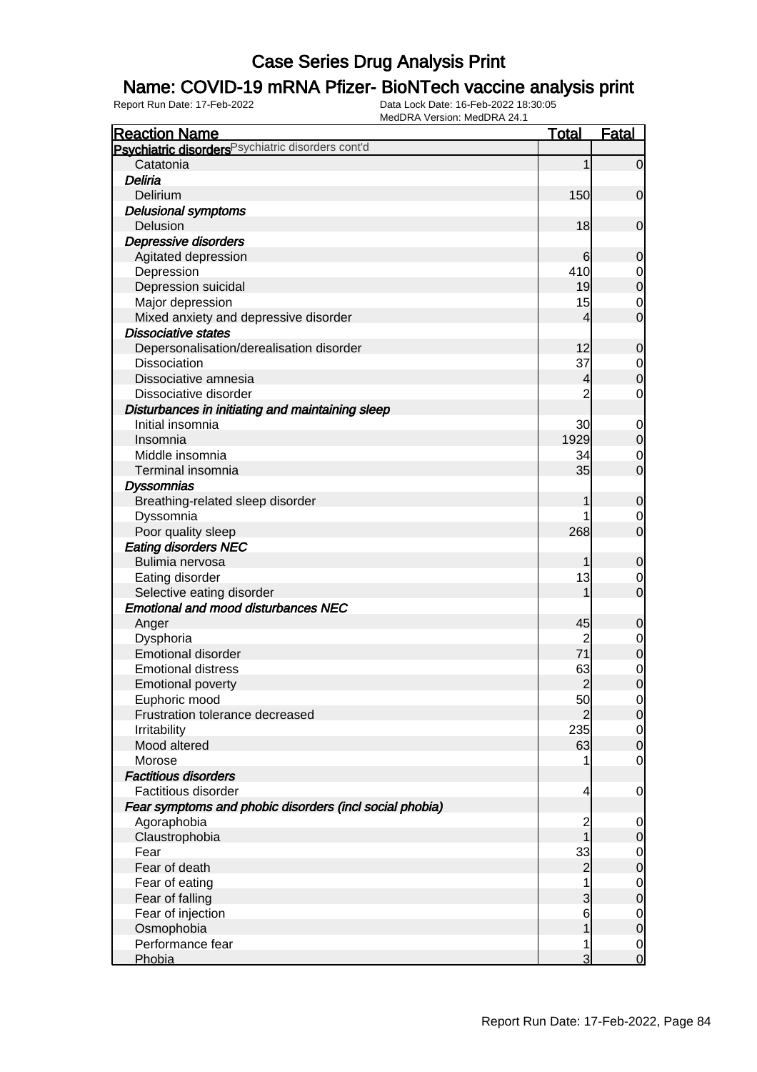# Case Series Drug Analysis Print

## Name: COVID-19 mRNA Pfizer- BioNTech vaccine analysis print

Report Run Date: 17-Feb-2022
Data Lock Date: 16-Feb-2022 18:30:05
MedDRA Version: MedDRA 24.1

| Reaction Name | Total | Fatal |
|---|---|---|
| **Psychiatric disorders** Psychiatric disorders cont'd | | |
| Catatonia | 1 | 0 |
| ***Deliria*** | | |
| Delirium | 150 | 0 |
| ***Delusional symptoms*** | | |
| Delusion | 18 | 0 |
| ***Depressive disorders*** | | |
| Agitated depression | 6 | 0 |
| Depression | 410 | 0 |
| Depression suicidal | 19 | 0 |
| Major depression | 15 | 0 |
| Mixed anxiety and depressive disorder | 4 | 0 |
| ***Dissociative states*** | | |
| Depersonalisation/derealisation disorder | 12 | 0 |
| Dissociation | 37 | 0 |
| Dissociative amnesia | 4 | 0 |
| Dissociative disorder | 2 | 0 |
| ***Disturbances in initiating and maintaining sleep*** | | |
| Initial insomnia | 30 | 0 |
| Insomnia | 1929 | 0 |
| Middle insomnia | 34 | 0 |
| Terminal insomnia | 35 | 0 |
| ***Dyssomnias*** | | |
| Breathing-related sleep disorder | 1 | 0 |
| Dyssomnia | 1 | 0 |
| Poor quality sleep | 268 | 0 |
| ***Eating disorders NEC*** | | |
| Bulimia nervosa | 1 | 0 |
| Eating disorder | 13 | 0 |
| Selective eating disorder | 1 | 0 |
| ***Emotional and mood disturbances NEC*** | | |
| Anger | 45 | 0 |
| Dysphoria | 2 | 0 |
| Emotional disorder | 71 | 0 |
| Emotional distress | 63 | 0 |
| Emotional poverty | 2 | 0 |
| Euphoric mood | 50 | 0 |
| Frustration tolerance decreased | 2 | 0 |
| Irritability | 235 | 0 |
| Mood altered | 63 | 0 |
| Morose | 1 | 0 |
| ***Factitious disorders*** | | |
| Factitious disorder | 4 | 0 |
| ***Fear symptoms and phobic disorders (incl social phobia)*** | | |
| Agoraphobia | 2 | 0 |
| Claustrophobia | 1 | 0 |
| Fear | 33 | 0 |
| Fear of death | 2 | 0 |
| Fear of eating | 1 | 0 |
| Fear of falling | 3 | 0 |
| Fear of injection | 6 | 0 |
| Osmophobia | 1 | 0 |
| Performance fear | 1 | 0 |
| Phobia | 3 | 0 |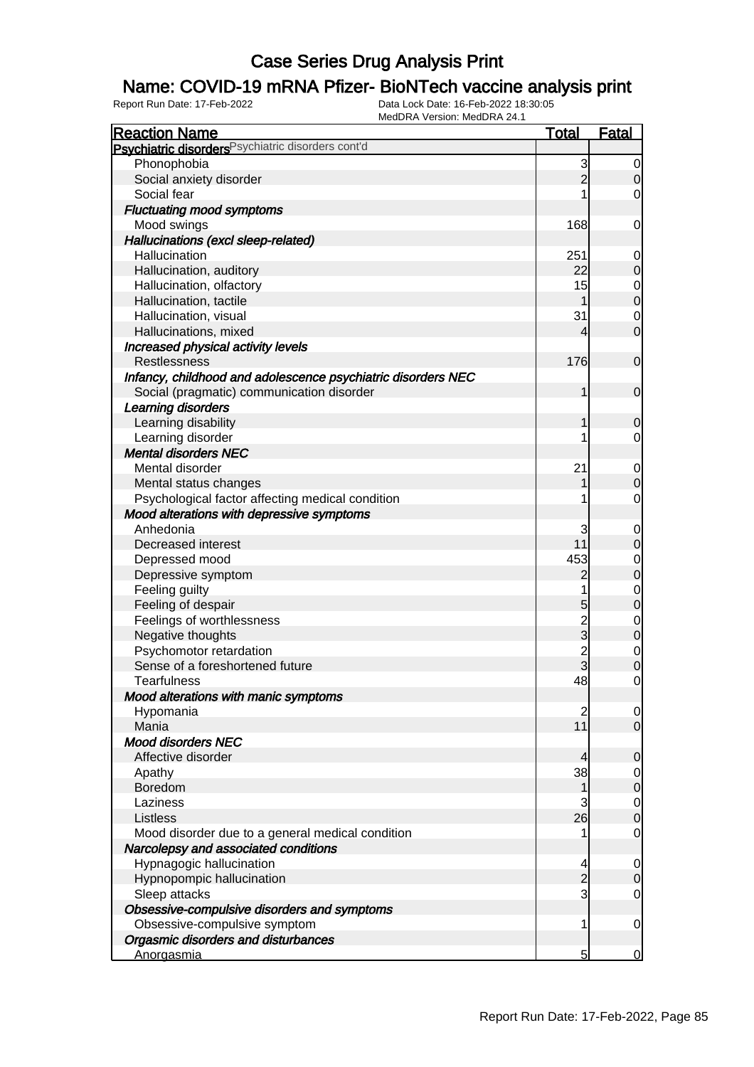# Case Series Drug Analysis Print

## Name: COVID-19 mRNA Pfizer- BioNTech vaccine analysis print

Report Run Date: 17-Feb-2022 | Data Lock Date: 16-Feb-2022 18:30:05 | MedDRA Version: MedDRA 24.1

| Reaction Name | Total | Fatal |
|---|---|---|
| **Psychiatric disorders** Psychiatric disorders cont'd | | |
| Phonophobia | 3 | 0 |
| Social anxiety disorder | 2 | 0 |
| Social fear | 1 | 0 |
| ***Fluctuating mood symptoms*** | | |
| Mood swings | 168 | 0 |
| ***Hallucinations (excl sleep-related)*** | | |
| Hallucination | 251 | 0 |
| Hallucination, auditory | 22 | 0 |
| Hallucination, olfactory | 15 | 0 |
| Hallucination, tactile | 1 | 0 |
| Hallucination, visual | 31 | 0 |
| Hallucinations, mixed | 4 | 0 |
| ***Increased physical activity levels*** | | |
| Restlessness | 176 | 0 |
| ***Infancy, childhood and adolescence psychiatric disorders NEC*** | | |
| Social (pragmatic) communication disorder | 1 | 0 |
| ***Learning disorders*** | | |
| Learning disability | 1 | 0 |
| Learning disorder | 1 | 0 |
| ***Mental disorders NEC*** | | |
| Mental disorder | 21 | 0 |
| Mental status changes | 1 | 0 |
| Psychological factor affecting medical condition | 1 | 0 |
| ***Mood alterations with depressive symptoms*** | | |
| Anhedonia | 3 | 0 |
| Decreased interest | 11 | 0 |
| Depressed mood | 453 | 0 |
| Depressive symptom | 2 | 0 |
| Feeling guilty | 1 | 0 |
| Feeling of despair | 5 | 0 |
| Feelings of worthlessness | 2 | 0 |
| Negative thoughts | 3 | 0 |
| Psychomotor retardation | 2 | 0 |
| Sense of a foreshortened future | 3 | 0 |
| Tearfulness | 48 | 0 |
| ***Mood alterations with manic symptoms*** | | |
| Hypomania | 2 | 0 |
| Mania | 11 | 0 |
| ***Mood disorders NEC*** | | |
| Affective disorder | 4 | 0 |
| Apathy | 38 | 0 |
| Boredom | 1 | 0 |
| Laziness | 3 | 0 |
| Listless | 26 | 0 |
| Mood disorder due to a general medical condition | 1 | 0 |
| ***Narcolepsy and associated conditions*** | | |
| Hypnagogic hallucination | 4 | 0 |
| Hypnopompic hallucination | 2 | 0 |
| Sleep attacks | 3 | 0 |
| ***Obsessive-compulsive disorders and symptoms*** | | |
| Obsessive-compulsive symptom | 1 | 0 |
| ***Orgasmic disorders and disturbances*** | | |
| Anorgasmia | 5 | 0 |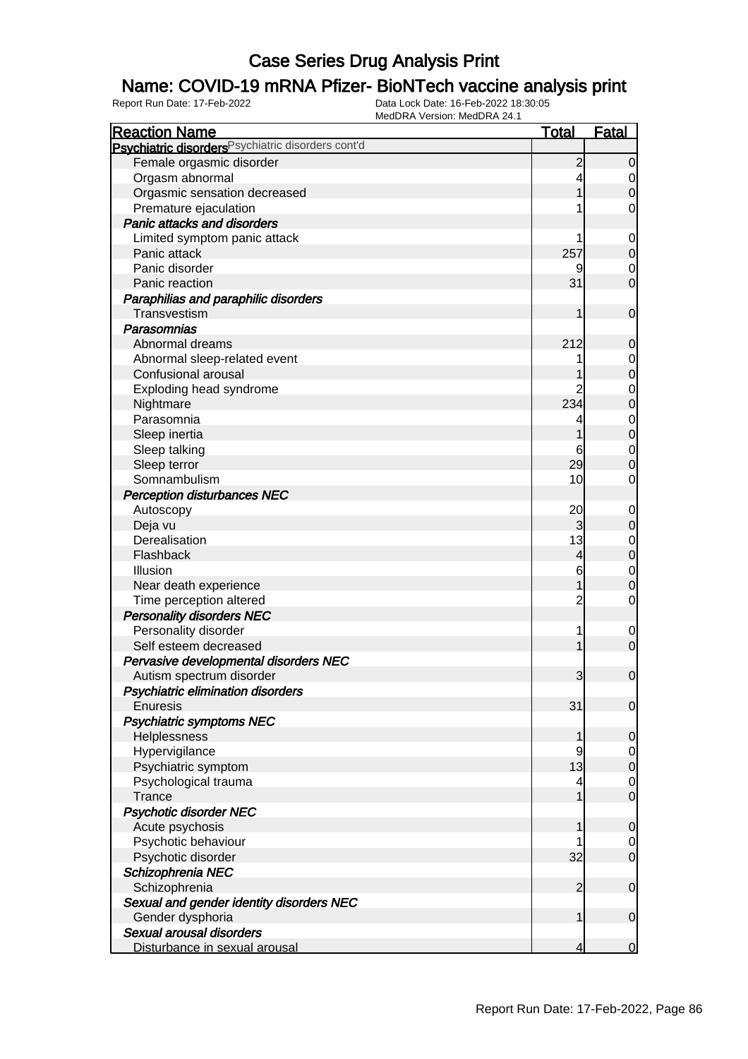# Case Series Drug Analysis Print

## Name: COVID-19 mRNA Pfizer- BioNTech vaccine analysis print

Report Run Date: 17-Feb-2022    Data Lock Date: 16-Feb-2022 18:30:05
MedDRA Version: MedDRA 24.1

| Reaction Name | Total | Fatal |
|---|---|---|
| **Psychiatric disorders** Psychiatric disorders cont'd | | |
| Female orgasmic disorder | 2 | 0 |
| Orgasm abnormal | 4 | 0 |
| Orgasmic sensation decreased | 1 | 0 |
| Premature ejaculation | 1 | 0 |
| ***Panic attacks and disorders*** | | |
| Limited symptom panic attack | 1 | 0 |
| Panic attack | 257 | 0 |
| Panic disorder | 9 | 0 |
| Panic reaction | 31 | 0 |
| ***Paraphilias and paraphilic disorders*** | | |
| Transvestism | 1 | 0 |
| ***Parasomnias*** | | |
| Abnormal dreams | 212 | 0 |
| Abnormal sleep-related event | 1 | 0 |
| Confusional arousal | 1 | 0 |
| Exploding head syndrome | 2 | 0 |
| Nightmare | 234 | 0 |
| Parasomnia | 4 | 0 |
| Sleep inertia | 1 | 0 |
| Sleep talking | 6 | 0 |
| Sleep terror | 29 | 0 |
| Somnambulism | 10 | 0 |
| ***Perception disturbances NEC*** | | |
| Autoscopy | 20 | 0 |
| Deja vu | 3 | 0 |
| Derealisation | 13 | 0 |
| Flashback | 4 | 0 |
| Illusion | 6 | 0 |
| Near death experience | 1 | 0 |
| Time perception altered | 2 | 0 |
| ***Personality disorders NEC*** | | |
| Personality disorder | 1 | 0 |
| Self esteem decreased | 1 | 0 |
| ***Pervasive developmental disorders NEC*** | | |
| Autism spectrum disorder | 3 | 0 |
| ***Psychiatric elimination disorders*** | | |
| Enuresis | 31 | 0 |
| ***Psychiatric symptoms NEC*** | | |
| Helplessness | 1 | 0 |
| Hypervigilance | 9 | 0 |
| Psychiatric symptom | 13 | 0 |
| Psychological trauma | 4 | 0 |
| Trance | 1 | 0 |
| ***Psychotic disorder NEC*** | | |
| Acute psychosis | 1 | 0 |
| Psychotic behaviour | 1 | 0 |
| Psychotic disorder | 32 | 0 |
| ***Schizophrenia NEC*** | | |
| Schizophrenia | 2 | 0 |
| ***Sexual and gender identity disorders NEC*** | | |
| Gender dysphoria | 1 | 0 |
| ***Sexual arousal disorders*** | | |
| Disturbance in sexual arousal | 4 | 0 |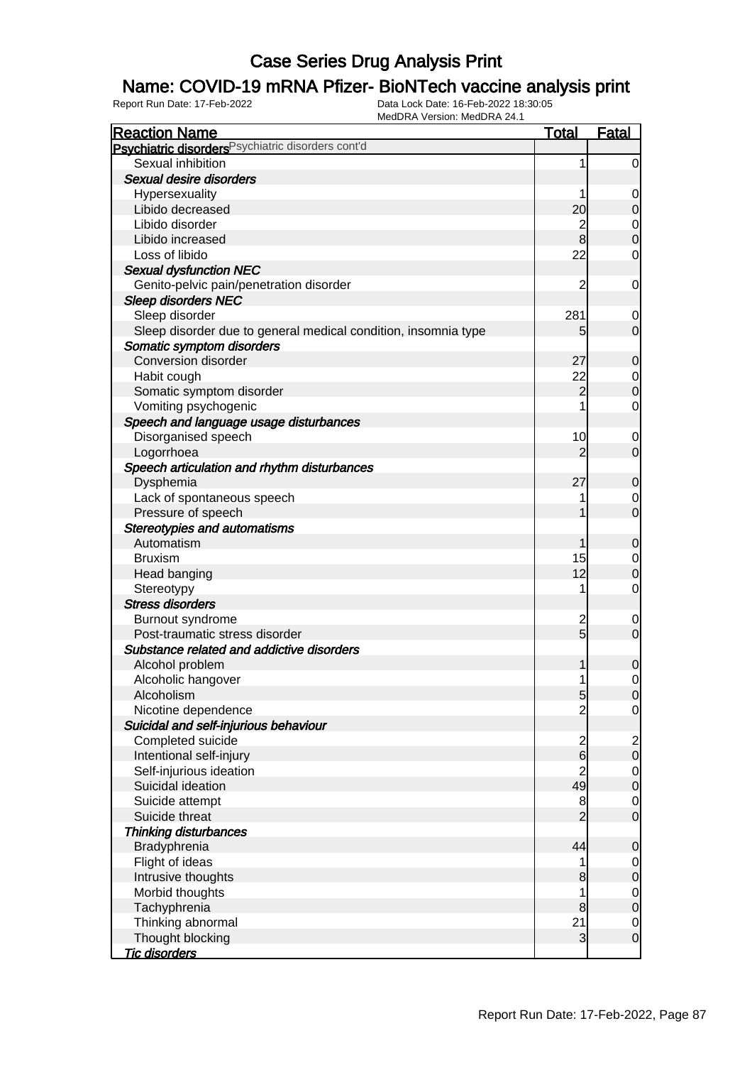# Case Series Drug Analysis Print

## Name: COVID-19 mRNA Pfizer- BioNTech vaccine analysis print

Report Run Date: 17-Feb-2022
Data Lock Date: 16-Feb-2022 18:30:05
MedDRA Version: MedDRA 24.1

| Reaction Name | Total | Fatal |
|---|---|---|
| **Psychiatric disorders** Psychiatric disorders cont'd | | |
| Sexual inhibition | 1 | 0 |
| *Sexual desire disorders* | | |
| Hypersexuality | 1 | 0 |
| Libido decreased | 20 | 0 |
| Libido disorder | 2 | 0 |
| Libido increased | 8 | 0 |
| Loss of libido | 22 | 0 |
| *Sexual dysfunction NEC* | | |
| Genito-pelvic pain/penetration disorder | 2 | 0 |
| *Sleep disorders NEC* | | |
| Sleep disorder | 281 | 0 |
| Sleep disorder due to general medical condition, insomnia type | 5 | 0 |
| *Somatic symptom disorders* | | |
| Conversion disorder | 27 | 0 |
| Habit cough | 22 | 0 |
| Somatic symptom disorder | 2 | 0 |
| Vomiting psychogenic | 1 | 0 |
| *Speech and language usage disturbances* | | |
| Disorganised speech | 10 | 0 |
| Logorrhoea | 2 | 0 |
| *Speech articulation and rhythm disturbances* | | |
| Dysphemia | 27 | 0 |
| Lack of spontaneous speech | 1 | 0 |
| Pressure of speech | 1 | 0 |
| *Stereotypies and automatisms* | | |
| Automatism | 1 | 0 |
| Bruxism | 15 | 0 |
| Head banging | 12 | 0 |
| Stereotypy | 1 | 0 |
| *Stress disorders* | | |
| Burnout syndrome | 2 | 0 |
| Post-traumatic stress disorder | 5 | 0 |
| *Substance related and addictive disorders* | | |
| Alcohol problem | 1 | 0 |
| Alcoholic hangover | 1 | 0 |
| Alcoholism | 5 | 0 |
| Nicotine dependence | 2 | 0 |
| *Suicidal and self-injurious behaviour* | | |
| Completed suicide | 2 | 2 |
| Intentional self-injury | 6 | 0 |
| Self-injurious ideation | 2 | 0 |
| Suicidal ideation | 49 | 0 |
| Suicide attempt | 8 | 0 |
| Suicide threat | 2 | 0 |
| *Thinking disturbances* | | |
| Bradyphrenia | 44 | 0 |
| Flight of ideas | 1 | 0 |
| Intrusive thoughts | 8 | 0 |
| Morbid thoughts | 1 | 0 |
| Tachyphrenia | 8 | 0 |
| Thinking abnormal | 21 | 0 |
| Thought blocking | 3 | 0 |
| *Tic disorders* | | |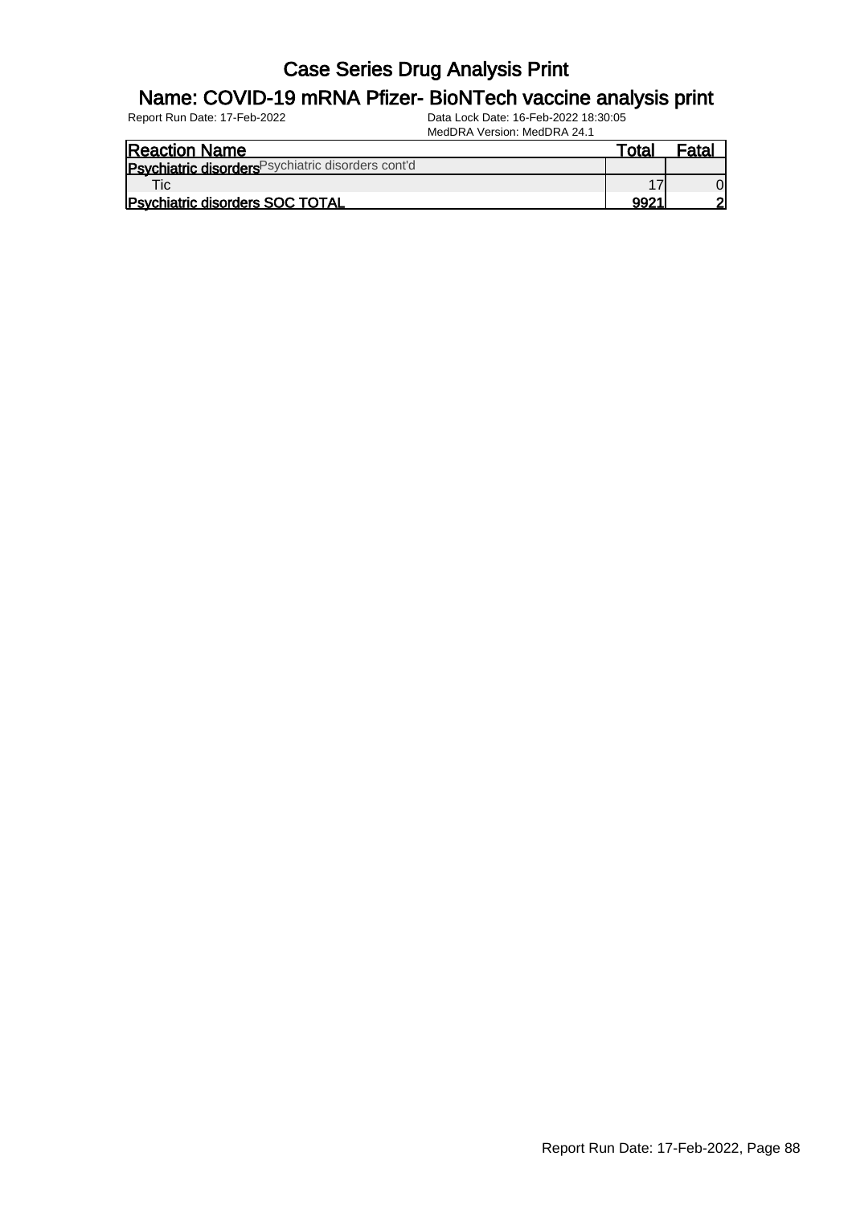# Case Series Drug Analysis Print

## Name: COVID-19 mRNA Pfizer- BioNTech vaccine analysis print

Report Run Date: 17-Feb-2022 | Data Lock Date: 16-Feb-2022 18:30:05 | MedDRA Version: MedDRA 24.1

| Reaction Name | Total | Fatal |
|---|---|---|
| **Psychiatric disorders** Psychiatric disorders cont'd | | |
| Tic | 17 | 0 |
| **Psychiatric disorders SOC TOTAL** | **9921** | **2** |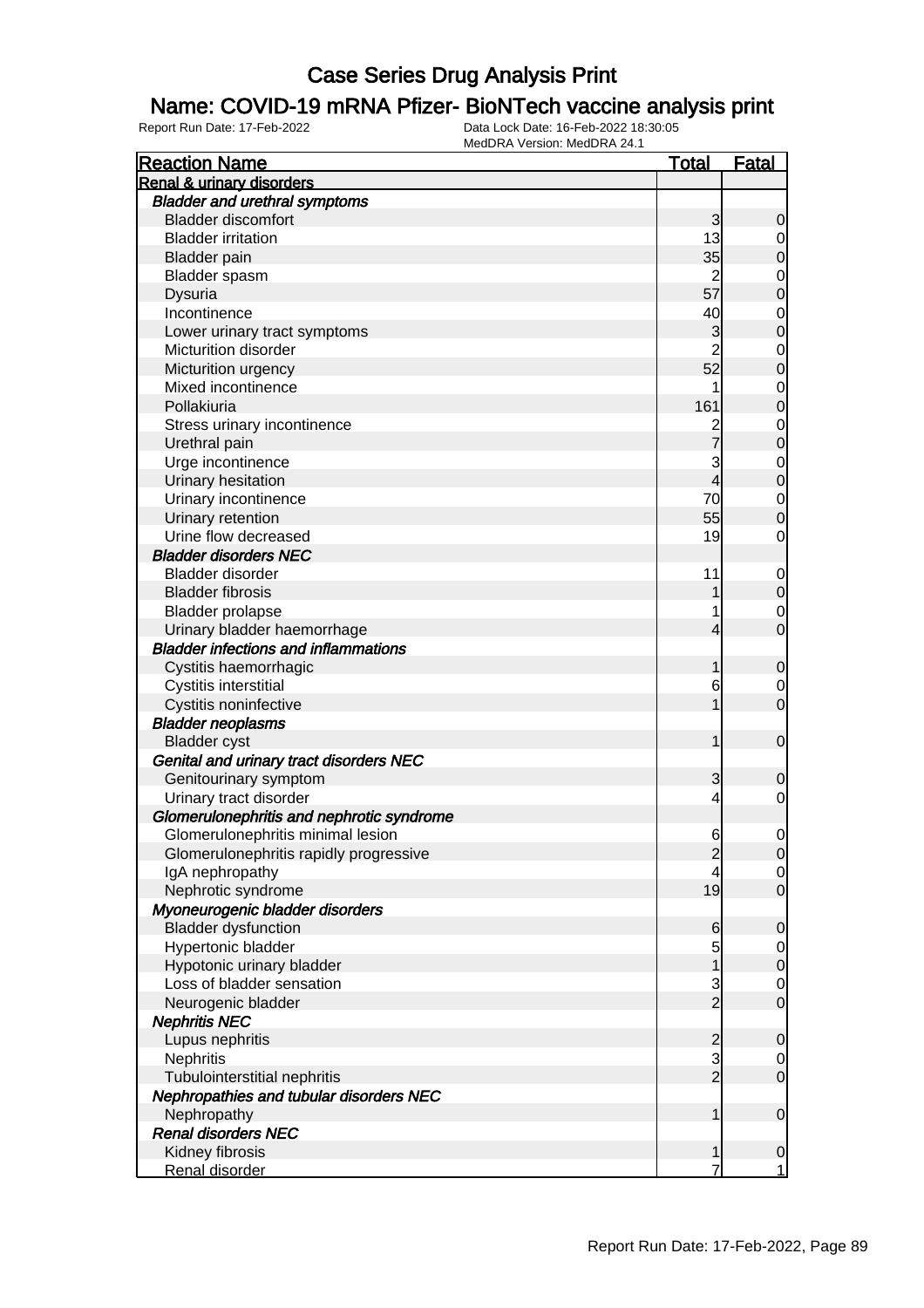# Case Series Drug Analysis Print

## Name: COVID-19 mRNA Pfizer- BioNTech vaccine analysis print

Report Run Date: 17-Feb-2022
Data Lock Date: 16-Feb-2022 18:30:05
MedDRA Version: MedDRA 24.1

| Reaction Name | Total | Fatal |
|---|---|---|
| **Renal & urinary disorders** | | |
| ***Bladder and urethral symptoms*** | | |
| Bladder discomfort | 3 | 0 |
| Bladder irritation | 13 | 0 |
| Bladder pain | 35 | 0 |
| Bladder spasm | 2 | 0 |
| Dysuria | 57 | 0 |
| Incontinence | 40 | 0 |
| Lower urinary tract symptoms | 3 | 0 |
| Micturition disorder | 2 | 0 |
| Micturition urgency | 52 | 0 |
| Mixed incontinence | 1 | 0 |
| Pollakiuria | 161 | 0 |
| Stress urinary incontinence | 2 | 0 |
| Urethral pain | 7 | 0 |
| Urge incontinence | 3 | 0 |
| Urinary hesitation | 4 | 0 |
| Urinary incontinence | 70 | 0 |
| Urinary retention | 55 | 0 |
| Urine flow decreased | 19 | 0 |
| ***Bladder disorders NEC*** | | |
| Bladder disorder | 11 | 0 |
| Bladder fibrosis | 1 | 0 |
| Bladder prolapse | 1 | 0 |
| Urinary bladder haemorrhage | 4 | 0 |
| ***Bladder infections and inflammations*** | | |
| Cystitis haemorrhagic | 1 | 0 |
| Cystitis interstitial | 6 | 0 |
| Cystitis noninfective | 1 | 0 |
| ***Bladder neoplasms*** | | |
| Bladder cyst | 1 | 0 |
| ***Genital and urinary tract disorders NEC*** | | |
| Genitourinary symptom | 3 | 0 |
| Urinary tract disorder | 4 | 0 |
| ***Glomerulonephritis and nephrotic syndrome*** | | |
| Glomerulonephritis minimal lesion | 6 | 0 |
| Glomerulonephritis rapidly progressive | 2 | 0 |
| IgA nephropathy | 4 | 0 |
| Nephrotic syndrome | 19 | 0 |
| ***Myoneurogenic bladder disorders*** | | |
| Bladder dysfunction | 6 | 0 |
| Hypertonic bladder | 5 | 0 |
| Hypotonic urinary bladder | 1 | 0 |
| Loss of bladder sensation | 3 | 0 |
| Neurogenic bladder | 2 | 0 |
| ***Nephritis NEC*** | | |
| Lupus nephritis | 2 | 0 |
| Nephritis | 3 | 0 |
| Tubulointerstitial nephritis | 2 | 0 |
| ***Nephropathies and tubular disorders NEC*** | | |
| Nephropathy | 1 | 0 |
| ***Renal disorders NEC*** | | |
| Kidney fibrosis | 1 | 0 |
| Renal disorder | 7 | 1 |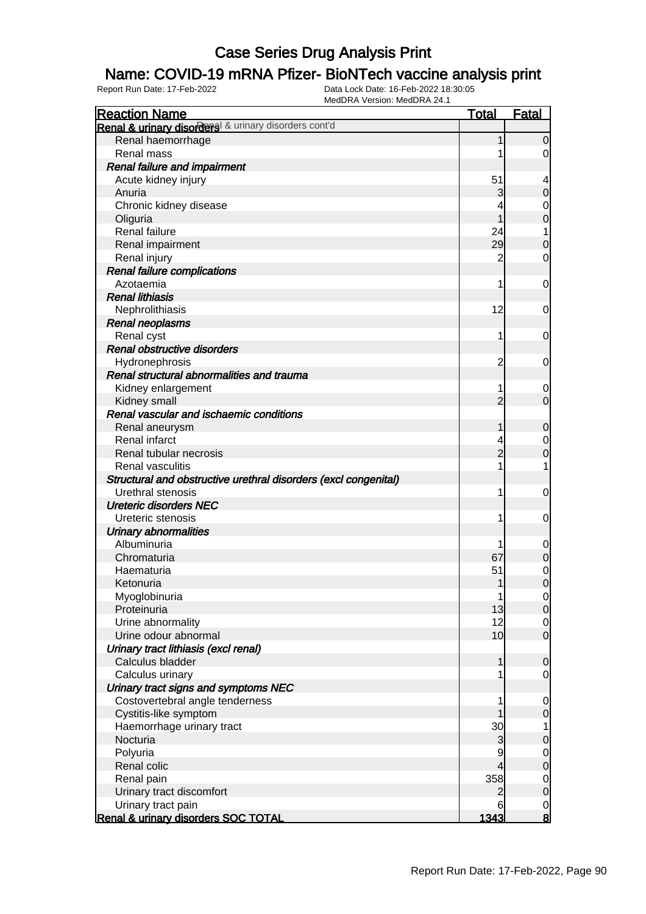# Case Series Drug Analysis Print

## Name: COVID-19 mRNA Pfizer- BioNTech vaccine analysis print

Report Run Date: 17-Feb-2022 | Data Lock Date: 16-Feb-2022 18:30:05 | MedDRA Version: MedDRA 24.1

| Reaction Name | Total | Fatal |
|---|---|---|
| **Renal & urinary disorders** Renal & urinary disorders cont'd | | |
| Renal haemorrhage | 1 | 0 |
| Renal mass | 1 | 0 |
| ***Renal failure and impairment*** | | |
| Acute kidney injury | 51 | 4 |
| Anuria | 3 | 0 |
| Chronic kidney disease | 4 | 0 |
| Oliguria | 1 | 0 |
| Renal failure | 24 | 1 |
| Renal impairment | 29 | 0 |
| Renal injury | 2 | 0 |
| ***Renal failure complications*** | | |
| Azotaemia | 1 | 0 |
| ***Renal lithiasis*** | | |
| Nephrolithiasis | 12 | 0 |
| ***Renal neoplasms*** | | |
| Renal cyst | 1 | 0 |
| ***Renal obstructive disorders*** | | |
| Hydronephrosis | 2 | 0 |
| ***Renal structural abnormalities and trauma*** | | |
| Kidney enlargement | 1 | 0 |
| Kidney small | 2 | 0 |
| ***Renal vascular and ischaemic conditions*** | | |
| Renal aneurysm | 1 | 0 |
| Renal infarct | 4 | 0 |
| Renal tubular necrosis | 2 | 0 |
| Renal vasculitis | 1 | 1 |
| ***Structural and obstructive urethral disorders (excl congenital)*** | | |
| Urethral stenosis | 1 | 0 |
| ***Ureteric disorders NEC*** | | |
| Ureteric stenosis | 1 | 0 |
| ***Urinary abnormalities*** | | |
| Albuminuria | 1 | 0 |
| Chromaturia | 67 | 0 |
| Haematuria | 51 | 0 |
| Ketonuria | 1 | 0 |
| Myoglobinuria | 1 | 0 |
| Proteinuria | 13 | 0 |
| Urine abnormality | 12 | 0 |
| Urine odour abnormal | 10 | 0 |
| ***Urinary tract lithiasis (excl renal)*** | | |
| Calculus bladder | 1 | 0 |
| Calculus urinary | 1 | 0 |
| ***Urinary tract signs and symptoms NEC*** | | |
| Costovertebral angle tenderness | 1 | 0 |
| Cystitis-like symptom | 1 | 0 |
| Haemorrhage urinary tract | 30 | 1 |
| Nocturia | 3 | 0 |
| Polyuria | 9 | 0 |
| Renal colic | 4 | 0 |
| Renal pain | 358 | 0 |
| Urinary tract discomfort | 2 | 0 |
| Urinary tract pain | 6 | 0 |
| **Renal & urinary disorders SOC TOTAL** | **1343** | **8** |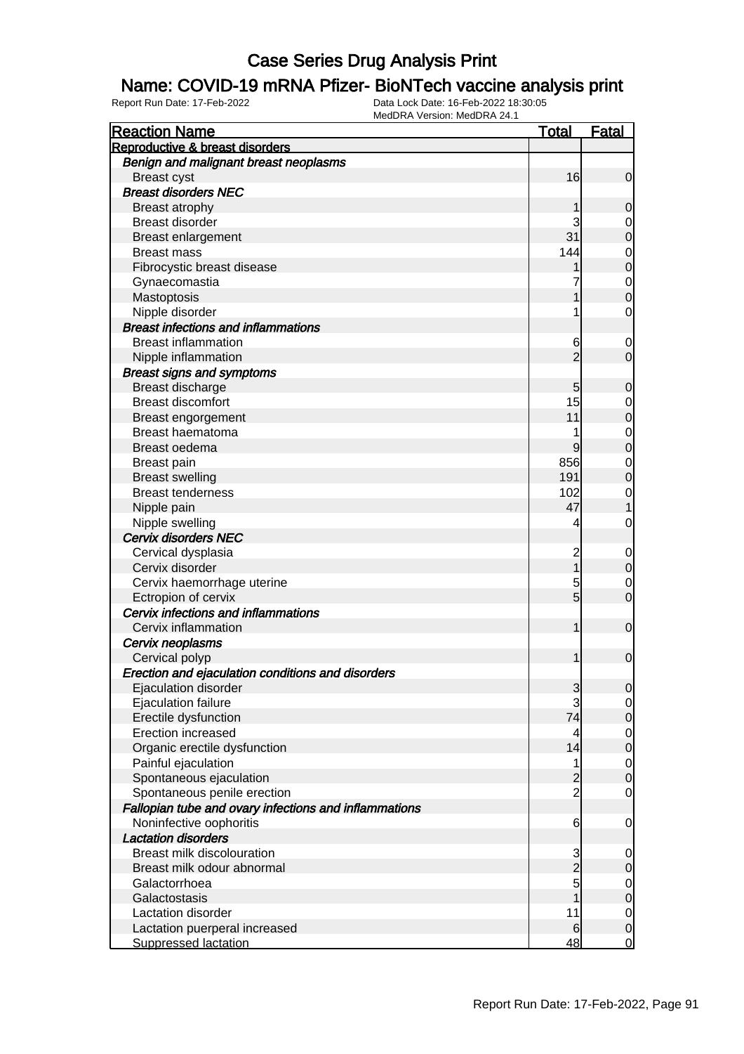# Case Series Drug Analysis Print

## Name: COVID-19 mRNA Pfizer- BioNTech vaccine analysis print

Report Run Date: 17-Feb-2022    Data Lock Date: 16-Feb-2022 18:30:05
MedDRA Version: MedDRA 24.1

| Reaction Name | Total | Fatal |
|---|---|---|
| **Reproductive & breast disorders** | | |
| *Benign and malignant breast neoplasms* | | |
| Breast cyst | 16 | 0 |
| *Breast disorders NEC* | | |
| Breast atrophy | 1 | 0 |
| Breast disorder | 3 | 0 |
| Breast enlargement | 31 | 0 |
| Breast mass | 144 | 0 |
| Fibrocystic breast disease | 1 | 0 |
| Gynaecomastia | 7 | 0 |
| Mastoptosis | 1 | 0 |
| Nipple disorder | 1 | 0 |
| *Breast infections and inflammations* | | |
| Breast inflammation | 6 | 0 |
| Nipple inflammation | 2 | 0 |
| *Breast signs and symptoms* | | |
| Breast discharge | 5 | 0 |
| Breast discomfort | 15 | 0 |
| Breast engorgement | 11 | 0 |
| Breast haematoma | 1 | 0 |
| Breast oedema | 9 | 0 |
| Breast pain | 856 | 0 |
| Breast swelling | 191 | 0 |
| Breast tenderness | 102 | 0 |
| Nipple pain | 47 | 1 |
| Nipple swelling | 4 | 0 |
| *Cervix disorders NEC* | | |
| Cervical dysplasia | 2 | 0 |
| Cervix disorder | 1 | 0 |
| Cervix haemorrhage uterine | 5 | 0 |
| Ectropion of cervix | 5 | 0 |
| *Cervix infections and inflammations* | | |
| Cervix inflammation | 1 | 0 |
| *Cervix neoplasms* | | |
| Cervical polyp | 1 | 0 |
| *Erection and ejaculation conditions and disorders* | | |
| Ejaculation disorder | 3 | 0 |
| Ejaculation failure | 3 | 0 |
| Erectile dysfunction | 74 | 0 |
| Erection increased | 4 | 0 |
| Organic erectile dysfunction | 14 | 0 |
| Painful ejaculation | 1 | 0 |
| Spontaneous ejaculation | 2 | 0 |
| Spontaneous penile erection | 2 | 0 |
| *Fallopian tube and ovary infections and inflammations* | | |
| Noninfective oophoritis | 6 | 0 |
| *Lactation disorders* | | |
| Breast milk discolouration | 3 | 0 |
| Breast milk odour abnormal | 2 | 0 |
| Galactorrhoea | 5 | 0 |
| Galactostasis | 1 | 0 |
| Lactation disorder | 11 | 0 |
| Lactation puerperal increased | 6 | 0 |
| Suppressed lactation | 48 | 0 |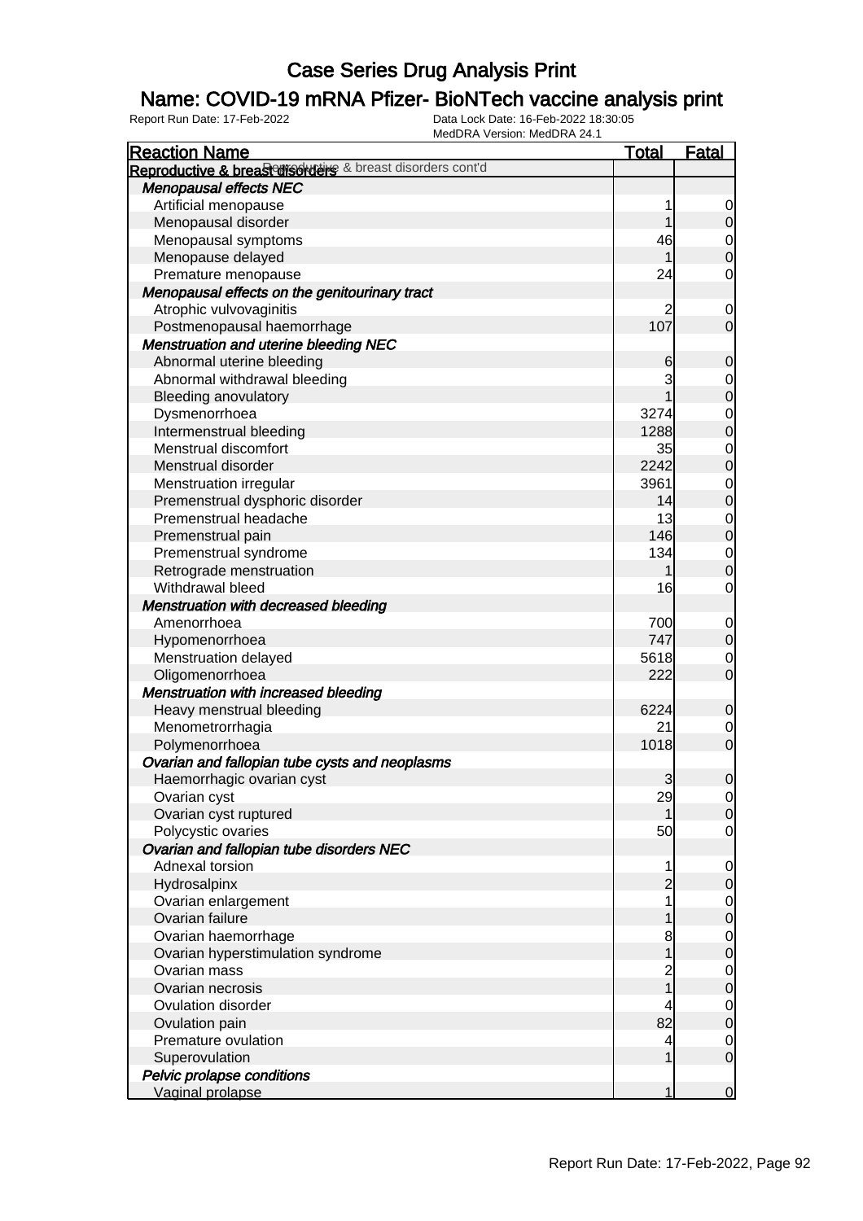# Case Series Drug Analysis Print

## Name: COVID-19 mRNA Pfizer- BioNTech vaccine analysis print

Report Run Date: 17-Feb-2022  
Data Lock Date: 16-Feb-2022 18:30:05  
MedDRA Version: MedDRA 24.1

| Reaction Name | Total | Fatal |
|---|---|---|
| **Reproductive & breast disorders** Reproductive & breast disorders cont'd | | |
| ***Menopausal effects NEC*** | | |
| Artificial menopause | 1 | 0 |
| Menopausal disorder | 1 | 0 |
| Menopausal symptoms | 46 | 0 |
| Menopause delayed | 1 | 0 |
| Premature menopause | 24 | 0 |
| ***Menopausal effects on the genitourinary tract*** | | |
| Atrophic vulvovaginitis | 2 | 0 |
| Postmenopausal haemorrhage | 107 | 0 |
| ***Menstruation and uterine bleeding NEC*** | | |
| Abnormal uterine bleeding | 6 | 0 |
| Abnormal withdrawal bleeding | 3 | 0 |
| Bleeding anovulatory | 1 | 0 |
| Dysmenorrhoea | 3274 | 0 |
| Intermenstrual bleeding | 1288 | 0 |
| Menstrual discomfort | 35 | 0 |
| Menstrual disorder | 2242 | 0 |
| Menstruation irregular | 3961 | 0 |
| Premenstrual dysphoric disorder | 14 | 0 |
| Premenstrual headache | 13 | 0 |
| Premenstrual pain | 146 | 0 |
| Premenstrual syndrome | 134 | 0 |
| Retrograde menstruation | 1 | 0 |
| Withdrawal bleed | 16 | 0 |
| ***Menstruation with decreased bleeding*** | | |
| Amenorrhoea | 700 | 0 |
| Hypomenorrhoea | 747 | 0 |
| Menstruation delayed | 5618 | 0 |
| Oligomenorrhoea | 222 | 0 |
| ***Menstruation with increased bleeding*** | | |
| Heavy menstrual bleeding | 6224 | 0 |
| Menometrorrhagia | 21 | 0 |
| Polymenorrhoea | 1018 | 0 |
| ***Ovarian and fallopian tube cysts and neoplasms*** | | |
| Haemorrhagic ovarian cyst | 3 | 0 |
| Ovarian cyst | 29 | 0 |
| Ovarian cyst ruptured | 1 | 0 |
| Polycystic ovaries | 50 | 0 |
| ***Ovarian and fallopian tube disorders NEC*** | | |
| Adnexal torsion | 1 | 0 |
| Hydrosalpinx | 2 | 0 |
| Ovarian enlargement | 1 | 0 |
| Ovarian failure | 1 | 0 |
| Ovarian haemorrhage | 8 | 0 |
| Ovarian hyperstimulation syndrome | 1 | 0 |
| Ovarian mass | 2 | 0 |
| Ovarian necrosis | 1 | 0 |
| Ovulation disorder | 4 | 0 |
| Ovulation pain | 82 | 0 |
| Premature ovulation | 4 | 0 |
| Superovulation | 1 | 0 |
| ***Pelvic prolapse conditions*** | | |
| Vaginal prolapse | 1 | 0 |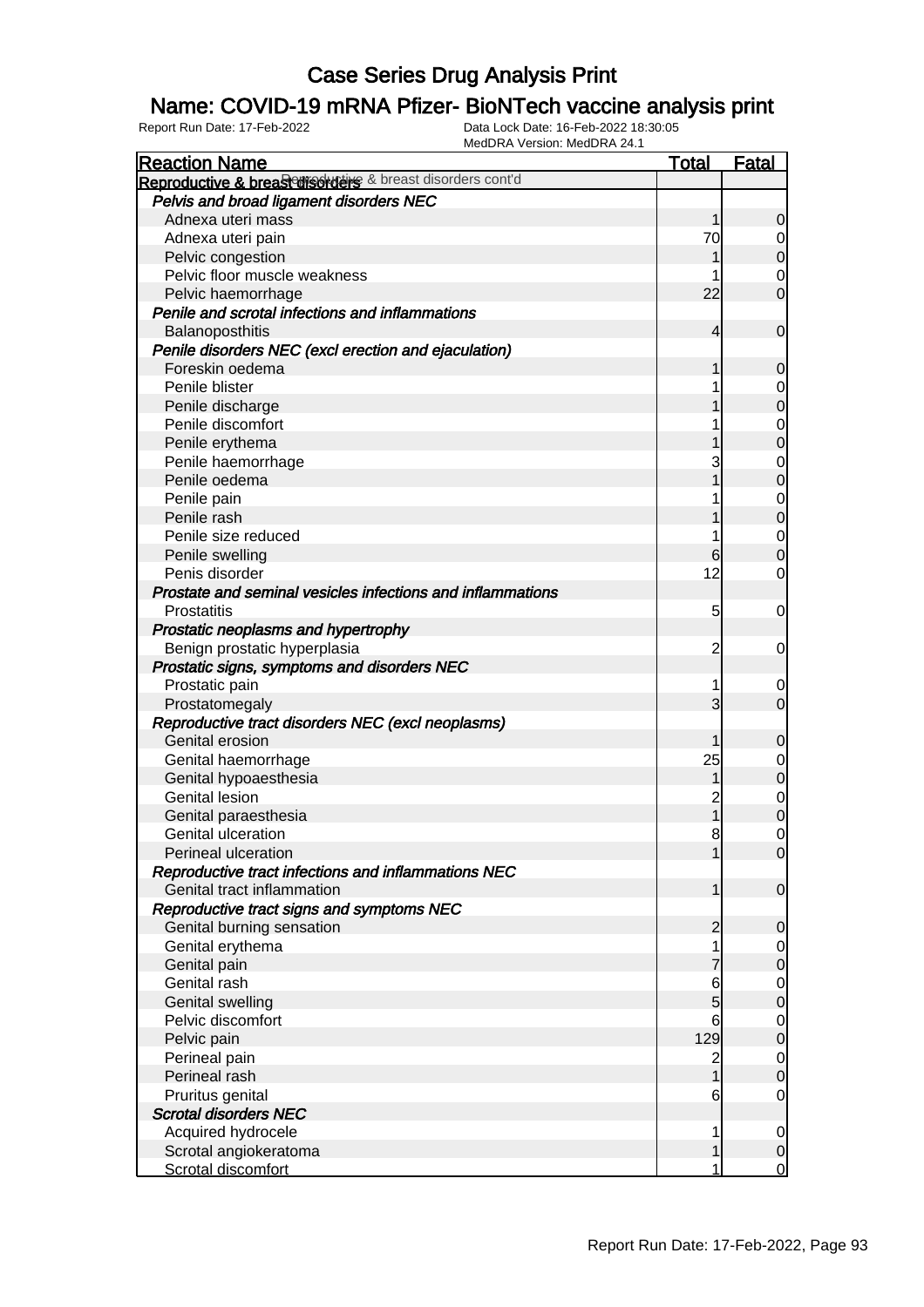# Case Series Drug Analysis Print

## Name: COVID-19 mRNA Pfizer- BioNTech vaccine analysis print

Report Run Date: 17-Feb-2022

Data Lock Date: 16-Feb-2022 18:30:05
MedDRA Version: MedDRA 24.1

| Reaction Name | Total | Fatal |
|---|---|---|
| **Reproductive & breast disorders** Reproductive & breast disorders cont'd | | |
| ***Pelvis and broad ligament disorders NEC*** | | |
| Adnexa uteri mass | 1 | 0 |
| Adnexa uteri pain | 70 | 0 |
| Pelvic congestion | 1 | 0 |
| Pelvic floor muscle weakness | 1 | 0 |
| Pelvic haemorrhage | 22 | 0 |
| ***Penile and scrotal infections and inflammations*** | | |
| Balanoposthitis | 4 | 0 |
| ***Penile disorders NEC (excl erection and ejaculation)*** | | |
| Foreskin oedema | 1 | 0 |
| Penile blister | 1 | 0 |
| Penile discharge | 1 | 0 |
| Penile discomfort | 1 | 0 |
| Penile erythema | 1 | 0 |
| Penile haemorrhage | 3 | 0 |
| Penile oedema | 1 | 0 |
| Penile pain | 1 | 0 |
| Penile rash | 1 | 0 |
| Penile size reduced | 1 | 0 |
| Penile swelling | 6 | 0 |
| Penis disorder | 12 | 0 |
| ***Prostate and seminal vesicles infections and inflammations*** | | |
| Prostatitis | 5 | 0 |
| ***Prostatic neoplasms and hypertrophy*** | | |
| Benign prostatic hyperplasia | 2 | 0 |
| ***Prostatic signs, symptoms and disorders NEC*** | | |
| Prostatic pain | 1 | 0 |
| Prostatomegaly | 3 | 0 |
| ***Reproductive tract disorders NEC (excl neoplasms)*** | | |
| Genital erosion | 1 | 0 |
| Genital haemorrhage | 25 | 0 |
| Genital hypoaesthesia | 1 | 0 |
| Genital lesion | 2 | 0 |
| Genital paraesthesia | 1 | 0 |
| Genital ulceration | 8 | 0 |
| Perineal ulceration | 1 | 0 |
| ***Reproductive tract infections and inflammations NEC*** | | |
| Genital tract inflammation | 1 | 0 |
| ***Reproductive tract signs and symptoms NEC*** | | |
| Genital burning sensation | 2 | 0 |
| Genital erythema | 1 | 0 |
| Genital pain | 7 | 0 |
| Genital rash | 6 | 0 |
| Genital swelling | 5 | 0 |
| Pelvic discomfort | 6 | 0 |
| Pelvic pain | 129 | 0 |
| Perineal pain | 2 | 0 |
| Perineal rash | 1 | 0 |
| Pruritus genital | 6 | 0 |
| ***Scrotal disorders NEC*** | | |
| Acquired hydrocele | 1 | 0 |
| Scrotal angiokeratoma | 1 | 0 |
| Scrotal discomfort | 1 | 0 |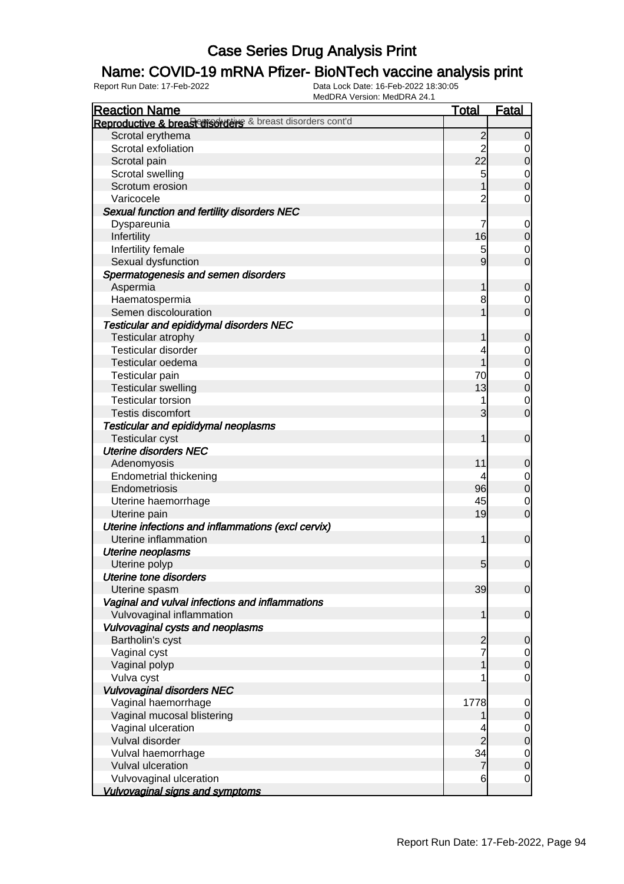# Case Series Drug Analysis Print

## Name: COVID-19 mRNA Pfizer- BioNTech vaccine analysis print

Report Run Date: 17-Feb-2022 | Data Lock Date: 16-Feb-2022 18:30:05 | MedDRA Version: MedDRA 24.1

| Reaction Name | Total | Fatal |
|---|---|---|
| **Reproductive & breast disorders** Reproductive & breast disorders cont'd | | |
| Scrotal erythema | 2 | 0 |
| Scrotal exfoliation | 2 | 0 |
| Scrotal pain | 22 | 0 |
| Scrotal swelling | 5 | 0 |
| Scrotum erosion | 1 | 0 |
| Varicocele | 2 | 0 |
| ***Sexual function and fertility disorders NEC*** | | |
| Dyspareunia | 7 | 0 |
| Infertility | 16 | 0 |
| Infertility female | 5 | 0 |
| Sexual dysfunction | 9 | 0 |
| ***Spermatogenesis and semen disorders*** | | |
| Aspermia | 1 | 0 |
| Haematospermia | 8 | 0 |
| Semen discolouration | 1 | 0 |
| ***Testicular and epididymal disorders NEC*** | | |
| Testicular atrophy | 1 | 0 |
| Testicular disorder | 4 | 0 |
| Testicular oedema | 1 | 0 |
| Testicular pain | 70 | 0 |
| Testicular swelling | 13 | 0 |
| Testicular torsion | 1 | 0 |
| Testis discomfort | 3 | 0 |
| ***Testicular and epididymal neoplasms*** | | |
| Testicular cyst | 1 | 0 |
| ***Uterine disorders NEC*** | | |
| Adenomyosis | 11 | 0 |
| Endometrial thickening | 4 | 0 |
| Endometriosis | 96 | 0 |
| Uterine haemorrhage | 45 | 0 |
| Uterine pain | 19 | 0 |
| ***Uterine infections and inflammations (excl cervix)*** | | |
| Uterine inflammation | 1 | 0 |
| ***Uterine neoplasms*** | | |
| Uterine polyp | 5 | 0 |
| ***Uterine tone disorders*** | | |
| Uterine spasm | 39 | 0 |
| ***Vaginal and vulval infections and inflammations*** | | |
| Vulvovaginal inflammation | 1 | 0 |
| ***Vulvovaginal cysts and neoplasms*** | | |
| Bartholin's cyst | 2 | 0 |
| Vaginal cyst | 7 | 0 |
| Vaginal polyp | 1 | 0 |
| Vulva cyst | 1 | 0 |
| ***Vulvovaginal disorders NEC*** | | |
| Vaginal haemorrhage | 1778 | 0 |
| Vaginal mucosal blistering | 1 | 0 |
| Vaginal ulceration | 4 | 0 |
| Vulval disorder | 2 | 0 |
| Vulval haemorrhage | 34 | 0 |
| Vulval ulceration | 7 | 0 |
| Vulvovaginal ulceration | 6 | 0 |
| ***Vulvovaginal signs and symptoms*** | | |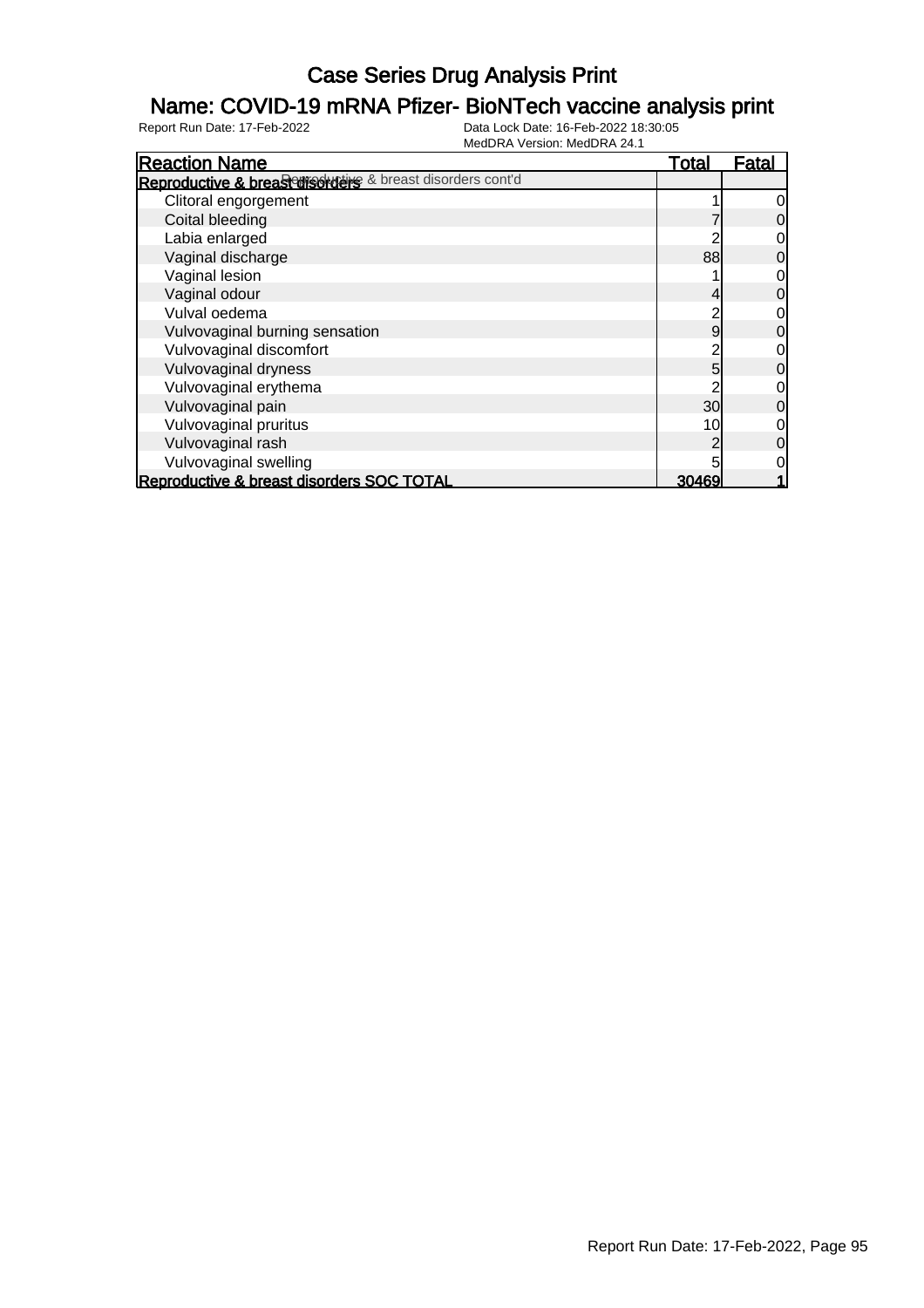# Case Series Drug Analysis Print

## Name: COVID-19 mRNA Pfizer- BioNTech vaccine analysis print

Report Run Date: 17-Feb-2022  Data Lock Date: 16-Feb-2022 18:30:05
MedDRA Version: MedDRA 24.1

| Reaction Name | Total | Fatal |
|---|---|---|
| **Reproductive & breast disorders** Reproductive & breast disorders cont'd | | |
| Clitoral engorgement | 1 | 0 |
| Coital bleeding | 7 | 0 |
| Labia enlarged | 2 | 0 |
| Vaginal discharge | 88 | 0 |
| Vaginal lesion | 1 | 0 |
| Vaginal odour | 4 | 0 |
| Vulval oedema | 2 | 0 |
| Vulvovaginal burning sensation | 9 | 0 |
| Vulvovaginal discomfort | 2 | 0 |
| Vulvovaginal dryness | 5 | 0 |
| Vulvovaginal erythema | 2 | 0 |
| Vulvovaginal pain | 30 | 0 |
| Vulvovaginal pruritus | 10 | 0 |
| Vulvovaginal rash | 2 | 0 |
| Vulvovaginal swelling | 5 | 0 |
| **Reproductive & breast disorders SOC TOTAL** | **30469** | **1** |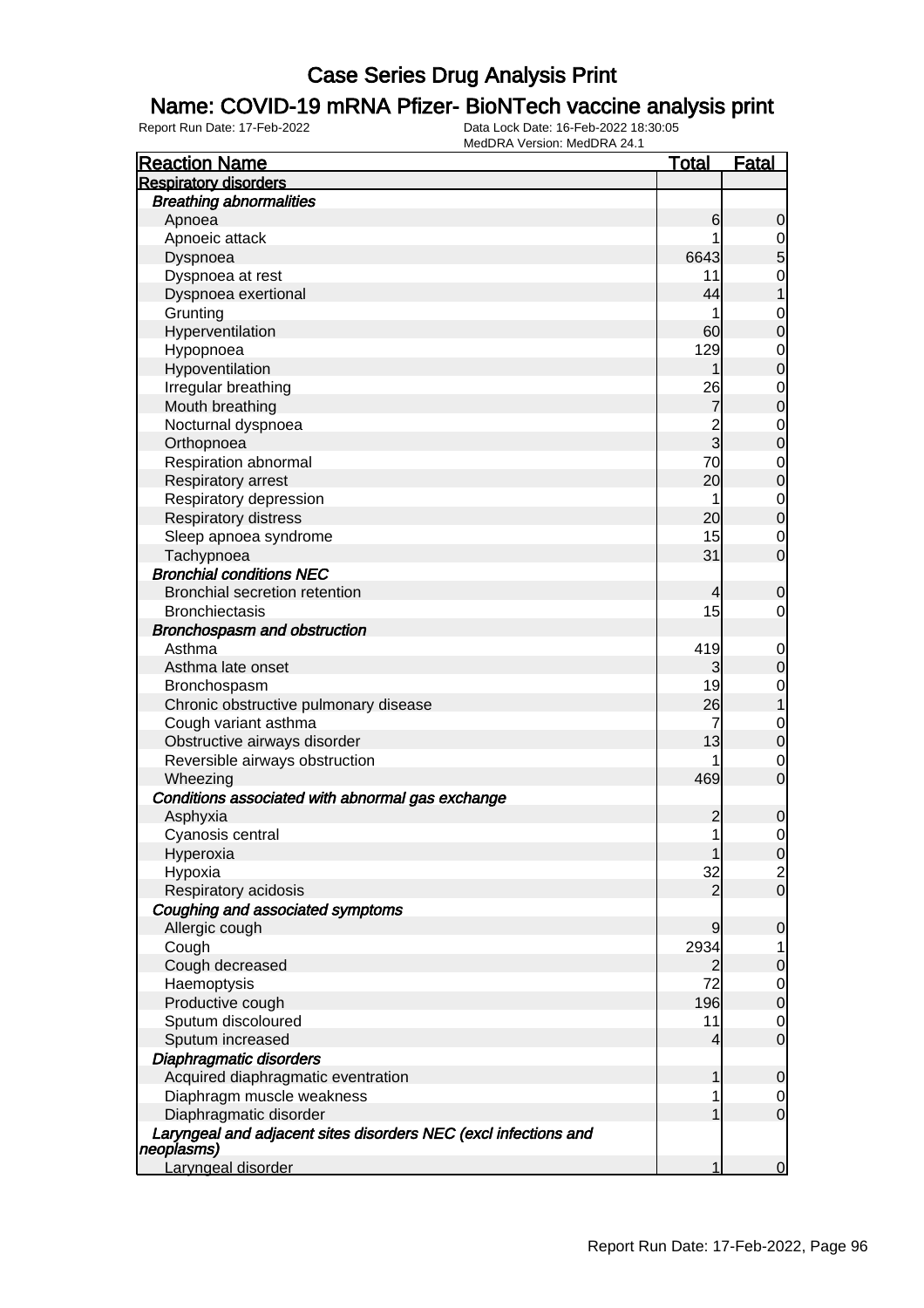# Case Series Drug Analysis Print

## Name: COVID-19 mRNA Pfizer- BioNTech vaccine analysis print

Report Run Date: 17-Feb-2022 | Data Lock Date: 16-Feb-2022 18:30:05 | MedDRA Version: MedDRA 24.1

| Reaction Name | Total | Fatal |
|---|---|---|
| **Respiratory disorders** | | |
| ***Breathing abnormalities*** | | |
| Apnoea | 6 | 0 |
| Apnoeic attack | 1 | 0 |
| Dyspnoea | 6643 | 5 |
| Dyspnoea at rest | 11 | 0 |
| Dyspnoea exertional | 44 | 1 |
| Grunting | 1 | 0 |
| Hyperventilation | 60 | 0 |
| Hypopnoea | 129 | 0 |
| Hypoventilation | 1 | 0 |
| Irregular breathing | 26 | 0 |
| Mouth breathing | 7 | 0 |
| Nocturnal dyspnoea | 2 | 0 |
| Orthopnoea | 3 | 0 |
| Respiration abnormal | 70 | 0 |
| Respiratory arrest | 20 | 0 |
| Respiratory depression | 1 | 0 |
| Respiratory distress | 20 | 0 |
| Sleep apnoea syndrome | 15 | 0 |
| Tachypnoea | 31 | 0 |
| ***Bronchial conditions NEC*** | | |
| Bronchial secretion retention | 4 | 0 |
| Bronchiectasis | 15 | 0 |
| ***Bronchospasm and obstruction*** | | |
| Asthma | 419 | 0 |
| Asthma late onset | 3 | 0 |
| Bronchospasm | 19 | 0 |
| Chronic obstructive pulmonary disease | 26 | 1 |
| Cough variant asthma | 7 | 0 |
| Obstructive airways disorder | 13 | 0 |
| Reversible airways obstruction | 1 | 0 |
| Wheezing | 469 | 0 |
| ***Conditions associated with abnormal gas exchange*** | | |
| Asphyxia | 2 | 0 |
| Cyanosis central | 1 | 0 |
| Hyperoxia | 1 | 0 |
| Hypoxia | 32 | 2 |
| Respiratory acidosis | 2 | 0 |
| ***Coughing and associated symptoms*** | | |
| Allergic cough | 9 | 0 |
| Cough | 2934 | 1 |
| Cough decreased | 2 | 0 |
| Haemoptysis | 72 | 0 |
| Productive cough | 196 | 0 |
| Sputum discoloured | 11 | 0 |
| Sputum increased | 4 | 0 |
| ***Diaphragmatic disorders*** | | |
| Acquired diaphragmatic eventration | 1 | 0 |
| Diaphragm muscle weakness | 1 | 0 |
| Diaphragmatic disorder | 1 | 0 |
| ***Laryngeal and adjacent sites disorders NEC (excl infections and neoplasms)*** | | |
| Laryngeal disorder | 1 | 0 |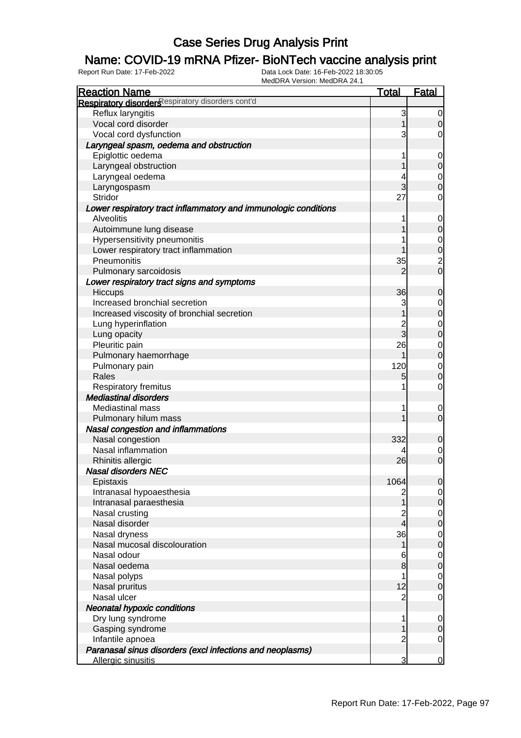# Case Series Drug Analysis Print

## Name: COVID-19 mRNA Pfizer- BioNTech vaccine analysis print

Report Run Date: 17-Feb-2022 | Data Lock Date: 16-Feb-2022 18:30:05 | MedDRA Version: MedDRA 24.1

| Reaction Name | Total | Fatal |
|---|---|---|
| **Respiratory disorders** Respiratory disorders cont'd | | |
| Reflux laryngitis | 3 | 0 |
| Vocal cord disorder | 1 | 0 |
| Vocal cord dysfunction | 3 | 0 |
| ***Laryngeal spasm, oedema and obstruction*** | | |
| Epiglottic oedema | 1 | 0 |
| Laryngeal obstruction | 1 | 0 |
| Laryngeal oedema | 4 | 0 |
| Laryngospasm | 3 | 0 |
| Stridor | 27 | 0 |
| ***Lower respiratory tract inflammatory and immunologic conditions*** | | |
| Alveolitis | 1 | 0 |
| Autoimmune lung disease | 1 | 0 |
| Hypersensitivity pneumonitis | 1 | 0 |
| Lower respiratory tract inflammation | 1 | 0 |
| Pneumonitis | 35 | 2 |
| Pulmonary sarcoidosis | 2 | 0 |
| ***Lower respiratory tract signs and symptoms*** | | |
| Hiccups | 36 | 0 |
| Increased bronchial secretion | 3 | 0 |
| Increased viscosity of bronchial secretion | 1 | 0 |
| Lung hyperinflation | 2 | 0 |
| Lung opacity | 3 | 0 |
| Pleuritic pain | 26 | 0 |
| Pulmonary haemorrhage | 1 | 0 |
| Pulmonary pain | 120 | 0 |
| Rales | 5 | 0 |
| Respiratory fremitus | 1 | 0 |
| ***Mediastinal disorders*** | | |
| Mediastinal mass | 1 | 0 |
| Pulmonary hilum mass | 1 | 0 |
| ***Nasal congestion and inflammations*** | | |
| Nasal congestion | 332 | 0 |
| Nasal inflammation | 4 | 0 |
| Rhinitis allergic | 26 | 0 |
| ***Nasal disorders NEC*** | | |
| Epistaxis | 1064 | 0 |
| Intranasal hypoaesthesia | 2 | 0 |
| Intranasal paraesthesia | 1 | 0 |
| Nasal crusting | 2 | 0 |
| Nasal disorder | 4 | 0 |
| Nasal dryness | 36 | 0 |
| Nasal mucosal discolouration | 1 | 0 |
| Nasal odour | 6 | 0 |
| Nasal oedema | 8 | 0 |
| Nasal polyps | 1 | 0 |
| Nasal pruritus | 12 | 0 |
| Nasal ulcer | 2 | 0 |
| ***Neonatal hypoxic conditions*** | | |
| Dry lung syndrome | 1 | 0 |
| Gasping syndrome | 1 | 0 |
| Infantile apnoea | 2 | 0 |
| ***Paranasal sinus disorders (excl infections and neoplasms)*** | | |
| Allergic sinusitis | 3 | 0 |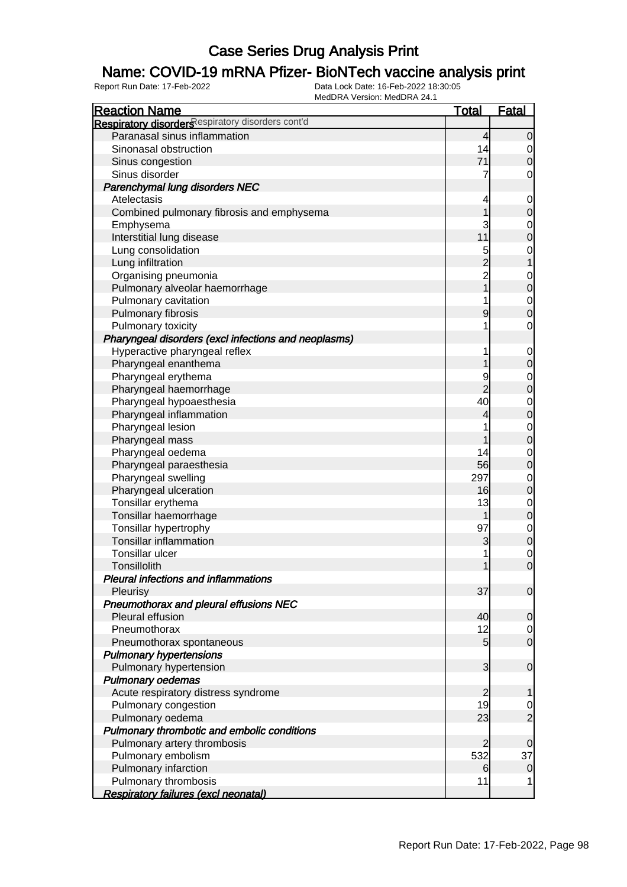# Case Series Drug Analysis Print

## Name: COVID-19 mRNA Pfizer- BioNTech vaccine analysis print

Report Run Date: 17-Feb-2022

Data Lock Date: 16-Feb-2022 18:30:05
MedDRA Version: MedDRA 24.1

| Reaction Name | Total | Fatal |
|---|---|---|
| **Respiratory disorders** Respiratory disorders cont'd | | |
| Paranasal sinus inflammation | 4 | 0 |
| Sinonasal obstruction | 14 | 0 |
| Sinus congestion | 71 | 0 |
| Sinus disorder | 7 | 0 |
| ***Parenchymal lung disorders NEC*** | | |
| Atelectasis | 4 | 0 |
| Combined pulmonary fibrosis and emphysema | 1 | 0 |
| Emphysema | 3 | 0 |
| Interstitial lung disease | 11 | 0 |
| Lung consolidation | 5 | 0 |
| Lung infiltration | 2 | 1 |
| Organising pneumonia | 2 | 0 |
| Pulmonary alveolar haemorrhage | 1 | 0 |
| Pulmonary cavitation | 1 | 0 |
| Pulmonary fibrosis | 9 | 0 |
| Pulmonary toxicity | 1 | 0 |
| ***Pharyngeal disorders (excl infections and neoplasms)*** | | |
| Hyperactive pharyngeal reflex | 1 | 0 |
| Pharyngeal enanthema | 1 | 0 |
| Pharyngeal erythema | 9 | 0 |
| Pharyngeal haemorrhage | 2 | 0 |
| Pharyngeal hypoaesthesia | 40 | 0 |
| Pharyngeal inflammation | 4 | 0 |
| Pharyngeal lesion | 1 | 0 |
| Pharyngeal mass | 1 | 0 |
| Pharyngeal oedema | 14 | 0 |
| Pharyngeal paraesthesia | 56 | 0 |
| Pharyngeal swelling | 297 | 0 |
| Pharyngeal ulceration | 16 | 0 |
| Tonsillar erythema | 13 | 0 |
| Tonsillar haemorrhage | 1 | 0 |
| Tonsillar hypertrophy | 97 | 0 |
| Tonsillar inflammation | 3 | 0 |
| Tonsillar ulcer | 1 | 0 |
| Tonsillolith | 1 | 0 |
| ***Pleural infections and inflammations*** | | |
| Pleurisy | 37 | 0 |
| ***Pneumothorax and pleural effusions NEC*** | | |
| Pleural effusion | 40 | 0 |
| Pneumothorax | 12 | 0 |
| Pneumothorax spontaneous | 5 | 0 |
| ***Pulmonary hypertensions*** | | |
| Pulmonary hypertension | 3 | 0 |
| ***Pulmonary oedemas*** | | |
| Acute respiratory distress syndrome | 2 | 1 |
| Pulmonary congestion | 19 | 0 |
| Pulmonary oedema | 23 | 2 |
| ***Pulmonary thrombotic and embolic conditions*** | | |
| Pulmonary artery thrombosis | 2 | 0 |
| Pulmonary embolism | 532 | 37 |
| Pulmonary infarction | 6 | 0 |
| Pulmonary thrombosis | 11 | 1 |
| ***Respiratory failures (excl neonatal)*** | | |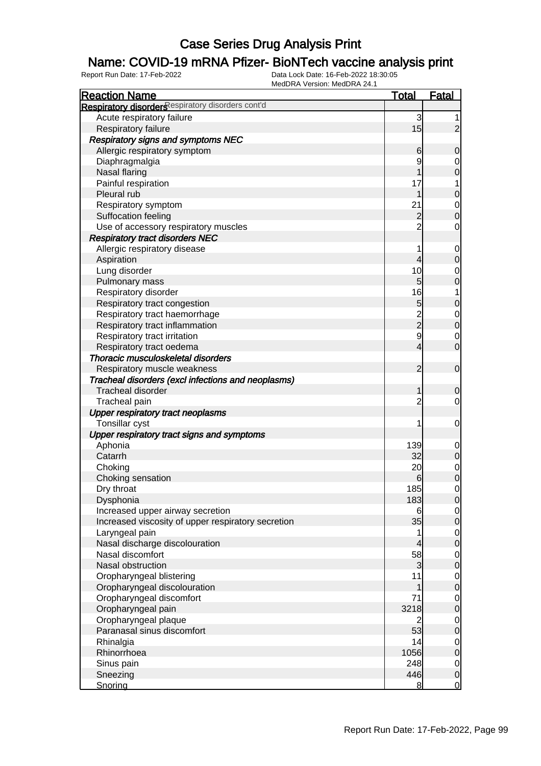# Case Series Drug Analysis Print

## Name: COVID-19 mRNA Pfizer- BioNTech vaccine analysis print

Report Run Date: 17-Feb-2022 | Data Lock Date: 16-Feb-2022 18:30:05 | MedDRA Version: MedDRA 24.1

| Reaction Name | Total | Fatal |
|---|---|---|
| **Respiratory disorders** Respiratory disorders cont'd | | |
| Acute respiratory failure | 3 | 1 |
| Respiratory failure | 15 | 2 |
| ***Respiratory signs and symptoms NEC*** | | |
| Allergic respiratory symptom | 6 | 0 |
| Diaphragmalgia | 9 | 0 |
| Nasal flaring | 1 | 0 |
| Painful respiration | 17 | 1 |
| Pleural rub | 1 | 0 |
| Respiratory symptom | 21 | 0 |
| Suffocation feeling | 2 | 0 |
| Use of accessory respiratory muscles | 2 | 0 |
| ***Respiratory tract disorders NEC*** | | |
| Allergic respiratory disease | 1 | 0 |
| Aspiration | 4 | 0 |
| Lung disorder | 10 | 0 |
| Pulmonary mass | 5 | 0 |
| Respiratory disorder | 16 | 1 |
| Respiratory tract congestion | 5 | 0 |
| Respiratory tract haemorrhage | 2 | 0 |
| Respiratory tract inflammation | 2 | 0 |
| Respiratory tract irritation | 9 | 0 |
| Respiratory tract oedema | 4 | 0 |
| ***Thoracic musculoskeletal disorders*** | | |
| Respiratory muscle weakness | 2 | 0 |
| ***Tracheal disorders (excl infections and neoplasms)*** | | |
| Tracheal disorder | 1 | 0 |
| Tracheal pain | 2 | 0 |
| ***Upper respiratory tract neoplasms*** | | |
| Tonsillar cyst | 1 | 0 |
| ***Upper respiratory tract signs and symptoms*** | | |
| Aphonia | 139 | 0 |
| Catarrh | 32 | 0 |
| Choking | 20 | 0 |
| Choking sensation | 6 | 0 |
| Dry throat | 185 | 0 |
| Dysphonia | 183 | 0 |
| Increased upper airway secretion | 6 | 0 |
| Increased viscosity of upper respiratory secretion | 35 | 0 |
| Laryngeal pain | 1 | 0 |
| Nasal discharge discolouration | 4 | 0 |
| Nasal discomfort | 58 | 0 |
| Nasal obstruction | 3 | 0 |
| Oropharyngeal blistering | 11 | 0 |
| Oropharyngeal discolouration | 1 | 0 |
| Oropharyngeal discomfort | 71 | 0 |
| Oropharyngeal pain | 3218 | 0 |
| Oropharyngeal plaque | 2 | 0 |
| Paranasal sinus discomfort | 53 | 0 |
| Rhinalgia | 14 | 0 |
| Rhinorrhoea | 1056 | 0 |
| Sinus pain | 248 | 0 |
| Sneezing | 446 | 0 |
| Snoring | 8 | 0 |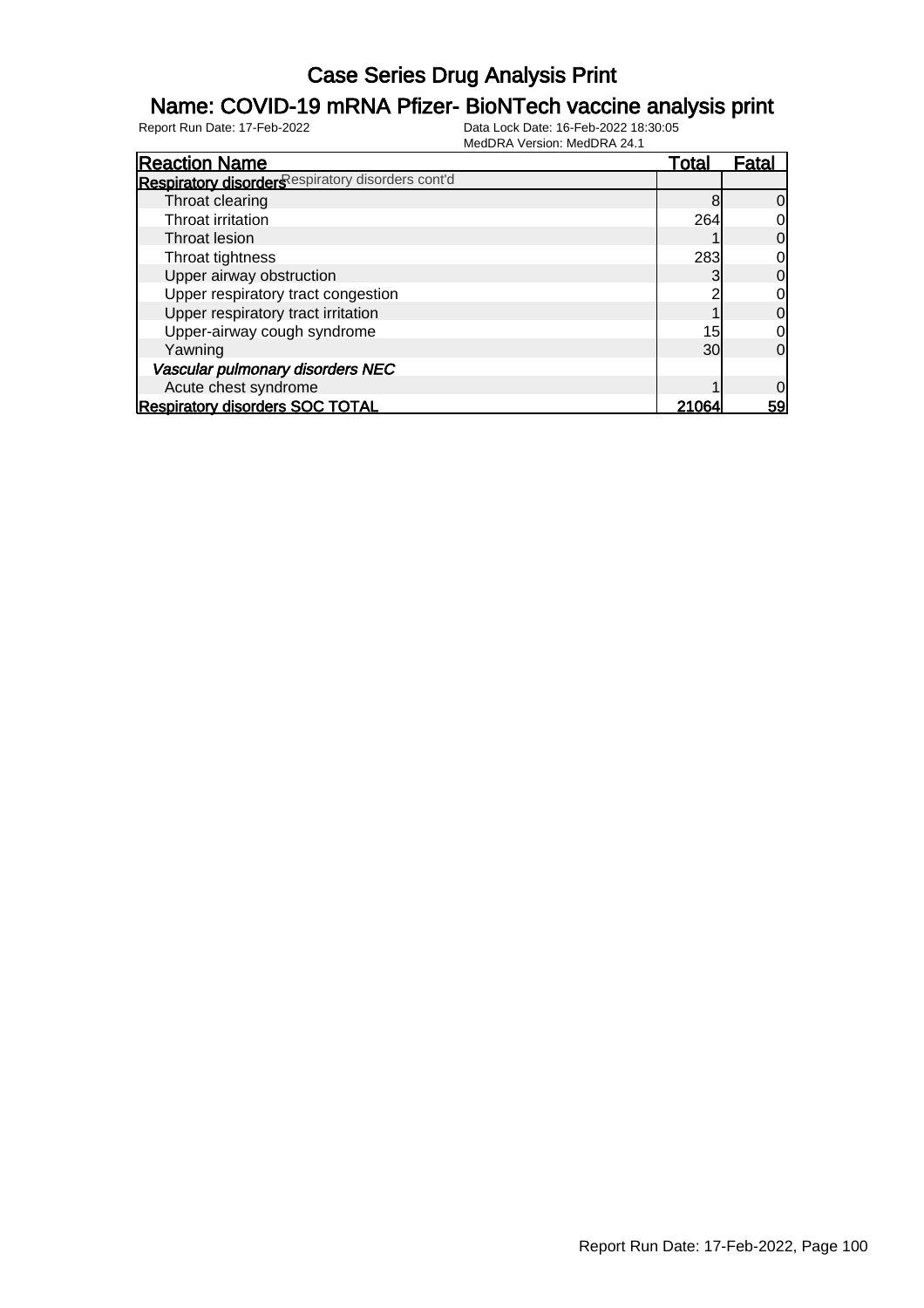# Case Series Drug Analysis Print

## Name: COVID-19 mRNA Pfizer- BioNTech vaccine analysis print

Report Run Date: 17-Feb-2022

Data Lock Date: 16-Feb-2022 18:30:05

MedDRA Version: MedDRA 24.1

| Reaction Name | Total | Fatal |
|---|---|---|
| **Respiratory disorders** Respiratory disorders cont'd | | |
| Throat clearing | 8 | 0 |
| Throat irritation | 264 | 0 |
| Throat lesion | 1 | 0 |
| Throat tightness | 283 | 0 |
| Upper airway obstruction | 3 | 0 |
| Upper respiratory tract congestion | 2 | 0 |
| Upper respiratory tract irritation | 1 | 0 |
| Upper-airway cough syndrome | 15 | 0 |
| Yawning | 30 | 0 |
| *Vascular pulmonary disorders NEC* | | |
| Acute chest syndrome | 1 | 0 |
| **Respiratory disorders SOC TOTAL** | **21064** | **59** |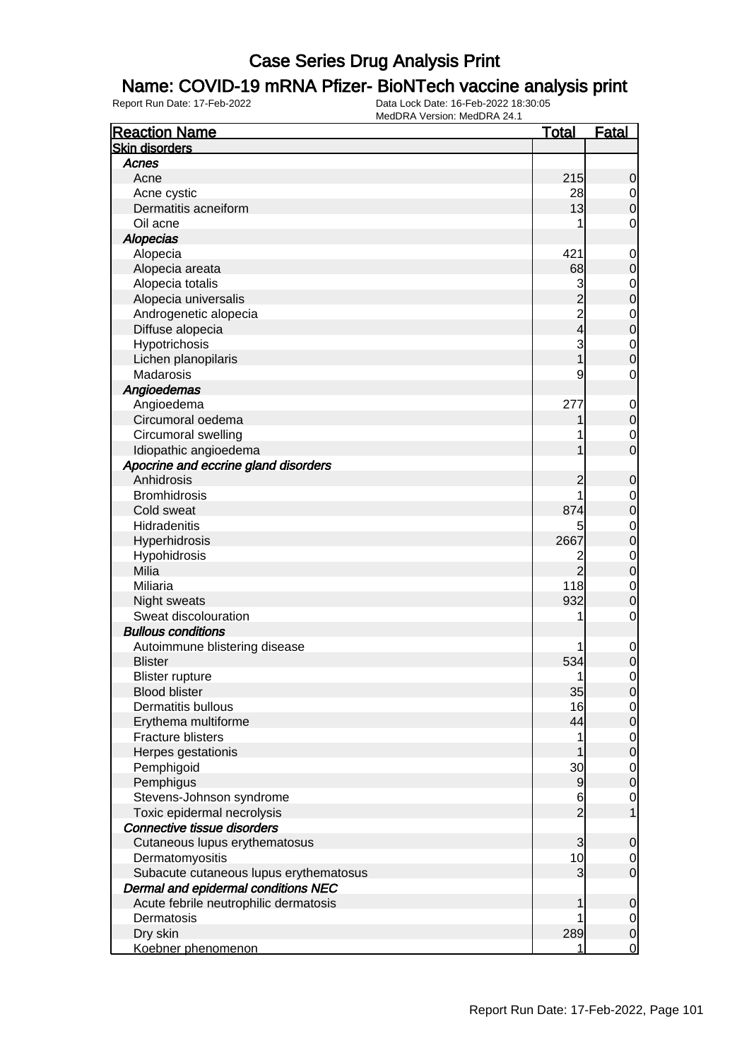# Case Series Drug Analysis Print

## Name: COVID-19 mRNA Pfizer- BioNTech vaccine analysis print

Report Run Date: 17-Feb-2022    Data Lock Date: 16-Feb-2022 18:30:05
MedDRA Version: MedDRA 24.1

| Reaction Name | Total | Fatal |
|---|---|---|
| **Skin disorders** | | |
| ***Acnes*** | | |
| Acne | 215 | 0 |
| Acne cystic | 28 | 0 |
| Dermatitis acneiform | 13 | 0 |
| Oil acne | 1 | 0 |
| ***Alopecias*** | | |
| Alopecia | 421 | 0 |
| Alopecia areata | 68 | 0 |
| Alopecia totalis | 3 | 0 |
| Alopecia universalis | 2 | 0 |
| Androgenetic alopecia | 2 | 0 |
| Diffuse alopecia | 4 | 0 |
| Hypotrichosis | 3 | 0 |
| Lichen planopilaris | 1 | 0 |
| Madarosis | 9 | 0 |
| ***Angioedemas*** | | |
| Angioedema | 277 | 0 |
| Circumoral oedema | 1 | 0 |
| Circumoral swelling | 1 | 0 |
| Idiopathic angioedema | 1 | 0 |
| ***Apocrine and eccrine gland disorders*** | | |
| Anhidrosis | 2 | 0 |
| Bromhidrosis | 1 | 0 |
| Cold sweat | 874 | 0 |
| Hidradenitis | 5 | 0 |
| Hyperhidrosis | 2667 | 0 |
| Hypohidrosis | 2 | 0 |
| Milia | 2 | 0 |
| Miliaria | 118 | 0 |
| Night sweats | 932 | 0 |
| Sweat discolouration | 1 | 0 |
| ***Bullous conditions*** | | |
| Autoimmune blistering disease | 1 | 0 |
| Blister | 534 | 0 |
| Blister rupture | 1 | 0 |
| Blood blister | 35 | 0 |
| Dermatitis bullous | 16 | 0 |
| Erythema multiforme | 44 | 0 |
| Fracture blisters | 1 | 0 |
| Herpes gestationis | 1 | 0 |
| Pemphigoid | 30 | 0 |
| Pemphigus | 9 | 0 |
| Stevens-Johnson syndrome | 6 | 0 |
| Toxic epidermal necrolysis | 2 | 1 |
| ***Connective tissue disorders*** | | |
| Cutaneous lupus erythematosus | 3 | 0 |
| Dermatomyositis | 10 | 0 |
| Subacute cutaneous lupus erythematosus | 3 | 0 |
| ***Dermal and epidermal conditions NEC*** | | |
| Acute febrile neutrophilic dermatosis | 1 | 0 |
| Dermatosis | 1 | 0 |
| Dry skin | 289 | 0 |
| Koebner phenomenon | 1 | 0 |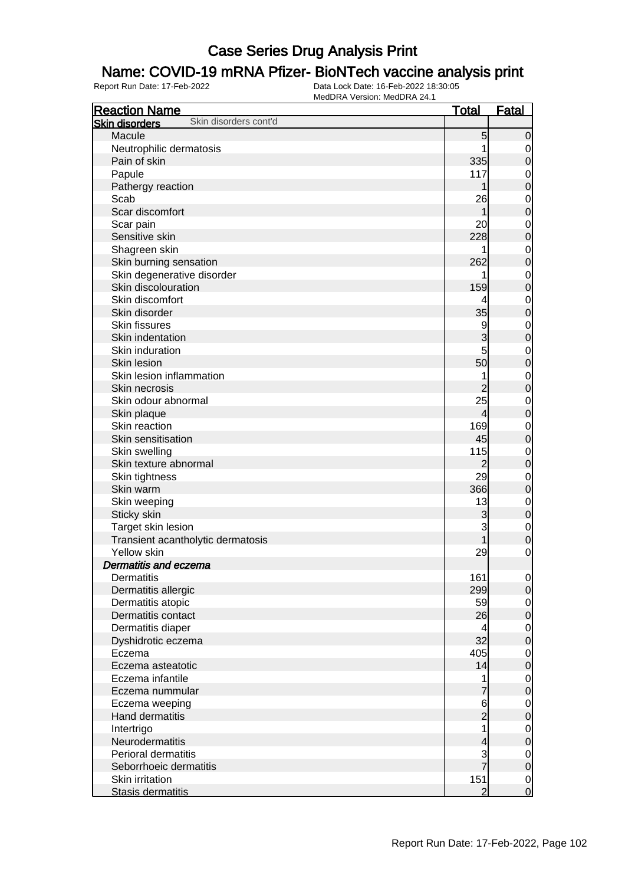# Case Series Drug Analysis Print

## Name: COVID-19 mRNA Pfizer- BioNTech vaccine analysis print

Report Run Date: 17-Feb-2022

Data Lock Date: 16-Feb-2022 18:30:05

MedDRA Version: MedDRA 24.1

| Reaction Name | Total | Fatal |
|---|---|---|
| **Skin disorders** Skin disorders cont'd | | |
| Macule | 5 | 0 |
| Neutrophilic dermatosis | 1 | 0 |
| Pain of skin | 335 | 0 |
| Papule | 117 | 0 |
| Pathergy reaction | 1 | 0 |
| Scab | 26 | 0 |
| Scar discomfort | 1 | 0 |
| Scar pain | 20 | 0 |
| Sensitive skin | 228 | 0 |
| Shagreen skin | 1 | 0 |
| Skin burning sensation | 262 | 0 |
| Skin degenerative disorder | 1 | 0 |
| Skin discolouration | 159 | 0 |
| Skin discomfort | 4 | 0 |
| Skin disorder | 35 | 0 |
| Skin fissures | 9 | 0 |
| Skin indentation | 3 | 0 |
| Skin induration | 5 | 0 |
| Skin lesion | 50 | 0 |
| Skin lesion inflammation | 1 | 0 |
| Skin necrosis | 2 | 0 |
| Skin odour abnormal | 25 | 0 |
| Skin plaque | 4 | 0 |
| Skin reaction | 169 | 0 |
| Skin sensitisation | 45 | 0 |
| Skin swelling | 115 | 0 |
| Skin texture abnormal | 2 | 0 |
| Skin tightness | 29 | 0 |
| Skin warm | 366 | 0 |
| Skin weeping | 13 | 0 |
| Sticky skin | 3 | 0 |
| Target skin lesion | 3 | 0 |
| Transient acantholytic dermatosis | 1 | 0 |
| Yellow skin | 29 | 0 |
| ***Dermatitis and eczema*** | | |
| Dermatitis | 161 | 0 |
| Dermatitis allergic | 299 | 0 |
| Dermatitis atopic | 59 | 0 |
| Dermatitis contact | 26 | 0 |
| Dermatitis diaper | 4 | 0 |
| Dyshidrotic eczema | 32 | 0 |
| Eczema | 405 | 0 |
| Eczema asteatotic | 14 | 0 |
| Eczema infantile | 1 | 0 |
| Eczema nummular | 7 | 0 |
| Eczema weeping | 6 | 0 |
| Hand dermatitis | 2 | 0 |
| Intertrigo | 1 | 0 |
| Neurodermatitis | 4 | 0 |
| Perioral dermatitis | 3 | 0 |
| Seborrhoeic dermatitis | 7 | 0 |
| Skin irritation | 151 | 0 |
| Stasis dermatitis | 2 | 0 |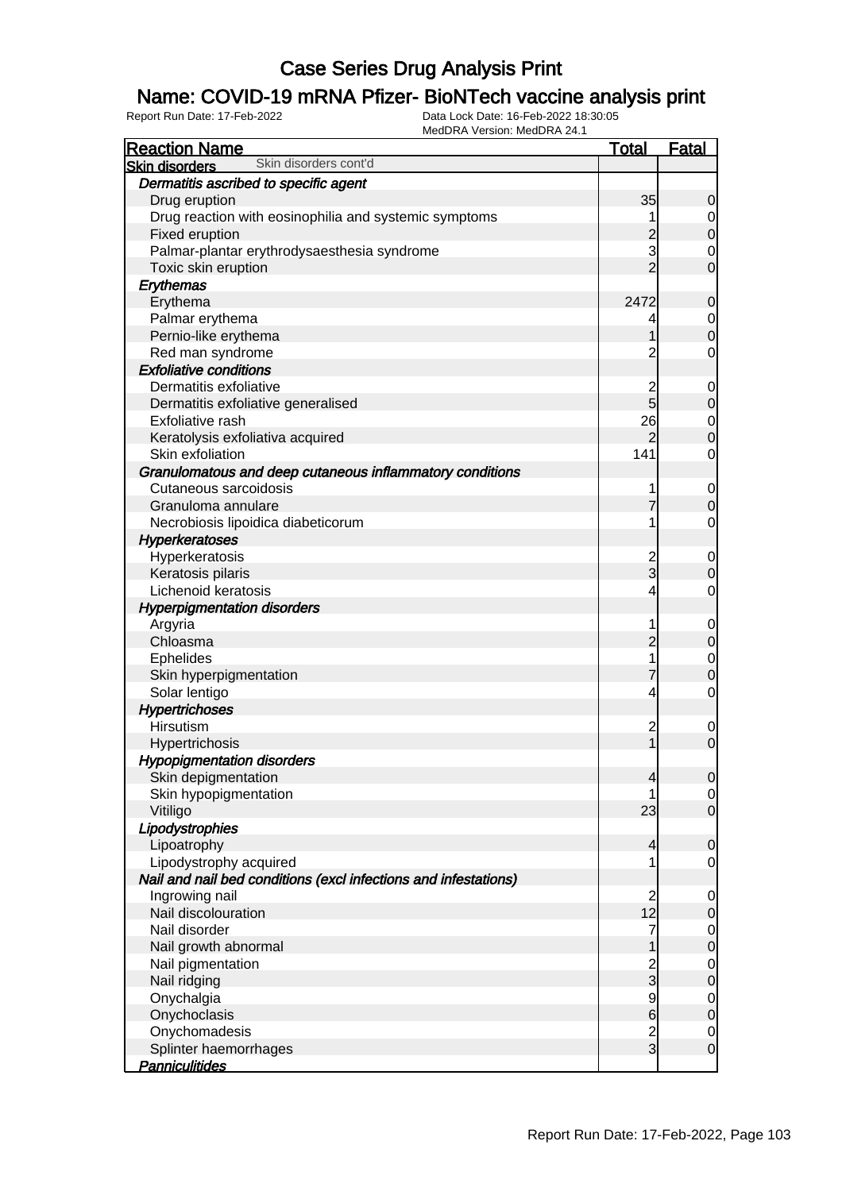# Case Series Drug Analysis Print

## Name: COVID-19 mRNA Pfizer- BioNTech vaccine analysis print

Report Run Date: 17-Feb-2022    Data Lock Date: 16-Feb-2022 18:30:05
MedDRA Version: MedDRA 24.1

| Reaction Name | Total | Fatal |
|---|---|---|
| **Skin disorders** Skin disorders cont'd | | |
| ***Dermatitis ascribed to specific agent*** | | |
| Drug eruption | 35 | 0 |
| Drug reaction with eosinophilia and systemic symptoms | 1 | 0 |
| Fixed eruption | 2 | 0 |
| Palmar-plantar erythrodysaesthesia syndrome | 3 | 0 |
| Toxic skin eruption | 2 | 0 |
| ***Erythemas*** | | |
| Erythema | 2472 | 0 |
| Palmar erythema | 4 | 0 |
| Pernio-like erythema | 1 | 0 |
| Red man syndrome | 2 | 0 |
| ***Exfoliative conditions*** | | |
| Dermatitis exfoliative | 2 | 0 |
| Dermatitis exfoliative generalised | 5 | 0 |
| Exfoliative rash | 26 | 0 |
| Keratolysis exfoliativa acquired | 2 | 0 |
| Skin exfoliation | 141 | 0 |
| ***Granulomatous and deep cutaneous inflammatory conditions*** | | |
| Cutaneous sarcoidosis | 1 | 0 |
| Granuloma annulare | 7 | 0 |
| Necrobiosis lipoidica diabeticorum | 1 | 0 |
| ***Hyperkeratoses*** | | |
| Hyperkeratosis | 2 | 0 |
| Keratosis pilaris | 3 | 0 |
| Lichenoid keratosis | 4 | 0 |
| ***Hyperpigmentation disorders*** | | |
| Argyria | 1 | 0 |
| Chloasma | 2 | 0 |
| Ephelides | 1 | 0 |
| Skin hyperpigmentation | 7 | 0 |
| Solar lentigo | 4 | 0 |
| ***Hypertrichoses*** | | |
| Hirsutism | 2 | 0 |
| Hypertrichosis | 1 | 0 |
| ***Hypopigmentation disorders*** | | |
| Skin depigmentation | 4 | 0 |
| Skin hypopigmentation | 1 | 0 |
| Vitiligo | 23 | 0 |
| ***Lipodystrophies*** | | |
| Lipoatrophy | 4 | 0 |
| Lipodystrophy acquired | 1 | 0 |
| ***Nail and nail bed conditions (excl infections and infestations)*** | | |
| Ingrowing nail | 2 | 0 |
| Nail discolouration | 12 | 0 |
| Nail disorder | 7 | 0 |
| Nail growth abnormal | 1 | 0 |
| Nail pigmentation | 2 | 0 |
| Nail ridging | 3 | 0 |
| Onychalgia | 9 | 0 |
| Onychoclasis | 6 | 0 |
| Onychomadesis | 2 | 0 |
| Splinter haemorrhages | 3 | 0 |
| ***Panniculitides*** | | |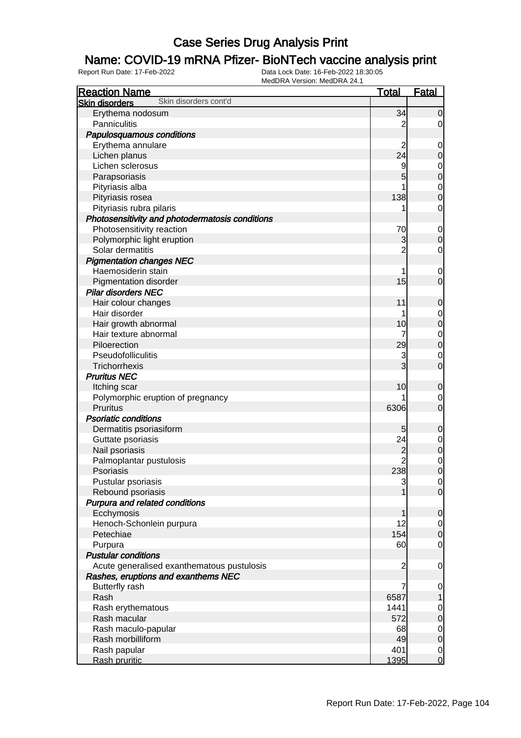# Case Series Drug Analysis Print

## Name: COVID-19 mRNA Pfizer- BioNTech vaccine analysis print

Report Run Date: 17-Feb-2022

Data Lock Date: 16-Feb-2022 18:30:05
MedDRA Version: MedDRA 24.1

| Reaction Name | Total | Fatal |
|---|---|---|
| **Skin disorders** Skin disorders cont'd | | |
| Erythema nodosum | 34 | 0 |
| Panniculitis | 2 | 0 |
| ***Papulosquamous conditions*** | | |
| Erythema annulare | 2 | 0 |
| Lichen planus | 24 | 0 |
| Lichen sclerosus | 9 | 0 |
| Parapsoriasis | 5 | 0 |
| Pityriasis alba | 1 | 0 |
| Pityriasis rosea | 138 | 0 |
| Pityriasis rubra pilaris | 1 | 0 |
| ***Photosensitivity and photodermatosis conditions*** | | |
| Photosensitivity reaction | 70 | 0 |
| Polymorphic light eruption | 3 | 0 |
| Solar dermatitis | 2 | 0 |
| ***Pigmentation changes NEC*** | | |
| Haemosiderin stain | 1 | 0 |
| Pigmentation disorder | 15 | 0 |
| ***Pilar disorders NEC*** | | |
| Hair colour changes | 11 | 0 |
| Hair disorder | 1 | 0 |
| Hair growth abnormal | 10 | 0 |
| Hair texture abnormal | 7 | 0 |
| Piloerection | 29 | 0 |
| Pseudofolliculitis | 3 | 0 |
| Trichorrhexis | 3 | 0 |
| ***Pruritus NEC*** | | |
| Itching scar | 10 | 0 |
| Polymorphic eruption of pregnancy | 1 | 0 |
| Pruritus | 6306 | 0 |
| ***Psoriatic conditions*** | | |
| Dermatitis psoriasiform | 5 | 0 |
| Guttate psoriasis | 24 | 0 |
| Nail psoriasis | 2 | 0 |
| Palmoplantar pustulosis | 2 | 0 |
| Psoriasis | 238 | 0 |
| Pustular psoriasis | 3 | 0 |
| Rebound psoriasis | 1 | 0 |
| ***Purpura and related conditions*** | | |
| Ecchymosis | 1 | 0 |
| Henoch-Schonlein purpura | 12 | 0 |
| Petechiae | 154 | 0 |
| Purpura | 60 | 0 |
| ***Pustular conditions*** | | |
| Acute generalised exanthematous pustulosis | 2 | 0 |
| ***Rashes, eruptions and exanthems NEC*** | | |
| Butterfly rash | 7 | 0 |
| Rash | 6587 | 1 |
| Rash erythematous | 1441 | 0 |
| Rash macular | 572 | 0 |
| Rash maculo-papular | 68 | 0 |
| Rash morbilliform | 49 | 0 |
| Rash papular | 401 | 0 |
| Rash pruritic | 1395 | 0 |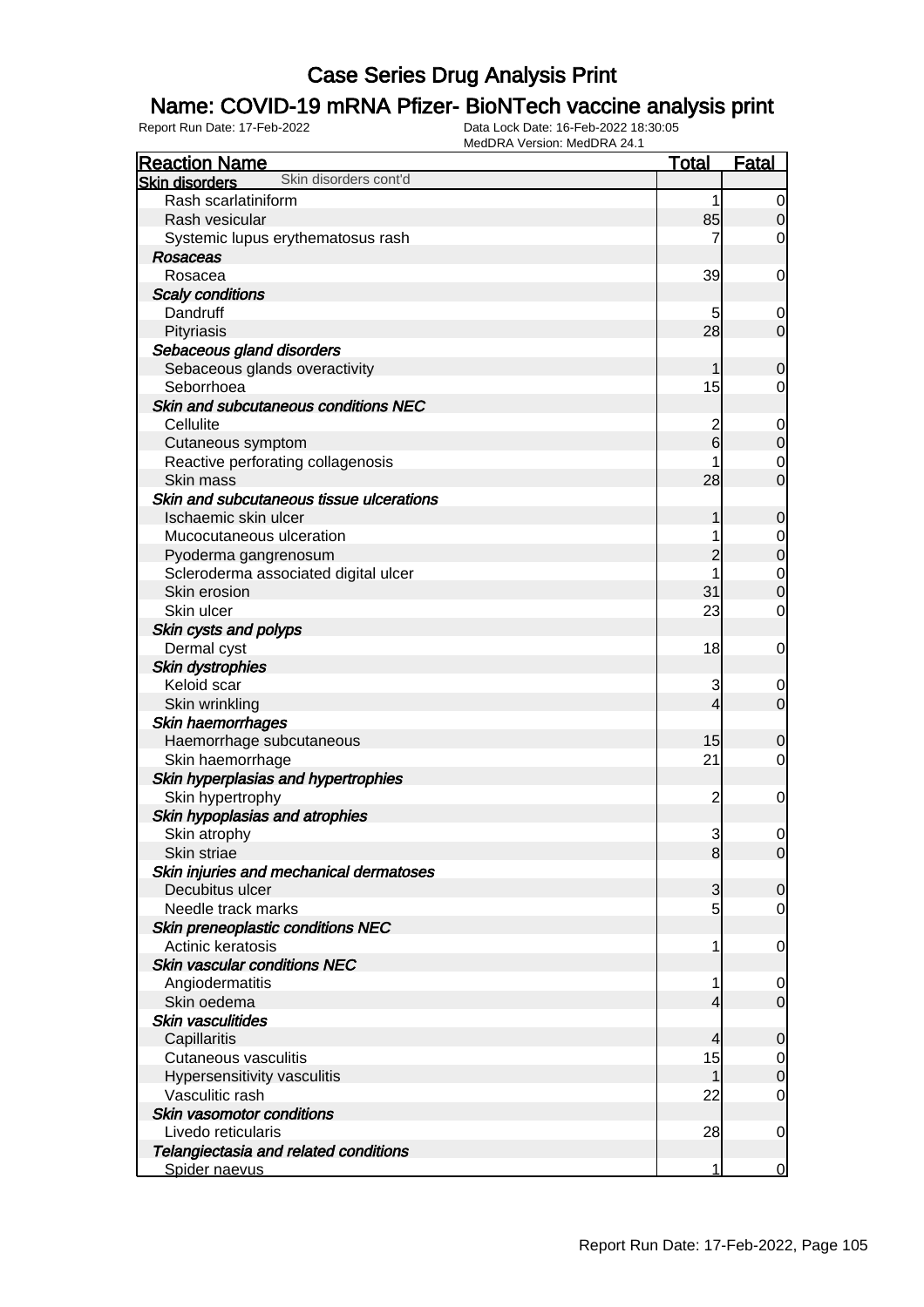# Case Series Drug Analysis Print

## Name: COVID-19 mRNA Pfizer- BioNTech vaccine analysis print

Report Run Date: 17-Feb-2022 | Data Lock Date: 16-Feb-2022 18:30:05 | MedDRA Version: MedDRA 24.1

| Reaction Name | Total | Fatal |
|---|---|---|
| **Skin disorders** Skin disorders cont'd | | |
| Rash scarlatiniform | 1 | 0 |
| Rash vesicular | 85 | 0 |
| Systemic lupus erythematosus rash | 7 | 0 |
| ***Rosaceas*** | | |
| Rosacea | 39 | 0 |
| ***Scaly conditions*** | | |
| Dandruff | 5 | 0 |
| Pityriasis | 28 | 0 |
| ***Sebaceous gland disorders*** | | |
| Sebaceous glands overactivity | 1 | 0 |
| Seborrhoea | 15 | 0 |
| ***Skin and subcutaneous conditions NEC*** | | |
| Cellulite | 2 | 0 |
| Cutaneous symptom | 6 | 0 |
| Reactive perforating collagenosis | 1 | 0 |
| Skin mass | 28 | 0 |
| ***Skin and subcutaneous tissue ulcerations*** | | |
| Ischaemic skin ulcer | 1 | 0 |
| Mucocutaneous ulceration | 1 | 0 |
| Pyoderma gangrenosum | 2 | 0 |
| Scleroderma associated digital ulcer | 1 | 0 |
| Skin erosion | 31 | 0 |
| Skin ulcer | 23 | 0 |
| ***Skin cysts and polyps*** | | |
| Dermal cyst | 18 | 0 |
| ***Skin dystrophies*** | | |
| Keloid scar | 3 | 0 |
| Skin wrinkling | 4 | 0 |
| ***Skin haemorrhages*** | | |
| Haemorrhage subcutaneous | 15 | 0 |
| Skin haemorrhage | 21 | 0 |
| ***Skin hyperplasias and hypertrophies*** | | |
| Skin hypertrophy | 2 | 0 |
| ***Skin hypoplasias and atrophies*** | | |
| Skin atrophy | 3 | 0 |
| Skin striae | 8 | 0 |
| ***Skin injuries and mechanical dermatoses*** | | |
| Decubitus ulcer | 3 | 0 |
| Needle track marks | 5 | 0 |
| ***Skin preneoplastic conditions NEC*** | | |
| Actinic keratosis | 1 | 0 |
| ***Skin vascular conditions NEC*** | | |
| Angiodermatitis | 1 | 0 |
| Skin oedema | 4 | 0 |
| ***Skin vasculitides*** | | |
| Capillaritis | 4 | 0 |
| Cutaneous vasculitis | 15 | 0 |
| Hypersensitivity vasculitis | 1 | 0 |
| Vasculitic rash | 22 | 0 |
| ***Skin vasomotor conditions*** | | |
| Livedo reticularis | 28 | 0 |
| ***Telangiectasia and related conditions*** | | |
| Spider naevus | 1 | 0 |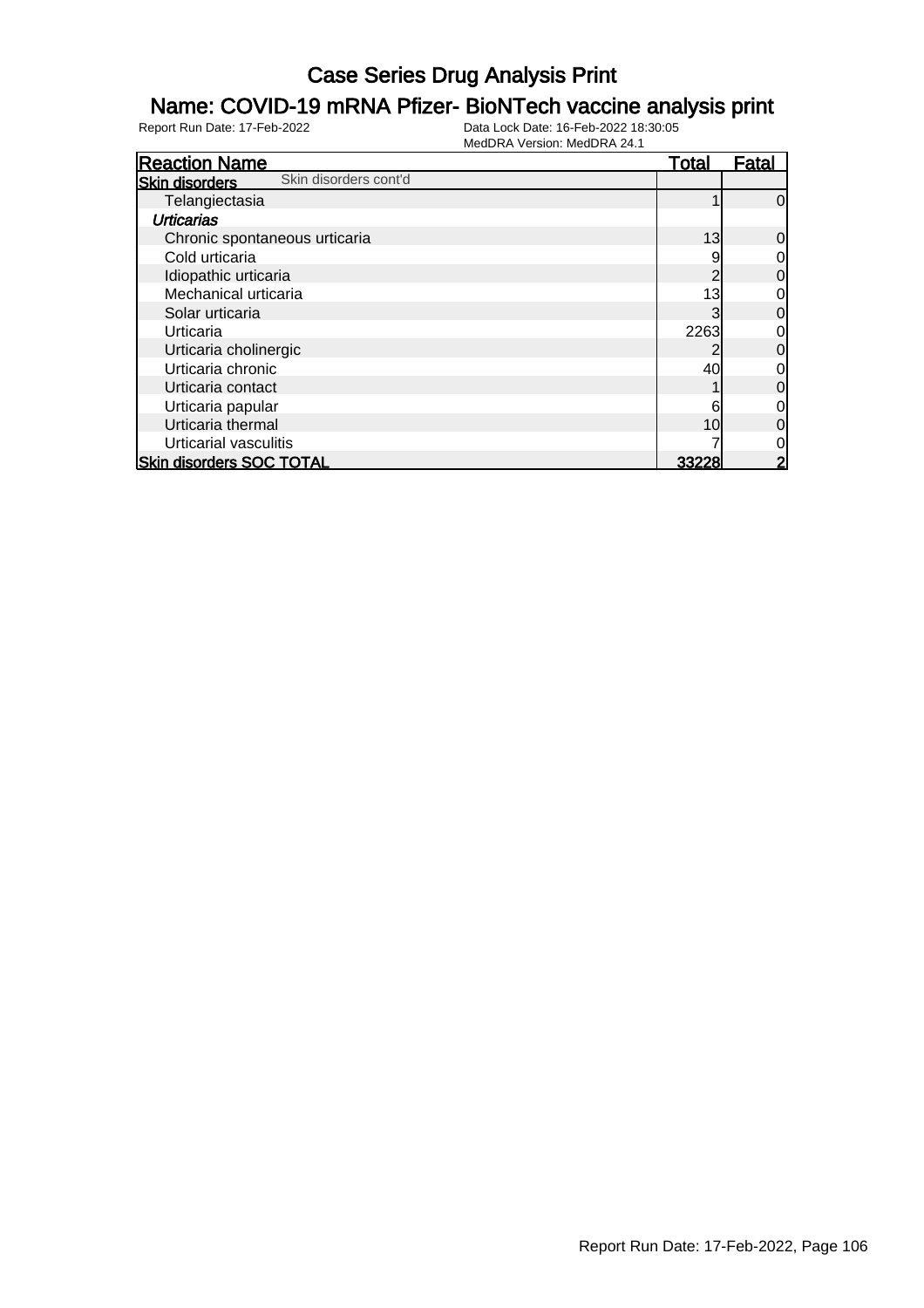# Case Series Drug Analysis Print

## Name: COVID-19 mRNA Pfizer- BioNTech vaccine analysis print

Report Run Date: 17-Feb-2022

Data Lock Date: 16-Feb-2022 18:30:05
MedDRA Version: MedDRA 24.1

| Reaction Name | Total | Fatal |
|---|---|---|
| **Skin disorders** Skin disorders cont'd | | |
| Telangiectasia | 1 | 0 |
| ***Urticarias*** | | |
| Chronic spontaneous urticaria | 13 | 0 |
| Cold urticaria | 9 | 0 |
| Idiopathic urticaria | 2 | 0 |
| Mechanical urticaria | 13 | 0 |
| Solar urticaria | 3 | 0 |
| Urticaria | 2263 | 0 |
| Urticaria cholinergic | 2 | 0 |
| Urticaria chronic | 40 | 0 |
| Urticaria contact | 1 | 0 |
| Urticaria papular | 6 | 0 |
| Urticaria thermal | 10 | 0 |
| Urticarial vasculitis | 7 | 0 |
| **Skin disorders SOC TOTAL** | **33228** | **2** |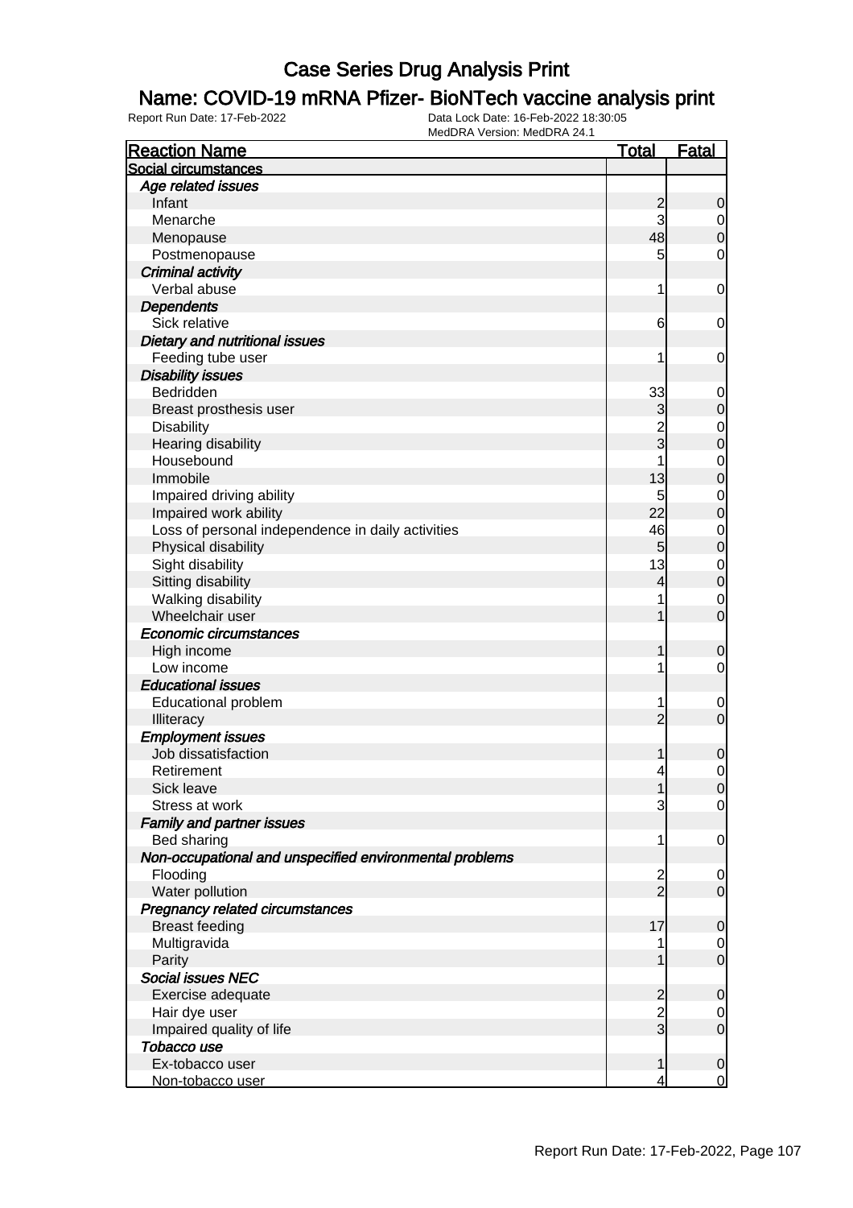# Case Series Drug Analysis Print

## Name: COVID-19 mRNA Pfizer- BioNTech vaccine analysis print

Report Run Date: 17-Feb-2022    Data Lock Date: 16-Feb-2022 18:30:05
MedDRA Version: MedDRA 24.1

| Reaction Name | Total | Fatal |
|---|---|---|
| **Social circumstances** | | |
| *Age related issues* | | |
| Infant | 2 | 0 |
| Menarche | 3 | 0 |
| Menopause | 48 | 0 |
| Postmenopause | 5 | 0 |
| *Criminal activity* | | |
| Verbal abuse | 1 | 0 |
| *Dependents* | | |
| Sick relative | 6 | 0 |
| *Dietary and nutritional issues* | | |
| Feeding tube user | 1 | 0 |
| *Disability issues* | | |
| Bedridden | 33 | 0 |
| Breast prosthesis user | 3 | 0 |
| Disability | 2 | 0 |
| Hearing disability | 3 | 0 |
| Housebound | 1 | 0 |
| Immobile | 13 | 0 |
| Impaired driving ability | 5 | 0 |
| Impaired work ability | 22 | 0 |
| Loss of personal independence in daily activities | 46 | 0 |
| Physical disability | 5 | 0 |
| Sight disability | 13 | 0 |
| Sitting disability | 4 | 0 |
| Walking disability | 1 | 0 |
| Wheelchair user | 1 | 0 |
| *Economic circumstances* | | |
| High income | 1 | 0 |
| Low income | 1 | 0 |
| *Educational issues* | | |
| Educational problem | 1 | 0 |
| Illiteracy | 2 | 0 |
| *Employment issues* | | |
| Job dissatisfaction | 1 | 0 |
| Retirement | 4 | 0 |
| Sick leave | 1 | 0 |
| Stress at work | 3 | 0 |
| *Family and partner issues* | | |
| Bed sharing | 1 | 0 |
| *Non-occupational and unspecified environmental problems* | | |
| Flooding | 2 | 0 |
| Water pollution | 2 | 0 |
| *Pregnancy related circumstances* | | |
| Breast feeding | 17 | 0 |
| Multigravida | 1 | 0 |
| Parity | 1 | 0 |
| *Social issues NEC* | | |
| Exercise adequate | 2 | 0 |
| Hair dye user | 2 | 0 |
| Impaired quality of life | 3 | 0 |
| *Tobacco use* | | |
| Ex-tobacco user | 1 | 0 |
| Non-tobacco user | 4 | 0 |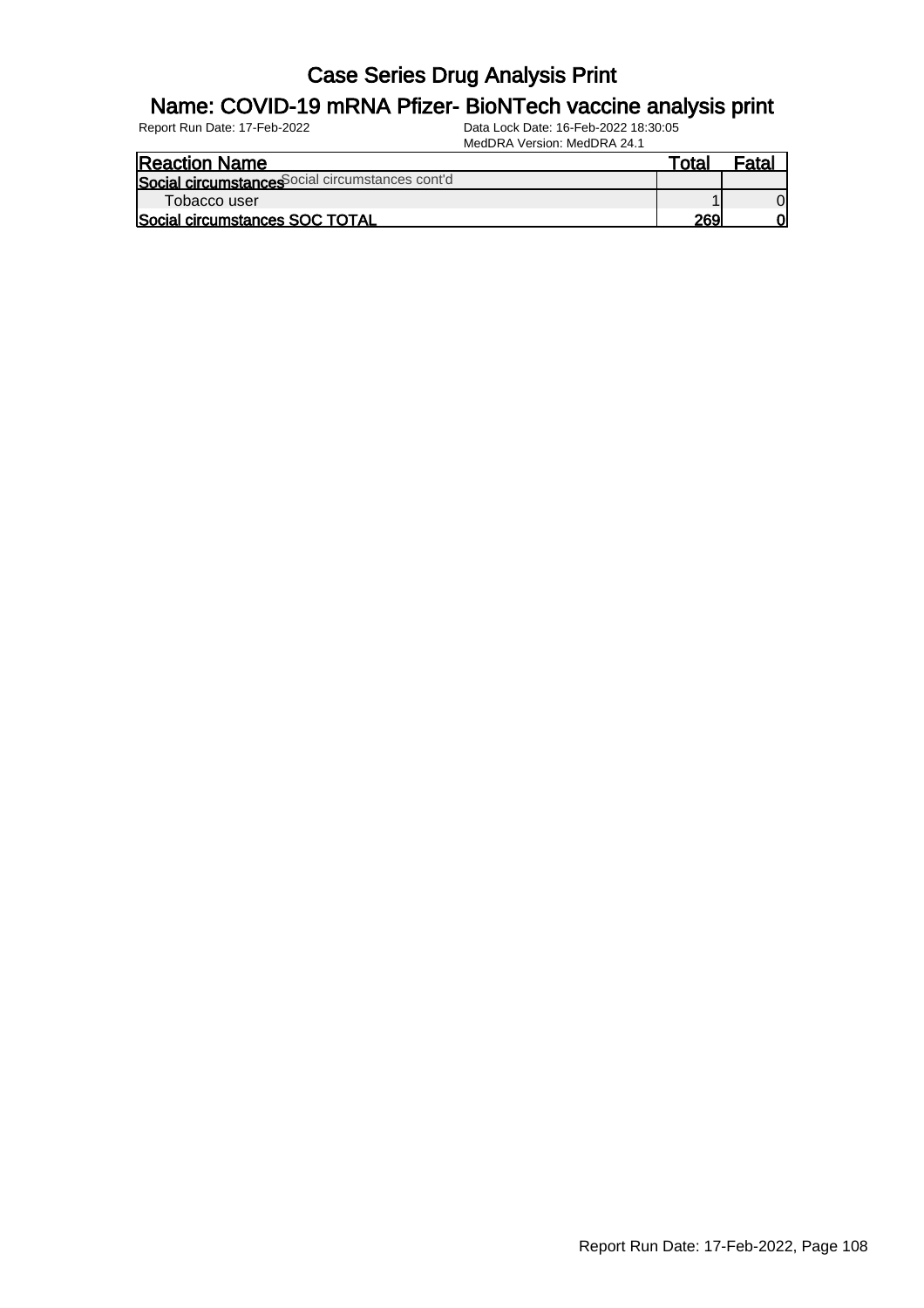# Case Series Drug Analysis Print

## Name: COVID-19 mRNA Pfizer- BioNTech vaccine analysis print

Report Run Date: 17-Feb-2022

Data Lock Date: 16-Feb-2022 18:30:05

MedDRA Version: MedDRA 24.1

| Reaction Name | Total | Fatal |
|---|---|---|
| **Social circumstances** Social circumstances cont'd | | |
| Tobacco user | 1 | 0 |
| **Social circumstances SOC TOTAL** | **269** | **0** |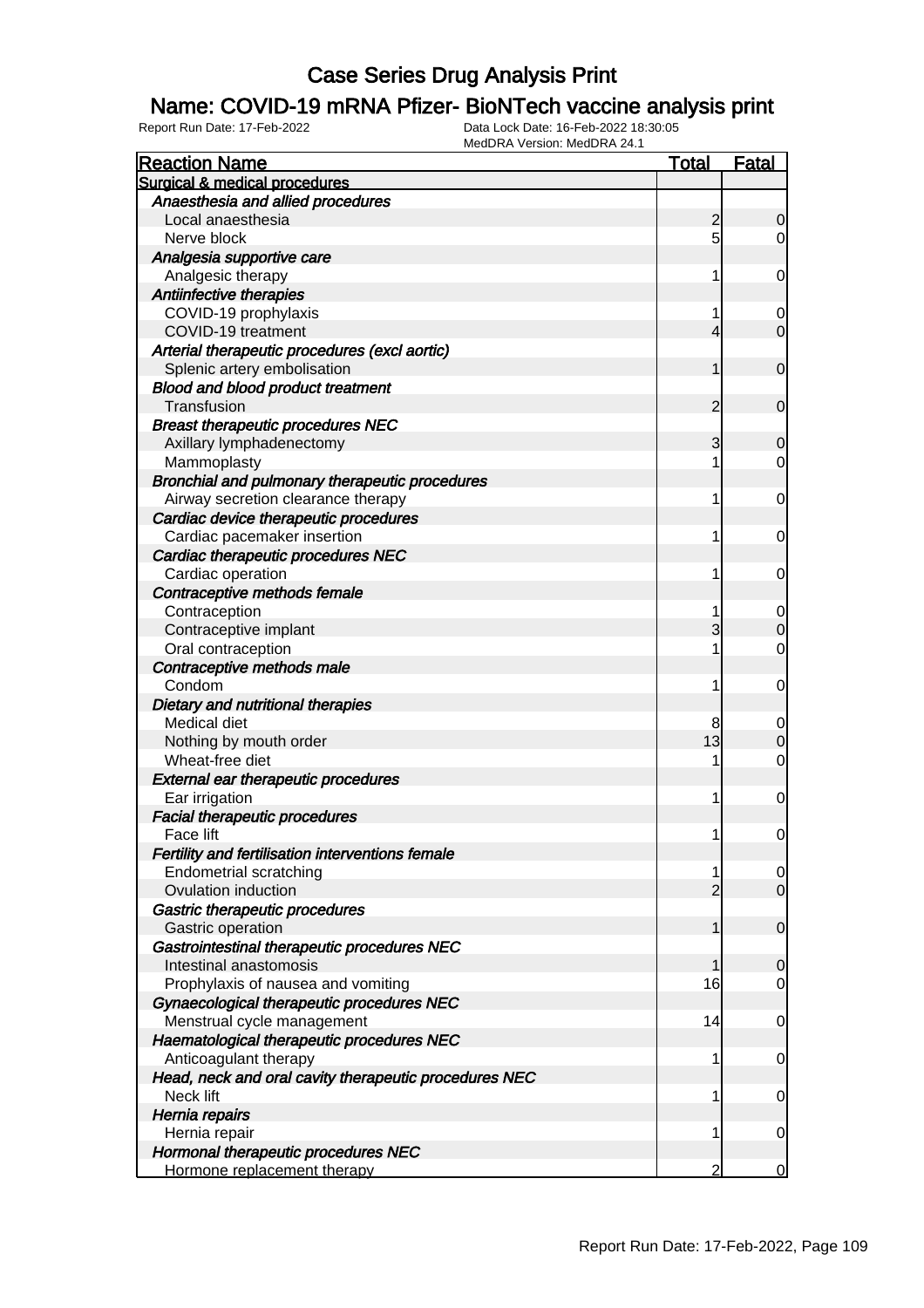# Case Series Drug Analysis Print

## Name: COVID-19 mRNA Pfizer- BioNTech vaccine analysis print

Report Run Date: 17-Feb-2022    Data Lock Date: 16-Feb-2022 18:30:05
MedDRA Version: MedDRA 24.1

| Reaction Name | Total | Fatal |
|---|---|---|
| **Surgical & medical procedures** | | |
| *Anaesthesia and allied procedures* | | |
| Local anaesthesia | 2 | 0 |
| Nerve block | 5 | 0 |
| *Analgesia supportive care* | | |
| Analgesic therapy | 1 | 0 |
| *Antiinfective therapies* | | |
| COVID-19 prophylaxis | 1 | 0 |
| COVID-19 treatment | 4 | 0 |
| *Arterial therapeutic procedures (excl aortic)* | | |
| Splenic artery embolisation | 1 | 0 |
| *Blood and blood product treatment* | | |
| Transfusion | 2 | 0 |
| *Breast therapeutic procedures NEC* | | |
| Axillary lymphadenectomy | 3 | 0 |
| Mammoplasty | 1 | 0 |
| *Bronchial and pulmonary therapeutic procedures* | | |
| Airway secretion clearance therapy | 1 | 0 |
| *Cardiac device therapeutic procedures* | | |
| Cardiac pacemaker insertion | 1 | 0 |
| *Cardiac therapeutic procedures NEC* | | |
| Cardiac operation | 1 | 0 |
| *Contraceptive methods female* | | |
| Contraception | 1 | 0 |
| Contraceptive implant | 3 | 0 |
| Oral contraception | 1 | 0 |
| *Contraceptive methods male* | | |
| Condom | 1 | 0 |
| *Dietary and nutritional therapies* | | |
| Medical diet | 8 | 0 |
| Nothing by mouth order | 13 | 0 |
| Wheat-free diet | 1 | 0 |
| *External ear therapeutic procedures* | | |
| Ear irrigation | 1 | 0 |
| *Facial therapeutic procedures* | | |
| Face lift | 1 | 0 |
| *Fertility and fertilisation interventions female* | | |
| Endometrial scratching | 1 | 0 |
| Ovulation induction | 2 | 0 |
| *Gastric therapeutic procedures* | | |
| Gastric operation | 1 | 0 |
| *Gastrointestinal therapeutic procedures NEC* | | |
| Intestinal anastomosis | 1 | 0 |
| Prophylaxis of nausea and vomiting | 16 | 0 |
| *Gynaecological therapeutic procedures NEC* | | |
| Menstrual cycle management | 14 | 0 |
| *Haematological therapeutic procedures NEC* | | |
| Anticoagulant therapy | 1 | 0 |
| *Head, neck and oral cavity therapeutic procedures NEC* | | |
| Neck lift | 1 | 0 |
| *Hernia repairs* | | |
| Hernia repair | 1 | 0 |
| *Hormonal therapeutic procedures NEC* | | |
| Hormone replacement therapy | 2 | 0 |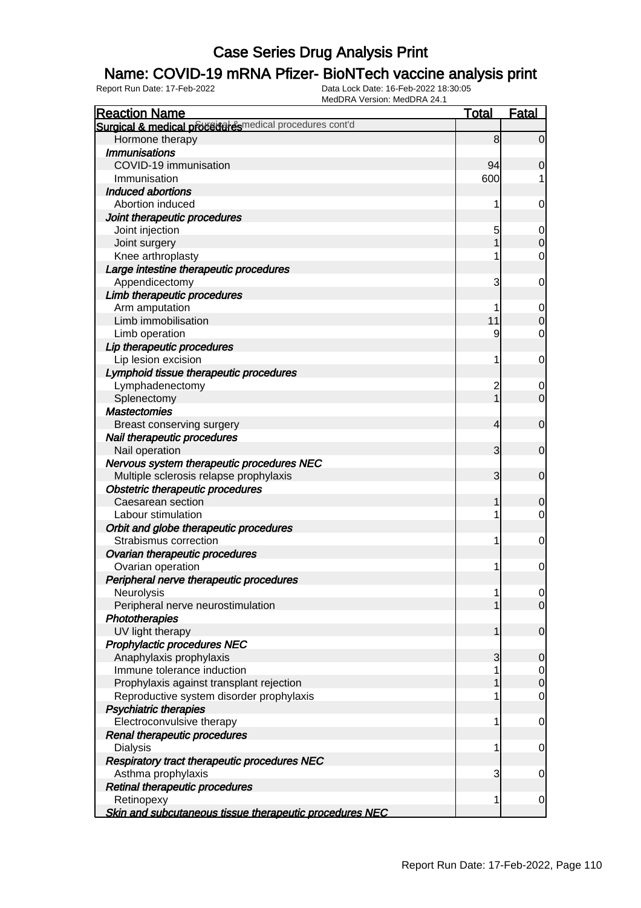# Case Series Drug Analysis Print

## Name: COVID-19 mRNA Pfizer- BioNTech vaccine analysis print

Report Run Date: 17-Feb-2022
Data Lock Date: 16-Feb-2022 18:30:05
MedDRA Version: MedDRA 24.1

| Reaction Name | Total | Fatal |
|---|---|---|
| **Surgical & medical procedures** Surgical & medical procedures cont'd | | |
| Hormone therapy | 8 | 0 |
| ***Immunisations*** | | |
| COVID-19 immunisation | 94 | 0 |
| Immunisation | 600 | 1 |
| ***Induced abortions*** | | |
| Abortion induced | 1 | 0 |
| ***Joint therapeutic procedures*** | | |
| Joint injection | 5 | 0 |
| Joint surgery | 1 | 0 |
| Knee arthroplasty | 1 | 0 |
| ***Large intestine therapeutic procedures*** | | |
| Appendicectomy | 3 | 0 |
| ***Limb therapeutic procedures*** | | |
| Arm amputation | 1 | 0 |
| Limb immobilisation | 11 | 0 |
| Limb operation | 9 | 0 |
| ***Lip therapeutic procedures*** | | |
| Lip lesion excision | 1 | 0 |
| ***Lymphoid tissue therapeutic procedures*** | | |
| Lymphadenectomy | 2 | 0 |
| Splenectomy | 1 | 0 |
| ***Mastectomies*** | | |
| Breast conserving surgery | 4 | 0 |
| ***Nail therapeutic procedures*** | | |
| Nail operation | 3 | 0 |
| ***Nervous system therapeutic procedures NEC*** | | |
| Multiple sclerosis relapse prophylaxis | 3 | 0 |
| ***Obstetric therapeutic procedures*** | | |
| Caesarean section | 1 | 0 |
| Labour stimulation | 1 | 0 |
| ***Orbit and globe therapeutic procedures*** | | |
| Strabismus correction | 1 | 0 |
| ***Ovarian therapeutic procedures*** | | |
| Ovarian operation | 1 | 0 |
| ***Peripheral nerve therapeutic procedures*** | | |
| Neurolysis | 1 | 0 |
| Peripheral nerve neurostimulation | 1 | 0 |
| ***Phototherapies*** | | |
| UV light therapy | 1 | 0 |
| ***Prophylactic procedures NEC*** | | |
| Anaphylaxis prophylaxis | 3 | 0 |
| Immune tolerance induction | 1 | 0 |
| Prophylaxis against transplant rejection | 1 | 0 |
| Reproductive system disorder prophylaxis | 1 | 0 |
| ***Psychiatric therapies*** | | |
| Electroconvulsive therapy | 1 | 0 |
| ***Renal therapeutic procedures*** | | |
| Dialysis | 1 | 0 |
| ***Respiratory tract therapeutic procedures NEC*** | | |
| Asthma prophylaxis | 3 | 0 |
| ***Retinal therapeutic procedures*** | | |
| Retinopexy | 1 | 0 |
| ***Skin and subcutaneous tissue therapeutic procedures NEC*** | | |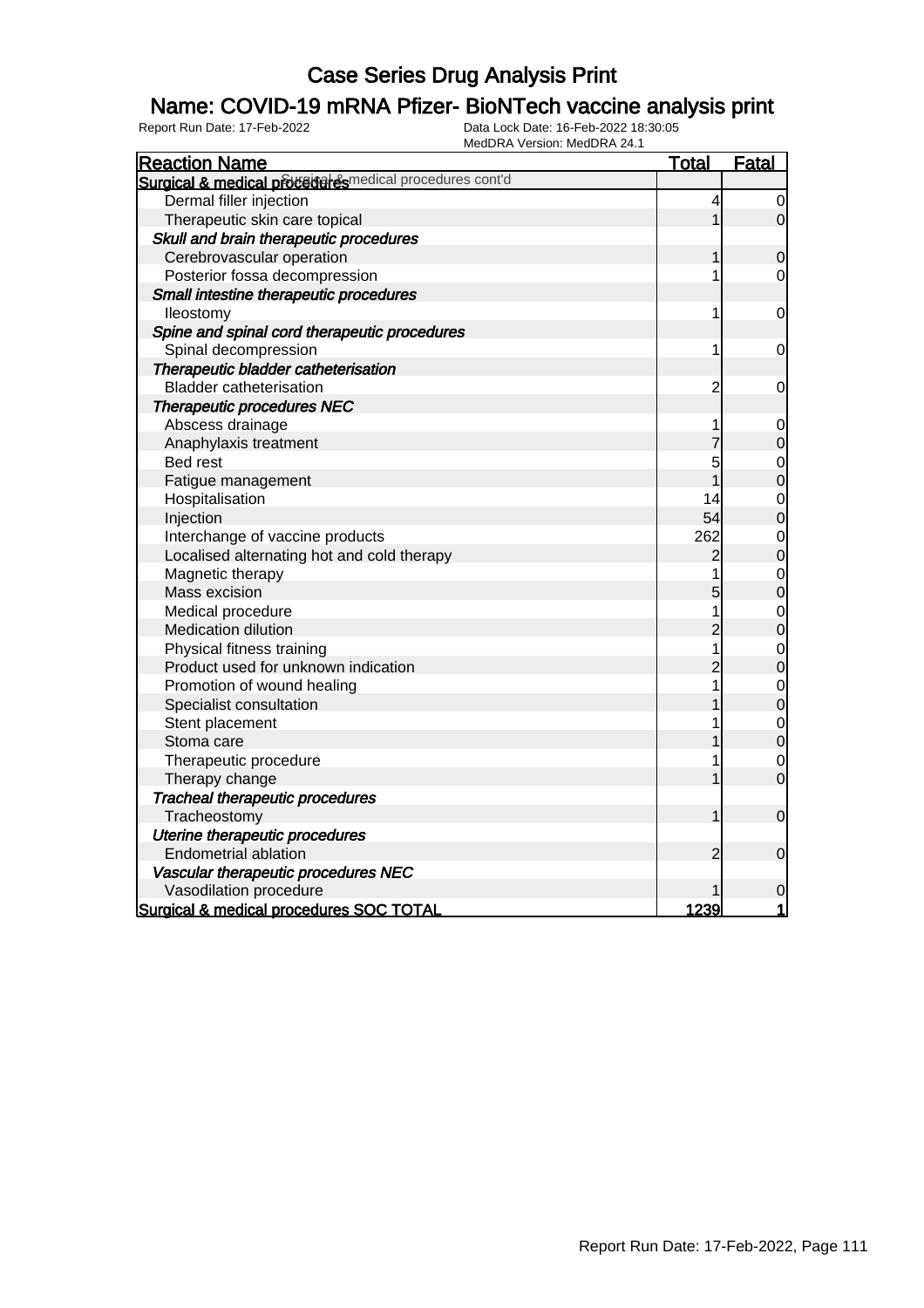# Case Series Drug Analysis Print

## Name: COVID-19 mRNA Pfizer- BioNTech vaccine analysis print

Report Run Date: 17-Feb-2022 | Data Lock Date: 16-Feb-2022 18:30:05 | MedDRA Version: MedDRA 24.1

| Reaction Name | Total | Fatal |
|---|---|---|
| **Surgical & medical procedures** Surgical & medical procedures cont'd | | |
| Dermal filler injection | 4 | 0 |
| Therapeutic skin care topical | 1 | 0 |
| *Skull and brain therapeutic procedures* | | |
| Cerebrovascular operation | 1 | 0 |
| Posterior fossa decompression | 1 | 0 |
| *Small intestine therapeutic procedures* | | |
| Ileostomy | 1 | 0 |
| *Spine and spinal cord therapeutic procedures* | | |
| Spinal decompression | 1 | 0 |
| *Therapeutic bladder catheterisation* | | |
| Bladder catheterisation | 2 | 0 |
| *Therapeutic procedures NEC* | | |
| Abscess drainage | 1 | 0 |
| Anaphylaxis treatment | 7 | 0 |
| Bed rest | 5 | 0 |
| Fatigue management | 1 | 0 |
| Hospitalisation | 14 | 0 |
| Injection | 54 | 0 |
| Interchange of vaccine products | 262 | 0 |
| Localised alternating hot and cold therapy | 2 | 0 |
| Magnetic therapy | 1 | 0 |
| Mass excision | 5 | 0 |
| Medical procedure | 1 | 0 |
| Medication dilution | 2 | 0 |
| Physical fitness training | 1 | 0 |
| Product used for unknown indication | 2 | 0 |
| Promotion of wound healing | 1 | 0 |
| Specialist consultation | 1 | 0 |
| Stent placement | 1 | 0 |
| Stoma care | 1 | 0 |
| Therapeutic procedure | 1 | 0 |
| Therapy change | 1 | 0 |
| *Tracheal therapeutic procedures* | | |
| Tracheostomy | 1 | 0 |
| *Uterine therapeutic procedures* | | |
| Endometrial ablation | 2 | 0 |
| *Vascular therapeutic procedures NEC* | | |
| Vasodilation procedure | 1 | 0 |
| **Surgical & medical procedures SOC TOTAL** | **1239** | **1** |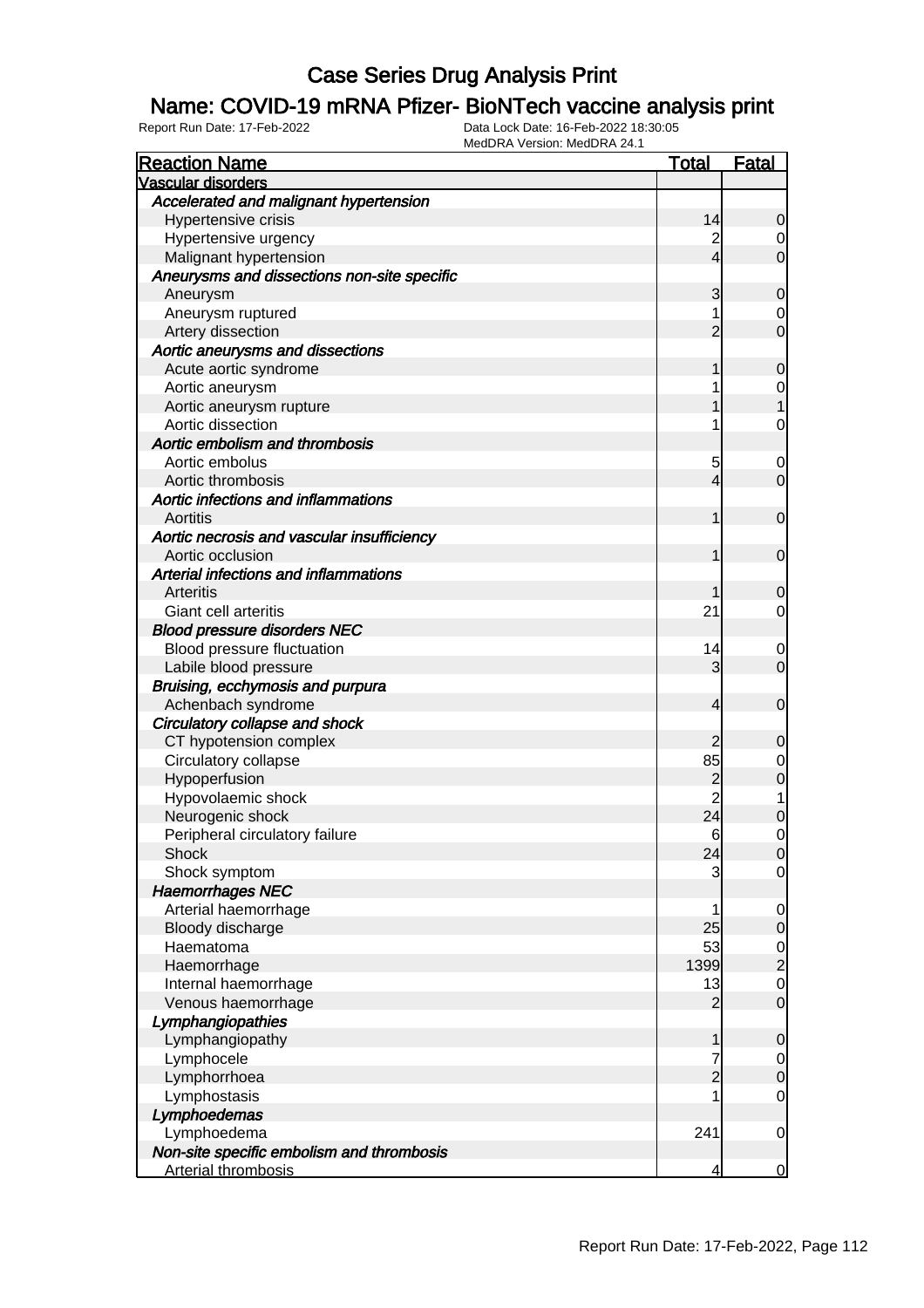# Case Series Drug Analysis Print

## Name: COVID-19 mRNA Pfizer- BioNTech vaccine analysis print

Report Run Date: 17-Feb-2022 | Data Lock Date: 16-Feb-2022 18:30:05 | MedDRA Version: MedDRA 24.1

| Reaction Name | Total | Fatal |
|---|---|---|
| **Vascular disorders** | | |
| *Accelerated and malignant hypertension* | | |
| Hypertensive crisis | 14 | 0 |
| Hypertensive urgency | 2 | 0 |
| Malignant hypertension | 4 | 0 |
| *Aneurysms and dissections non-site specific* | | |
| Aneurysm | 3 | 0 |
| Aneurysm ruptured | 1 | 0 |
| Artery dissection | 2 | 0 |
| *Aortic aneurysms and dissections* | | |
| Acute aortic syndrome | 1 | 0 |
| Aortic aneurysm | 1 | 0 |
| Aortic aneurysm rupture | 1 | 1 |
| Aortic dissection | 1 | 0 |
| *Aortic embolism and thrombosis* | | |
| Aortic embolus | 5 | 0 |
| Aortic thrombosis | 4 | 0 |
| *Aortic infections and inflammations* | | |
| Aortitis | 1 | 0 |
| *Aortic necrosis and vascular insufficiency* | | |
| Aortic occlusion | 1 | 0 |
| *Arterial infections and inflammations* | | |
| Arteritis | 1 | 0 |
| Giant cell arteritis | 21 | 0 |
| *Blood pressure disorders NEC* | | |
| Blood pressure fluctuation | 14 | 0 |
| Labile blood pressure | 3 | 0 |
| *Bruising, ecchymosis and purpura* | | |
| Achenbach syndrome | 4 | 0 |
| *Circulatory collapse and shock* | | |
| CT hypotension complex | 2 | 0 |
| Circulatory collapse | 85 | 0 |
| Hypoperfusion | 2 | 0 |
| Hypovolaemic shock | 2 | 1 |
| Neurogenic shock | 24 | 0 |
| Peripheral circulatory failure | 6 | 0 |
| Shock | 24 | 0 |
| Shock symptom | 3 | 0 |
| *Haemorrhages NEC* | | |
| Arterial haemorrhage | 1 | 0 |
| Bloody discharge | 25 | 0 |
| Haematoma | 53 | 0 |
| Haemorrhage | 1399 | 2 |
| Internal haemorrhage | 13 | 0 |
| Venous haemorrhage | 2 | 0 |
| *Lymphangiopathies* | | |
| Lymphangiopathy | 1 | 0 |
| Lymphocele | 7 | 0 |
| Lymphorrhoea | 2 | 0 |
| Lymphostasis | 1 | 0 |
| *Lymphoedemas* | | |
| Lymphoedema | 241 | 0 |
| *Non-site specific embolism and thrombosis* | | |
| Arterial thrombosis | 4 | 0 |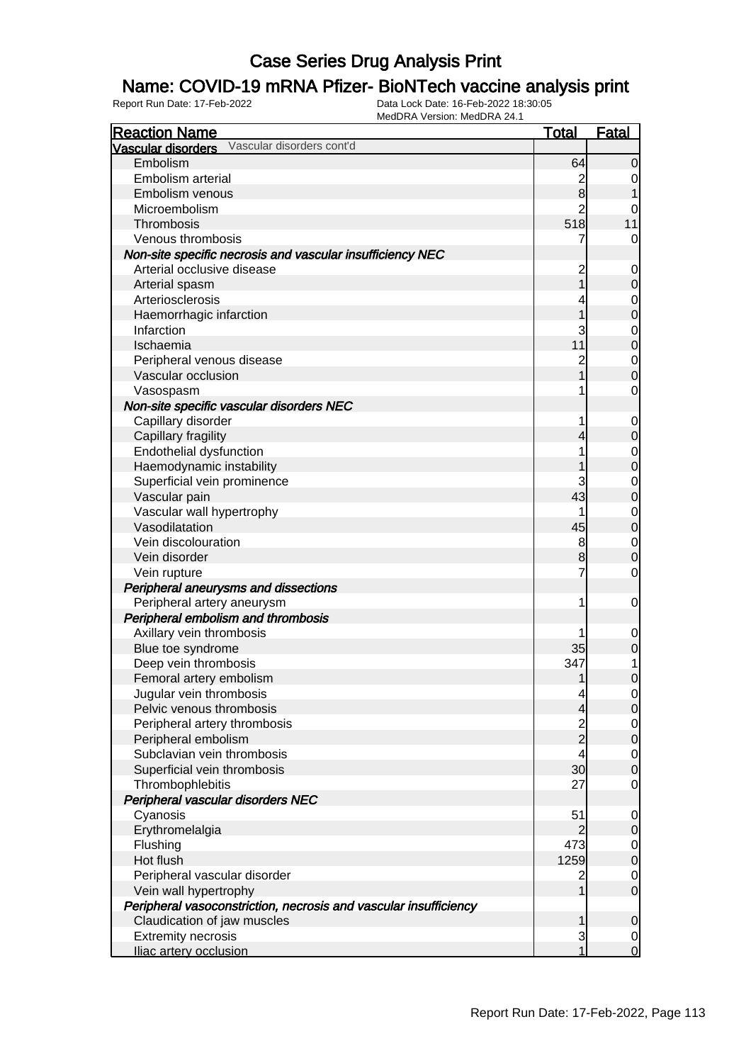# Case Series Drug Analysis Print

## Name: COVID-19 mRNA Pfizer- BioNTech vaccine analysis print

Report Run Date: 17-Feb-2022 | Data Lock Date: 16-Feb-2022 18:30:05 | MedDRA Version: MedDRA 24.1

| Reaction Name | Total | Fatal |
|---|---|---|
| **Vascular disorders** Vascular disorders cont'd | | |
| Embolism | 64 | 0 |
| Embolism arterial | 2 | 0 |
| Embolism venous | 8 | 1 |
| Microembolism | 2 | 0 |
| Thrombosis | 518 | 11 |
| Venous thrombosis | 7 | 0 |
| ***Non-site specific necrosis and vascular insufficiency NEC*** | | |
| Arterial occlusive disease | 2 | 0 |
| Arterial spasm | 1 | 0 |
| Arteriosclerosis | 4 | 0 |
| Haemorrhagic infarction | 1 | 0 |
| Infarction | 3 | 0 |
| Ischaemia | 11 | 0 |
| Peripheral venous disease | 2 | 0 |
| Vascular occlusion | 1 | 0 |
| Vasospasm | 1 | 0 |
| ***Non-site specific vascular disorders NEC*** | | |
| Capillary disorder | 1 | 0 |
| Capillary fragility | 4 | 0 |
| Endothelial dysfunction | 1 | 0 |
| Haemodynamic instability | 1 | 0 |
| Superficial vein prominence | 3 | 0 |
| Vascular pain | 43 | 0 |
| Vascular wall hypertrophy | 1 | 0 |
| Vasodilatation | 45 | 0 |
| Vein discolouration | 8 | 0 |
| Vein disorder | 8 | 0 |
| Vein rupture | 7 | 0 |
| ***Peripheral aneurysms and dissections*** | | |
| Peripheral artery aneurysm | 1 | 0 |
| ***Peripheral embolism and thrombosis*** | | |
| Axillary vein thrombosis | 1 | 0 |
| Blue toe syndrome | 35 | 0 |
| Deep vein thrombosis | 347 | 1 |
| Femoral artery embolism | 1 | 0 |
| Jugular vein thrombosis | 4 | 0 |
| Pelvic venous thrombosis | 4 | 0 |
| Peripheral artery thrombosis | 2 | 0 |
| Peripheral embolism | 2 | 0 |
| Subclavian vein thrombosis | 4 | 0 |
| Superficial vein thrombosis | 30 | 0 |
| Thrombophlebitis | 27 | 0 |
| ***Peripheral vascular disorders NEC*** | | |
| Cyanosis | 51 | 0 |
| Erythromelalgia | 2 | 0 |
| Flushing | 473 | 0 |
| Hot flush | 1259 | 0 |
| Peripheral vascular disorder | 2 | 0 |
| Vein wall hypertrophy | 1 | 0 |
| ***Peripheral vasoconstriction, necrosis and vascular insufficiency*** | | |
| Claudication of jaw muscles | 1 | 0 |
| Extremity necrosis | 3 | 0 |
| Iliac artery occlusion | 1 | 0 |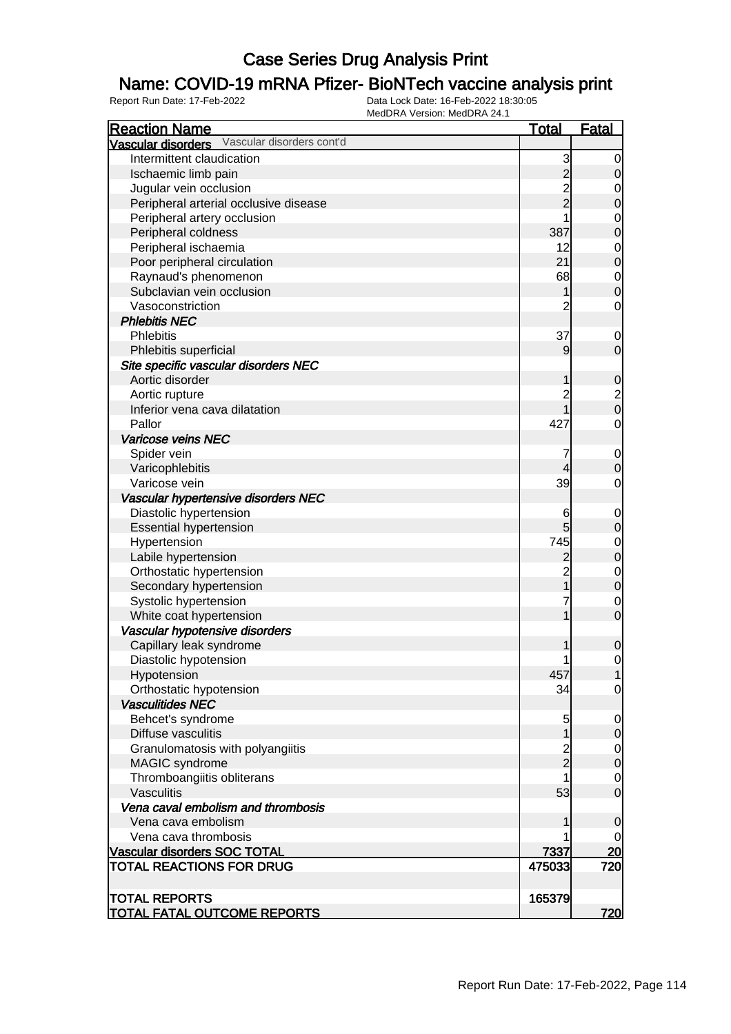# Case Series Drug Analysis Print

## Name: COVID-19 mRNA Pfizer- BioNTech vaccine analysis print

Report Run Date: 17-Feb-2022
Data Lock Date: 16-Feb-2022 18:30:05
MedDRA Version: MedDRA 24.1

| Reaction Name | Total | Fatal |
|---|---|---|
| **Vascular disorders** Vascular disorders cont'd | | |
| Intermittent claudication | 3 | 0 |
| Ischaemic limb pain | 2 | 0 |
| Jugular vein occlusion | 2 | 0 |
| Peripheral arterial occlusive disease | 2 | 0 |
| Peripheral artery occlusion | 1 | 0 |
| Peripheral coldness | 387 | 0 |
| Peripheral ischaemia | 12 | 0 |
| Poor peripheral circulation | 21 | 0 |
| Raynaud's phenomenon | 68 | 0 |
| Subclavian vein occlusion | 1 | 0 |
| Vasoconstriction | 2 | 0 |
| ***Phlebitis NEC*** | | |
| Phlebitis | 37 | 0 |
| Phlebitis superficial | 9 | 0 |
| ***Site specific vascular disorders NEC*** | | |
| Aortic disorder | 1 | 0 |
| Aortic rupture | 2 | 2 |
| Inferior vena cava dilatation | 1 | 0 |
| Pallor | 427 | 0 |
| ***Varicose veins NEC*** | | |
| Spider vein | 7 | 0 |
| Varicophlebitis | 4 | 0 |
| Varicose vein | 39 | 0 |
| ***Vascular hypertensive disorders NEC*** | | |
| Diastolic hypertension | 6 | 0 |
| Essential hypertension | 5 | 0 |
| Hypertension | 745 | 0 |
| Labile hypertension | 2 | 0 |
| Orthostatic hypertension | 2 | 0 |
| Secondary hypertension | 1 | 0 |
| Systolic hypertension | 7 | 0 |
| White coat hypertension | 1 | 0 |
| ***Vascular hypotensive disorders*** | | |
| Capillary leak syndrome | 1 | 0 |
| Diastolic hypotension | 1 | 0 |
| Hypotension | 457 | 1 |
| Orthostatic hypotension | 34 | 0 |
| ***Vasculitides NEC*** | | |
| Behcet's syndrome | 5 | 0 |
| Diffuse vasculitis | 1 | 0 |
| Granulomatosis with polyangiitis | 2 | 0 |
| MAGIC syndrome | 2 | 0 |
| Thromboangiitis obliterans | 1 | 0 |
| Vasculitis | 53 | 0 |
| ***Vena caval embolism and thrombosis*** | | |
| Vena cava embolism | 1 | 0 |
| Vena cava thrombosis | 1 | 0 |
| **Vascular disorders SOC TOTAL** | **7337** | **20** |
| **TOTAL REACTIONS FOR DRUG** | **475033** | **720** |
| | | |
| **TOTAL REPORTS** | **165379** | |
| **TOTAL FATAL OUTCOME REPORTS** | | **720** |